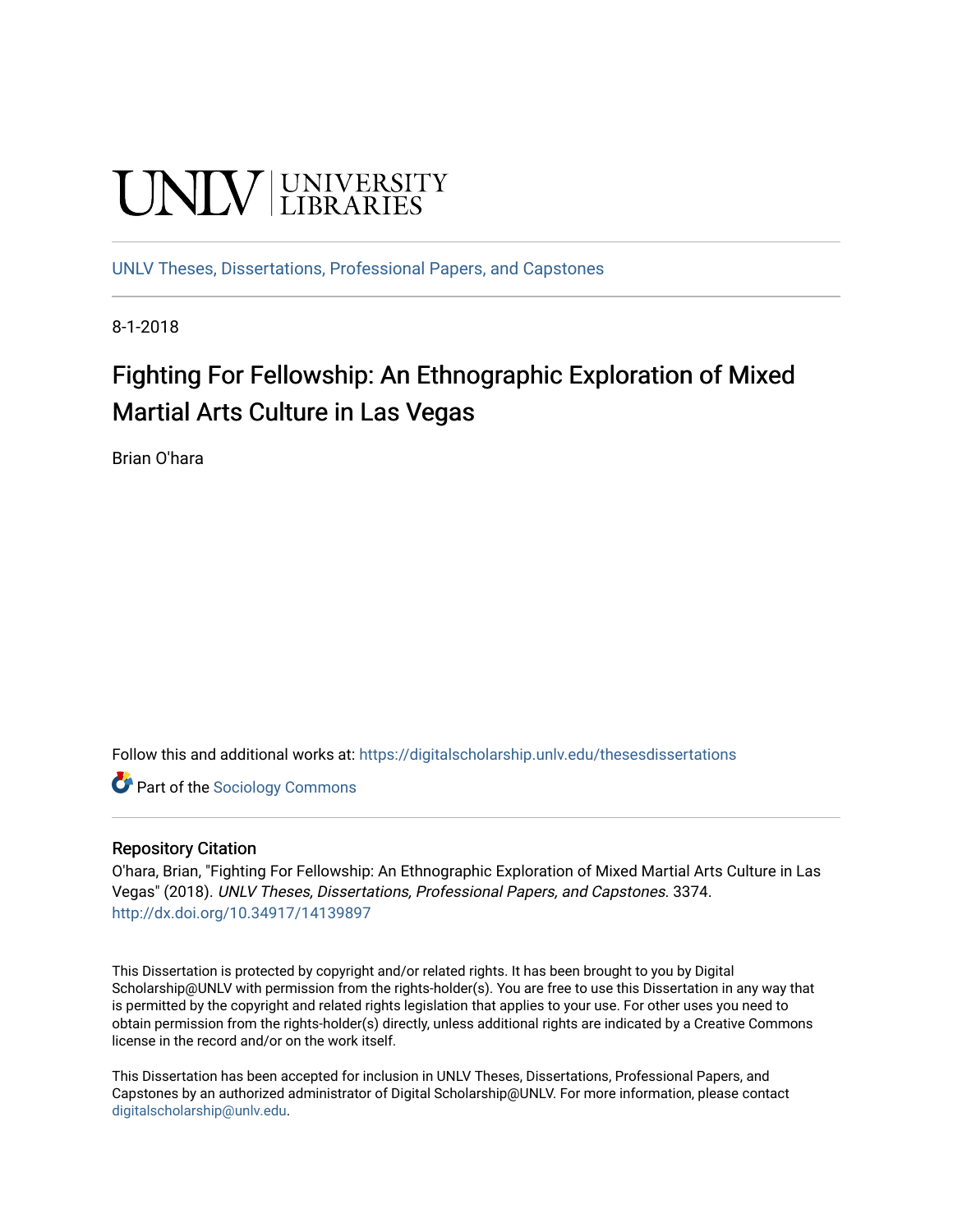UNLV | UNIVERSITY LIBRARIES

UNLV Theses, Dissertations, Professional Papers, and Capstones

8-1-2018

# Fighting For Fellowship: An Ethnographic Exploration of Mixed Martial Arts Culture in Las Vegas

Brian O'hara

Follow this and additional works at: https://digitalscholarship.unlv.edu/thesesdissertations

Part of the Sociology Commons

## Repository Citation

O'hara, Brian, "Fighting For Fellowship: An Ethnographic Exploration of Mixed Martial Arts Culture in Las Vegas" (2018). *UNLV Theses, Dissertations, Professional Papers, and Capstones.* 3374.
http://dx.doi.org/10.34917/14139897

This Dissertation is protected by copyright and/or related rights. It has been brought to you by Digital Scholarship@UNLV with permission from the rights-holder(s). You are free to use this Dissertation in any way that is permitted by the copyright and related rights legislation that applies to your use. For other uses you need to obtain permission from the rights-holder(s) directly, unless additional rights are indicated by a Creative Commons license in the record and/or on the work itself.

This Dissertation has been accepted for inclusion in UNLV Theses, Dissertations, Professional Papers, and Capstones by an authorized administrator of Digital Scholarship@UNLV. For more information, please contact digitalscholarship@unlv.edu.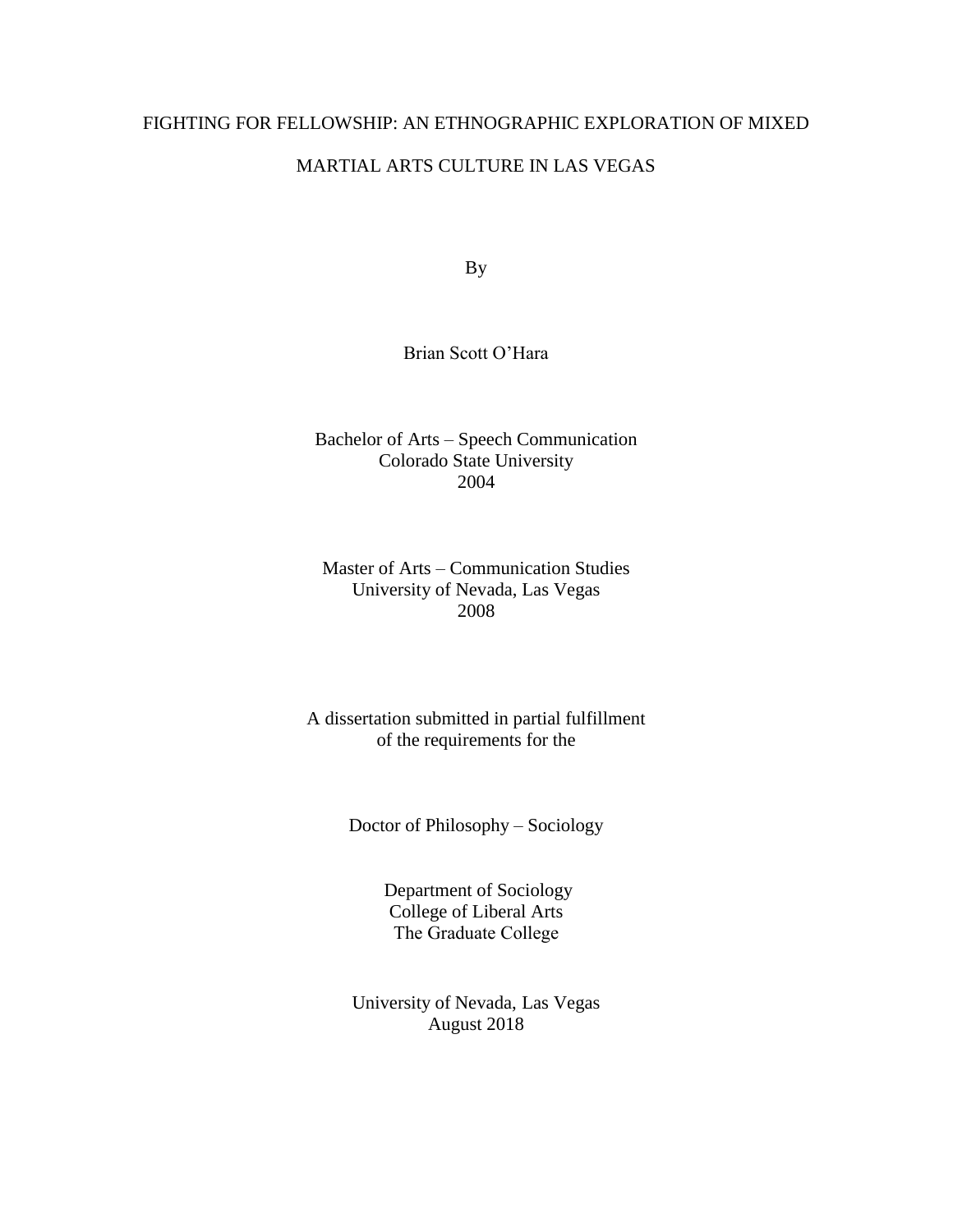# FIGHTING FOR FELLOWSHIP: AN ETHNOGRAPHIC EXPLORATION OF MIXED MARTIAL ARTS CULTURE IN LAS VEGAS

By

Brian Scott O'Hara

Bachelor of Arts – Speech Communication
Colorado State University
2004

Master of Arts – Communication Studies
University of Nevada, Las Vegas
2008

A dissertation submitted in partial fulfillment
of the requirements for the

Doctor of Philosophy – Sociology

Department of Sociology
College of Liberal Arts
The Graduate College

University of Nevada, Las Vegas
August 2018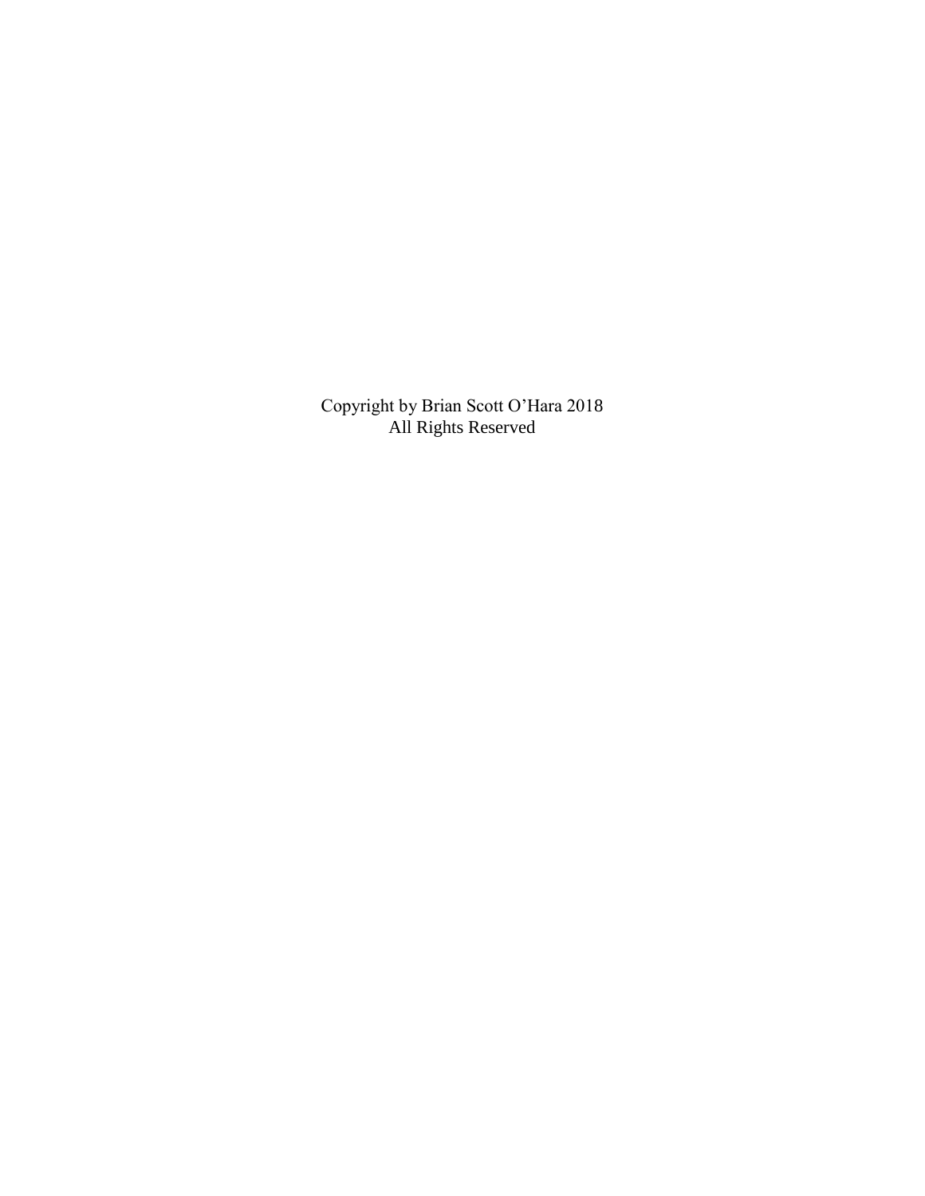Copyright by Brian Scott O'Hara 2018
All Rights Reserved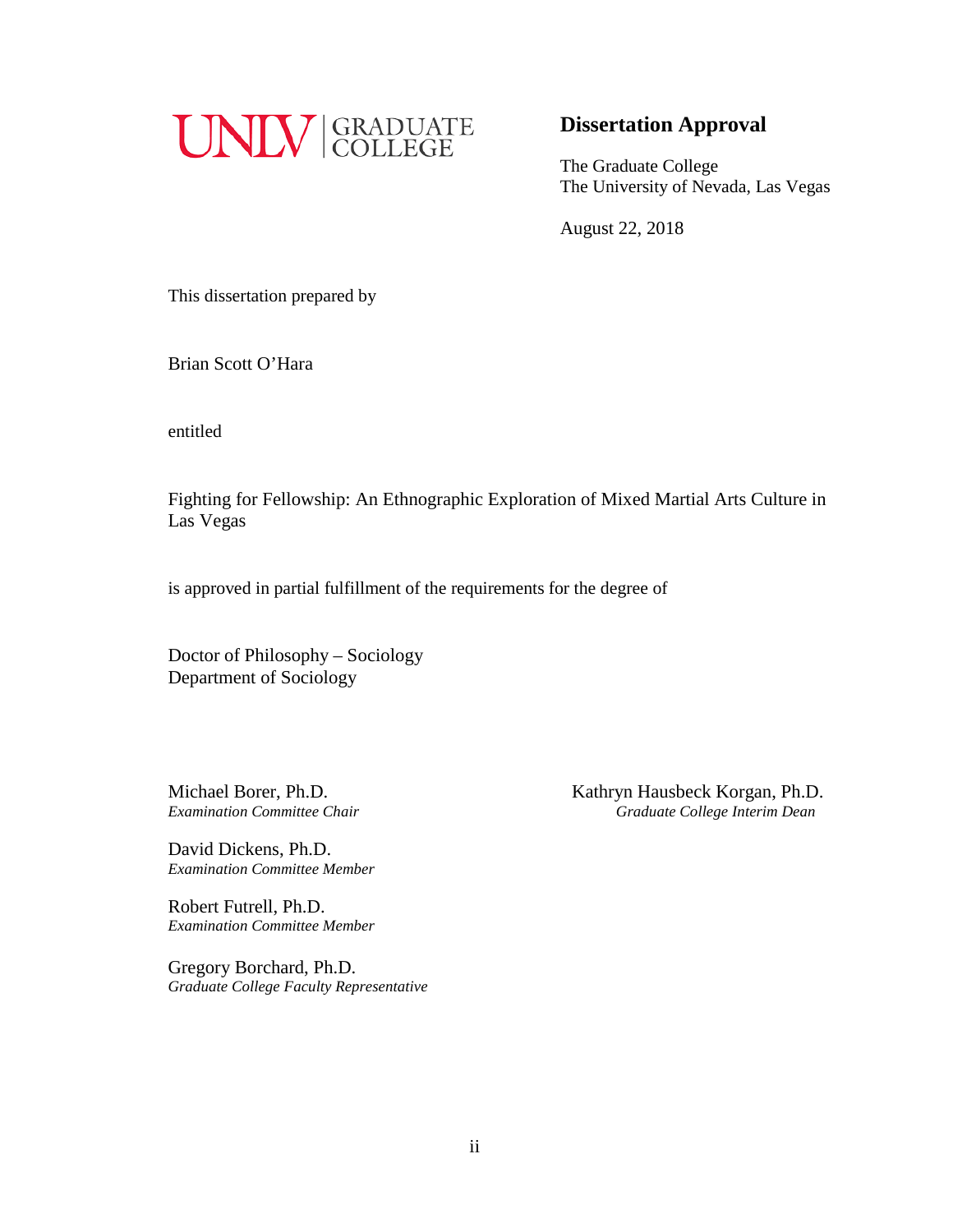UNLV | GRADUATE COLLEGE

## Dissertation Approval

The Graduate College
The University of Nevada, Las Vegas

August 22, 2018

This dissertation prepared by

Brian Scott O'Hara

entitled

Fighting for Fellowship: An Ethnographic Exploration of Mixed Martial Arts Culture in Las Vegas

is approved in partial fulfillment of the requirements for the degree of

Doctor of Philosophy – Sociology
Department of Sociology

Michael Borer, Ph.D.
*Examination Committee Chair*

David Dickens, Ph.D.
*Examination Committee Member*

Robert Futrell, Ph.D.
*Examination Committee Member*

Gregory Borchard, Ph.D.
*Graduate College Faculty Representative*

Kathryn Hausbeck Korgan, Ph.D.
*Graduate College Interim Dean*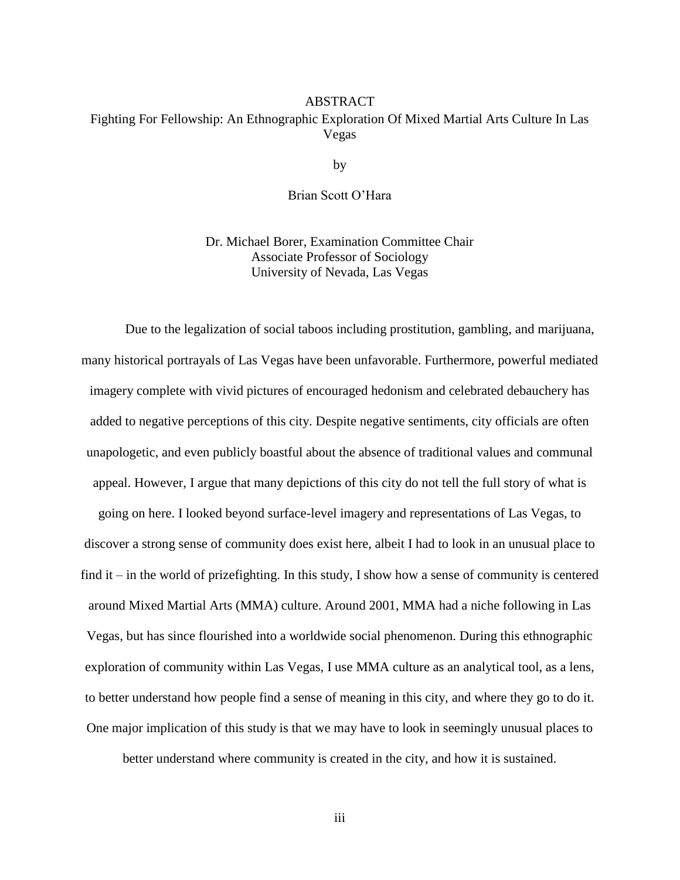# ABSTRACT

## Fighting For Fellowship: An Ethnographic Exploration Of Mixed Martial Arts Culture In Las Vegas

by

Brian Scott O'Hara

Dr. Michael Borer, Examination Committee Chair
Associate Professor of Sociology
University of Nevada, Las Vegas

Due to the legalization of social taboos including prostitution, gambling, and marijuana, many historical portrayals of Las Vegas have been unfavorable. Furthermore, powerful mediated imagery complete with vivid pictures of encouraged hedonism and celebrated debauchery has added to negative perceptions of this city. Despite negative sentiments, city officials are often unapologetic, and even publicly boastful about the absence of traditional values and communal appeal. However, I argue that many depictions of this city do not tell the full story of what is going on here. I looked beyond surface-level imagery and representations of Las Vegas, to discover a strong sense of community does exist here, albeit I had to look in an unusual place to find it – in the world of prizefighting. In this study, I show how a sense of community is centered around Mixed Martial Arts (MMA) culture. Around 2001, MMA had a niche following in Las Vegas, but has since flourished into a worldwide social phenomenon. During this ethnographic exploration of community within Las Vegas, I use MMA culture as an analytical tool, as a lens, to better understand how people find a sense of meaning in this city, and where they go to do it. One major implication of this study is that we may have to look in seemingly unusual places to better understand where community is created in the city, and how it is sustained.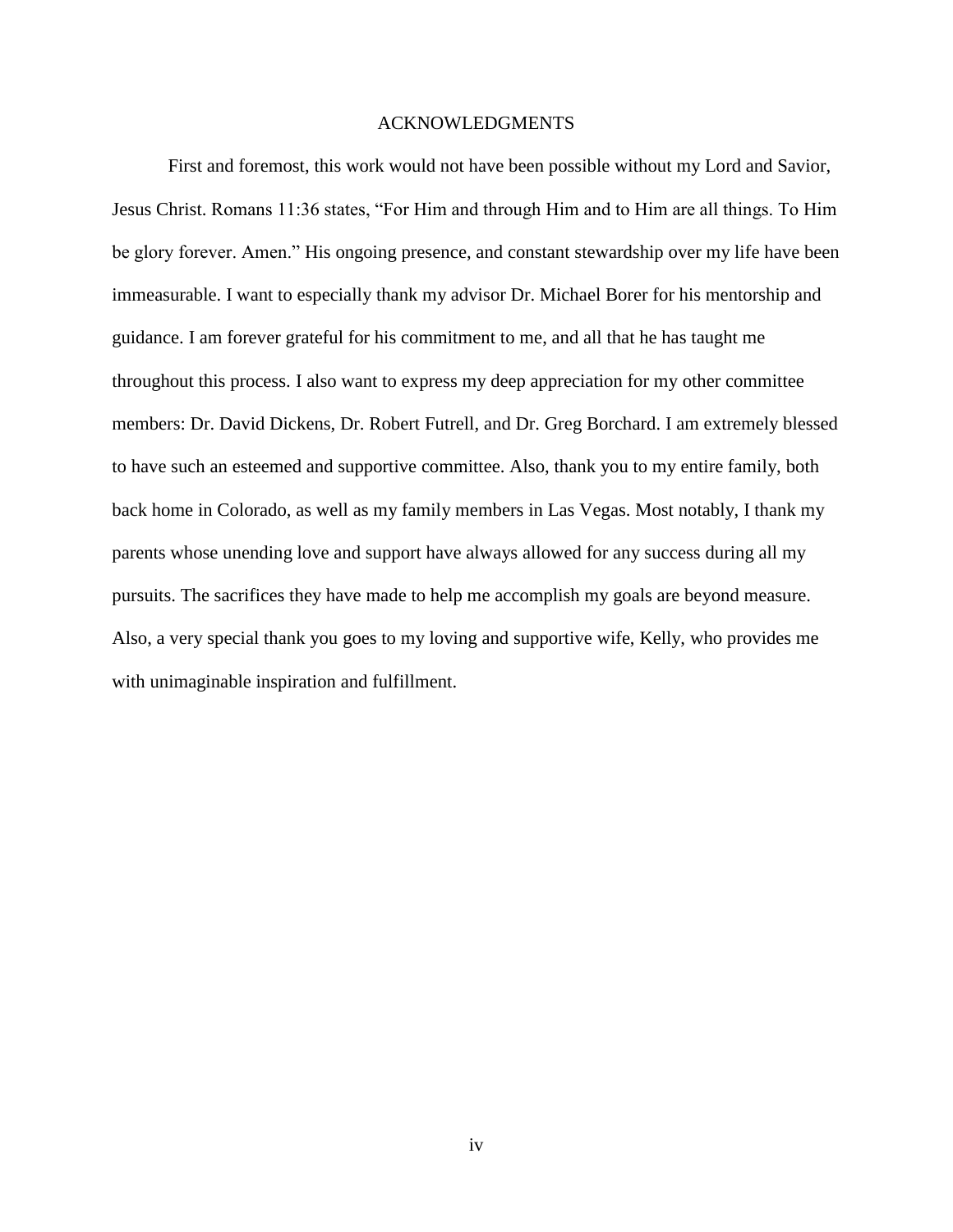# ACKNOWLEDGMENTS

First and foremost, this work would not have been possible without my Lord and Savior, Jesus Christ. Romans 11:36 states, “For Him and through Him and to Him are all things. To Him be glory forever. Amen.” His ongoing presence, and constant stewardship over my life have been immeasurable. I want to especially thank my advisor Dr. Michael Borer for his mentorship and guidance. I am forever grateful for his commitment to me, and all that he has taught me throughout this process. I also want to express my deep appreciation for my other committee members: Dr. David Dickens, Dr. Robert Futrell, and Dr. Greg Borchard. I am extremely blessed to have such an esteemed and supportive committee. Also, thank you to my entire family, both back home in Colorado, as well as my family members in Las Vegas. Most notably, I thank my parents whose unending love and support have always allowed for any success during all my pursuits. The sacrifices they have made to help me accomplish my goals are beyond measure. Also, a very special thank you goes to my loving and supportive wife, Kelly, who provides me with unimaginable inspiration and fulfillment.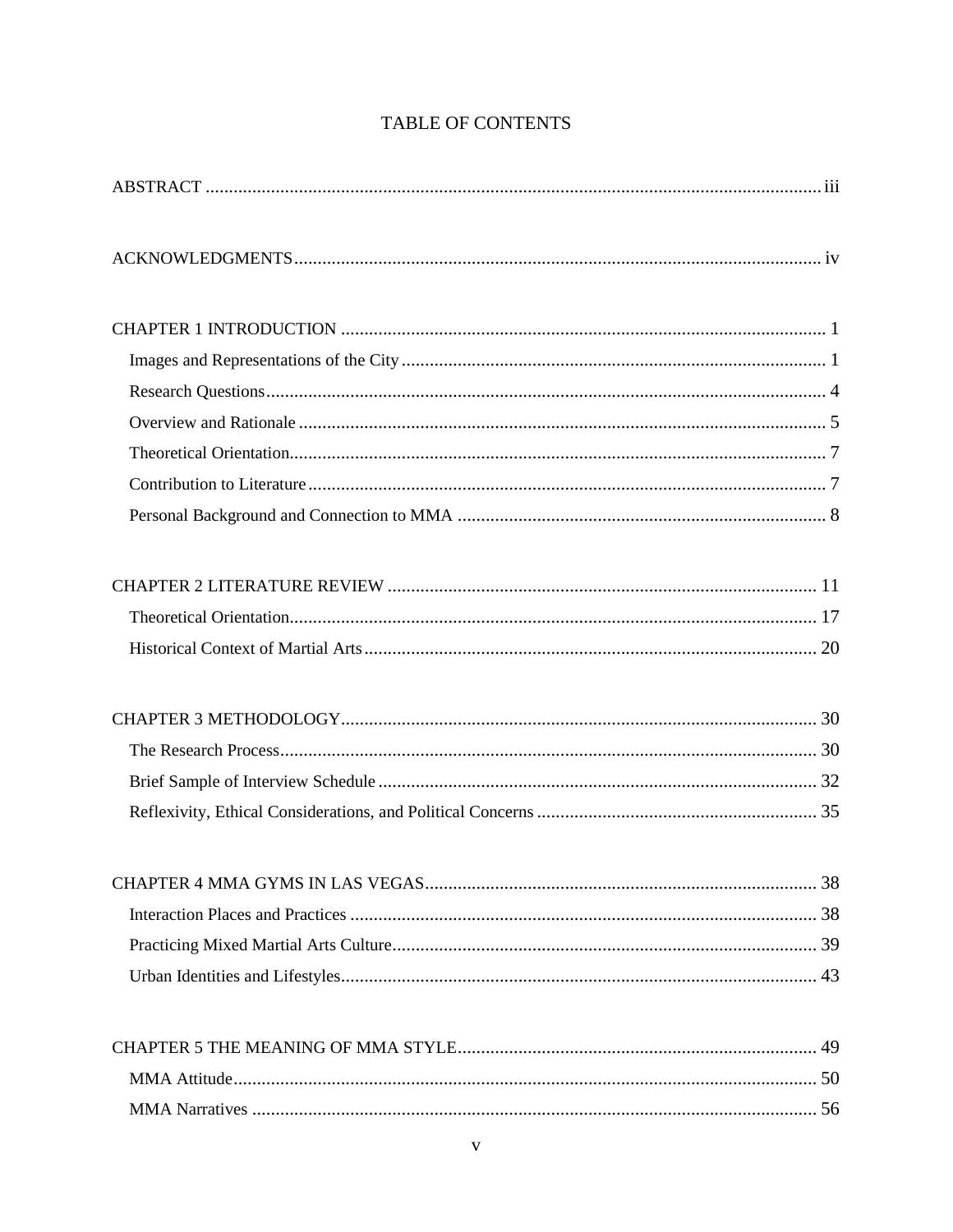# TABLE OF CONTENTS

ABSTRACT .................................................................................................................................. iii

ACKNOWLEDGMENTS ................................................................................................................ iv

CHAPTER 1 INTRODUCTION ........................................................................................................ 1

Images and Representations of the City ........................................................................................... 1

Research Questions ........................................................................................................................ 4

Overview and Rationale ................................................................................................................. 5

Theoretical Orientation ................................................................................................................... 7

Contribution to Literature ............................................................................................................... 7

Personal Background and Connection to MMA ............................................................................... 8

CHAPTER 2 LITERATURE REVIEW ............................................................................................ 11

Theoretical Orientation ................................................................................................................. 17

Historical Context of Martial Arts ................................................................................................. 20

CHAPTER 3 METHODOLOGY ...................................................................................................... 30

The Research Process ................................................................................................................... 30

Brief Sample of Interview Schedule .............................................................................................. 32

Reflexivity, Ethical Considerations, and Political Concerns ............................................................ 35

CHAPTER 4 MMA GYMS IN LAS VEGAS ................................................................................... 38

Interaction Places and Practices .................................................................................................... 38

Practicing Mixed Martial Arts Culture ........................................................................................... 39

Urban Identities and Lifestyles ...................................................................................................... 43

CHAPTER 5 THE MEANING OF MMA STYLE ............................................................................ 49

MMA Attitude ............................................................................................................................. 50

MMA Narratives ......................................................................................................................... 56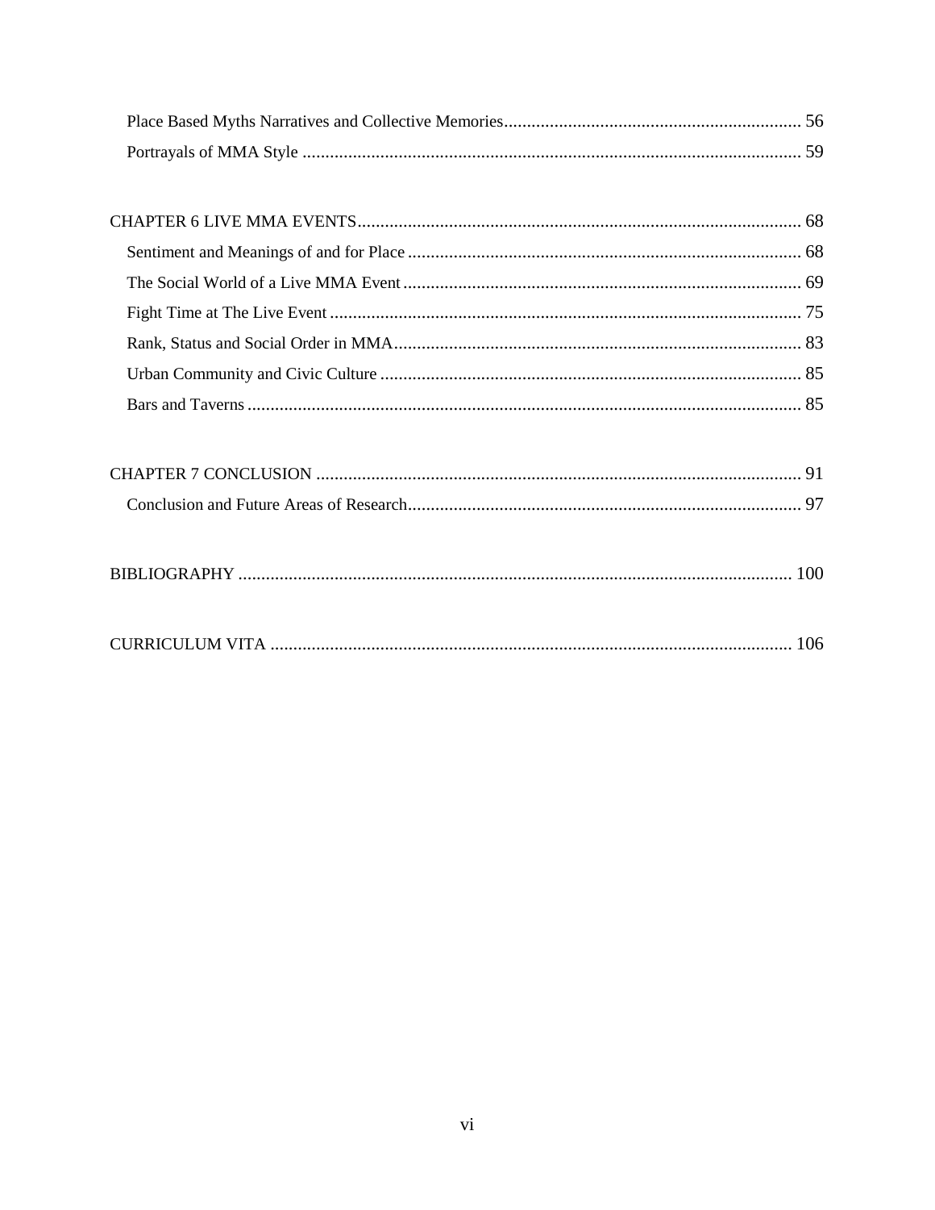Place Based Myths Narratives and Collective Memories ................................................................ 56
Portrayals of MMA Style ............................................................................................................ 59

CHAPTER 6 LIVE MMA EVENTS ................................................................................................ 68
Sentiment and Meanings of and for Place ..................................................................................... 68
The Social World of a Live MMA Event ...................................................................................... 69
Fight Time at The Live Event ...................................................................................................... 75
Rank, Status and Social Order in MMA ........................................................................................ 83
Urban Community and Civic Culture ........................................................................................... 85
Bars and Taverns ......................................................................................................................... 85

CHAPTER 7 CONCLUSION .......................................................................................................... 91
Conclusion and Future Areas of Research ..................................................................................... 97

BIBLIOGRAPHY ......................................................................................................................... 100

CURRICULUM VITA .................................................................................................................. 106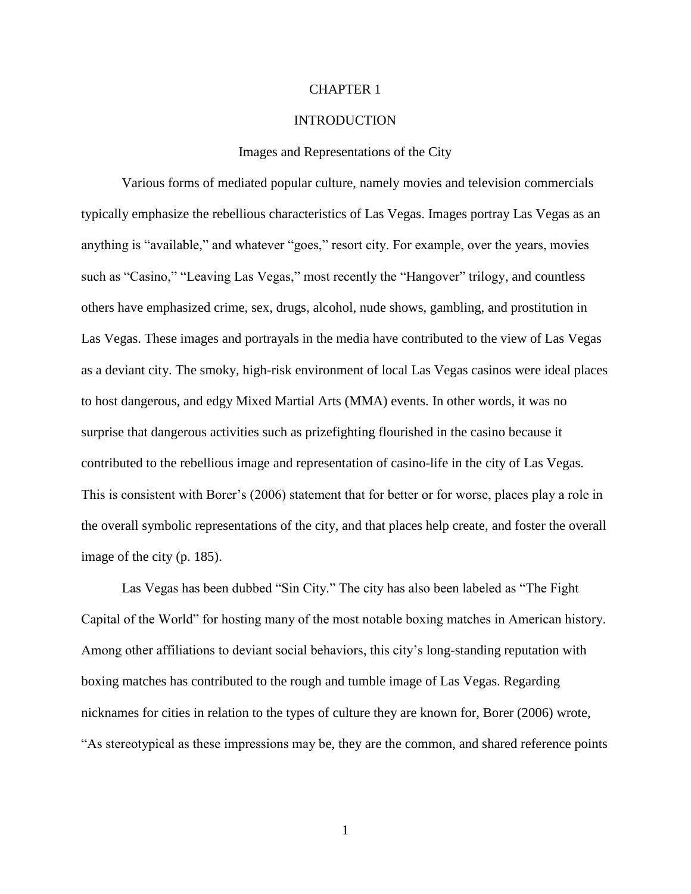# CHAPTER 1

# INTRODUCTION

## Images and Representations of the City

Various forms of mediated popular culture, namely movies and television commercials typically emphasize the rebellious characteristics of Las Vegas. Images portray Las Vegas as an anything is "available," and whatever "goes," resort city. For example, over the years, movies such as "Casino," "Leaving Las Vegas," most recently the "Hangover" trilogy, and countless others have emphasized crime, sex, drugs, alcohol, nude shows, gambling, and prostitution in Las Vegas. These images and portrayals in the media have contributed to the view of Las Vegas as a deviant city. The smoky, high-risk environment of local Las Vegas casinos were ideal places to host dangerous, and edgy Mixed Martial Arts (MMA) events. In other words, it was no surprise that dangerous activities such as prizefighting flourished in the casino because it contributed to the rebellious image and representation of casino-life in the city of Las Vegas. This is consistent with Borer's (2006) statement that for better or for worse, places play a role in the overall symbolic representations of the city, and that places help create, and foster the overall image of the city (p. 185).

Las Vegas has been dubbed "Sin City." The city has also been labeled as "The Fight Capital of the World" for hosting many of the most notable boxing matches in American history. Among other affiliations to deviant social behaviors, this city's long-standing reputation with boxing matches has contributed to the rough and tumble image of Las Vegas. Regarding nicknames for cities in relation to the types of culture they are known for, Borer (2006) wrote, "As stereotypical as these impressions may be, they are the common, and shared reference points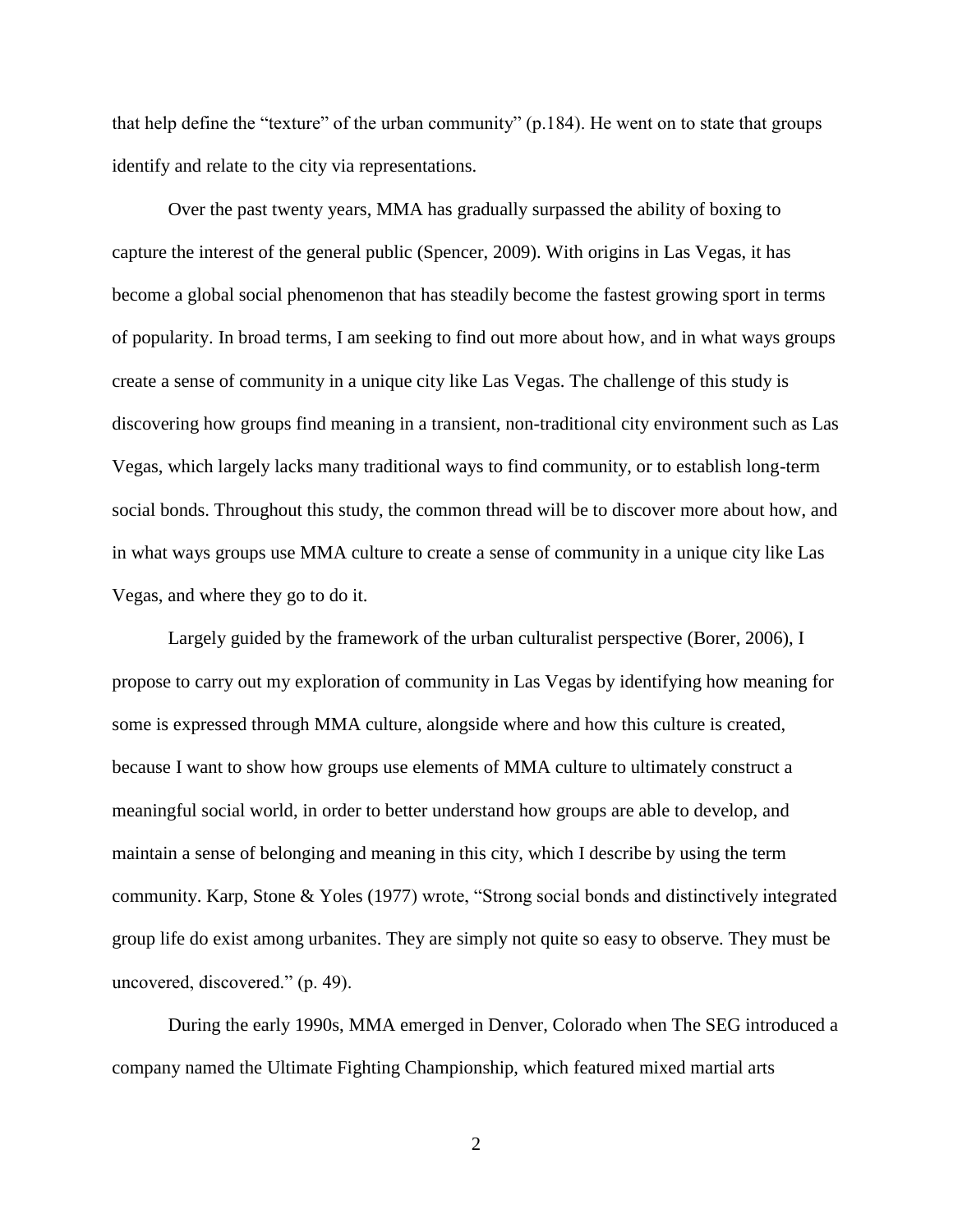that help define the "texture" of the urban community" (p.184). He went on to state that groups identify and relate to the city via representations.

Over the past twenty years, MMA has gradually surpassed the ability of boxing to capture the interest of the general public (Spencer, 2009). With origins in Las Vegas, it has become a global social phenomenon that has steadily become the fastest growing sport in terms of popularity. In broad terms, I am seeking to find out more about how, and in what ways groups create a sense of community in a unique city like Las Vegas. The challenge of this study is discovering how groups find meaning in a transient, non-traditional city environment such as Las Vegas, which largely lacks many traditional ways to find community, or to establish long-term social bonds. Throughout this study, the common thread will be to discover more about how, and in what ways groups use MMA culture to create a sense of community in a unique city like Las Vegas, and where they go to do it.

Largely guided by the framework of the urban culturalist perspective (Borer, 2006), I propose to carry out my exploration of community in Las Vegas by identifying how meaning for some is expressed through MMA culture, alongside where and how this culture is created, because I want to show how groups use elements of MMA culture to ultimately construct a meaningful social world, in order to better understand how groups are able to develop, and maintain a sense of belonging and meaning in this city, which I describe by using the term community. Karp, Stone & Yoles (1977) wrote, "Strong social bonds and distinctively integrated group life do exist among urbanites. They are simply not quite so easy to observe. They must be uncovered, discovered." (p. 49).

During the early 1990s, MMA emerged in Denver, Colorado when The SEG introduced a company named the Ultimate Fighting Championship, which featured mixed martial arts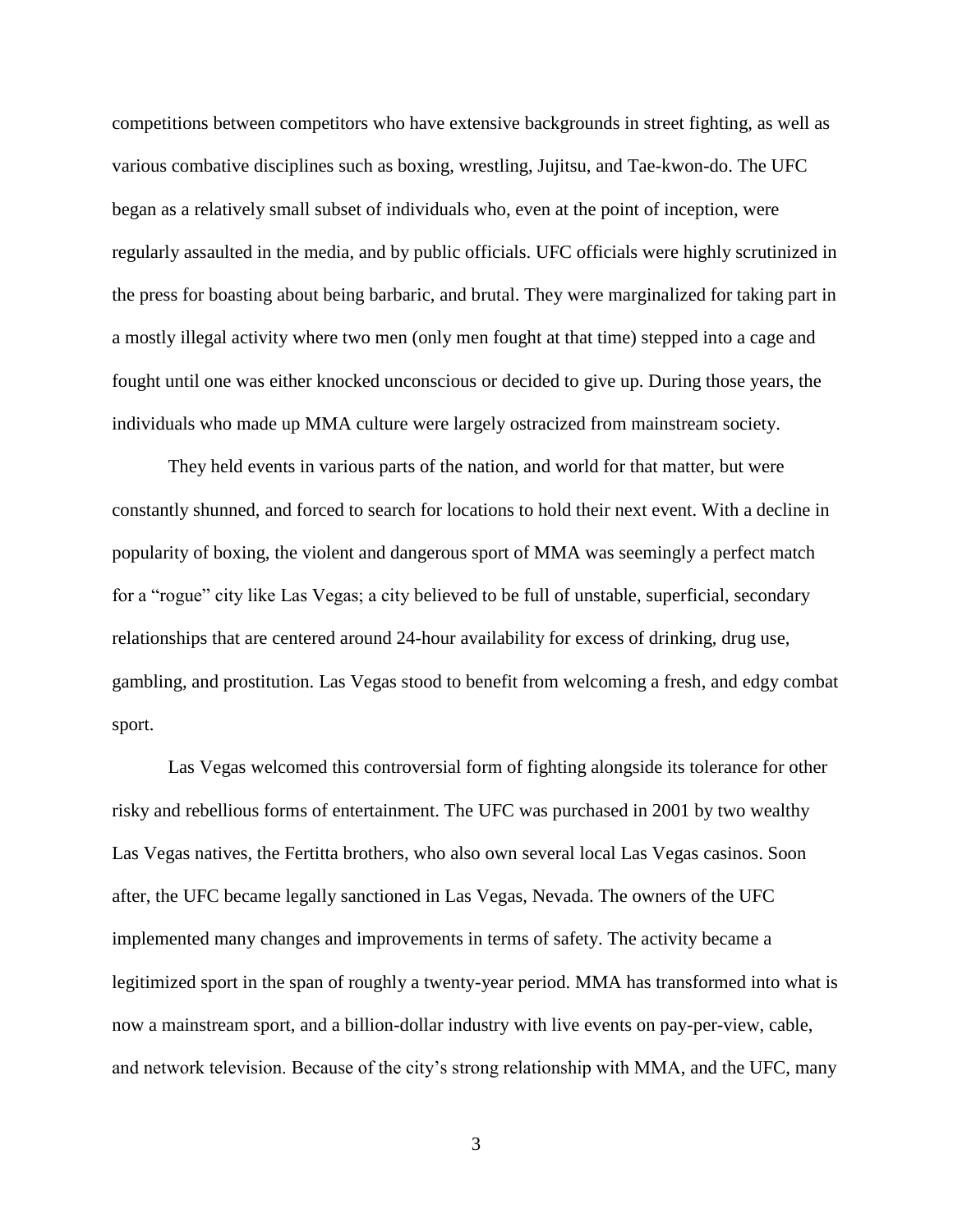competitions between competitors who have extensive backgrounds in street fighting, as well as various combative disciplines such as boxing, wrestling, Jujitsu, and Tae-kwon-do. The UFC began as a relatively small subset of individuals who, even at the point of inception, were regularly assaulted in the media, and by public officials. UFC officials were highly scrutinized in the press for boasting about being barbaric, and brutal. They were marginalized for taking part in a mostly illegal activity where two men (only men fought at that time) stepped into a cage and fought until one was either knocked unconscious or decided to give up. During those years, the individuals who made up MMA culture were largely ostracized from mainstream society.

They held events in various parts of the nation, and world for that matter, but were constantly shunned, and forced to search for locations to hold their next event. With a decline in popularity of boxing, the violent and dangerous sport of MMA was seemingly a perfect match for a "rogue" city like Las Vegas; a city believed to be full of unstable, superficial, secondary relationships that are centered around 24-hour availability for excess of drinking, drug use, gambling, and prostitution. Las Vegas stood to benefit from welcoming a fresh, and edgy combat sport.

Las Vegas welcomed this controversial form of fighting alongside its tolerance for other risky and rebellious forms of entertainment. The UFC was purchased in 2001 by two wealthy Las Vegas natives, the Fertitta brothers, who also own several local Las Vegas casinos. Soon after, the UFC became legally sanctioned in Las Vegas, Nevada. The owners of the UFC implemented many changes and improvements in terms of safety. The activity became a legitimized sport in the span of roughly a twenty-year period. MMA has transformed into what is now a mainstream sport, and a billion-dollar industry with live events on pay-per-view, cable, and network television. Because of the city's strong relationship with MMA, and the UFC, many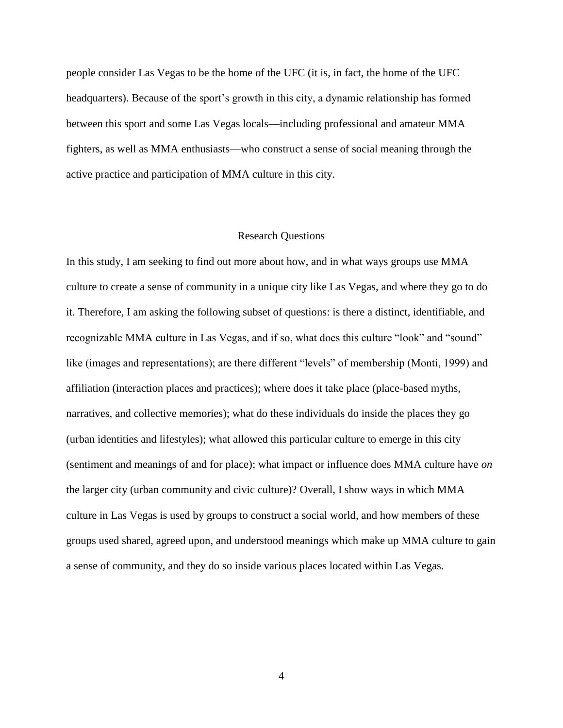people consider Las Vegas to be the home of the UFC (it is, in fact, the home of the UFC headquarters). Because of the sport's growth in this city, a dynamic relationship has formed between this sport and some Las Vegas locals—including professional and amateur MMA fighters, as well as MMA enthusiasts—who construct a sense of social meaning through the active practice and participation of MMA culture in this city.

## Research Questions

In this study, I am seeking to find out more about how, and in what ways groups use MMA culture to create a sense of community in a unique city like Las Vegas, and where they go to do it. Therefore, I am asking the following subset of questions: is there a distinct, identifiable, and recognizable MMA culture in Las Vegas, and if so, what does this culture "look" and "sound" like (images and representations); are there different "levels" of membership (Monti, 1999) and affiliation (interaction places and practices); where does it take place (place-based myths, narratives, and collective memories); what do these individuals do inside the places they go (urban identities and lifestyles); what allowed this particular culture to emerge in this city (sentiment and meanings of and for place); what impact or influence does MMA culture have *on* the larger city (urban community and civic culture)? Overall, I show ways in which MMA culture in Las Vegas is used by groups to construct a social world, and how members of these groups used shared, agreed upon, and understood meanings which make up MMA culture to gain a sense of community, and they do so inside various places located within Las Vegas.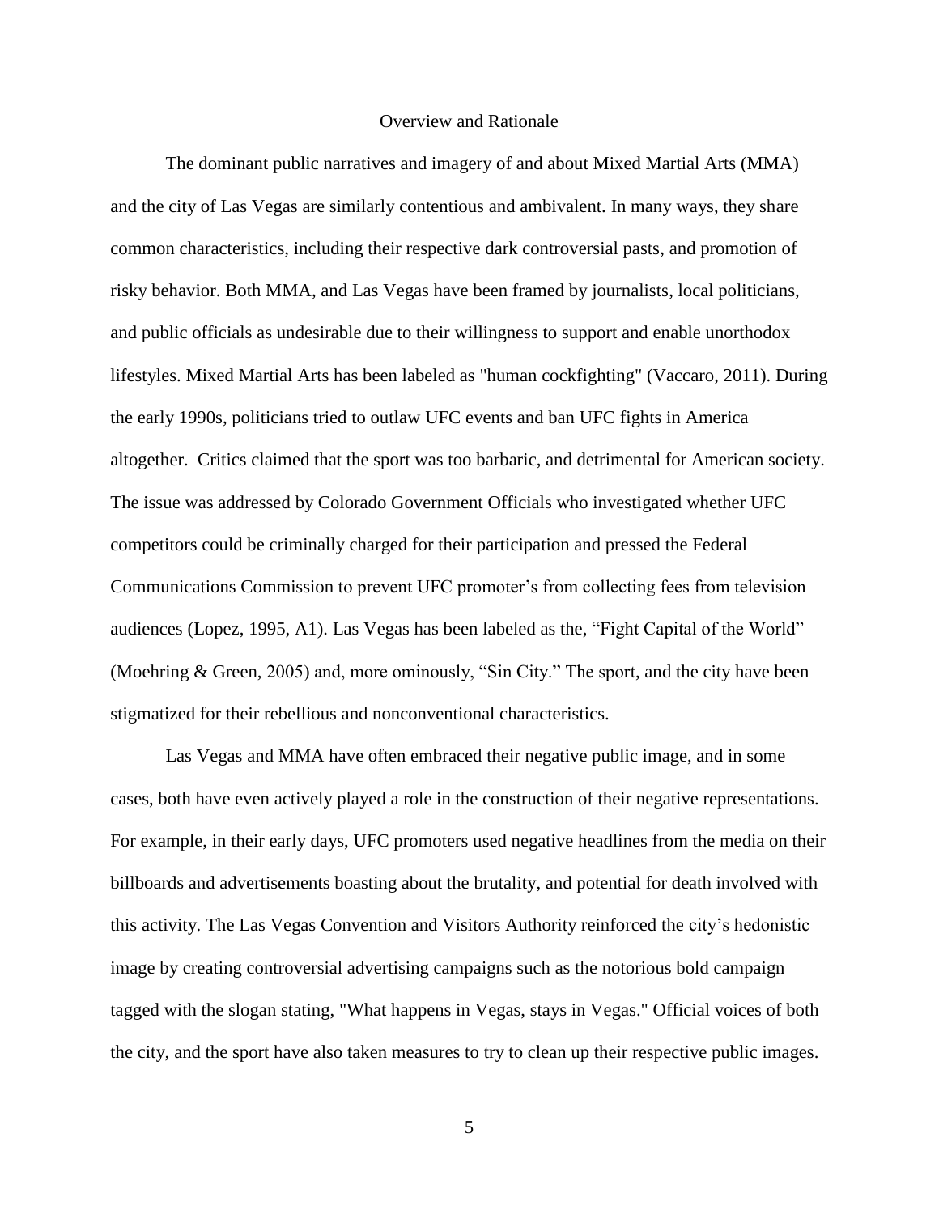## Overview and Rationale

The dominant public narratives and imagery of and about Mixed Martial Arts (MMA) and the city of Las Vegas are similarly contentious and ambivalent. In many ways, they share common characteristics, including their respective dark controversial pasts, and promotion of risky behavior. Both MMA, and Las Vegas have been framed by journalists, local politicians, and public officials as undesirable due to their willingness to support and enable unorthodox lifestyles. Mixed Martial Arts has been labeled as "human cockfighting" (Vaccaro, 2011). During the early 1990s, politicians tried to outlaw UFC events and ban UFC fights in America altogether. Critics claimed that the sport was too barbaric, and detrimental for American society. The issue was addressed by Colorado Government Officials who investigated whether UFC competitors could be criminally charged for their participation and pressed the Federal Communications Commission to prevent UFC promoter's from collecting fees from television audiences (Lopez, 1995, A1). Las Vegas has been labeled as the, "Fight Capital of the World" (Moehring & Green, 2005) and, more ominously, "Sin City." The sport, and the city have been stigmatized for their rebellious and nonconventional characteristics.

Las Vegas and MMA have often embraced their negative public image, and in some cases, both have even actively played a role in the construction of their negative representations. For example, in their early days, UFC promoters used negative headlines from the media on their billboards and advertisements boasting about the brutality, and potential for death involved with this activity. The Las Vegas Convention and Visitors Authority reinforced the city's hedonistic image by creating controversial advertising campaigns such as the notorious bold campaign tagged with the slogan stating, "What happens in Vegas, stays in Vegas." Official voices of both the city, and the sport have also taken measures to try to clean up their respective public images.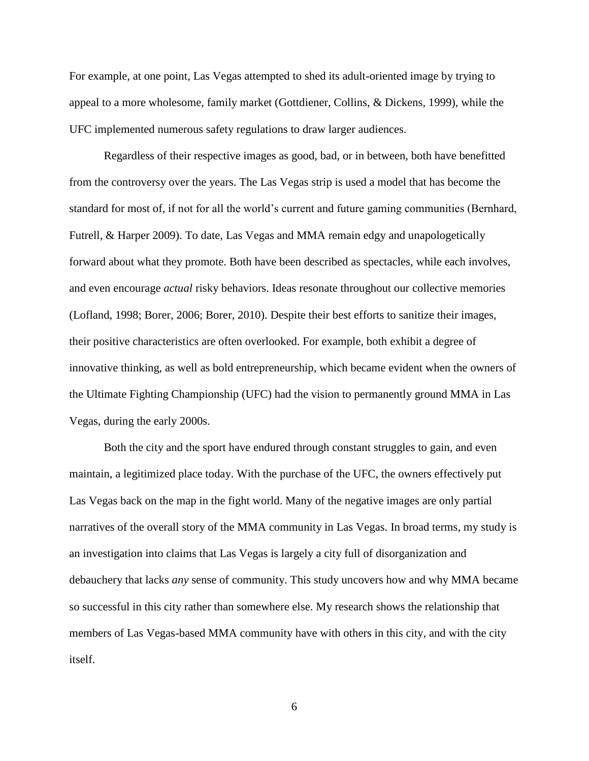For example, at one point, Las Vegas attempted to shed its adult-oriented image by trying to appeal to a more wholesome, family market (Gottdiener, Collins, & Dickens, 1999), while the UFC implemented numerous safety regulations to draw larger audiences.

Regardless of their respective images as good, bad, or in between, both have benefitted from the controversy over the years. The Las Vegas strip is used a model that has become the standard for most of, if not for all the world's current and future gaming communities (Bernhard, Futrell, & Harper 2009). To date, Las Vegas and MMA remain edgy and unapologetically forward about what they promote. Both have been described as spectacles, while each involves, and even encourage *actual* risky behaviors. Ideas resonate throughout our collective memories (Lofland, 1998; Borer, 2006; Borer, 2010). Despite their best efforts to sanitize their images, their positive characteristics are often overlooked. For example, both exhibit a degree of innovative thinking, as well as bold entrepreneurship, which became evident when the owners of the Ultimate Fighting Championship (UFC) had the vision to permanently ground MMA in Las Vegas, during the early 2000s.

Both the city and the sport have endured through constant struggles to gain, and even maintain, a legitimized place today. With the purchase of the UFC, the owners effectively put Las Vegas back on the map in the fight world. Many of the negative images are only partial narratives of the overall story of the MMA community in Las Vegas. In broad terms, my study is an investigation into claims that Las Vegas is largely a city full of disorganization and debauchery that lacks *any* sense of community. This study uncovers how and why MMA became so successful in this city rather than somewhere else. My research shows the relationship that members of Las Vegas-based MMA community have with others in this city, and with the city itself.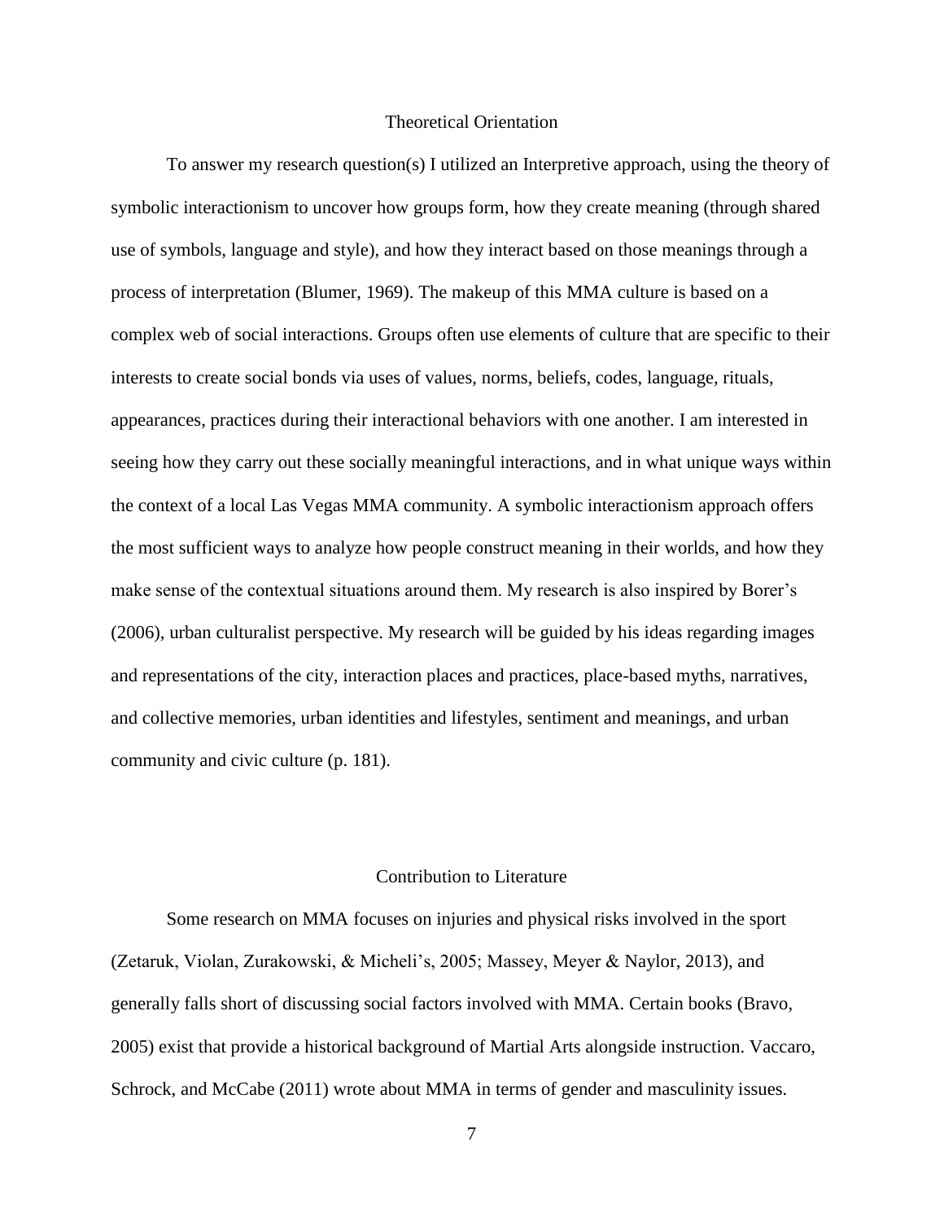## Theoretical Orientation

To answer my research question(s) I utilized an Interpretive approach, using the theory of symbolic interactionism to uncover how groups form, how they create meaning (through shared use of symbols, language and style), and how they interact based on those meanings through a process of interpretation (Blumer, 1969). The makeup of this MMA culture is based on a complex web of social interactions. Groups often use elements of culture that are specific to their interests to create social bonds via uses of values, norms, beliefs, codes, language, rituals, appearances, practices during their interactional behaviors with one another. I am interested in seeing how they carry out these socially meaningful interactions, and in what unique ways within the context of a local Las Vegas MMA community. A symbolic interactionism approach offers the most sufficient ways to analyze how people construct meaning in their worlds, and how they make sense of the contextual situations around them. My research is also inspired by Borer's (2006), urban culturalist perspective. My research will be guided by his ideas regarding images and representations of the city, interaction places and practices, place-based myths, narratives, and collective memories, urban identities and lifestyles, sentiment and meanings, and urban community and civic culture (p. 181).

## Contribution to Literature

Some research on MMA focuses on injuries and physical risks involved in the sport (Zetaruk, Violan, Zurakowski, & Micheli's, 2005; Massey, Meyer & Naylor, 2013), and generally falls short of discussing social factors involved with MMA. Certain books (Bravo, 2005) exist that provide a historical background of Martial Arts alongside instruction. Vaccaro, Schrock, and McCabe (2011) wrote about MMA in terms of gender and masculinity issues.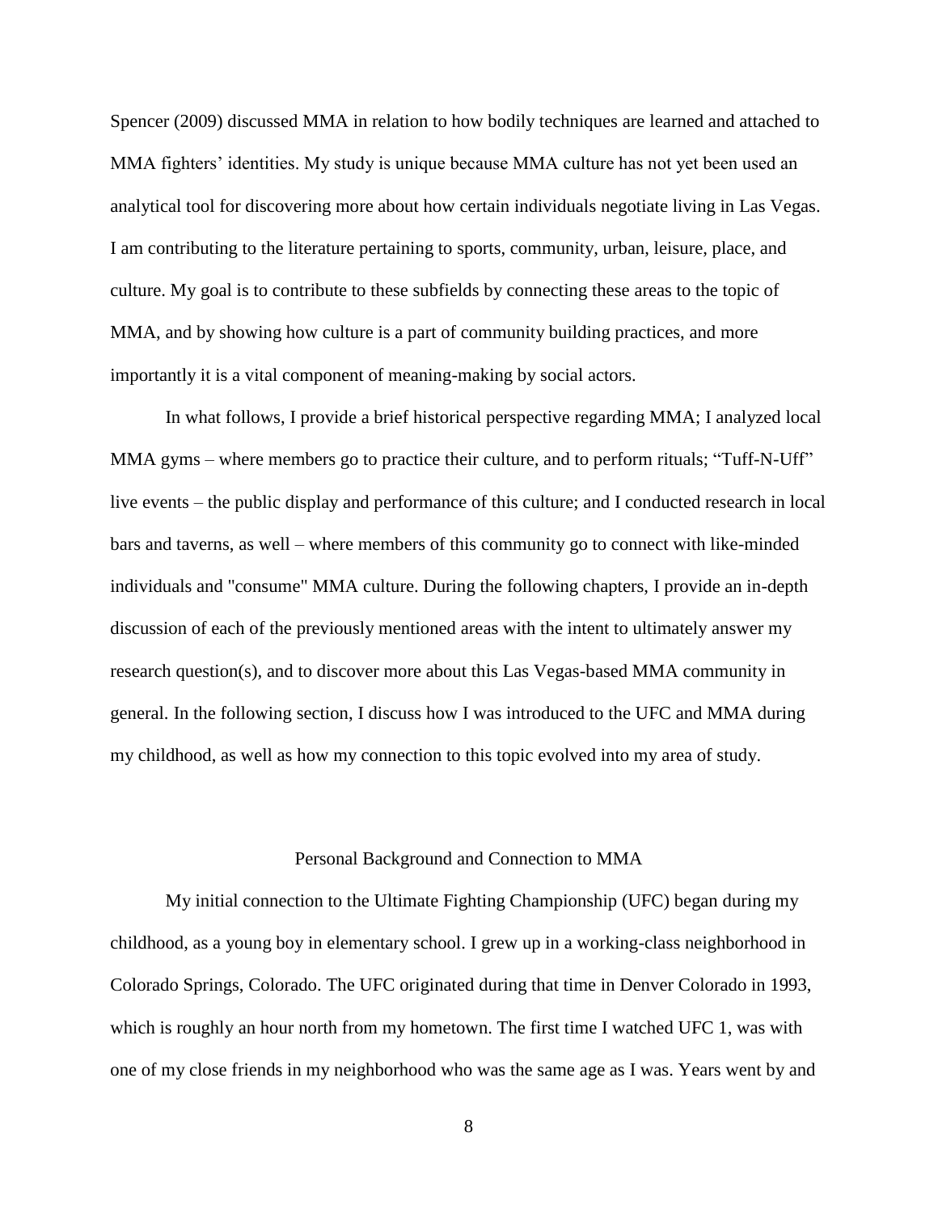Spencer (2009) discussed MMA in relation to how bodily techniques are learned and attached to MMA fighters' identities. My study is unique because MMA culture has not yet been used an analytical tool for discovering more about how certain individuals negotiate living in Las Vegas. I am contributing to the literature pertaining to sports, community, urban, leisure, place, and culture. My goal is to contribute to these subfields by connecting these areas to the topic of MMA, and by showing how culture is a part of community building practices, and more importantly it is a vital component of meaning-making by social actors.

In what follows, I provide a brief historical perspective regarding MMA; I analyzed local MMA gyms – where members go to practice their culture, and to perform rituals; "Tuff-N-Uff" live events – the public display and performance of this culture; and I conducted research in local bars and taverns, as well – where members of this community go to connect with like-minded individuals and "consume" MMA culture. During the following chapters, I provide an in-depth discussion of each of the previously mentioned areas with the intent to ultimately answer my research question(s), and to discover more about this Las Vegas-based MMA community in general. In the following section, I discuss how I was introduced to the UFC and MMA during my childhood, as well as how my connection to this topic evolved into my area of study.

## Personal Background and Connection to MMA

My initial connection to the Ultimate Fighting Championship (UFC) began during my childhood, as a young boy in elementary school. I grew up in a working-class neighborhood in Colorado Springs, Colorado. The UFC originated during that time in Denver Colorado in 1993, which is roughly an hour north from my hometown. The first time I watched UFC 1, was with one of my close friends in my neighborhood who was the same age as I was. Years went by and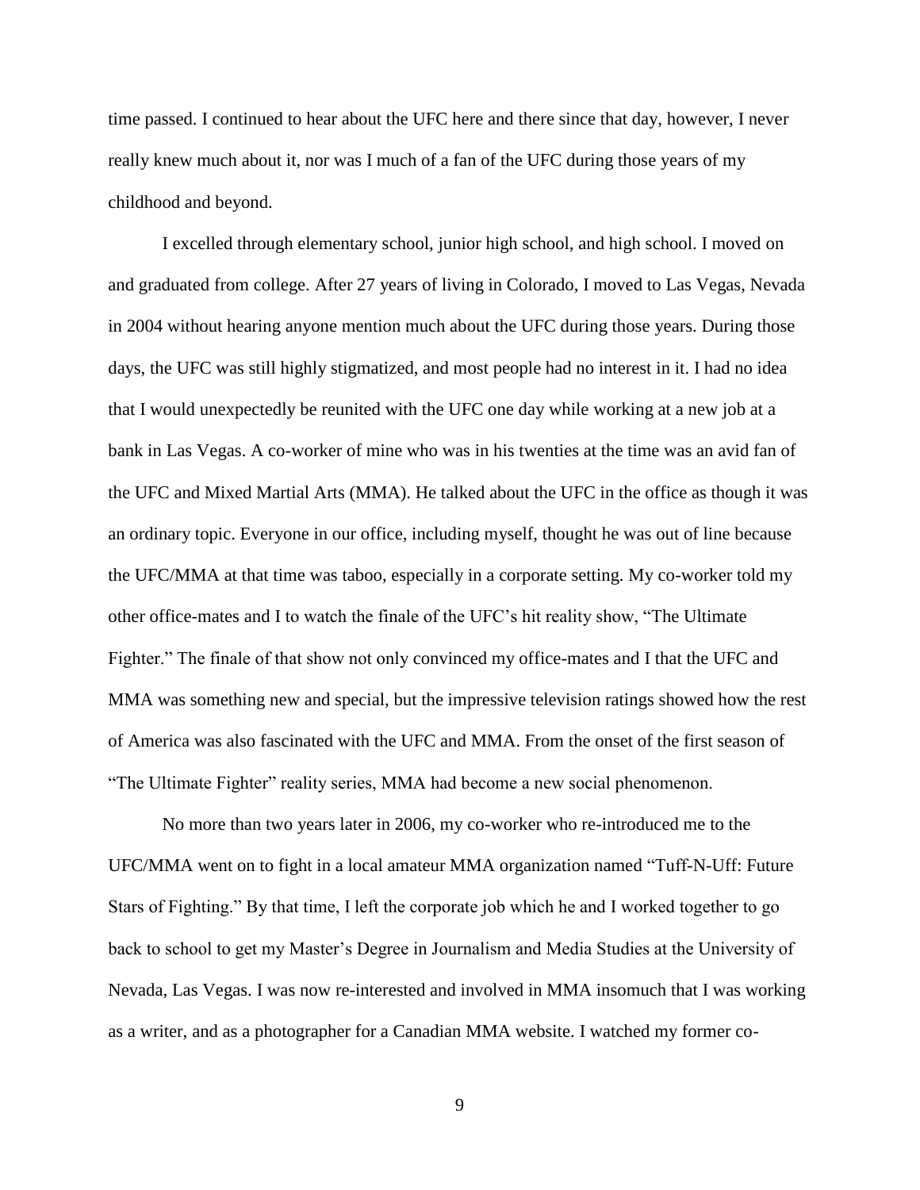time passed. I continued to hear about the UFC here and there since that day, however, I never really knew much about it, nor was I much of a fan of the UFC during those years of my childhood and beyond.

I excelled through elementary school, junior high school, and high school. I moved on and graduated from college. After 27 years of living in Colorado, I moved to Las Vegas, Nevada in 2004 without hearing anyone mention much about the UFC during those years. During those days, the UFC was still highly stigmatized, and most people had no interest in it. I had no idea that I would unexpectedly be reunited with the UFC one day while working at a new job at a bank in Las Vegas. A co-worker of mine who was in his twenties at the time was an avid fan of the UFC and Mixed Martial Arts (MMA). He talked about the UFC in the office as though it was an ordinary topic. Everyone in our office, including myself, thought he was out of line because the UFC/MMA at that time was taboo, especially in a corporate setting. My co-worker told my other office-mates and I to watch the finale of the UFC's hit reality show, "The Ultimate Fighter." The finale of that show not only convinced my office-mates and I that the UFC and MMA was something new and special, but the impressive television ratings showed how the rest of America was also fascinated with the UFC and MMA. From the onset of the first season of "The Ultimate Fighter" reality series, MMA had become a new social phenomenon.

No more than two years later in 2006, my co-worker who re-introduced me to the UFC/MMA went on to fight in a local amateur MMA organization named "Tuff-N-Uff: Future Stars of Fighting." By that time, I left the corporate job which he and I worked together to go back to school to get my Master's Degree in Journalism and Media Studies at the University of Nevada, Las Vegas. I was now re-interested and involved in MMA insomuch that I was working as a writer, and as a photographer for a Canadian MMA website. I watched my former co-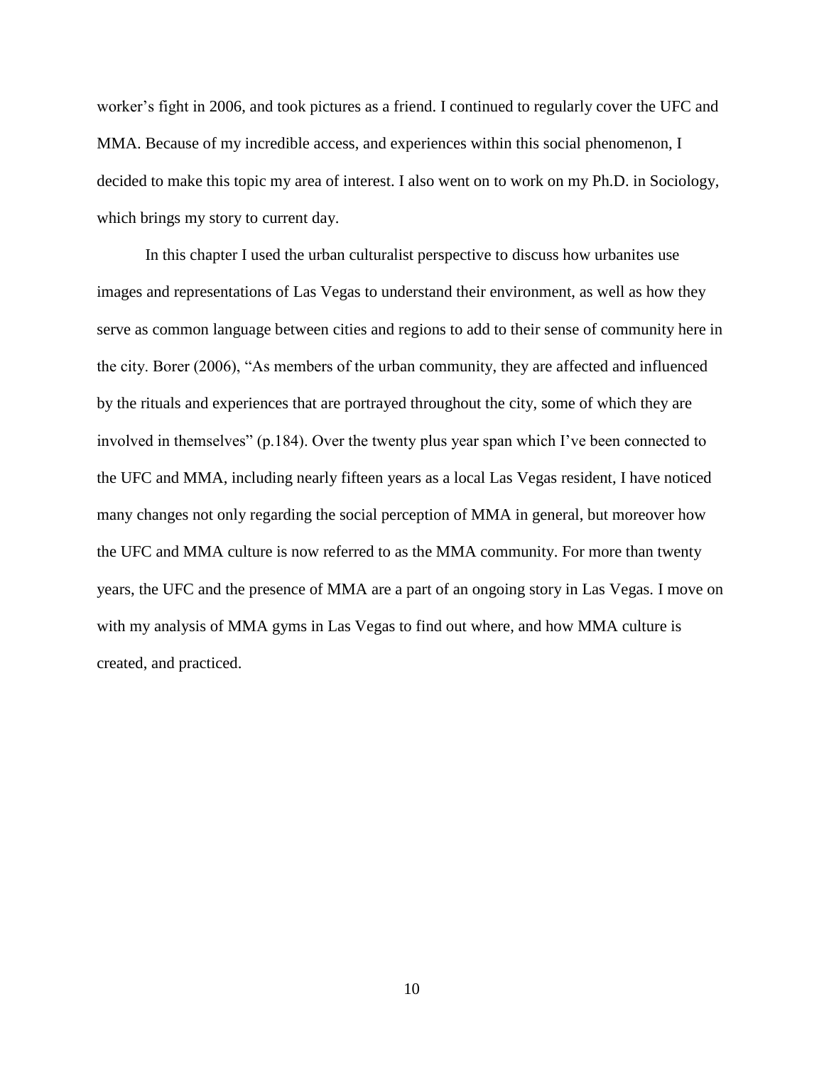worker's fight in 2006, and took pictures as a friend. I continued to regularly cover the UFC and MMA. Because of my incredible access, and experiences within this social phenomenon, I decided to make this topic my area of interest. I also went on to work on my Ph.D. in Sociology, which brings my story to current day.

In this chapter I used the urban culturalist perspective to discuss how urbanites use images and representations of Las Vegas to understand their environment, as well as how they serve as common language between cities and regions to add to their sense of community here in the city. Borer (2006), "As members of the urban community, they are affected and influenced by the rituals and experiences that are portrayed throughout the city, some of which they are involved in themselves" (p.184). Over the twenty plus year span which I've been connected to the UFC and MMA, including nearly fifteen years as a local Las Vegas resident, I have noticed many changes not only regarding the social perception of MMA in general, but moreover how the UFC and MMA culture is now referred to as the MMA community. For more than twenty years, the UFC and the presence of MMA are a part of an ongoing story in Las Vegas. I move on with my analysis of MMA gyms in Las Vegas to find out where, and how MMA culture is created, and practiced.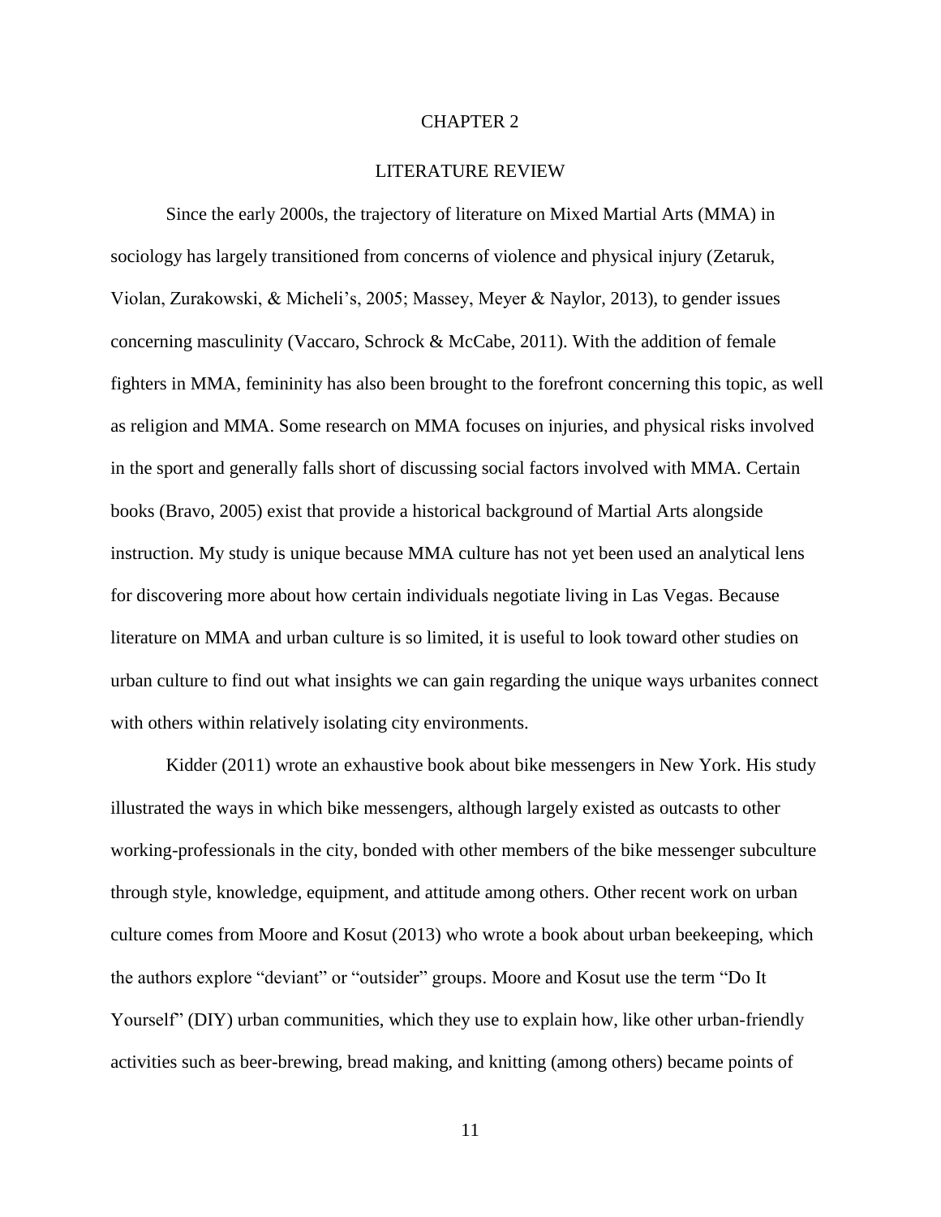# CHAPTER 2

## LITERATURE REVIEW

Since the early 2000s, the trajectory of literature on Mixed Martial Arts (MMA) in sociology has largely transitioned from concerns of violence and physical injury (Zetaruk, Violan, Zurakowski, & Micheli's, 2005; Massey, Meyer & Naylor, 2013), to gender issues concerning masculinity (Vaccaro, Schrock & McCabe, 2011). With the addition of female fighters in MMA, femininity has also been brought to the forefront concerning this topic, as well as religion and MMA. Some research on MMA focuses on injuries, and physical risks involved in the sport and generally falls short of discussing social factors involved with MMA. Certain books (Bravo, 2005) exist that provide a historical background of Martial Arts alongside instruction. My study is unique because MMA culture has not yet been used an analytical lens for discovering more about how certain individuals negotiate living in Las Vegas. Because literature on MMA and urban culture is so limited, it is useful to look toward other studies on urban culture to find out what insights we can gain regarding the unique ways urbanites connect with others within relatively isolating city environments.

Kidder (2011) wrote an exhaustive book about bike messengers in New York. His study illustrated the ways in which bike messengers, although largely existed as outcasts to other working-professionals in the city, bonded with other members of the bike messenger subculture through style, knowledge, equipment, and attitude among others. Other recent work on urban culture comes from Moore and Kosut (2013) who wrote a book about urban beekeeping, which the authors explore "deviant" or "outsider" groups. Moore and Kosut use the term "Do It Yourself" (DIY) urban communities, which they use to explain how, like other urban-friendly activities such as beer-brewing, bread making, and knitting (among others) became points of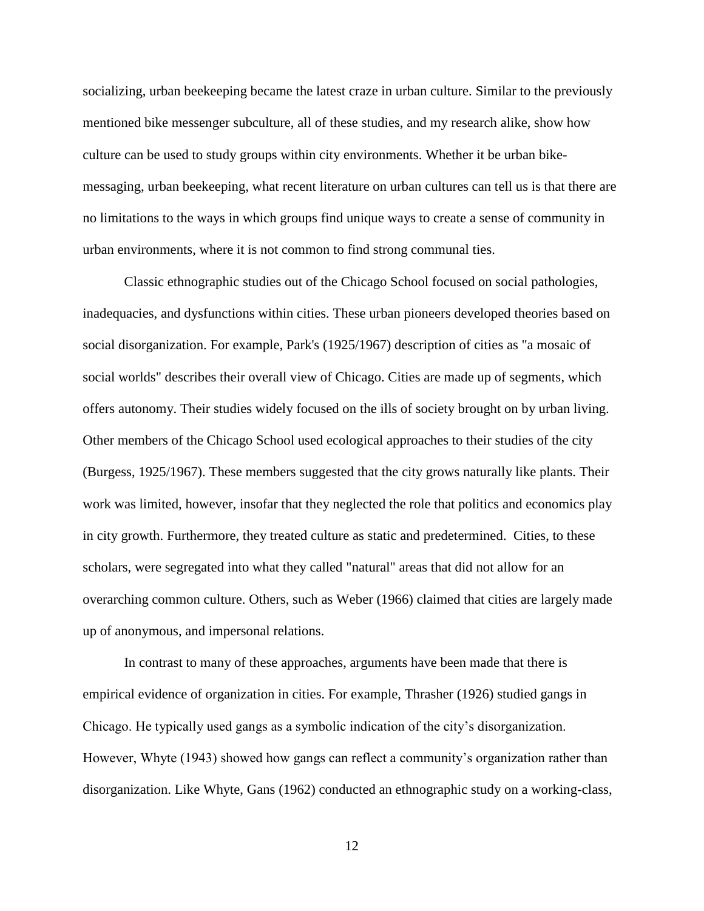socializing, urban beekeeping became the latest craze in urban culture. Similar to the previously mentioned bike messenger subculture, all of these studies, and my research alike, show how culture can be used to study groups within city environments. Whether it be urban bike-messaging, urban beekeeping, what recent literature on urban cultures can tell us is that there are no limitations to the ways in which groups find unique ways to create a sense of community in urban environments, where it is not common to find strong communal ties.

Classic ethnographic studies out of the Chicago School focused on social pathologies, inadequacies, and dysfunctions within cities. These urban pioneers developed theories based on social disorganization. For example, Park's (1925/1967) description of cities as "a mosaic of social worlds" describes their overall view of Chicago. Cities are made up of segments, which offers autonomy. Their studies widely focused on the ills of society brought on by urban living. Other members of the Chicago School used ecological approaches to their studies of the city (Burgess, 1925/1967). These members suggested that the city grows naturally like plants. Their work was limited, however, insofar that they neglected the role that politics and economics play in city growth. Furthermore, they treated culture as static and predetermined. Cities, to these scholars, were segregated into what they called "natural" areas that did not allow for an overarching common culture. Others, such as Weber (1966) claimed that cities are largely made up of anonymous, and impersonal relations.

In contrast to many of these approaches, arguments have been made that there is empirical evidence of organization in cities. For example, Thrasher (1926) studied gangs in Chicago. He typically used gangs as a symbolic indication of the city's disorganization. However, Whyte (1943) showed how gangs can reflect a community's organization rather than disorganization. Like Whyte, Gans (1962) conducted an ethnographic study on a working-class,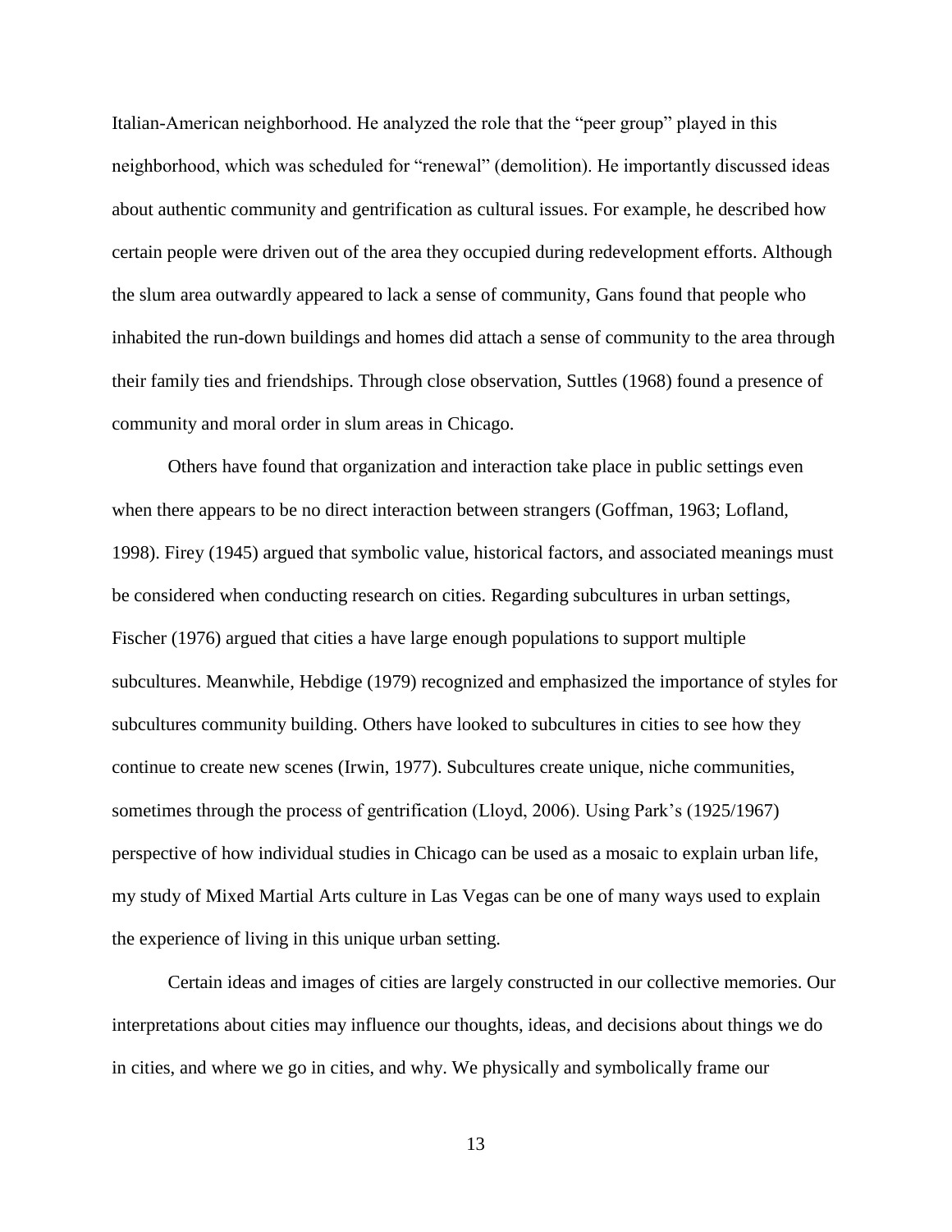Italian-American neighborhood. He analyzed the role that the "peer group" played in this neighborhood, which was scheduled for "renewal" (demolition). He importantly discussed ideas about authentic community and gentrification as cultural issues. For example, he described how certain people were driven out of the area they occupied during redevelopment efforts. Although the slum area outwardly appeared to lack a sense of community, Gans found that people who inhabited the run-down buildings and homes did attach a sense of community to the area through their family ties and friendships. Through close observation, Suttles (1968) found a presence of community and moral order in slum areas in Chicago.

Others have found that organization and interaction take place in public settings even when there appears to be no direct interaction between strangers (Goffman, 1963; Lofland, 1998). Firey (1945) argued that symbolic value, historical factors, and associated meanings must be considered when conducting research on cities. Regarding subcultures in urban settings, Fischer (1976) argued that cities a have large enough populations to support multiple subcultures. Meanwhile, Hebdige (1979) recognized and emphasized the importance of styles for subcultures community building. Others have looked to subcultures in cities to see how they continue to create new scenes (Irwin, 1977). Subcultures create unique, niche communities, sometimes through the process of gentrification (Lloyd, 2006). Using Park's (1925/1967) perspective of how individual studies in Chicago can be used as a mosaic to explain urban life, my study of Mixed Martial Arts culture in Las Vegas can be one of many ways used to explain the experience of living in this unique urban setting.

Certain ideas and images of cities are largely constructed in our collective memories. Our interpretations about cities may influence our thoughts, ideas, and decisions about things we do in cities, and where we go in cities, and why. We physically and symbolically frame our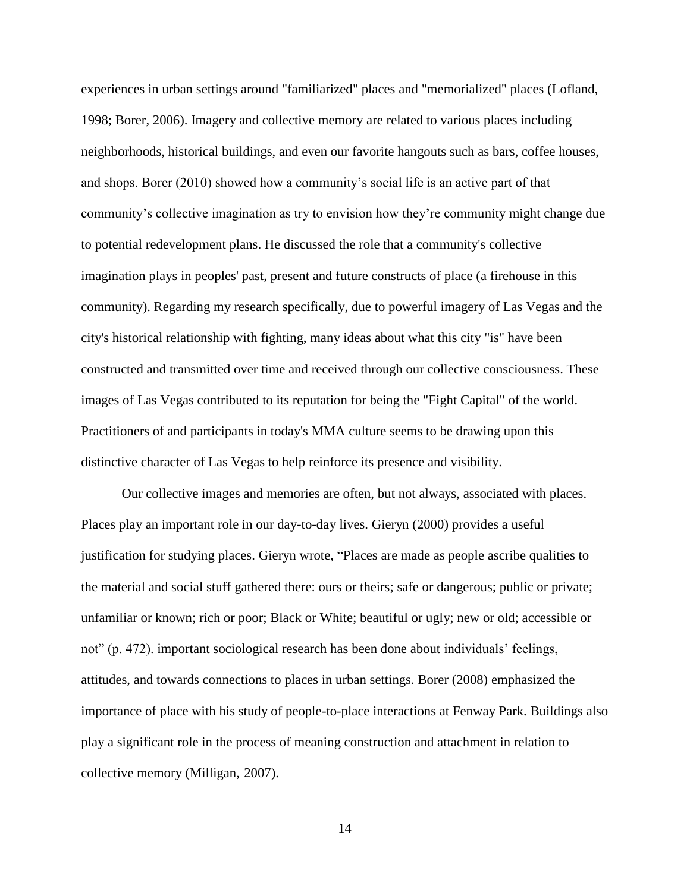experiences in urban settings around "familiarized" places and "memorialized" places (Lofland, 1998; Borer, 2006). Imagery and collective memory are related to various places including neighborhoods, historical buildings, and even our favorite hangouts such as bars, coffee houses, and shops. Borer (2010) showed how a community's social life is an active part of that community's collective imagination as try to envision how they're community might change due to potential redevelopment plans. He discussed the role that a community's collective imagination plays in peoples' past, present and future constructs of place (a firehouse in this community). Regarding my research specifically, due to powerful imagery of Las Vegas and the city's historical relationship with fighting, many ideas about what this city "is" have been constructed and transmitted over time and received through our collective consciousness. These images of Las Vegas contributed to its reputation for being the "Fight Capital" of the world. Practitioners of and participants in today's MMA culture seems to be drawing upon this distinctive character of Las Vegas to help reinforce its presence and visibility.

Our collective images and memories are often, but not always, associated with places. Places play an important role in our day-to-day lives. Gieryn (2000) provides a useful justification for studying places. Gieryn wrote, "Places are made as people ascribe qualities to the material and social stuff gathered there: ours or theirs; safe or dangerous; public or private; unfamiliar or known; rich or poor; Black or White; beautiful or ugly; new or old; accessible or not" (p. 472). important sociological research has been done about individuals' feelings, attitudes, and towards connections to places in urban settings. Borer (2008) emphasized the importance of place with his study of people-to-place interactions at Fenway Park. Buildings also play a significant role in the process of meaning construction and attachment in relation to collective memory (Milligan, 2007).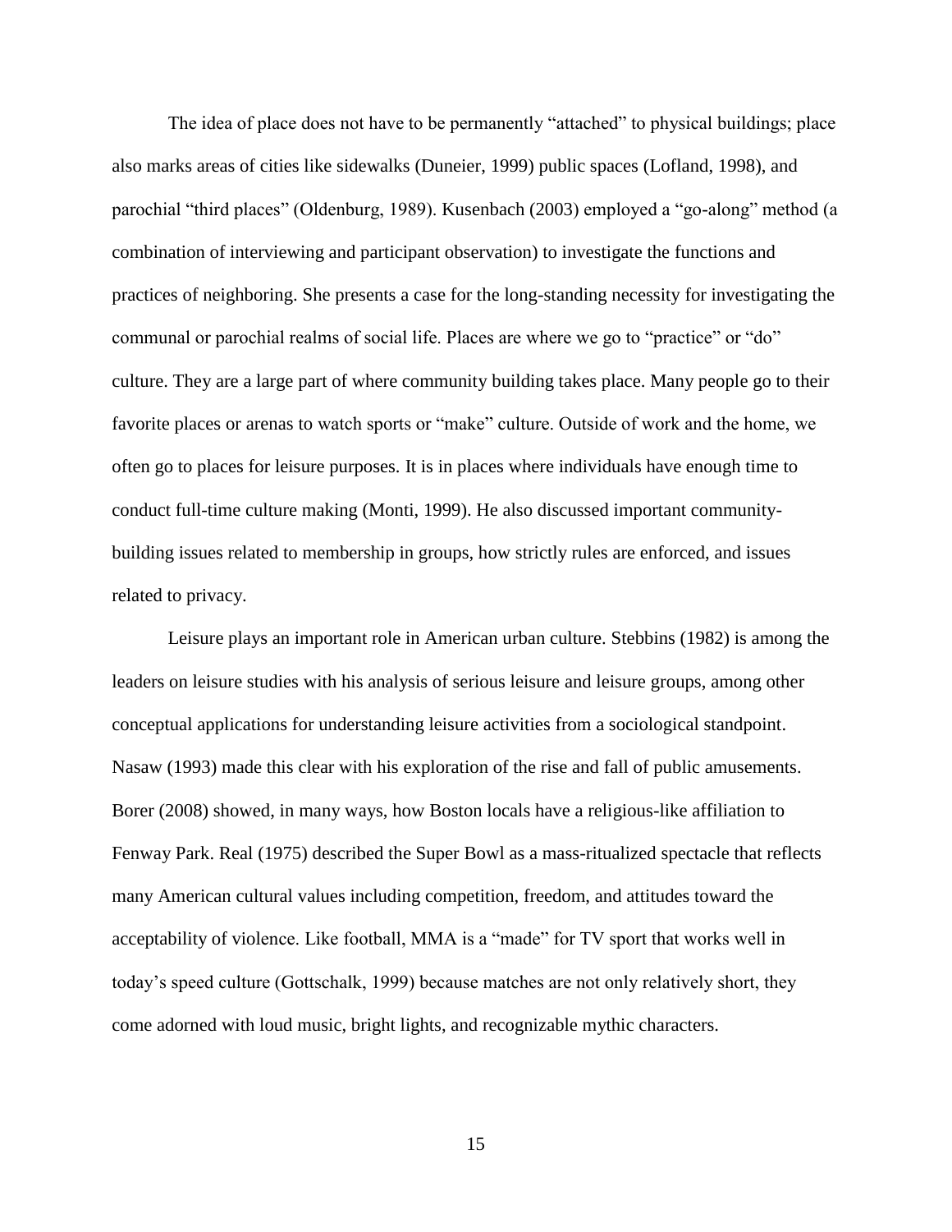The idea of place does not have to be permanently "attached" to physical buildings; place also marks areas of cities like sidewalks (Duneier, 1999) public spaces (Lofland, 1998), and parochial "third places" (Oldenburg, 1989). Kusenbach (2003) employed a "go-along" method (a combination of interviewing and participant observation) to investigate the functions and practices of neighboring. She presents a case for the long-standing necessity for investigating the communal or parochial realms of social life. Places are where we go to "practice" or "do" culture. They are a large part of where community building takes place. Many people go to their favorite places or arenas to watch sports or "make" culture. Outside of work and the home, we often go to places for leisure purposes. It is in places where individuals have enough time to conduct full-time culture making (Monti, 1999). He also discussed important community-building issues related to membership in groups, how strictly rules are enforced, and issues related to privacy.

Leisure plays an important role in American urban culture. Stebbins (1982) is among the leaders on leisure studies with his analysis of serious leisure and leisure groups, among other conceptual applications for understanding leisure activities from a sociological standpoint. Nasaw (1993) made this clear with his exploration of the rise and fall of public amusements. Borer (2008) showed, in many ways, how Boston locals have a religious-like affiliation to Fenway Park. Real (1975) described the Super Bowl as a mass-ritualized spectacle that reflects many American cultural values including competition, freedom, and attitudes toward the acceptability of violence. Like football, MMA is a "made" for TV sport that works well in today's speed culture (Gottschalk, 1999) because matches are not only relatively short, they come adorned with loud music, bright lights, and recognizable mythic characters.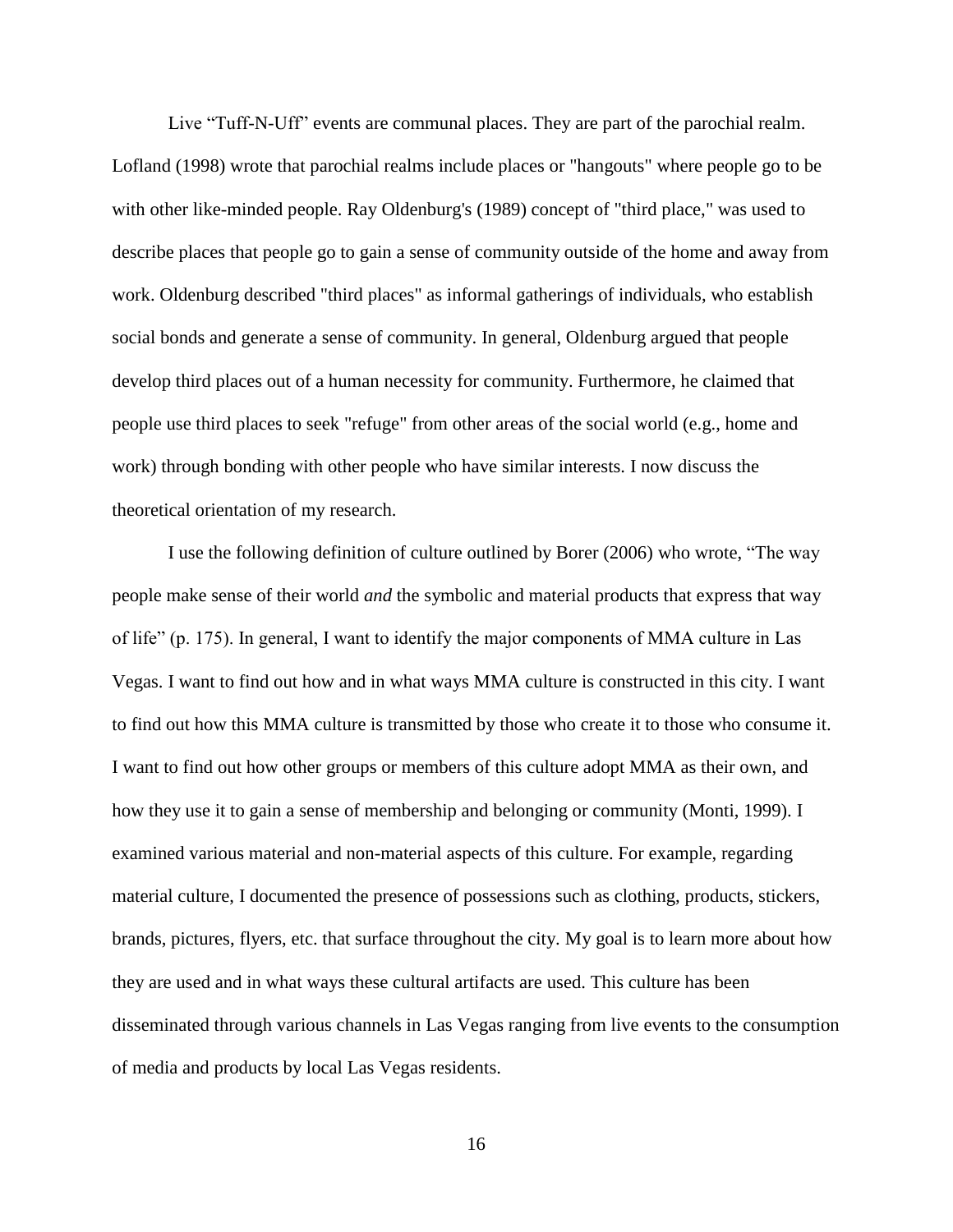Live “Tuff-N-Uff” events are communal places. They are part of the parochial realm. Lofland (1998) wrote that parochial realms include places or "hangouts" where people go to be with other like-minded people. Ray Oldenburg's (1989) concept of "third place," was used to describe places that people go to gain a sense of community outside of the home and away from work. Oldenburg described "third places" as informal gatherings of individuals, who establish social bonds and generate a sense of community. In general, Oldenburg argued that people develop third places out of a human necessity for community. Furthermore, he claimed that people use third places to seek "refuge" from other areas of the social world (e.g., home and work) through bonding with other people who have similar interests. I now discuss the theoretical orientation of my research.

I use the following definition of culture outlined by Borer (2006) who wrote, “The way people make sense of their world *and* the symbolic and material products that express that way of life” (p. 175). In general, I want to identify the major components of MMA culture in Las Vegas. I want to find out how and in what ways MMA culture is constructed in this city. I want to find out how this MMA culture is transmitted by those who create it to those who consume it. I want to find out how other groups or members of this culture adopt MMA as their own, and how they use it to gain a sense of membership and belonging or community (Monti, 1999). I examined various material and non-material aspects of this culture. For example, regarding material culture, I documented the presence of possessions such as clothing, products, stickers, brands, pictures, flyers, etc. that surface throughout the city. My goal is to learn more about how they are used and in what ways these cultural artifacts are used. This culture has been disseminated through various channels in Las Vegas ranging from live events to the consumption of media and products by local Las Vegas residents.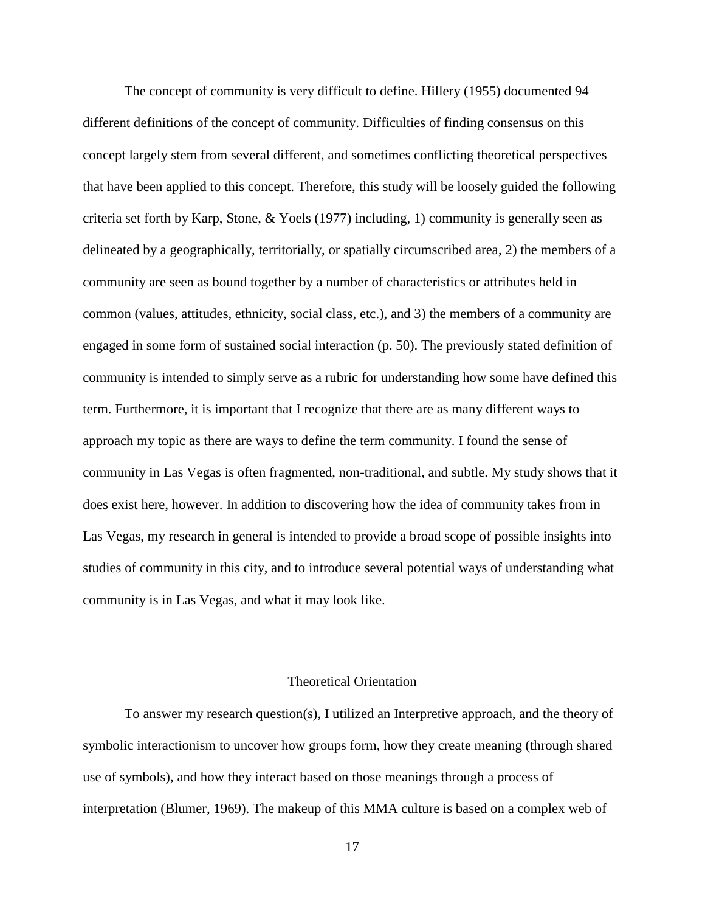The concept of community is very difficult to define. Hillery (1955) documented 94 different definitions of the concept of community. Difficulties of finding consensus on this concept largely stem from several different, and sometimes conflicting theoretical perspectives that have been applied to this concept. Therefore, this study will be loosely guided the following criteria set forth by Karp, Stone, & Yoels (1977) including, 1) community is generally seen as delineated by a geographically, territorially, or spatially circumscribed area, 2) the members of a community are seen as bound together by a number of characteristics or attributes held in common (values, attitudes, ethnicity, social class, etc.), and 3) the members of a community are engaged in some form of sustained social interaction (p. 50). The previously stated definition of community is intended to simply serve as a rubric for understanding how some have defined this term. Furthermore, it is important that I recognize that there are as many different ways to approach my topic as there are ways to define the term community. I found the sense of community in Las Vegas is often fragmented, non-traditional, and subtle. My study shows that it does exist here, however. In addition to discovering how the idea of community takes from in Las Vegas, my research in general is intended to provide a broad scope of possible insights into studies of community in this city, and to introduce several potential ways of understanding what community is in Las Vegas, and what it may look like.

## Theoretical Orientation

To answer my research question(s), I utilized an Interpretive approach, and the theory of symbolic interactionism to uncover how groups form, how they create meaning (through shared use of symbols), and how they interact based on those meanings through a process of interpretation (Blumer, 1969). The makeup of this MMA culture is based on a complex web of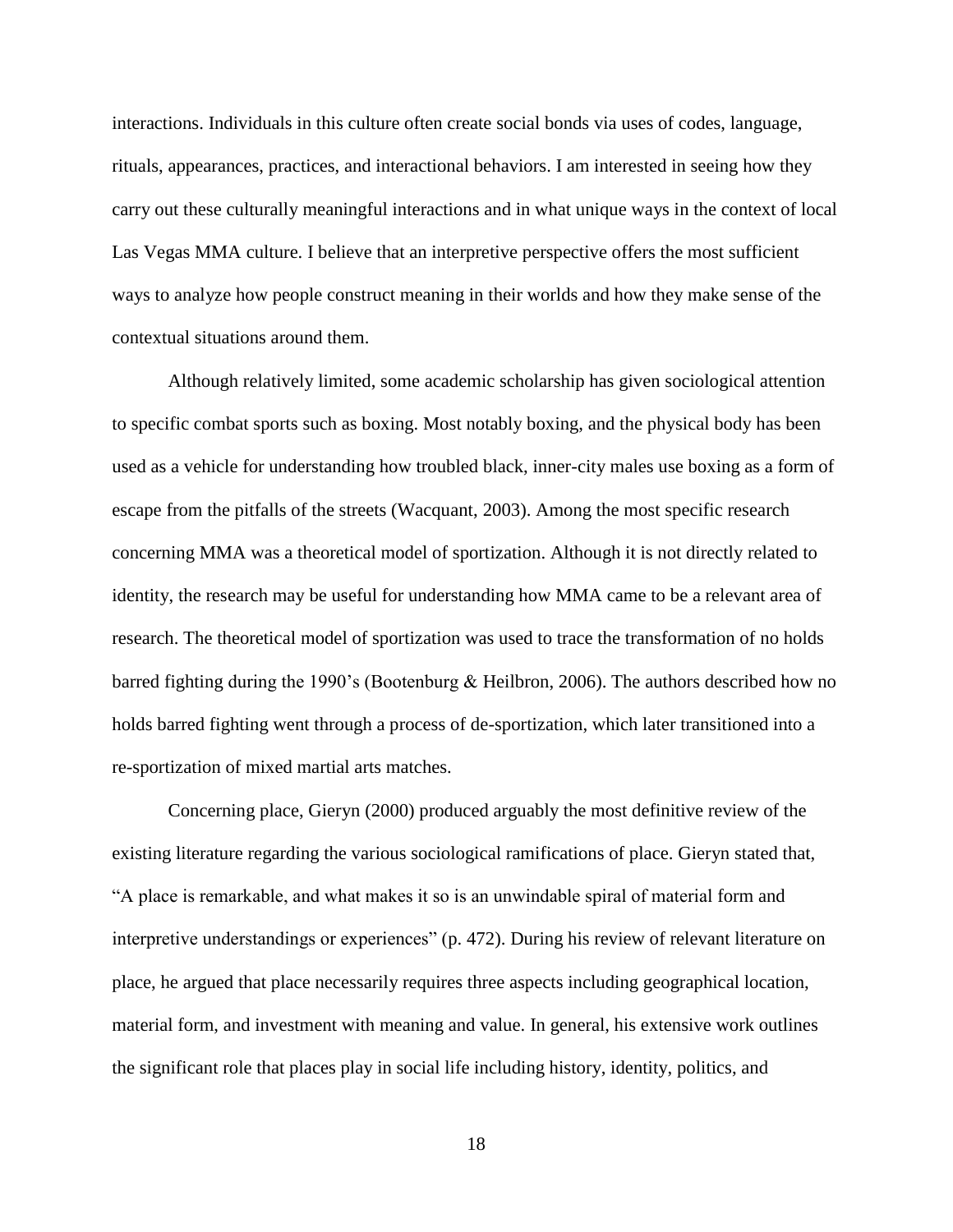interactions. Individuals in this culture often create social bonds via uses of codes, language, rituals, appearances, practices, and interactional behaviors. I am interested in seeing how they carry out these culturally meaningful interactions and in what unique ways in the context of local Las Vegas MMA culture. I believe that an interpretive perspective offers the most sufficient ways to analyze how people construct meaning in their worlds and how they make sense of the contextual situations around them.

Although relatively limited, some academic scholarship has given sociological attention to specific combat sports such as boxing. Most notably boxing, and the physical body has been used as a vehicle for understanding how troubled black, inner-city males use boxing as a form of escape from the pitfalls of the streets (Wacquant, 2003). Among the most specific research concerning MMA was a theoretical model of sportization. Although it is not directly related to identity, the research may be useful for understanding how MMA came to be a relevant area of research. The theoretical model of sportization was used to trace the transformation of no holds barred fighting during the 1990's (Bootenburg & Heilbron, 2006). The authors described how no holds barred fighting went through a process of de-sportization, which later transitioned into a re-sportization of mixed martial arts matches.

Concerning place, Gieryn (2000) produced arguably the most definitive review of the existing literature regarding the various sociological ramifications of place. Gieryn stated that, "A place is remarkable, and what makes it so is an unwindable spiral of material form and interpretive understandings or experiences" (p. 472). During his review of relevant literature on place, he argued that place necessarily requires three aspects including geographical location, material form, and investment with meaning and value. In general, his extensive work outlines the significant role that places play in social life including history, identity, politics, and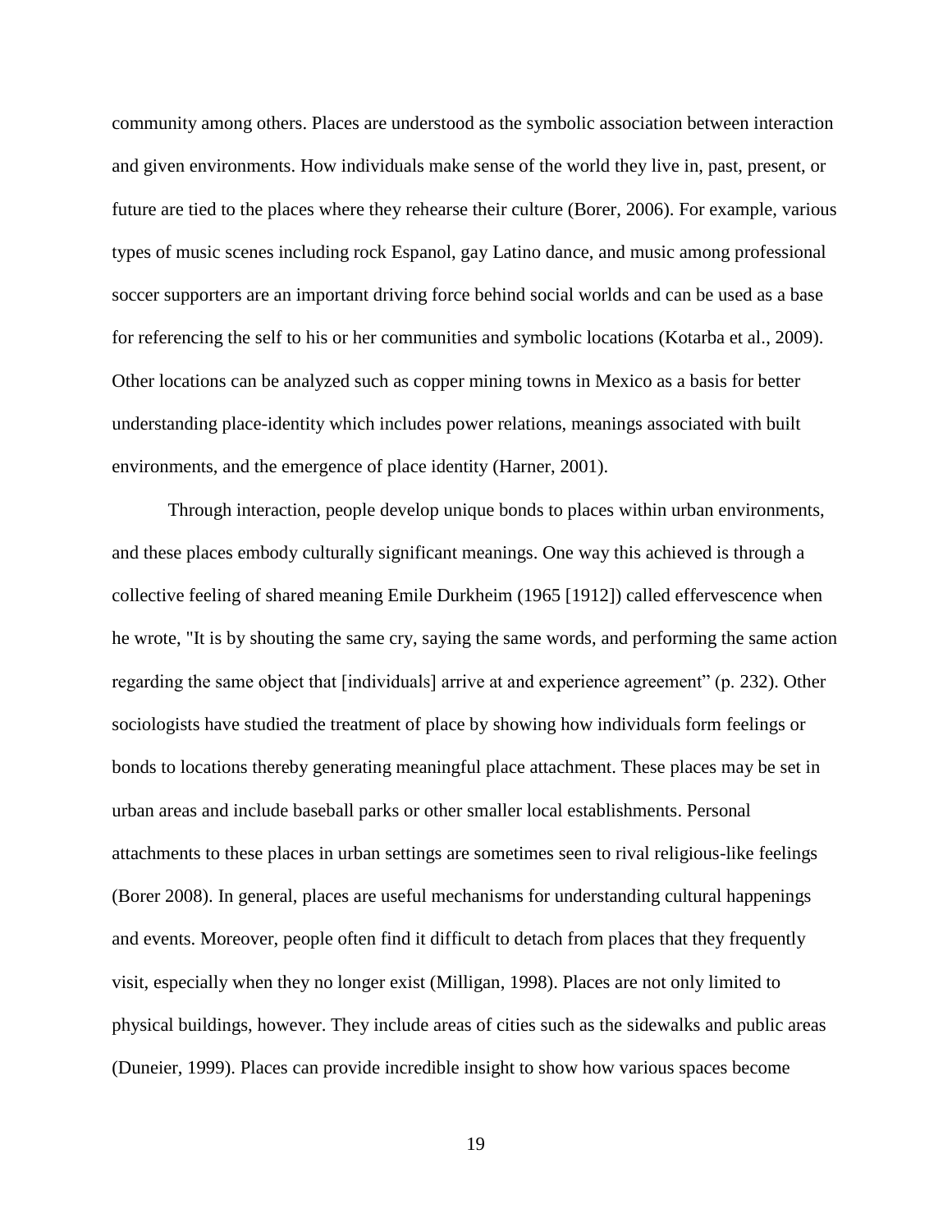community among others. Places are understood as the symbolic association between interaction and given environments. How individuals make sense of the world they live in, past, present, or future are tied to the places where they rehearse their culture (Borer, 2006). For example, various types of music scenes including rock Espanol, gay Latino dance, and music among professional soccer supporters are an important driving force behind social worlds and can be used as a base for referencing the self to his or her communities and symbolic locations (Kotarba et al., 2009). Other locations can be analyzed such as copper mining towns in Mexico as a basis for better understanding place-identity which includes power relations, meanings associated with built environments, and the emergence of place identity (Harner, 2001).

Through interaction, people develop unique bonds to places within urban environments, and these places embody culturally significant meanings. One way this achieved is through a collective feeling of shared meaning Emile Durkheim (1965 [1912]) called effervescence when he wrote, "It is by shouting the same cry, saying the same words, and performing the same action regarding the same object that [individuals] arrive at and experience agreement" (p. 232). Other sociologists have studied the treatment of place by showing how individuals form feelings or bonds to locations thereby generating meaningful place attachment. These places may be set in urban areas and include baseball parks or other smaller local establishments. Personal attachments to these places in urban settings are sometimes seen to rival religious-like feelings (Borer 2008). In general, places are useful mechanisms for understanding cultural happenings and events. Moreover, people often find it difficult to detach from places that they frequently visit, especially when they no longer exist (Milligan, 1998). Places are not only limited to physical buildings, however. They include areas of cities such as the sidewalks and public areas (Duneier, 1999). Places can provide incredible insight to show how various spaces become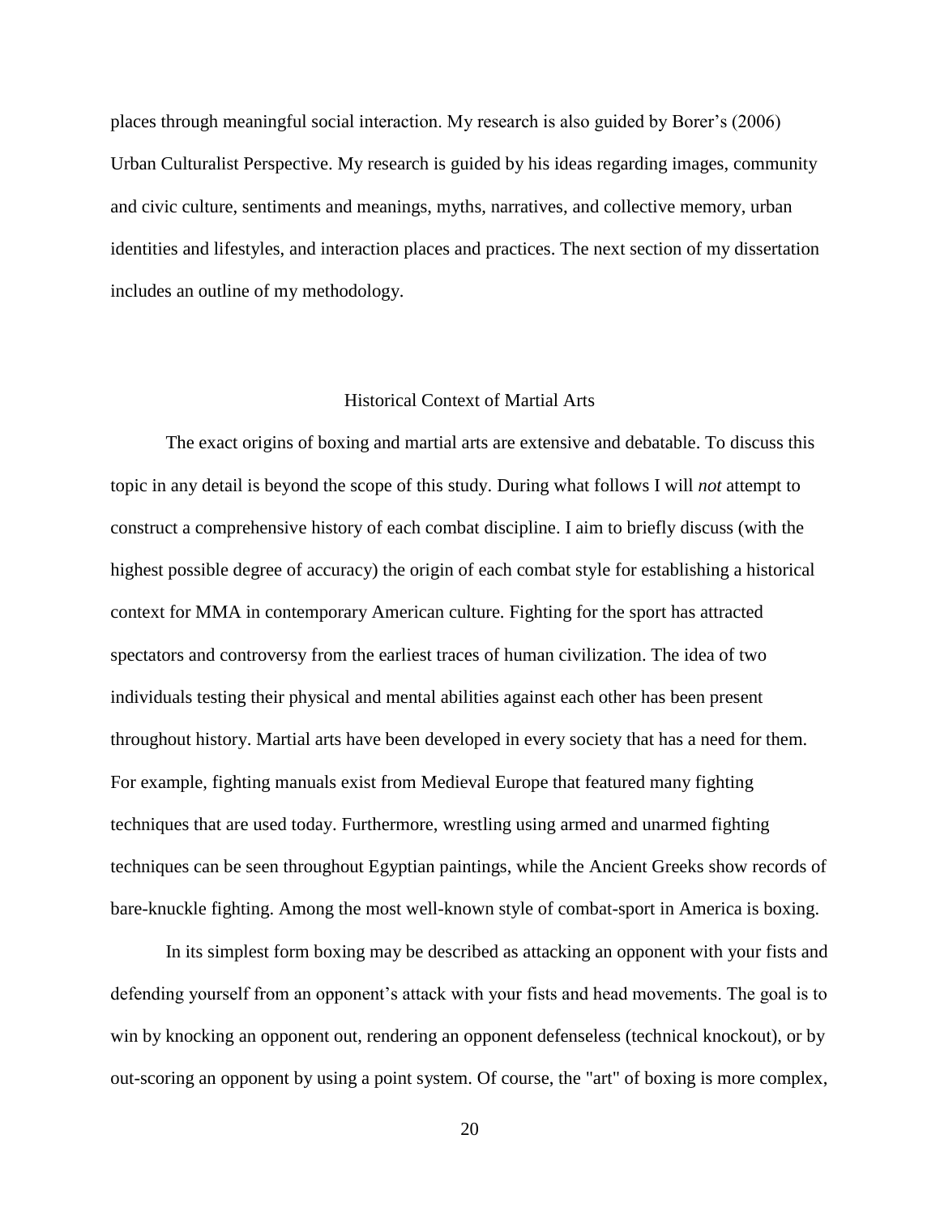places through meaningful social interaction. My research is also guided by Borer's (2006) Urban Culturalist Perspective. My research is guided by his ideas regarding images, community and civic culture, sentiments and meanings, myths, narratives, and collective memory, urban identities and lifestyles, and interaction places and practices. The next section of my dissertation includes an outline of my methodology.

## Historical Context of Martial Arts

The exact origins of boxing and martial arts are extensive and debatable. To discuss this topic in any detail is beyond the scope of this study. During what follows I will *not* attempt to construct a comprehensive history of each combat discipline. I aim to briefly discuss (with the highest possible degree of accuracy) the origin of each combat style for establishing a historical context for MMA in contemporary American culture. Fighting for the sport has attracted spectators and controversy from the earliest traces of human civilization. The idea of two individuals testing their physical and mental abilities against each other has been present throughout history. Martial arts have been developed in every society that has a need for them. For example, fighting manuals exist from Medieval Europe that featured many fighting techniques that are used today. Furthermore, wrestling using armed and unarmed fighting techniques can be seen throughout Egyptian paintings, while the Ancient Greeks show records of bare-knuckle fighting. Among the most well-known style of combat-sport in America is boxing.

In its simplest form boxing may be described as attacking an opponent with your fists and defending yourself from an opponent's attack with your fists and head movements. The goal is to win by knocking an opponent out, rendering an opponent defenseless (technical knockout), or by out-scoring an opponent by using a point system. Of course, the "art" of boxing is more complex,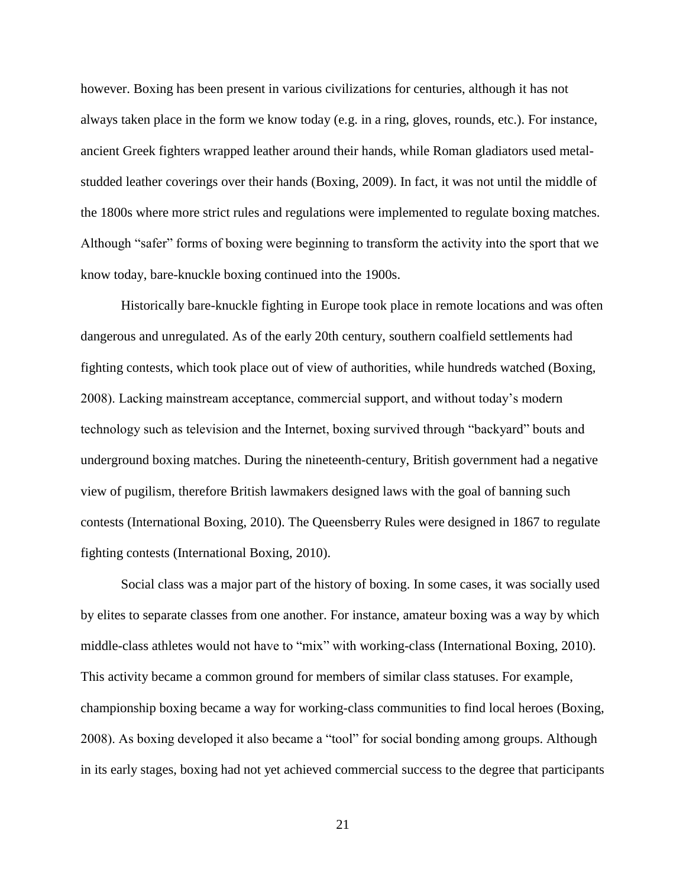however. Boxing has been present in various civilizations for centuries, although it has not always taken place in the form we know today (e.g. in a ring, gloves, rounds, etc.). For instance, ancient Greek fighters wrapped leather around their hands, while Roman gladiators used metal-studded leather coverings over their hands (Boxing, 2009). In fact, it was not until the middle of the 1800s where more strict rules and regulations were implemented to regulate boxing matches. Although "safer" forms of boxing were beginning to transform the activity into the sport that we know today, bare-knuckle boxing continued into the 1900s.

Historically bare-knuckle fighting in Europe took place in remote locations and was often dangerous and unregulated. As of the early 20th century, southern coalfield settlements had fighting contests, which took place out of view of authorities, while hundreds watched (Boxing, 2008). Lacking mainstream acceptance, commercial support, and without today's modern technology such as television and the Internet, boxing survived through "backyard" bouts and underground boxing matches. During the nineteenth-century, British government had a negative view of pugilism, therefore British lawmakers designed laws with the goal of banning such contests (International Boxing, 2010). The Queensberry Rules were designed in 1867 to regulate fighting contests (International Boxing, 2010).

Social class was a major part of the history of boxing. In some cases, it was socially used by elites to separate classes from one another. For instance, amateur boxing was a way by which middle-class athletes would not have to "mix" with working-class (International Boxing, 2010). This activity became a common ground for members of similar class statuses. For example, championship boxing became a way for working-class communities to find local heroes (Boxing, 2008). As boxing developed it also became a "tool" for social bonding among groups. Although in its early stages, boxing had not yet achieved commercial success to the degree that participants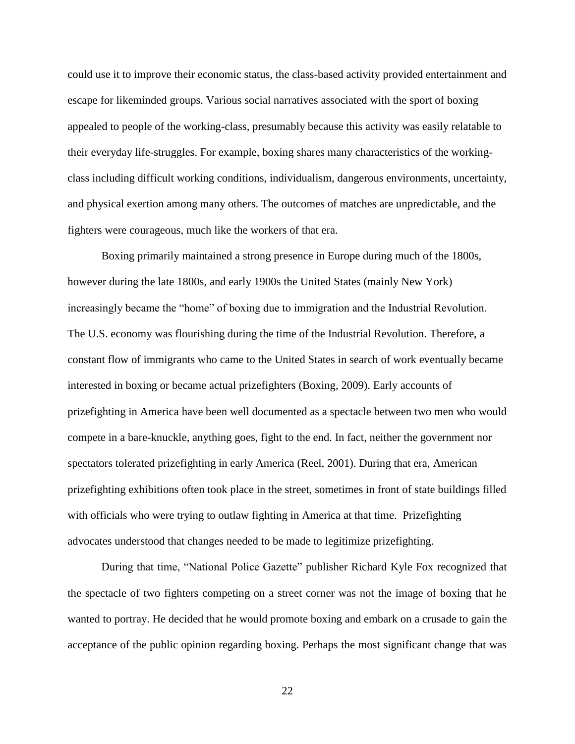could use it to improve their economic status, the class-based activity provided entertainment and escape for likeminded groups. Various social narratives associated with the sport of boxing appealed to people of the working-class, presumably because this activity was easily relatable to their everyday life-struggles. For example, boxing shares many characteristics of the working-class including difficult working conditions, individualism, dangerous environments, uncertainty, and physical exertion among many others. The outcomes of matches are unpredictable, and the fighters were courageous, much like the workers of that era.

Boxing primarily maintained a strong presence in Europe during much of the 1800s, however during the late 1800s, and early 1900s the United States (mainly New York) increasingly became the "home" of boxing due to immigration and the Industrial Revolution. The U.S. economy was flourishing during the time of the Industrial Revolution. Therefore, a constant flow of immigrants who came to the United States in search of work eventually became interested in boxing or became actual prizefighters (Boxing, 2009). Early accounts of prizefighting in America have been well documented as a spectacle between two men who would compete in a bare-knuckle, anything goes, fight to the end. In fact, neither the government nor spectators tolerated prizefighting in early America (Reel, 2001). During that era, American prizefighting exhibitions often took place in the street, sometimes in front of state buildings filled with officials who were trying to outlaw fighting in America at that time. Prizefighting advocates understood that changes needed to be made to legitimize prizefighting.

During that time, "National Police Gazette" publisher Richard Kyle Fox recognized that the spectacle of two fighters competing on a street corner was not the image of boxing that he wanted to portray. He decided that he would promote boxing and embark on a crusade to gain the acceptance of the public opinion regarding boxing. Perhaps the most significant change that was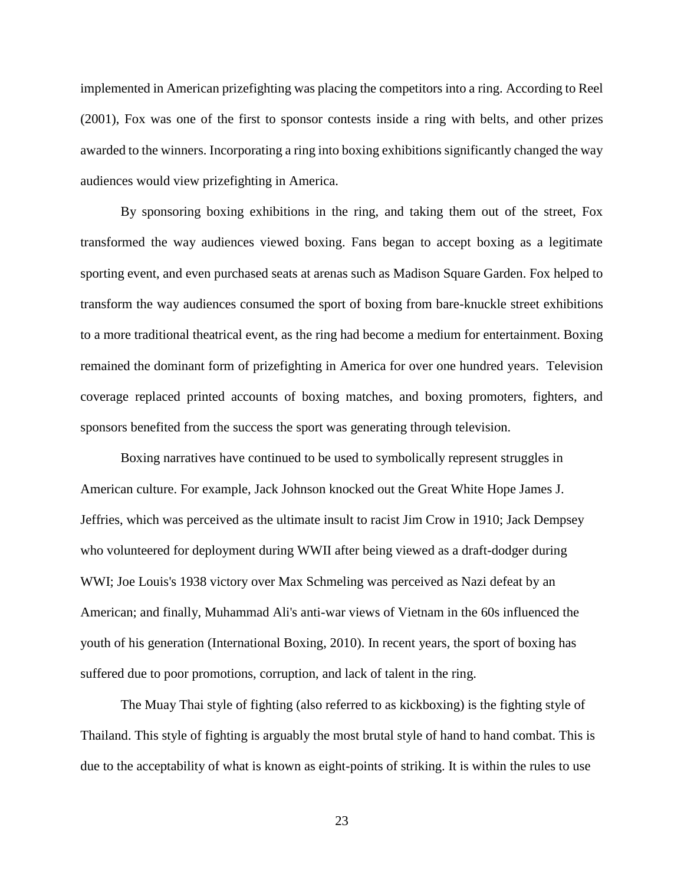implemented in American prizefighting was placing the competitors into a ring. According to Reel (2001), Fox was one of the first to sponsor contests inside a ring with belts, and other prizes awarded to the winners. Incorporating a ring into boxing exhibitions significantly changed the way audiences would view prizefighting in America.

By sponsoring boxing exhibitions in the ring, and taking them out of the street, Fox transformed the way audiences viewed boxing. Fans began to accept boxing as a legitimate sporting event, and even purchased seats at arenas such as Madison Square Garden. Fox helped to transform the way audiences consumed the sport of boxing from bare-knuckle street exhibitions to a more traditional theatrical event, as the ring had become a medium for entertainment. Boxing remained the dominant form of prizefighting in America for over one hundred years. Television coverage replaced printed accounts of boxing matches, and boxing promoters, fighters, and sponsors benefited from the success the sport was generating through television.

Boxing narratives have continued to be used to symbolically represent struggles in American culture. For example, Jack Johnson knocked out the Great White Hope James J. Jeffries, which was perceived as the ultimate insult to racist Jim Crow in 1910; Jack Dempsey who volunteered for deployment during WWII after being viewed as a draft-dodger during WWI; Joe Louis's 1938 victory over Max Schmeling was perceived as Nazi defeat by an American; and finally, Muhammad Ali's anti-war views of Vietnam in the 60s influenced the youth of his generation (International Boxing, 2010). In recent years, the sport of boxing has suffered due to poor promotions, corruption, and lack of talent in the ring.

The Muay Thai style of fighting (also referred to as kickboxing) is the fighting style of Thailand. This style of fighting is arguably the most brutal style of hand to hand combat. This is due to the acceptability of what is known as eight-points of striking. It is within the rules to use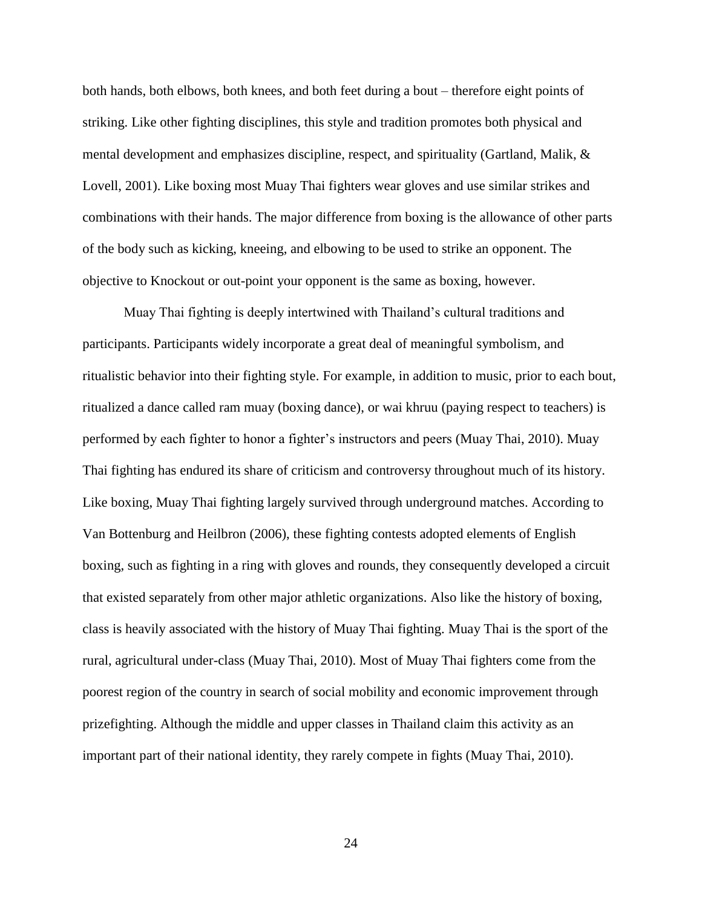both hands, both elbows, both knees, and both feet during a bout – therefore eight points of striking. Like other fighting disciplines, this style and tradition promotes both physical and mental development and emphasizes discipline, respect, and spirituality (Gartland, Malik, & Lovell, 2001). Like boxing most Muay Thai fighters wear gloves and use similar strikes and combinations with their hands. The major difference from boxing is the allowance of other parts of the body such as kicking, kneeing, and elbowing to be used to strike an opponent. The objective to Knockout or out-point your opponent is the same as boxing, however.

Muay Thai fighting is deeply intertwined with Thailand's cultural traditions and participants. Participants widely incorporate a great deal of meaningful symbolism, and ritualistic behavior into their fighting style. For example, in addition to music, prior to each bout, ritualized a dance called ram muay (boxing dance), or wai khruu (paying respect to teachers) is performed by each fighter to honor a fighter's instructors and peers (Muay Thai, 2010). Muay Thai fighting has endured its share of criticism and controversy throughout much of its history. Like boxing, Muay Thai fighting largely survived through underground matches. According to Van Bottenburg and Heilbron (2006), these fighting contests adopted elements of English boxing, such as fighting in a ring with gloves and rounds, they consequently developed a circuit that existed separately from other major athletic organizations. Also like the history of boxing, class is heavily associated with the history of Muay Thai fighting. Muay Thai is the sport of the rural, agricultural under-class (Muay Thai, 2010). Most of Muay Thai fighters come from the poorest region of the country in search of social mobility and economic improvement through prizefighting. Although the middle and upper classes in Thailand claim this activity as an important part of their national identity, they rarely compete in fights (Muay Thai, 2010).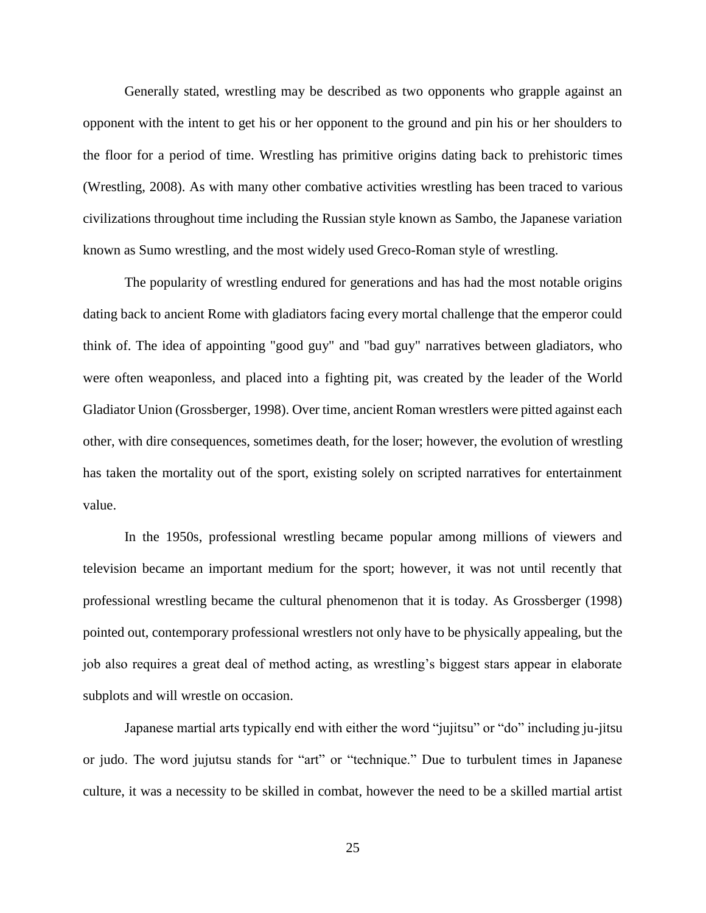Generally stated, wrestling may be described as two opponents who grapple against an opponent with the intent to get his or her opponent to the ground and pin his or her shoulders to the floor for a period of time. Wrestling has primitive origins dating back to prehistoric times (Wrestling, 2008). As with many other combative activities wrestling has been traced to various civilizations throughout time including the Russian style known as Sambo, the Japanese variation known as Sumo wrestling, and the most widely used Greco-Roman style of wrestling.

The popularity of wrestling endured for generations and has had the most notable origins dating back to ancient Rome with gladiators facing every mortal challenge that the emperor could think of. The idea of appointing "good guy" and "bad guy" narratives between gladiators, who were often weaponless, and placed into a fighting pit, was created by the leader of the World Gladiator Union (Grossberger, 1998). Over time, ancient Roman wrestlers were pitted against each other, with dire consequences, sometimes death, for the loser; however, the evolution of wrestling has taken the mortality out of the sport, existing solely on scripted narratives for entertainment value.

In the 1950s, professional wrestling became popular among millions of viewers and television became an important medium for the sport; however, it was not until recently that professional wrestling became the cultural phenomenon that it is today. As Grossberger (1998) pointed out, contemporary professional wrestlers not only have to be physically appealing, but the job also requires a great deal of method acting, as wrestling's biggest stars appear in elaborate subplots and will wrestle on occasion.

Japanese martial arts typically end with either the word "jujitsu" or "do" including ju-jitsu or judo. The word jujutsu stands for "art" or "technique." Due to turbulent times in Japanese culture, it was a necessity to be skilled in combat, however the need to be a skilled martial artist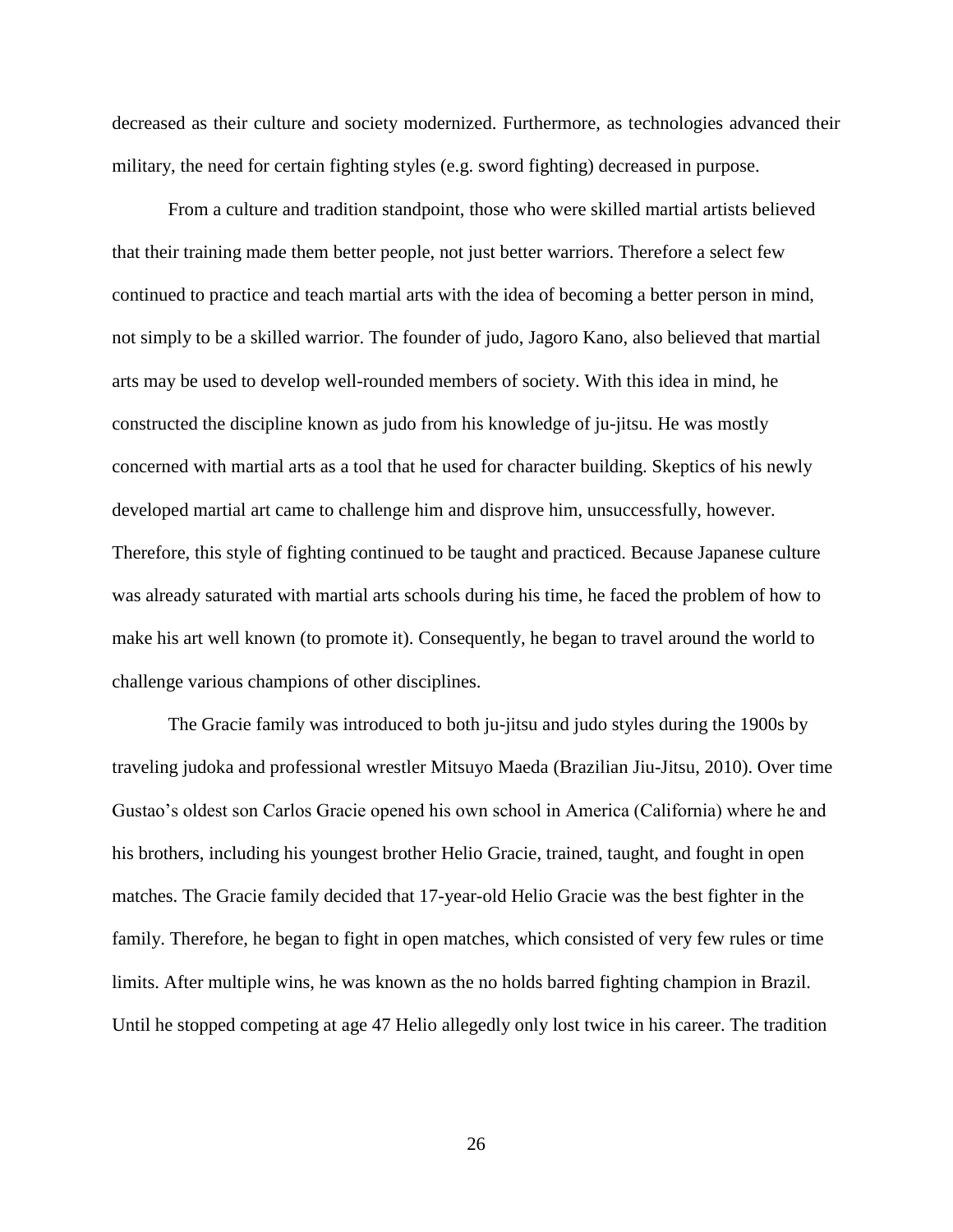decreased as their culture and society modernized. Furthermore, as technologies advanced their military, the need for certain fighting styles (e.g. sword fighting) decreased in purpose.

From a culture and tradition standpoint, those who were skilled martial artists believed that their training made them better people, not just better warriors. Therefore a select few continued to practice and teach martial arts with the idea of becoming a better person in mind, not simply to be a skilled warrior. The founder of judo, Jagoro Kano, also believed that martial arts may be used to develop well-rounded members of society. With this idea in mind, he constructed the discipline known as judo from his knowledge of ju-jitsu. He was mostly concerned with martial arts as a tool that he used for character building. Skeptics of his newly developed martial art came to challenge him and disprove him, unsuccessfully, however. Therefore, this style of fighting continued to be taught and practiced. Because Japanese culture was already saturated with martial arts schools during his time, he faced the problem of how to make his art well known (to promote it). Consequently, he began to travel around the world to challenge various champions of other disciplines.

The Gracie family was introduced to both ju-jitsu and judo styles during the 1900s by traveling judoka and professional wrestler Mitsuyo Maeda (Brazilian Jiu-Jitsu, 2010). Over time Gustao's oldest son Carlos Gracie opened his own school in America (California) where he and his brothers, including his youngest brother Helio Gracie, trained, taught, and fought in open matches. The Gracie family decided that 17-year-old Helio Gracie was the best fighter in the family. Therefore, he began to fight in open matches, which consisted of very few rules or time limits. After multiple wins, he was known as the no holds barred fighting champion in Brazil. Until he stopped competing at age 47 Helio allegedly only lost twice in his career. The tradition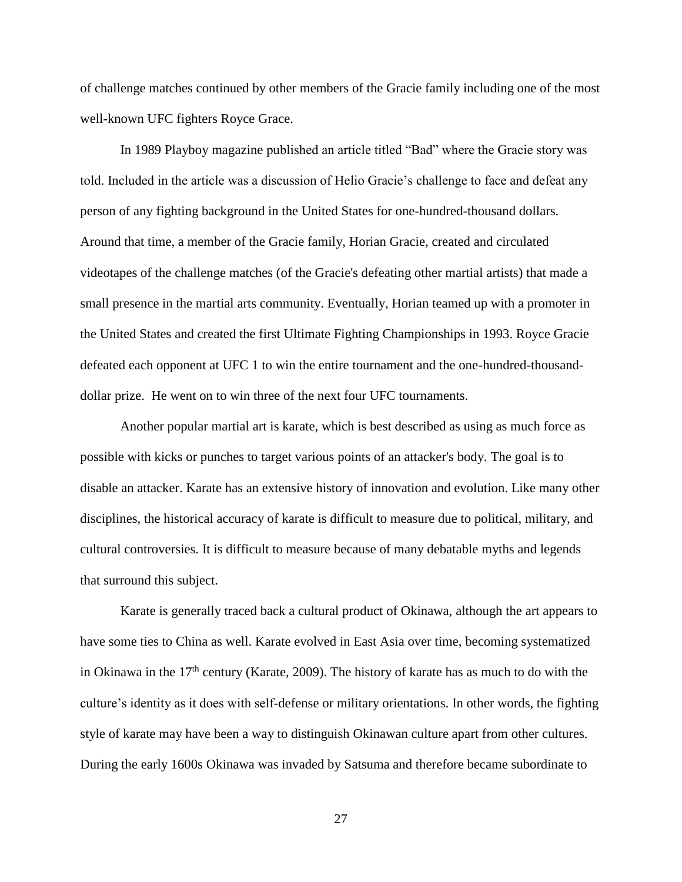of challenge matches continued by other members of the Gracie family including one of the most well-known UFC fighters Royce Grace.

In 1989 Playboy magazine published an article titled "Bad" where the Gracie story was told. Included in the article was a discussion of Helio Gracie's challenge to face and defeat any person of any fighting background in the United States for one-hundred-thousand dollars. Around that time, a member of the Gracie family, Horian Gracie, created and circulated videotapes of the challenge matches (of the Gracie's defeating other martial artists) that made a small presence in the martial arts community. Eventually, Horian teamed up with a promoter in the United States and created the first Ultimate Fighting Championships in 1993. Royce Gracie defeated each opponent at UFC 1 to win the entire tournament and the one-hundred-thousand-dollar prize. He went on to win three of the next four UFC tournaments.

Another popular martial art is karate, which is best described as using as much force as possible with kicks or punches to target various points of an attacker's body. The goal is to disable an attacker. Karate has an extensive history of innovation and evolution. Like many other disciplines, the historical accuracy of karate is difficult to measure due to political, military, and cultural controversies. It is difficult to measure because of many debatable myths and legends that surround this subject.

Karate is generally traced back a cultural product of Okinawa, although the art appears to have some ties to China as well. Karate evolved in East Asia over time, becoming systematized in Okinawa in the 17th century (Karate, 2009). The history of karate has as much to do with the culture's identity as it does with self-defense or military orientations. In other words, the fighting style of karate may have been a way to distinguish Okinawan culture apart from other cultures. During the early 1600s Okinawa was invaded by Satsuma and therefore became subordinate to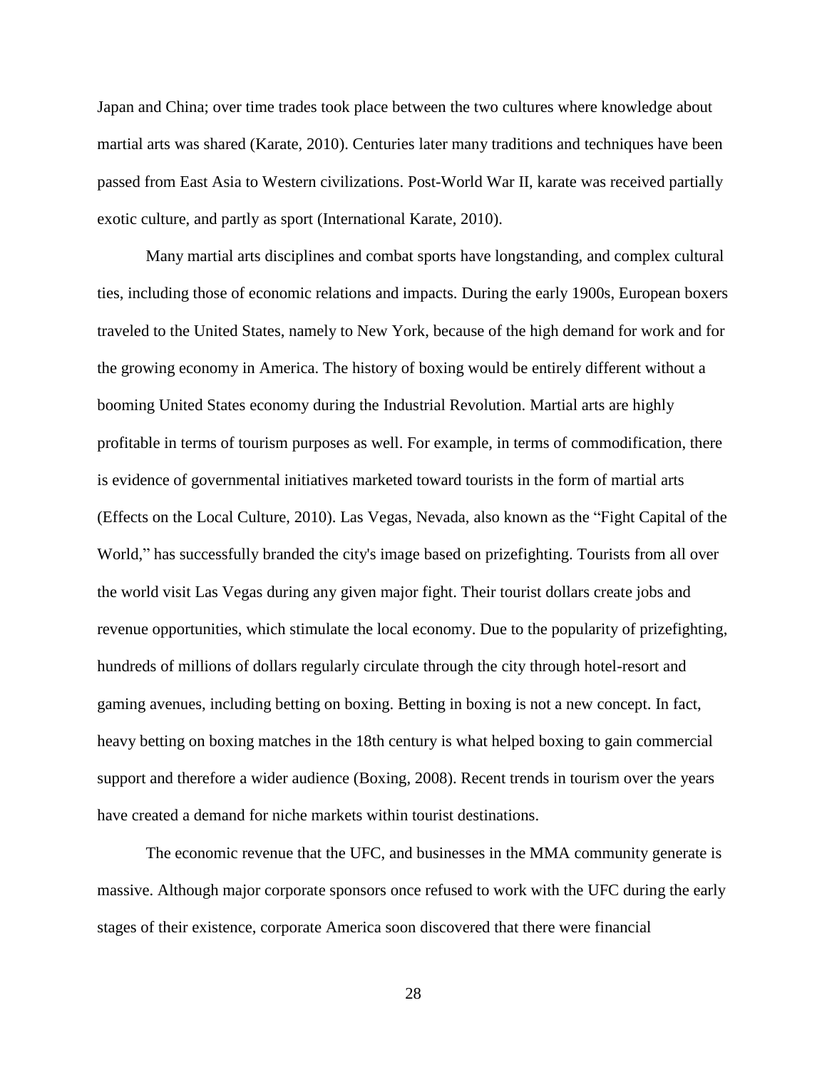Japan and China; over time trades took place between the two cultures where knowledge about martial arts was shared (Karate, 2010). Centuries later many traditions and techniques have been passed from East Asia to Western civilizations. Post-World War II, karate was received partially exotic culture, and partly as sport (International Karate, 2010).

Many martial arts disciplines and combat sports have longstanding, and complex cultural ties, including those of economic relations and impacts. During the early 1900s, European boxers traveled to the United States, namely to New York, because of the high demand for work and for the growing economy in America. The history of boxing would be entirely different without a booming United States economy during the Industrial Revolution. Martial arts are highly profitable in terms of tourism purposes as well. For example, in terms of commodification, there is evidence of governmental initiatives marketed toward tourists in the form of martial arts (Effects on the Local Culture, 2010). Las Vegas, Nevada, also known as the "Fight Capital of the World," has successfully branded the city's image based on prizefighting. Tourists from all over the world visit Las Vegas during any given major fight. Their tourist dollars create jobs and revenue opportunities, which stimulate the local economy. Due to the popularity of prizefighting, hundreds of millions of dollars regularly circulate through the city through hotel-resort and gaming avenues, including betting on boxing. Betting in boxing is not a new concept. In fact, heavy betting on boxing matches in the 18th century is what helped boxing to gain commercial support and therefore a wider audience (Boxing, 2008). Recent trends in tourism over the years have created a demand for niche markets within tourist destinations.

The economic revenue that the UFC, and businesses in the MMA community generate is massive. Although major corporate sponsors once refused to work with the UFC during the early stages of their existence, corporate America soon discovered that there were financial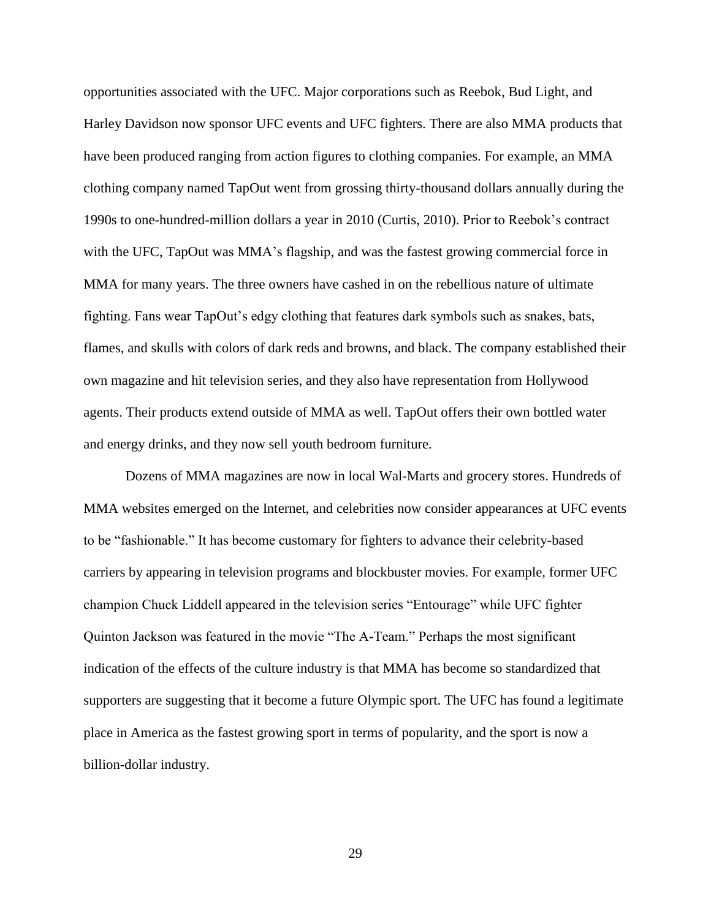opportunities associated with the UFC. Major corporations such as Reebok, Bud Light, and Harley Davidson now sponsor UFC events and UFC fighters. There are also MMA products that have been produced ranging from action figures to clothing companies. For example, an MMA clothing company named TapOut went from grossing thirty-thousand dollars annually during the 1990s to one-hundred-million dollars a year in 2010 (Curtis, 2010). Prior to Reebok's contract with the UFC, TapOut was MMA's flagship, and was the fastest growing commercial force in MMA for many years. The three owners have cashed in on the rebellious nature of ultimate fighting. Fans wear TapOut's edgy clothing that features dark symbols such as snakes, bats, flames, and skulls with colors of dark reds and browns, and black. The company established their own magazine and hit television series, and they also have representation from Hollywood agents. Their products extend outside of MMA as well. TapOut offers their own bottled water and energy drinks, and they now sell youth bedroom furniture.

Dozens of MMA magazines are now in local Wal-Marts and grocery stores. Hundreds of MMA websites emerged on the Internet, and celebrities now consider appearances at UFC events to be "fashionable." It has become customary for fighters to advance their celebrity-based carriers by appearing in television programs and blockbuster movies. For example, former UFC champion Chuck Liddell appeared in the television series "Entourage" while UFC fighter Quinton Jackson was featured in the movie "The A-Team." Perhaps the most significant indication of the effects of the culture industry is that MMA has become so standardized that supporters are suggesting that it become a future Olympic sport. The UFC has found a legitimate place in America as the fastest growing sport in terms of popularity, and the sport is now a billion-dollar industry.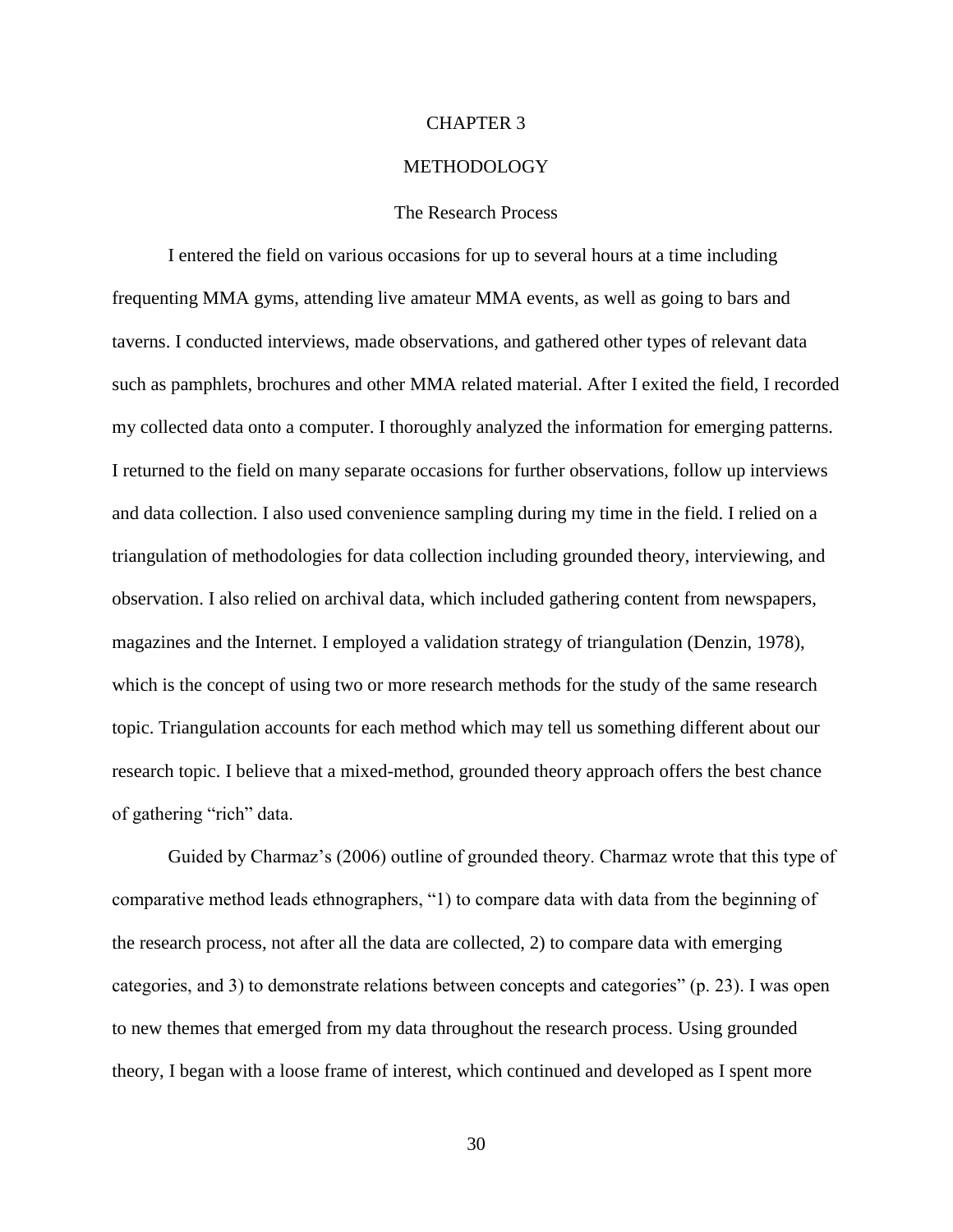# CHAPTER 3

# METHODOLOGY

## The Research Process

I entered the field on various occasions for up to several hours at a time including frequenting MMA gyms, attending live amateur MMA events, as well as going to bars and taverns. I conducted interviews, made observations, and gathered other types of relevant data such as pamphlets, brochures and other MMA related material. After I exited the field, I recorded my collected data onto a computer. I thoroughly analyzed the information for emerging patterns. I returned to the field on many separate occasions for further observations, follow up interviews and data collection. I also used convenience sampling during my time in the field. I relied on a triangulation of methodologies for data collection including grounded theory, interviewing, and observation. I also relied on archival data, which included gathering content from newspapers, magazines and the Internet. I employed a validation strategy of triangulation (Denzin, 1978), which is the concept of using two or more research methods for the study of the same research topic. Triangulation accounts for each method which may tell us something different about our research topic. I believe that a mixed-method, grounded theory approach offers the best chance of gathering "rich" data.

Guided by Charmaz's (2006) outline of grounded theory. Charmaz wrote that this type of comparative method leads ethnographers, "1) to compare data with data from the beginning of the research process, not after all the data are collected, 2) to compare data with emerging categories, and 3) to demonstrate relations between concepts and categories" (p. 23). I was open to new themes that emerged from my data throughout the research process. Using grounded theory, I began with a loose frame of interest, which continued and developed as I spent more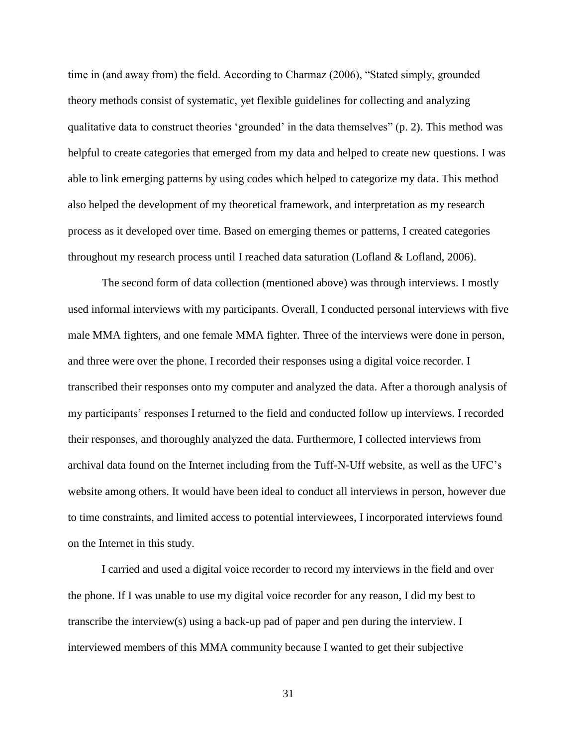time in (and away from) the field. According to Charmaz (2006), "Stated simply, grounded theory methods consist of systematic, yet flexible guidelines for collecting and analyzing qualitative data to construct theories 'grounded' in the data themselves" (p. 2). This method was helpful to create categories that emerged from my data and helped to create new questions. I was able to link emerging patterns by using codes which helped to categorize my data. This method also helped the development of my theoretical framework, and interpretation as my research process as it developed over time. Based on emerging themes or patterns, I created categories throughout my research process until I reached data saturation (Lofland & Lofland, 2006).

The second form of data collection (mentioned above) was through interviews. I mostly used informal interviews with my participants. Overall, I conducted personal interviews with five male MMA fighters, and one female MMA fighter. Three of the interviews were done in person, and three were over the phone. I recorded their responses using a digital voice recorder. I transcribed their responses onto my computer and analyzed the data. After a thorough analysis of my participants' responses I returned to the field and conducted follow up interviews. I recorded their responses, and thoroughly analyzed the data. Furthermore, I collected interviews from archival data found on the Internet including from the Tuff-N-Uff website, as well as the UFC's website among others. It would have been ideal to conduct all interviews in person, however due to time constraints, and limited access to potential interviewees, I incorporated interviews found on the Internet in this study.

I carried and used a digital voice recorder to record my interviews in the field and over the phone. If I was unable to use my digital voice recorder for any reason, I did my best to transcribe the interview(s) using a back-up pad of paper and pen during the interview. I interviewed members of this MMA community because I wanted to get their subjective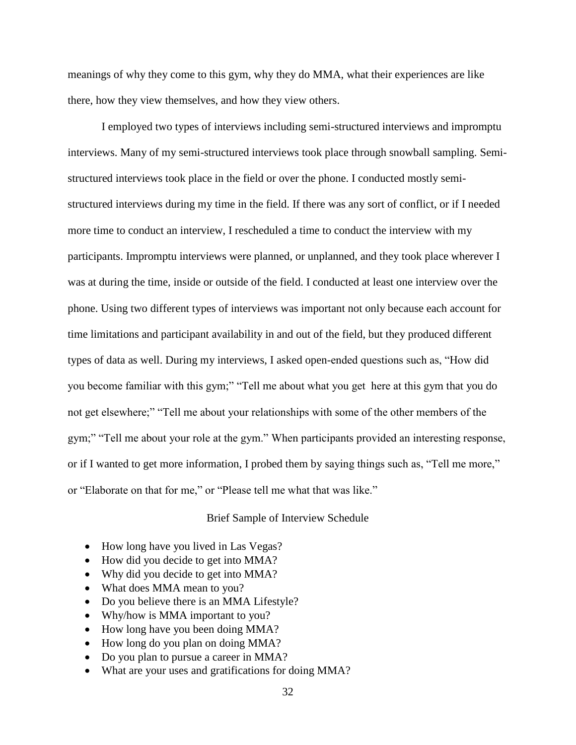meanings of why they come to this gym, why they do MMA, what their experiences are like there, how they view themselves, and how they view others.

I employed two types of interviews including semi-structured interviews and impromptu interviews. Many of my semi-structured interviews took place through snowball sampling. Semi-structured interviews took place in the field or over the phone. I conducted mostly semi-structured interviews during my time in the field. If there was any sort of conflict, or if I needed more time to conduct an interview, I rescheduled a time to conduct the interview with my participants. Impromptu interviews were planned, or unplanned, and they took place wherever I was at during the time, inside or outside of the field. I conducted at least one interview over the phone. Using two different types of interviews was important not only because each account for time limitations and participant availability in and out of the field, but they produced different types of data as well. During my interviews, I asked open-ended questions such as, "How did you become familiar with this gym;" "Tell me about what you get here at this gym that you do not get elsewhere;" "Tell me about your relationships with some of the other members of the gym;" "Tell me about your role at the gym." When participants provided an interesting response, or if I wanted to get more information, I probed them by saying things such as, "Tell me more," or "Elaborate on that for me," or "Please tell me what that was like."

Brief Sample of Interview Schedule

- How long have you lived in Las Vegas?
- How did you decide to get into MMA?
- Why did you decide to get into MMA?
- What does MMA mean to you?
- Do you believe there is an MMA Lifestyle?
- Why/how is MMA important to you?
- How long have you been doing MMA?
- How long do you plan on doing MMA?
- Do you plan to pursue a career in MMA?
- What are your uses and gratifications for doing MMA?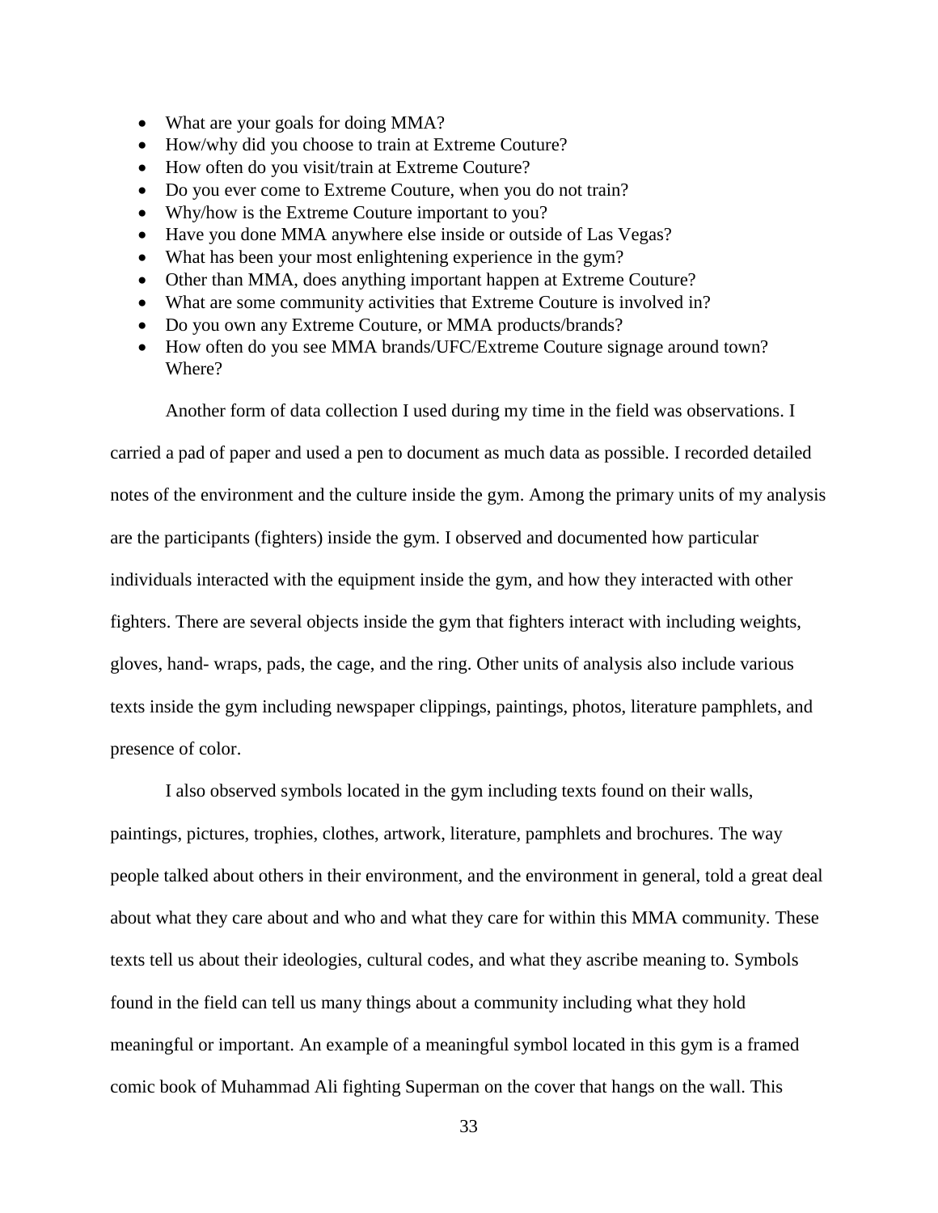- What are your goals for doing MMA?
- How/why did you choose to train at Extreme Couture?
- How often do you visit/train at Extreme Couture?
- Do you ever come to Extreme Couture, when you do not train?
- Why/how is the Extreme Couture important to you?
- Have you done MMA anywhere else inside or outside of Las Vegas?
- What has been your most enlightening experience in the gym?
- Other than MMA, does anything important happen at Extreme Couture?
- What are some community activities that Extreme Couture is involved in?
- Do you own any Extreme Couture, or MMA products/brands?
- How often do you see MMA brands/UFC/Extreme Couture signage around town? Where?

Another form of data collection I used during my time in the field was observations. I carried a pad of paper and used a pen to document as much data as possible. I recorded detailed notes of the environment and the culture inside the gym. Among the primary units of my analysis are the participants (fighters) inside the gym. I observed and documented how particular individuals interacted with the equipment inside the gym, and how they interacted with other fighters. There are several objects inside the gym that fighters interact with including weights, gloves, hand- wraps, pads, the cage, and the ring. Other units of analysis also include various texts inside the gym including newspaper clippings, paintings, photos, literature pamphlets, and presence of color.

I also observed symbols located in the gym including texts found on their walls, paintings, pictures, trophies, clothes, artwork, literature, pamphlets and brochures. The way people talked about others in their environment, and the environment in general, told a great deal about what they care about and who and what they care for within this MMA community. These texts tell us about their ideologies, cultural codes, and what they ascribe meaning to. Symbols found in the field can tell us many things about a community including what they hold meaningful or important. An example of a meaningful symbol located in this gym is a framed comic book of Muhammad Ali fighting Superman on the cover that hangs on the wall. This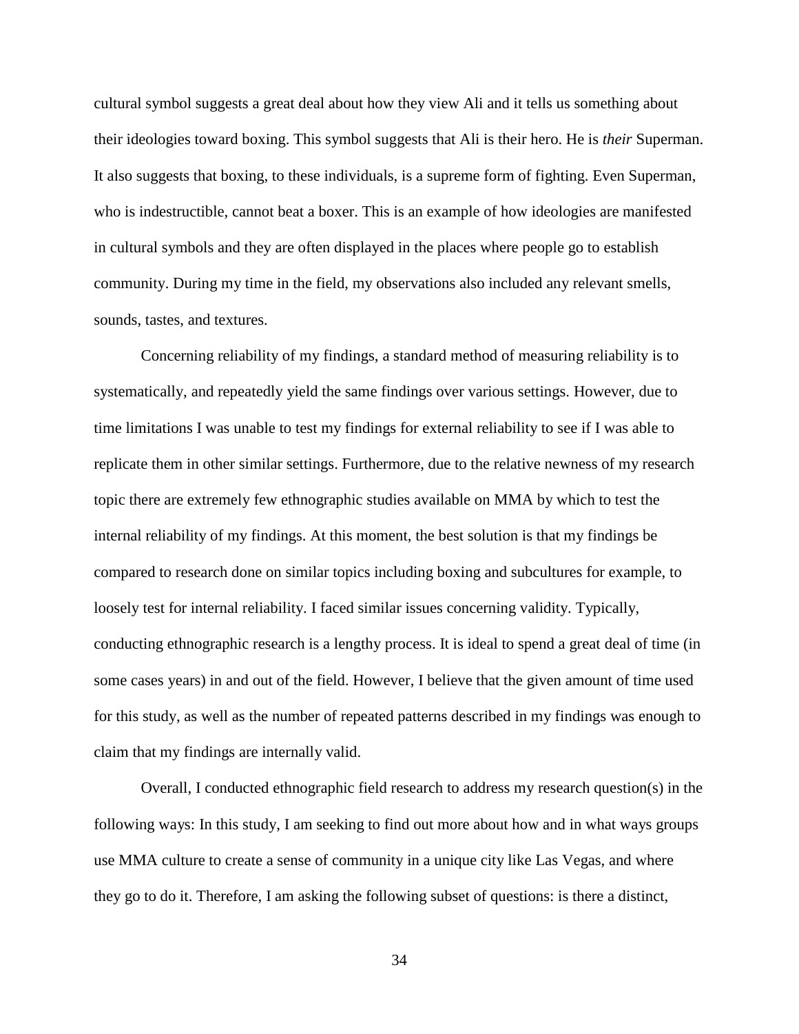cultural symbol suggests a great deal about how they view Ali and it tells us something about their ideologies toward boxing. This symbol suggests that Ali is their hero. He is *their* Superman. It also suggests that boxing, to these individuals, is a supreme form of fighting. Even Superman, who is indestructible, cannot beat a boxer. This is an example of how ideologies are manifested in cultural symbols and they are often displayed in the places where people go to establish community. During my time in the field, my observations also included any relevant smells, sounds, tastes, and textures.

Concerning reliability of my findings, a standard method of measuring reliability is to systematically, and repeatedly yield the same findings over various settings. However, due to time limitations I was unable to test my findings for external reliability to see if I was able to replicate them in other similar settings. Furthermore, due to the relative newness of my research topic there are extremely few ethnographic studies available on MMA by which to test the internal reliability of my findings. At this moment, the best solution is that my findings be compared to research done on similar topics including boxing and subcultures for example, to loosely test for internal reliability. I faced similar issues concerning validity. Typically, conducting ethnographic research is a lengthy process. It is ideal to spend a great deal of time (in some cases years) in and out of the field. However, I believe that the given amount of time used for this study, as well as the number of repeated patterns described in my findings was enough to claim that my findings are internally valid.

Overall, I conducted ethnographic field research to address my research question(s) in the following ways: In this study, I am seeking to find out more about how and in what ways groups use MMA culture to create a sense of community in a unique city like Las Vegas, and where they go to do it. Therefore, I am asking the following subset of questions: is there a distinct,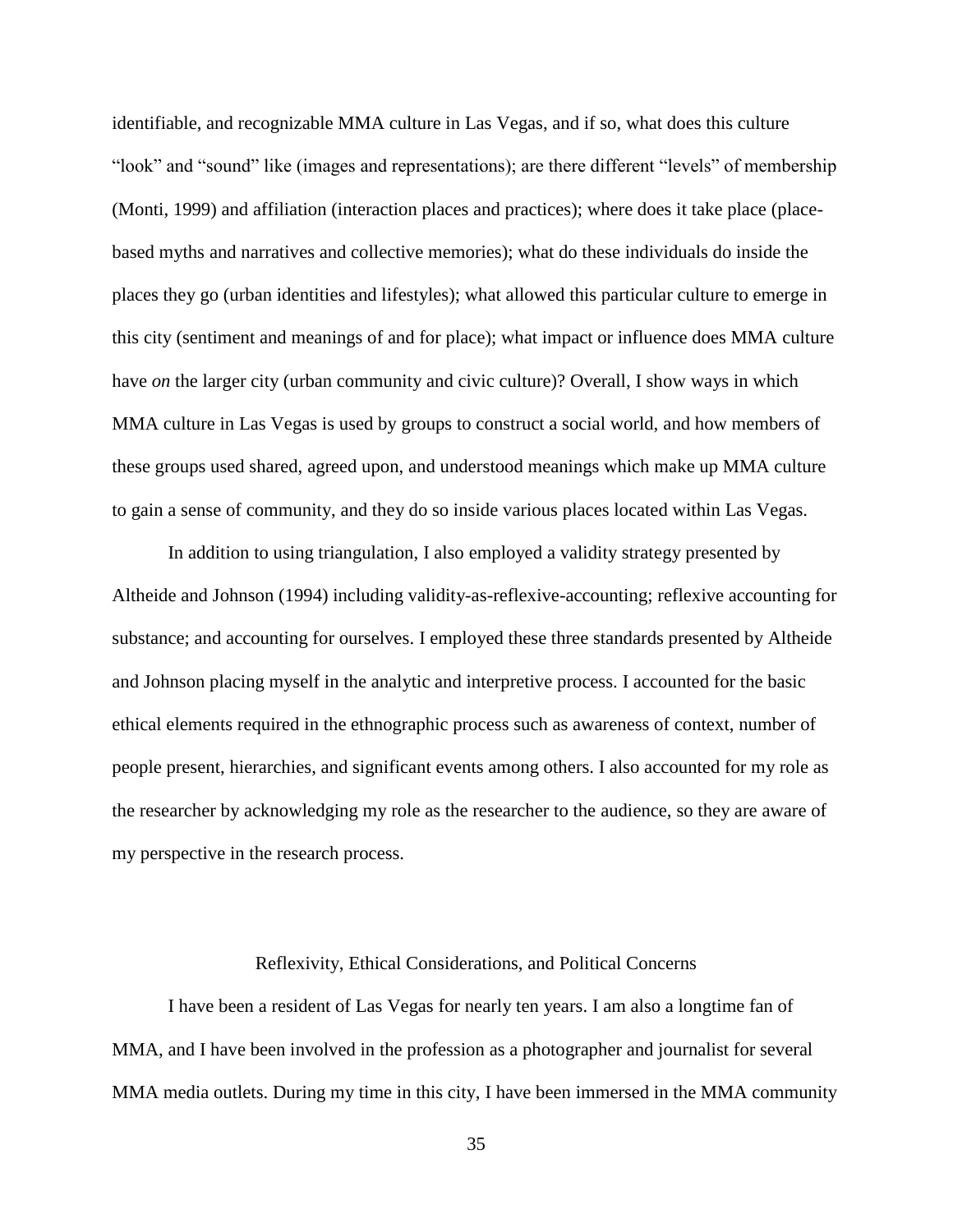identifiable, and recognizable MMA culture in Las Vegas, and if so, what does this culture "look" and "sound" like (images and representations); are there different "levels" of membership (Monti, 1999) and affiliation (interaction places and practices); where does it take place (place-based myths and narratives and collective memories); what do these individuals do inside the places they go (urban identities and lifestyles); what allowed this particular culture to emerge in this city (sentiment and meanings of and for place); what impact or influence does MMA culture have *on* the larger city (urban community and civic culture)? Overall, I show ways in which MMA culture in Las Vegas is used by groups to construct a social world, and how members of these groups used shared, agreed upon, and understood meanings which make up MMA culture to gain a sense of community, and they do so inside various places located within Las Vegas.

In addition to using triangulation, I also employed a validity strategy presented by Altheide and Johnson (1994) including validity-as-reflexive-accounting; reflexive accounting for substance; and accounting for ourselves. I employed these three standards presented by Altheide and Johnson placing myself in the analytic and interpretive process. I accounted for the basic ethical elements required in the ethnographic process such as awareness of context, number of people present, hierarchies, and significant events among others. I also accounted for my role as the researcher by acknowledging my role as the researcher to the audience, so they are aware of my perspective in the research process.

## Reflexivity, Ethical Considerations, and Political Concerns

I have been a resident of Las Vegas for nearly ten years. I am also a longtime fan of MMA, and I have been involved in the profession as a photographer and journalist for several MMA media outlets. During my time in this city, I have been immersed in the MMA community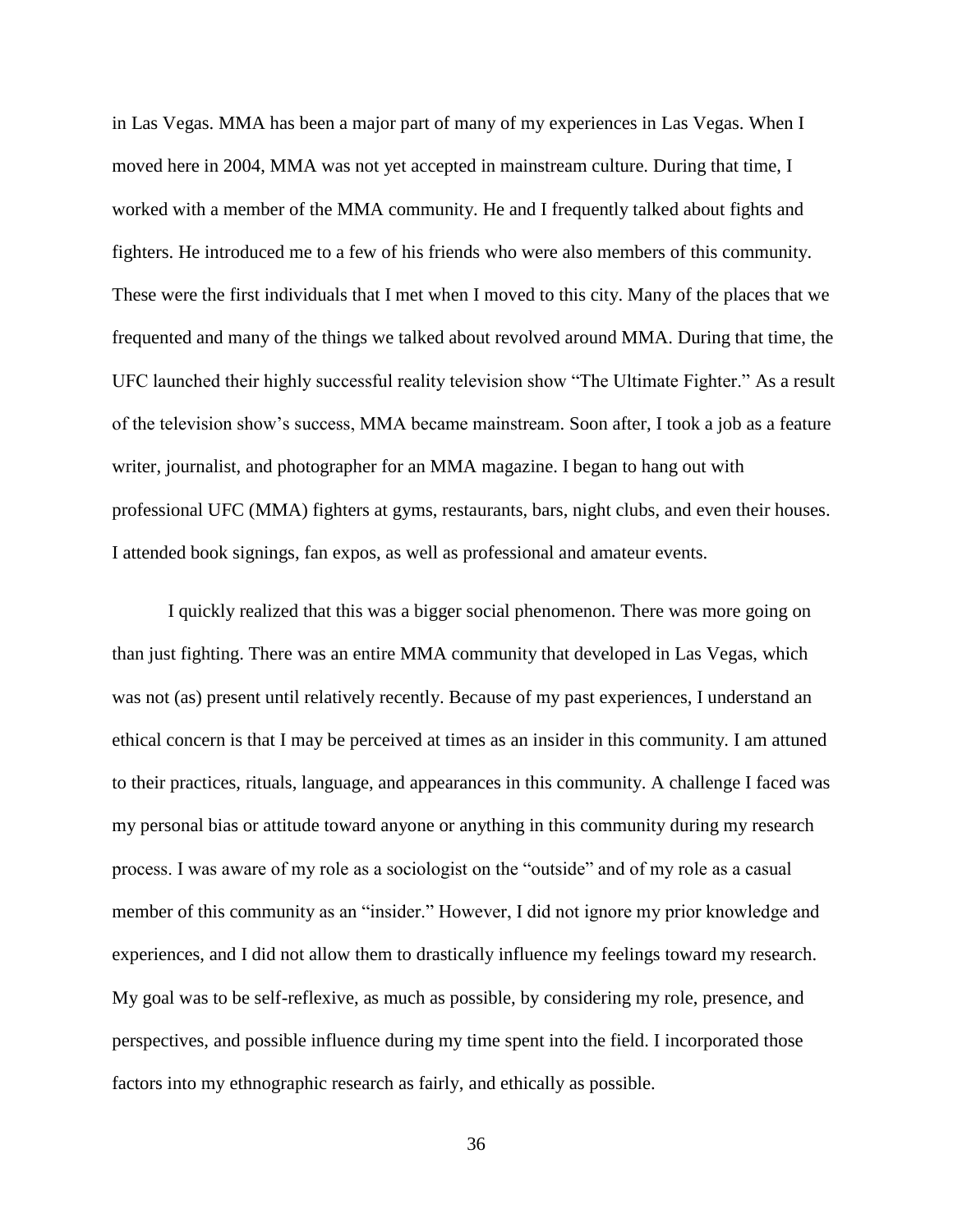in Las Vegas. MMA has been a major part of many of my experiences in Las Vegas. When I moved here in 2004, MMA was not yet accepted in mainstream culture. During that time, I worked with a member of the MMA community. He and I frequently talked about fights and fighters. He introduced me to a few of his friends who were also members of this community. These were the first individuals that I met when I moved to this city. Many of the places that we frequented and many of the things we talked about revolved around MMA. During that time, the UFC launched their highly successful reality television show "The Ultimate Fighter." As a result of the television show's success, MMA became mainstream. Soon after, I took a job as a feature writer, journalist, and photographer for an MMA magazine. I began to hang out with professional UFC (MMA) fighters at gyms, restaurants, bars, night clubs, and even their houses. I attended book signings, fan expos, as well as professional and amateur events.

I quickly realized that this was a bigger social phenomenon. There was more going on than just fighting. There was an entire MMA community that developed in Las Vegas, which was not (as) present until relatively recently. Because of my past experiences, I understand an ethical concern is that I may be perceived at times as an insider in this community. I am attuned to their practices, rituals, language, and appearances in this community. A challenge I faced was my personal bias or attitude toward anyone or anything in this community during my research process. I was aware of my role as a sociologist on the "outside" and of my role as a casual member of this community as an "insider." However, I did not ignore my prior knowledge and experiences, and I did not allow them to drastically influence my feelings toward my research. My goal was to be self-reflexive, as much as possible, by considering my role, presence, and perspectives, and possible influence during my time spent into the field. I incorporated those factors into my ethnographic research as fairly, and ethically as possible.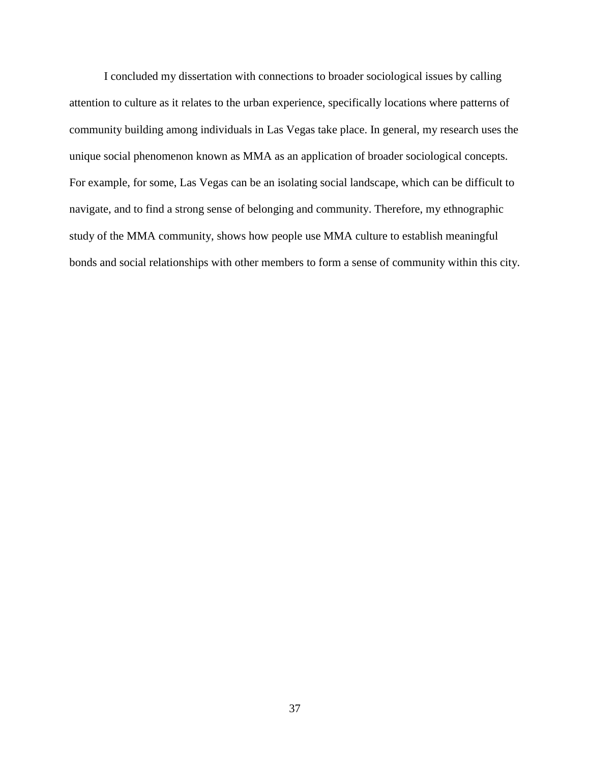I concluded my dissertation with connections to broader sociological issues by calling attention to culture as it relates to the urban experience, specifically locations where patterns of community building among individuals in Las Vegas take place. In general, my research uses the unique social phenomenon known as MMA as an application of broader sociological concepts. For example, for some, Las Vegas can be an isolating social landscape, which can be difficult to navigate, and to find a strong sense of belonging and community. Therefore, my ethnographic study of the MMA community, shows how people use MMA culture to establish meaningful bonds and social relationships with other members to form a sense of community within this city.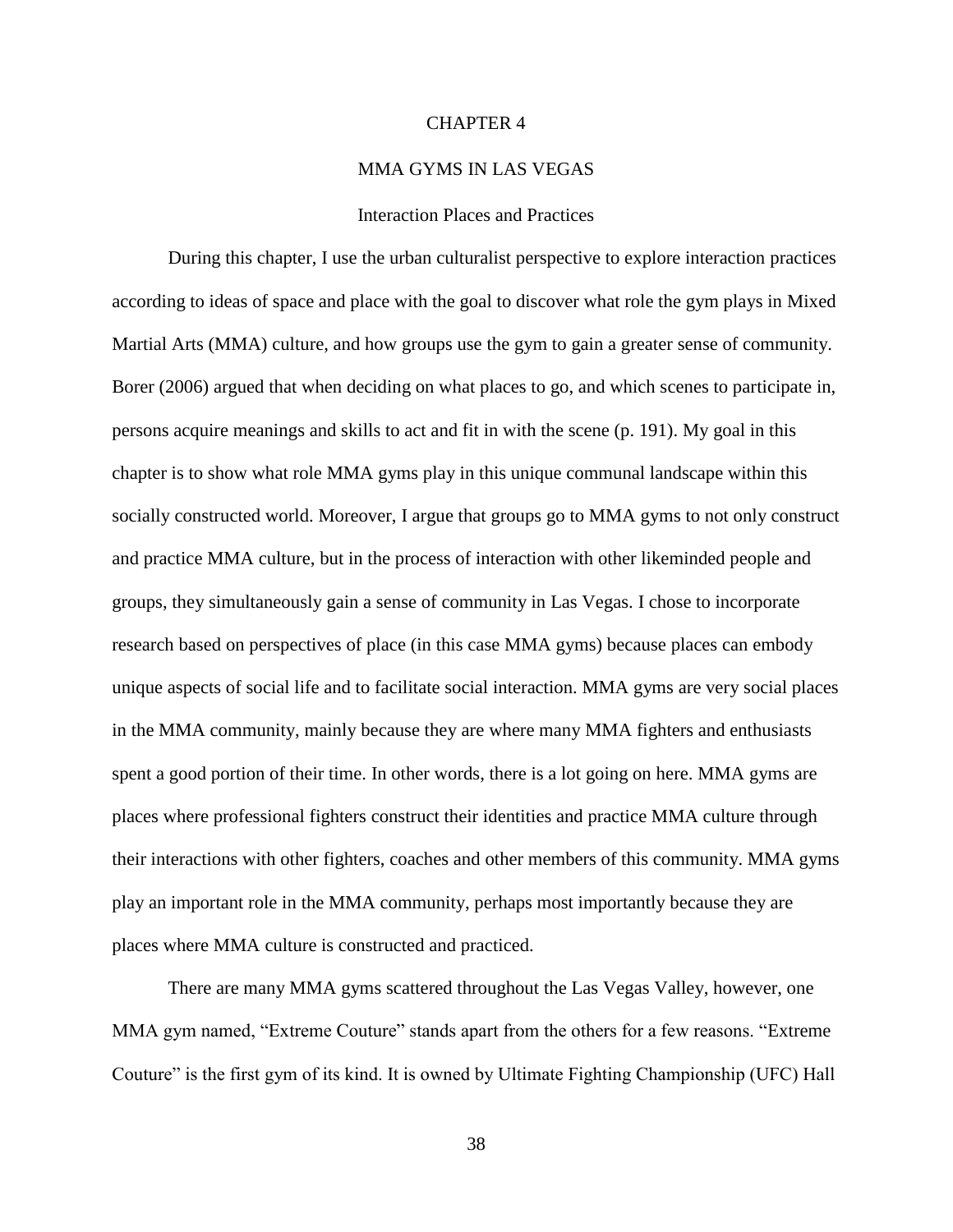# CHAPTER 4

# MMA GYMS IN LAS VEGAS

## Interaction Places and Practices

During this chapter, I use the urban culturalist perspective to explore interaction practices according to ideas of space and place with the goal to discover what role the gym plays in Mixed Martial Arts (MMA) culture, and how groups use the gym to gain a greater sense of community. Borer (2006) argued that when deciding on what places to go, and which scenes to participate in, persons acquire meanings and skills to act and fit in with the scene (p. 191). My goal in this chapter is to show what role MMA gyms play in this unique communal landscape within this socially constructed world. Moreover, I argue that groups go to MMA gyms to not only construct and practice MMA culture, but in the process of interaction with other likeminded people and groups, they simultaneously gain a sense of community in Las Vegas. I chose to incorporate research based on perspectives of place (in this case MMA gyms) because places can embody unique aspects of social life and to facilitate social interaction. MMA gyms are very social places in the MMA community, mainly because they are where many MMA fighters and enthusiasts spent a good portion of their time. In other words, there is a lot going on here. MMA gyms are places where professional fighters construct their identities and practice MMA culture through their interactions with other fighters, coaches and other members of this community. MMA gyms play an important role in the MMA community, perhaps most importantly because they are places where MMA culture is constructed and practiced.

There are many MMA gyms scattered throughout the Las Vegas Valley, however, one MMA gym named, "Extreme Couture" stands apart from the others for a few reasons. "Extreme Couture" is the first gym of its kind. It is owned by Ultimate Fighting Championship (UFC) Hall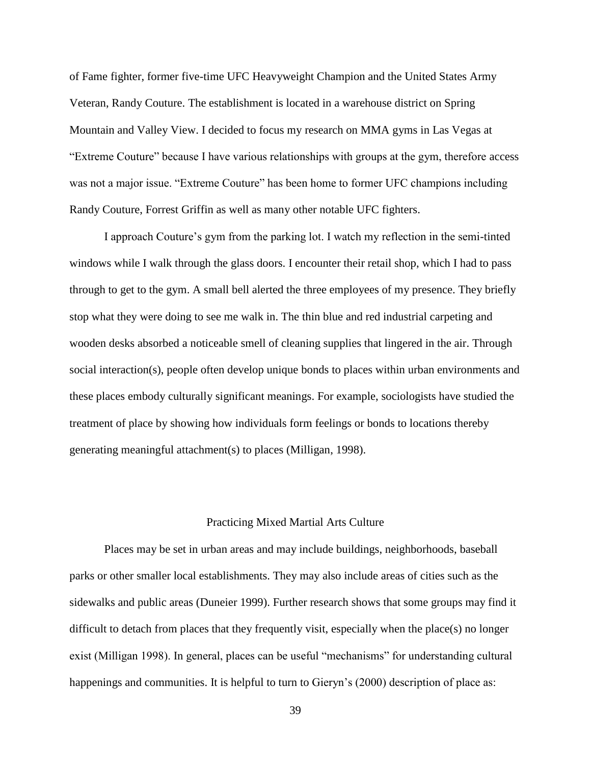of Fame fighter, former five-time UFC Heavyweight Champion and the United States Army Veteran, Randy Couture. The establishment is located in a warehouse district on Spring Mountain and Valley View. I decided to focus my research on MMA gyms in Las Vegas at "Extreme Couture" because I have various relationships with groups at the gym, therefore access was not a major issue. "Extreme Couture" has been home to former UFC champions including Randy Couture, Forrest Griffin as well as many other notable UFC fighters.

I approach Couture's gym from the parking lot. I watch my reflection in the semi-tinted windows while I walk through the glass doors. I encounter their retail shop, which I had to pass through to get to the gym. A small bell alerted the three employees of my presence. They briefly stop what they were doing to see me walk in. The thin blue and red industrial carpeting and wooden desks absorbed a noticeable smell of cleaning supplies that lingered in the air. Through social interaction(s), people often develop unique bonds to places within urban environments and these places embody culturally significant meanings. For example, sociologists have studied the treatment of place by showing how individuals form feelings or bonds to locations thereby generating meaningful attachment(s) to places (Milligan, 1998).

## Practicing Mixed Martial Arts Culture

Places may be set in urban areas and may include buildings, neighborhoods, baseball parks or other smaller local establishments. They may also include areas of cities such as the sidewalks and public areas (Duneier 1999). Further research shows that some groups may find it difficult to detach from places that they frequently visit, especially when the place(s) no longer exist (Milligan 1998). In general, places can be useful "mechanisms" for understanding cultural happenings and communities. It is helpful to turn to Gieryn's (2000) description of place as: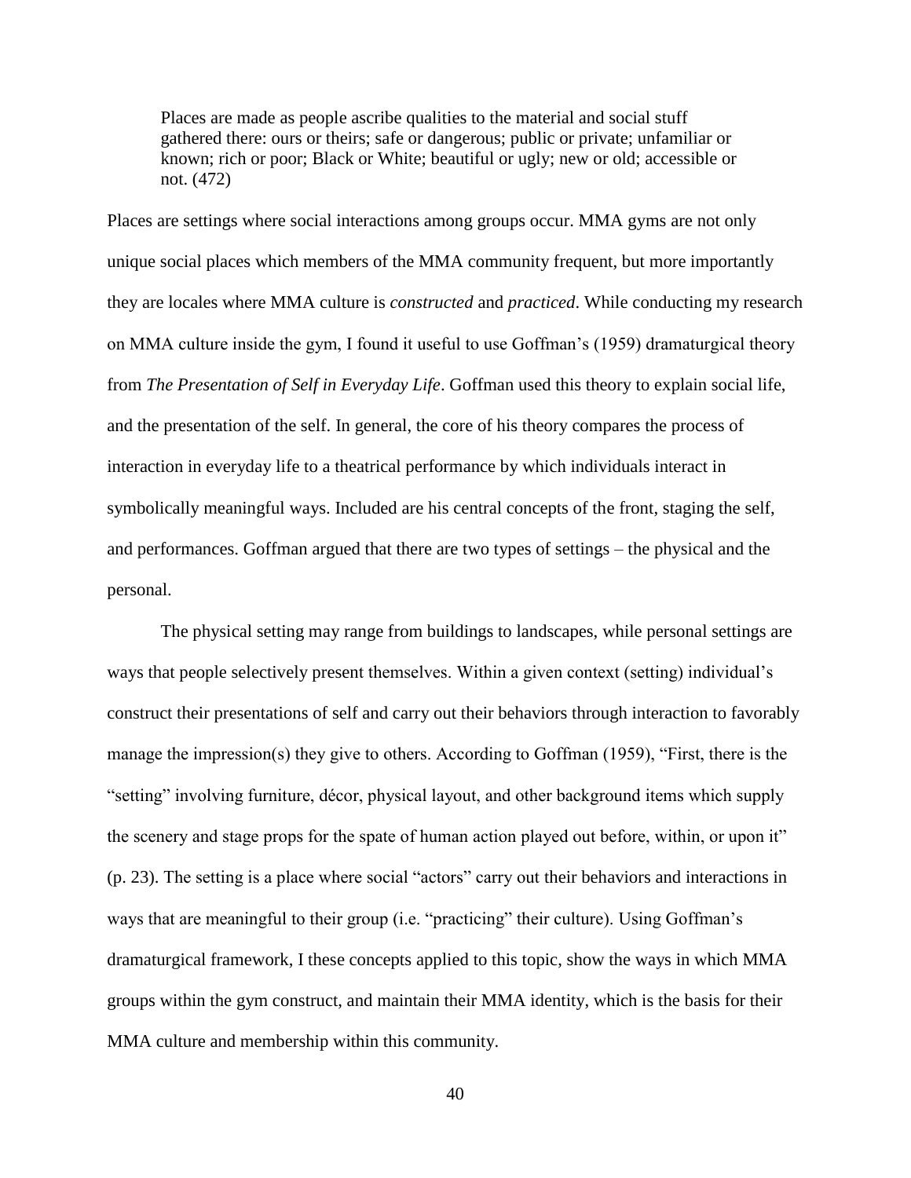> Places are made as people ascribe qualities to the material and social stuff gathered there: ours or theirs; safe or dangerous; public or private; unfamiliar or known; rich or poor; Black or White; beautiful or ugly; new or old; accessible or not. (472)

Places are settings where social interactions among groups occur. MMA gyms are not only unique social places which members of the MMA community frequent, but more importantly they are locales where MMA culture is *constructed* and *practiced*. While conducting my research on MMA culture inside the gym, I found it useful to use Goffman's (1959) dramaturgical theory from *The Presentation of Self in Everyday Life*. Goffman used this theory to explain social life, and the presentation of the self. In general, the core of his theory compares the process of interaction in everyday life to a theatrical performance by which individuals interact in symbolically meaningful ways. Included are his central concepts of the front, staging the self, and performances. Goffman argued that there are two types of settings – the physical and the personal.

The physical setting may range from buildings to landscapes, while personal settings are ways that people selectively present themselves. Within a given context (setting) individual's construct their presentations of self and carry out their behaviors through interaction to favorably manage the impression(s) they give to others. According to Goffman (1959), "First, there is the "setting" involving furniture, décor, physical layout, and other background items which supply the scenery and stage props for the spate of human action played out before, within, or upon it" (p. 23). The setting is a place where social "actors" carry out their behaviors and interactions in ways that are meaningful to their group (i.e. "practicing" their culture). Using Goffman's dramaturgical framework, I these concepts applied to this topic, show the ways in which MMA groups within the gym construct, and maintain their MMA identity, which is the basis for their MMA culture and membership within this community.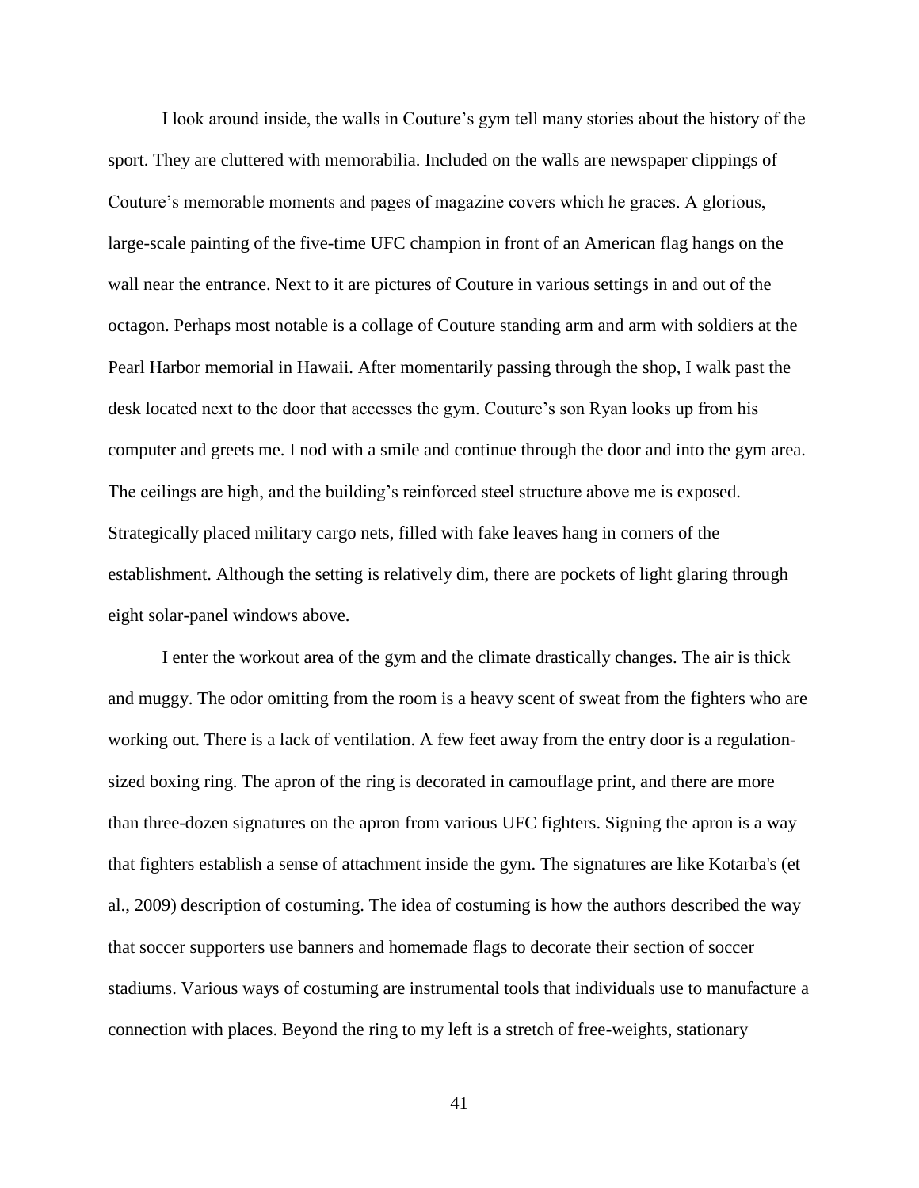I look around inside, the walls in Couture's gym tell many stories about the history of the sport. They are cluttered with memorabilia. Included on the walls are newspaper clippings of Couture's memorable moments and pages of magazine covers which he graces. A glorious, large-scale painting of the five-time UFC champion in front of an American flag hangs on the wall near the entrance. Next to it are pictures of Couture in various settings in and out of the octagon. Perhaps most notable is a collage of Couture standing arm and arm with soldiers at the Pearl Harbor memorial in Hawaii. After momentarily passing through the shop, I walk past the desk located next to the door that accesses the gym. Couture's son Ryan looks up from his computer and greets me. I nod with a smile and continue through the door and into the gym area. The ceilings are high, and the building's reinforced steel structure above me is exposed. Strategically placed military cargo nets, filled with fake leaves hang in corners of the establishment. Although the setting is relatively dim, there are pockets of light glaring through eight solar-panel windows above.

I enter the workout area of the gym and the climate drastically changes. The air is thick and muggy. The odor omitting from the room is a heavy scent of sweat from the fighters who are working out. There is a lack of ventilation. A few feet away from the entry door is a regulation-sized boxing ring. The apron of the ring is decorated in camouflage print, and there are more than three-dozen signatures on the apron from various UFC fighters. Signing the apron is a way that fighters establish a sense of attachment inside the gym. The signatures are like Kotarba's (et al., 2009) description of costuming. The idea of costuming is how the authors described the way that soccer supporters use banners and homemade flags to decorate their section of soccer stadiums. Various ways of costuming are instrumental tools that individuals use to manufacture a connection with places. Beyond the ring to my left is a stretch of free-weights, stationary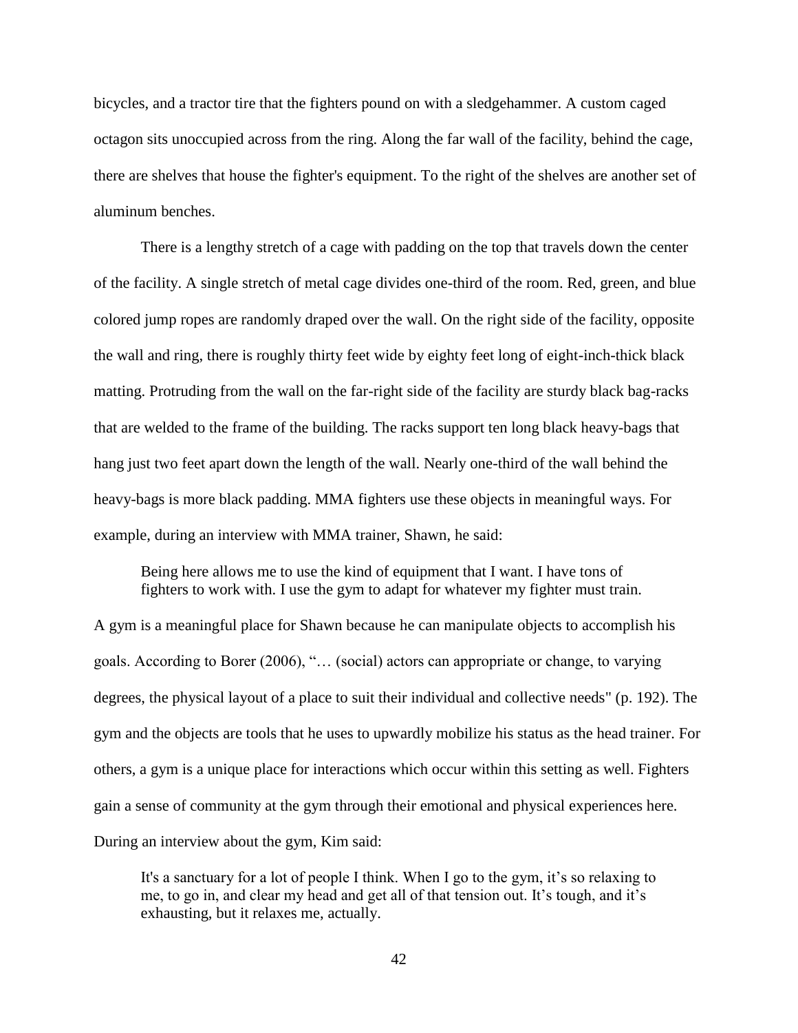bicycles, and a tractor tire that the fighters pound on with a sledgehammer. A custom caged octagon sits unoccupied across from the ring. Along the far wall of the facility, behind the cage, there are shelves that house the fighter's equipment. To the right of the shelves are another set of aluminum benches.

There is a lengthy stretch of a cage with padding on the top that travels down the center of the facility. A single stretch of metal cage divides one-third of the room. Red, green, and blue colored jump ropes are randomly draped over the wall. On the right side of the facility, opposite the wall and ring, there is roughly thirty feet wide by eighty feet long of eight-inch-thick black matting. Protruding from the wall on the far-right side of the facility are sturdy black bag-racks that are welded to the frame of the building. The racks support ten long black heavy-bags that hang just two feet apart down the length of the wall. Nearly one-third of the wall behind the heavy-bags is more black padding. MMA fighters use these objects in meaningful ways. For example, during an interview with MMA trainer, Shawn, he said:

> Being here allows me to use the kind of equipment that I want. I have tons of fighters to work with. I use the gym to adapt for whatever my fighter must train.

A gym is a meaningful place for Shawn because he can manipulate objects to accomplish his goals. According to Borer (2006), "… (social) actors can appropriate or change, to varying degrees, the physical layout of a place to suit their individual and collective needs" (p. 192). The gym and the objects are tools that he uses to upwardly mobilize his status as the head trainer. For others, a gym is a unique place for interactions which occur within this setting as well. Fighters gain a sense of community at the gym through their emotional and physical experiences here. During an interview about the gym, Kim said:

> It's a sanctuary for a lot of people I think. When I go to the gym, it's so relaxing to me, to go in, and clear my head and get all of that tension out. It's tough, and it's exhausting, but it relaxes me, actually.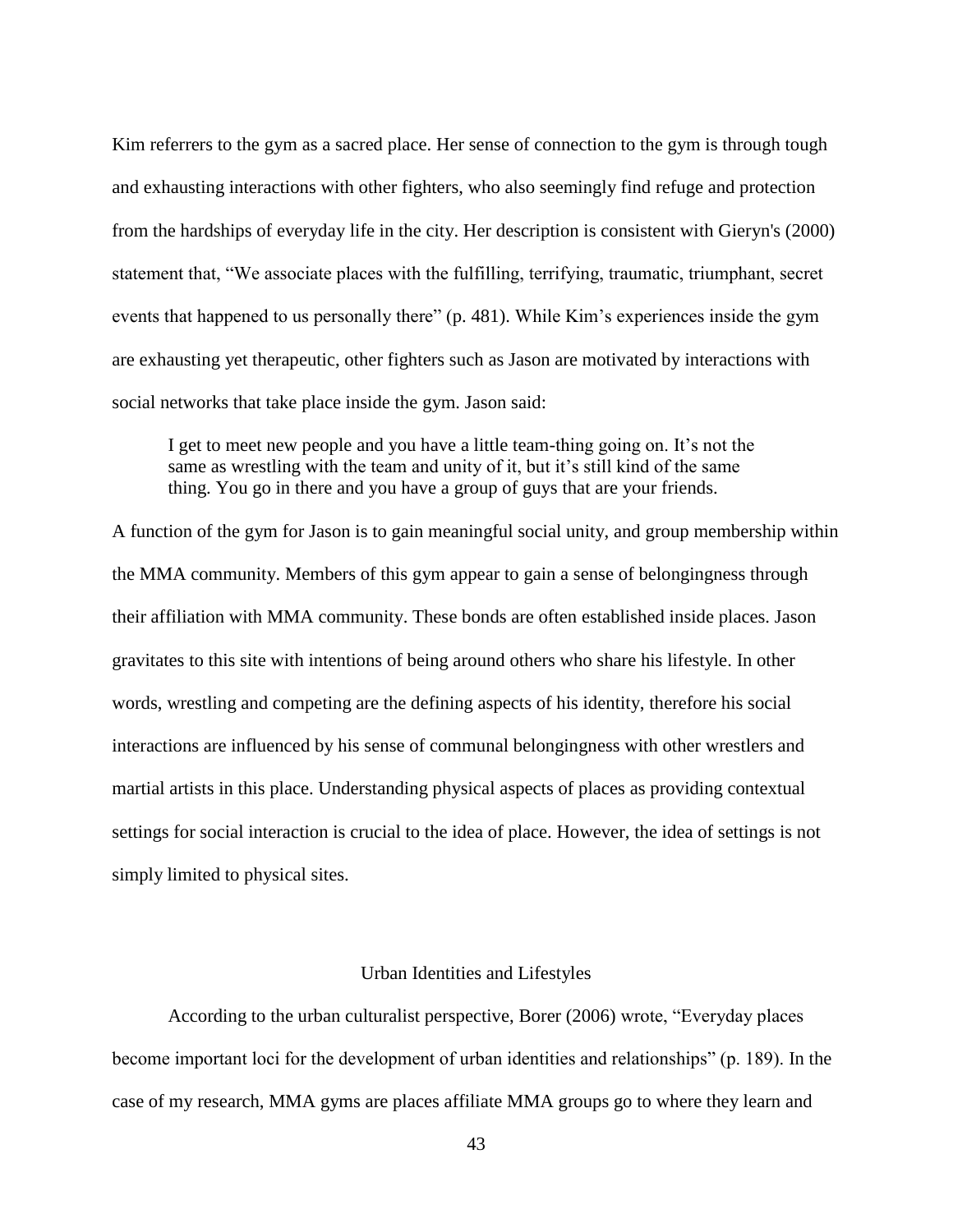Kim referrers to the gym as a sacred place. Her sense of connection to the gym is through tough and exhausting interactions with other fighters, who also seemingly find refuge and protection from the hardships of everyday life in the city. Her description is consistent with Gieryn's (2000) statement that, "We associate places with the fulfilling, terrifying, traumatic, triumphant, secret events that happened to us personally there" (p. 481). While Kim's experiences inside the gym are exhausting yet therapeutic, other fighters such as Jason are motivated by interactions with social networks that take place inside the gym. Jason said:

> I get to meet new people and you have a little team-thing going on. It's not the same as wrestling with the team and unity of it, but it's still kind of the same thing. You go in there and you have a group of guys that are your friends.

A function of the gym for Jason is to gain meaningful social unity, and group membership within the MMA community. Members of this gym appear to gain a sense of belongingness through their affiliation with MMA community. These bonds are often established inside places. Jason gravitates to this site with intentions of being around others who share his lifestyle. In other words, wrestling and competing are the defining aspects of his identity, therefore his social interactions are influenced by his sense of communal belongingness with other wrestlers and martial artists in this place. Understanding physical aspects of places as providing contextual settings for social interaction is crucial to the idea of place. However, the idea of settings is not simply limited to physical sites.

## Urban Identities and Lifestyles

According to the urban culturalist perspective, Borer (2006) wrote, "Everyday places become important loci for the development of urban identities and relationships" (p. 189). In the case of my research, MMA gyms are places affiliate MMA groups go to where they learn and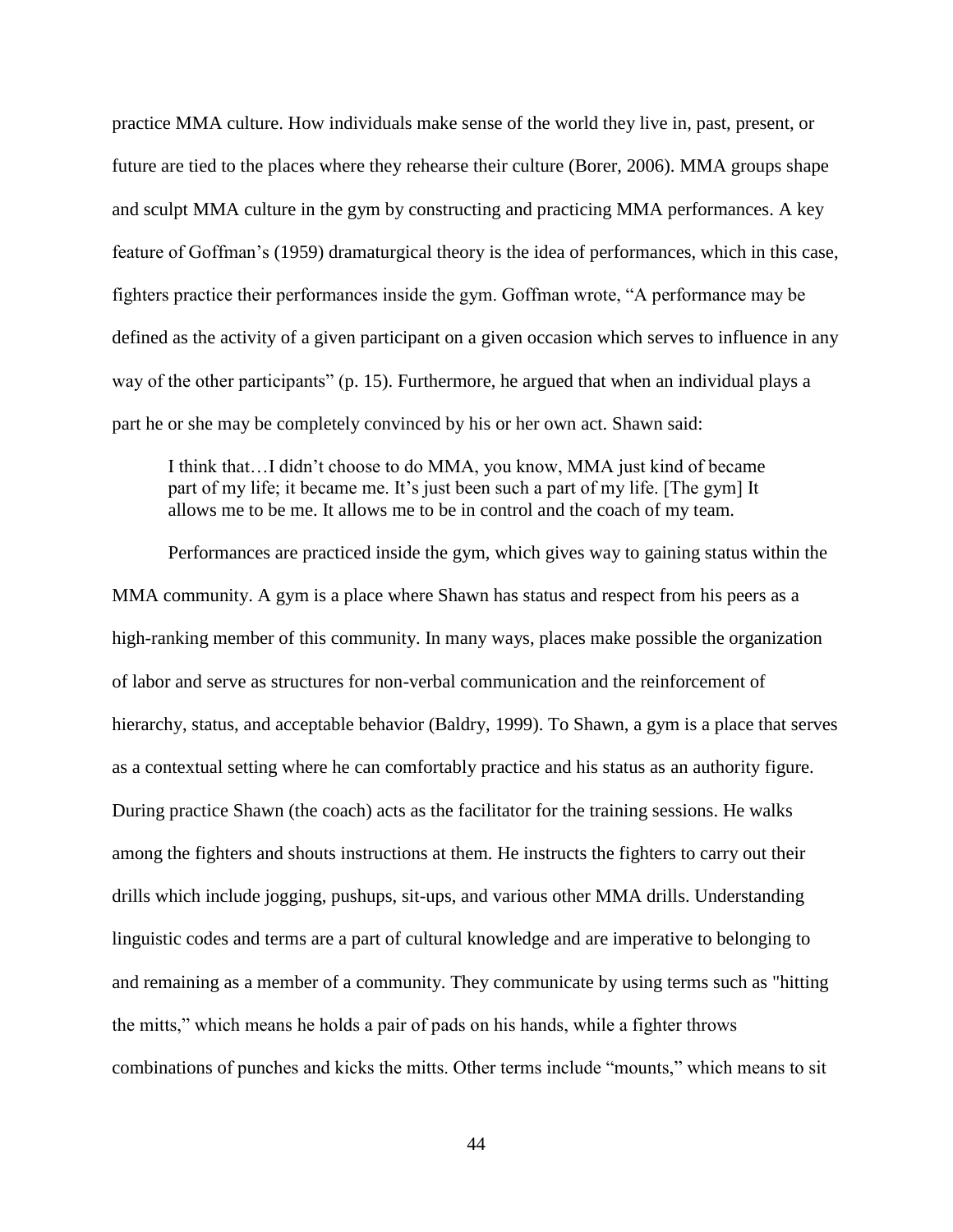practice MMA culture. How individuals make sense of the world they live in, past, present, or future are tied to the places where they rehearse their culture (Borer, 2006). MMA groups shape and sculpt MMA culture in the gym by constructing and practicing MMA performances. A key feature of Goffman's (1959) dramaturgical theory is the idea of performances, which in this case, fighters practice their performances inside the gym. Goffman wrote, "A performance may be defined as the activity of a given participant on a given occasion which serves to influence in any way of the other participants" (p. 15). Furthermore, he argued that when an individual plays a part he or she may be completely convinced by his or her own act. Shawn said:

> I think that…I didn't choose to do MMA, you know, MMA just kind of became part of my life; it became me. It's just been such a part of my life. [The gym] It allows me to be me. It allows me to be in control and the coach of my team.

Performances are practiced inside the gym, which gives way to gaining status within the MMA community. A gym is a place where Shawn has status and respect from his peers as a high-ranking member of this community. In many ways, places make possible the organization of labor and serve as structures for non-verbal communication and the reinforcement of hierarchy, status, and acceptable behavior (Baldry, 1999). To Shawn, a gym is a place that serves as a contextual setting where he can comfortably practice and his status as an authority figure. During practice Shawn (the coach) acts as the facilitator for the training sessions. He walks among the fighters and shouts instructions at them. He instructs the fighters to carry out their drills which include jogging, pushups, sit-ups, and various other MMA drills. Understanding linguistic codes and terms are a part of cultural knowledge and are imperative to belonging to and remaining as a member of a community. They communicate by using terms such as "hitting the mitts," which means he holds a pair of pads on his hands, while a fighter throws combinations of punches and kicks the mitts. Other terms include "mounts," which means to sit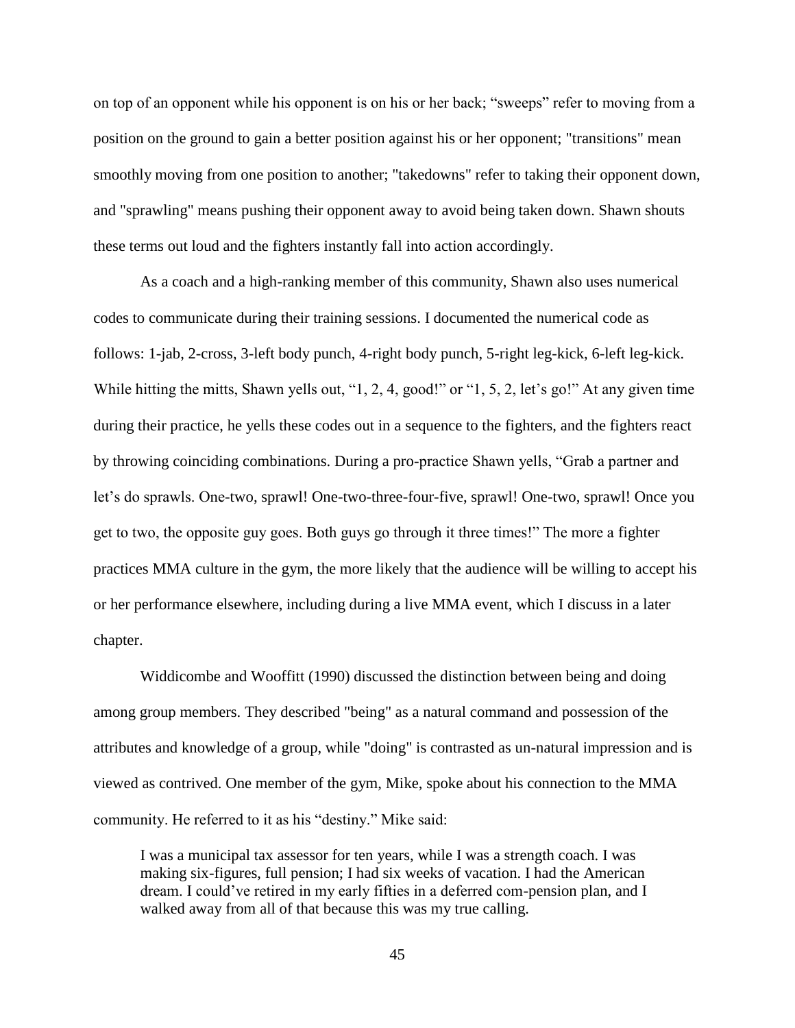on top of an opponent while his opponent is on his or her back; “sweeps” refer to moving from a position on the ground to gain a better position against his or her opponent; "transitions" mean smoothly moving from one position to another; "takedowns" refer to taking their opponent down, and "sprawling" means pushing their opponent away to avoid being taken down. Shawn shouts these terms out loud and the fighters instantly fall into action accordingly.

As a coach and a high-ranking member of this community, Shawn also uses numerical codes to communicate during their training sessions. I documented the numerical code as follows: 1-jab, 2-cross, 3-left body punch, 4-right body punch, 5-right leg-kick, 6-left leg-kick. While hitting the mitts, Shawn yells out, “1, 2, 4, good!” or “1, 5, 2, let’s go!” At any given time during their practice, he yells these codes out in a sequence to the fighters, and the fighters react by throwing coinciding combinations. During a pro-practice Shawn yells, “Grab a partner and let’s do sprawls. One-two, sprawl! One-two-three-four-five, sprawl! One-two, sprawl! Once you get to two, the opposite guy goes. Both guys go through it three times!” The more a fighter practices MMA culture in the gym, the more likely that the audience will be willing to accept his or her performance elsewhere, including during a live MMA event, which I discuss in a later chapter.

Widdicombe and Wooffitt (1990) discussed the distinction between being and doing among group members. They described "being" as a natural command and possession of the attributes and knowledge of a group, while "doing" is contrasted as un-natural impression and is viewed as contrived. One member of the gym, Mike, spoke about his connection to the MMA community. He referred to it as his “destiny.” Mike said:

> I was a municipal tax assessor for ten years, while I was a strength coach. I was making six-figures, full pension; I had six weeks of vacation. I had the American dream. I could’ve retired in my early fifties in a deferred com-pension plan, and I walked away from all of that because this was my true calling.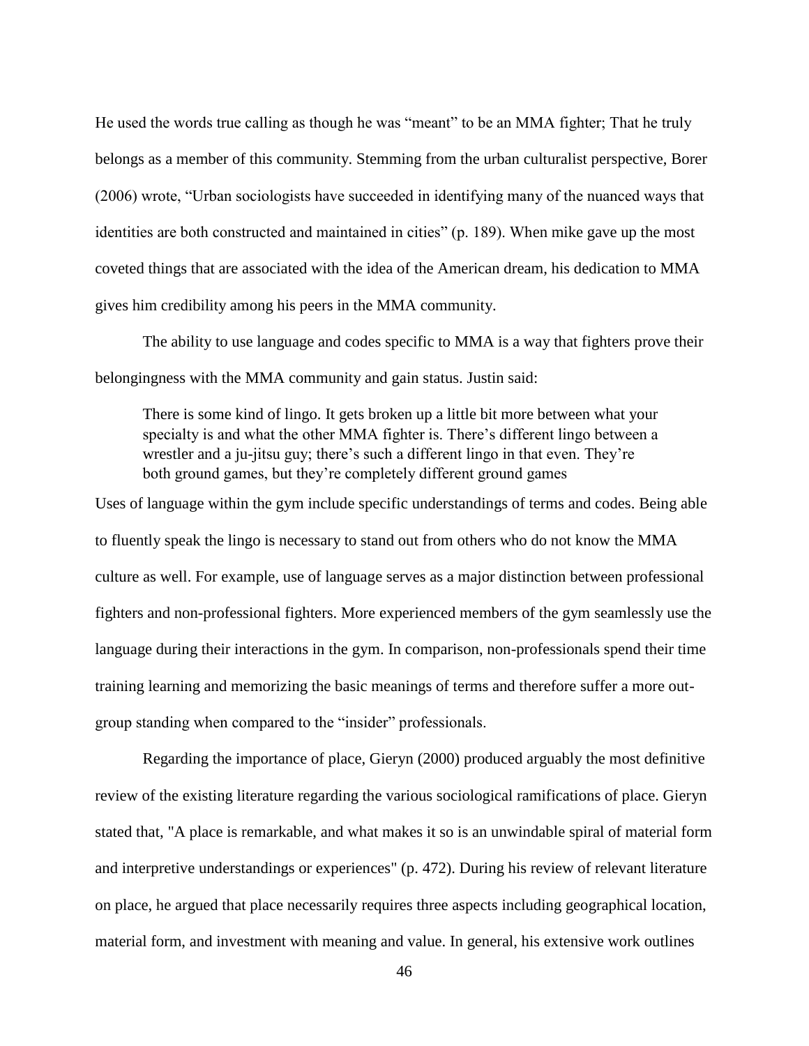He used the words true calling as though he was "meant" to be an MMA fighter; That he truly belongs as a member of this community. Stemming from the urban culturalist perspective, Borer (2006) wrote, "Urban sociologists have succeeded in identifying many of the nuanced ways that identities are both constructed and maintained in cities" (p. 189). When mike gave up the most coveted things that are associated with the idea of the American dream, his dedication to MMA gives him credibility among his peers in the MMA community.

The ability to use language and codes specific to MMA is a way that fighters prove their belongingness with the MMA community and gain status. Justin said:

> There is some kind of lingo. It gets broken up a little bit more between what your specialty is and what the other MMA fighter is. There's different lingo between a wrestler and a ju-jitsu guy; there's such a different lingo in that even. They're both ground games, but they're completely different ground games

Uses of language within the gym include specific understandings of terms and codes. Being able to fluently speak the lingo is necessary to stand out from others who do not know the MMA culture as well. For example, use of language serves as a major distinction between professional fighters and non-professional fighters. More experienced members of the gym seamlessly use the language during their interactions in the gym. In comparison, non-professionals spend their time training learning and memorizing the basic meanings of terms and therefore suffer a more out-group standing when compared to the "insider" professionals.

Regarding the importance of place, Gieryn (2000) produced arguably the most definitive review of the existing literature regarding the various sociological ramifications of place. Gieryn stated that, "A place is remarkable, and what makes it so is an unwindable spiral of material form and interpretive understandings or experiences" (p. 472). During his review of relevant literature on place, he argued that place necessarily requires three aspects including geographical location, material form, and investment with meaning and value. In general, his extensive work outlines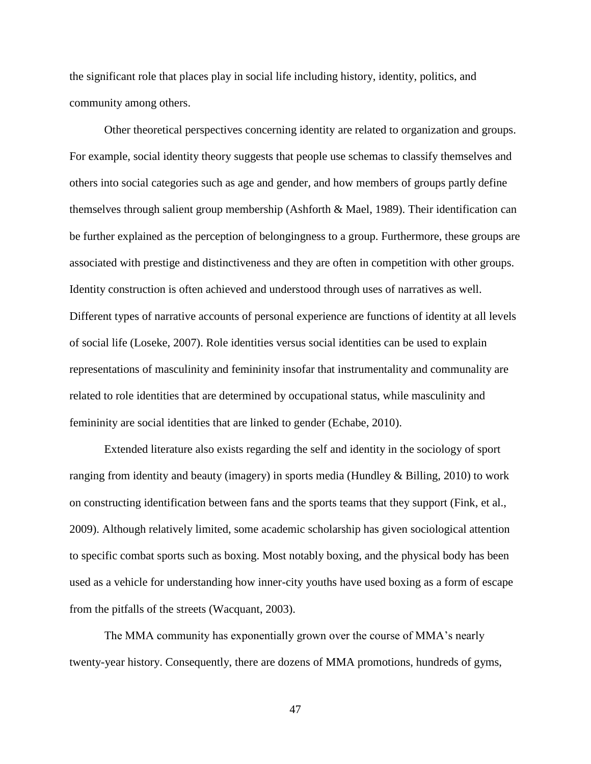the significant role that places play in social life including history, identity, politics, and community among others.

Other theoretical perspectives concerning identity are related to organization and groups. For example, social identity theory suggests that people use schemas to classify themselves and others into social categories such as age and gender, and how members of groups partly define themselves through salient group membership (Ashforth & Mael, 1989). Their identification can be further explained as the perception of belongingness to a group. Furthermore, these groups are associated with prestige and distinctiveness and they are often in competition with other groups. Identity construction is often achieved and understood through uses of narratives as well. Different types of narrative accounts of personal experience are functions of identity at all levels of social life (Loseke, 2007). Role identities versus social identities can be used to explain representations of masculinity and femininity insofar that instrumentality and communality are related to role identities that are determined by occupational status, while masculinity and femininity are social identities that are linked to gender (Echabe, 2010).

Extended literature also exists regarding the self and identity in the sociology of sport ranging from identity and beauty (imagery) in sports media (Hundley & Billing, 2010) to work on constructing identification between fans and the sports teams that they support (Fink, et al., 2009). Although relatively limited, some academic scholarship has given sociological attention to specific combat sports such as boxing. Most notably boxing, and the physical body has been used as a vehicle for understanding how inner-city youths have used boxing as a form of escape from the pitfalls of the streets (Wacquant, 2003).

The MMA community has exponentially grown over the course of MMA's nearly twenty-year history. Consequently, there are dozens of MMA promotions, hundreds of gyms,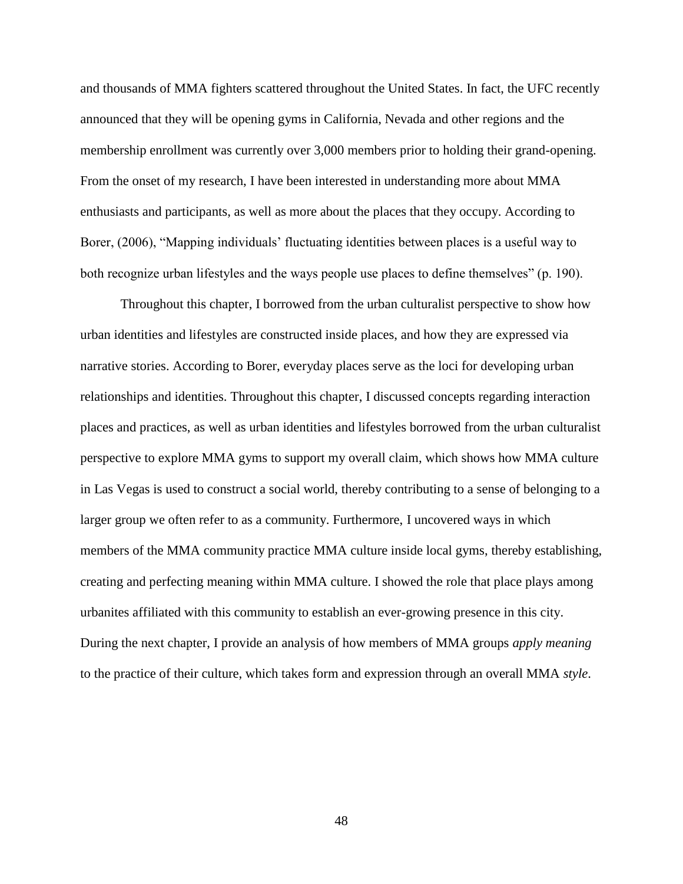and thousands of MMA fighters scattered throughout the United States. In fact, the UFC recently announced that they will be opening gyms in California, Nevada and other regions and the membership enrollment was currently over 3,000 members prior to holding their grand-opening. From the onset of my research, I have been interested in understanding more about MMA enthusiasts and participants, as well as more about the places that they occupy. According to Borer, (2006), "Mapping individuals' fluctuating identities between places is a useful way to both recognize urban lifestyles and the ways people use places to define themselves" (p. 190).

Throughout this chapter, I borrowed from the urban culturalist perspective to show how urban identities and lifestyles are constructed inside places, and how they are expressed via narrative stories. According to Borer, everyday places serve as the loci for developing urban relationships and identities. Throughout this chapter, I discussed concepts regarding interaction places and practices, as well as urban identities and lifestyles borrowed from the urban culturalist perspective to explore MMA gyms to support my overall claim, which shows how MMA culture in Las Vegas is used to construct a social world, thereby contributing to a sense of belonging to a larger group we often refer to as a community. Furthermore, I uncovered ways in which members of the MMA community practice MMA culture inside local gyms, thereby establishing, creating and perfecting meaning within MMA culture. I showed the role that place plays among urbanites affiliated with this community to establish an ever-growing presence in this city. During the next chapter, I provide an analysis of how members of MMA groups *apply meaning* to the practice of their culture, which takes form and expression through an overall MMA *style*.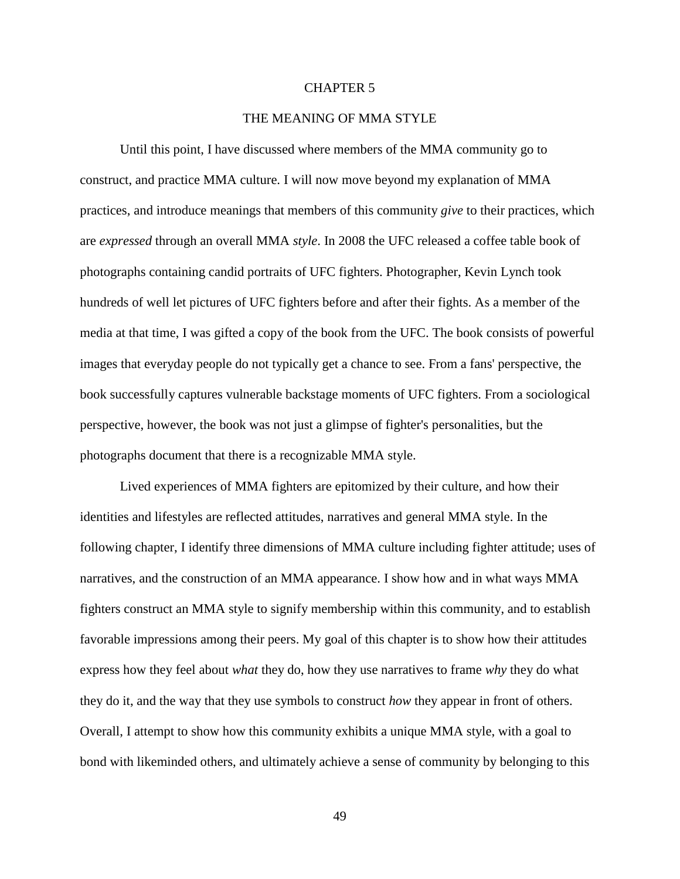# CHAPTER 5

## THE MEANING OF MMA STYLE

Until this point, I have discussed where members of the MMA community go to construct, and practice MMA culture. I will now move beyond my explanation of MMA practices, and introduce meanings that members of this community *give* to their practices, which are *expressed* through an overall MMA *style*. In 2008 the UFC released a coffee table book of photographs containing candid portraits of UFC fighters. Photographer, Kevin Lynch took hundreds of well let pictures of UFC fighters before and after their fights. As a member of the media at that time, I was gifted a copy of the book from the UFC. The book consists of powerful images that everyday people do not typically get a chance to see. From a fans' perspective, the book successfully captures vulnerable backstage moments of UFC fighters. From a sociological perspective, however, the book was not just a glimpse of fighter's personalities, but the photographs document that there is a recognizable MMA style.

Lived experiences of MMA fighters are epitomized by their culture, and how their identities and lifestyles are reflected attitudes, narratives and general MMA style. In the following chapter, I identify three dimensions of MMA culture including fighter attitude; uses of narratives, and the construction of an MMA appearance. I show how and in what ways MMA fighters construct an MMA style to signify membership within this community, and to establish favorable impressions among their peers. My goal of this chapter is to show how their attitudes express how they feel about *what* they do, how they use narratives to frame *why* they do what they do it, and the way that they use symbols to construct *how* they appear in front of others. Overall, I attempt to show how this community exhibits a unique MMA style, with a goal to bond with likeminded others, and ultimately achieve a sense of community by belonging to this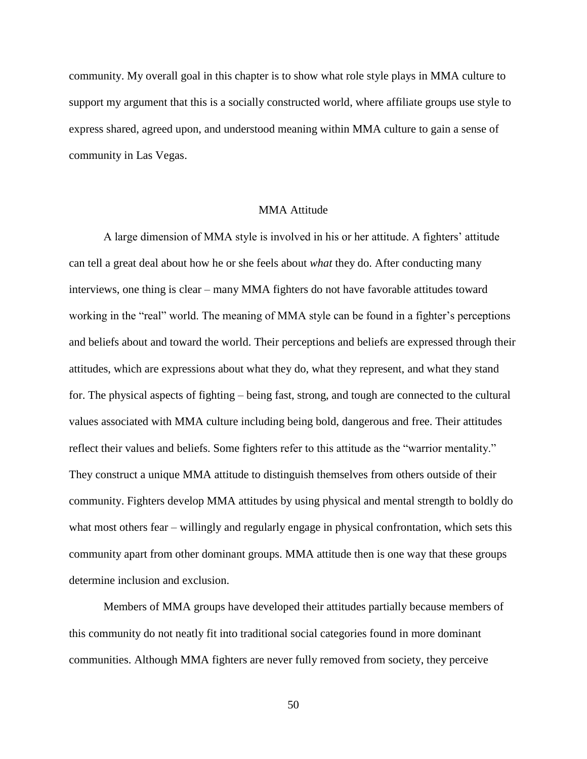community. My overall goal in this chapter is to show what role style plays in MMA culture to support my argument that this is a socially constructed world, where affiliate groups use style to express shared, agreed upon, and understood meaning within MMA culture to gain a sense of community in Las Vegas.

## MMA Attitude

A large dimension of MMA style is involved in his or her attitude. A fighters' attitude can tell a great deal about how he or she feels about *what* they do. After conducting many interviews, one thing is clear – many MMA fighters do not have favorable attitudes toward working in the "real" world. The meaning of MMA style can be found in a fighter's perceptions and beliefs about and toward the world. Their perceptions and beliefs are expressed through their attitudes, which are expressions about what they do, what they represent, and what they stand for. The physical aspects of fighting – being fast, strong, and tough are connected to the cultural values associated with MMA culture including being bold, dangerous and free. Their attitudes reflect their values and beliefs. Some fighters refer to this attitude as the "warrior mentality." They construct a unique MMA attitude to distinguish themselves from others outside of their community. Fighters develop MMA attitudes by using physical and mental strength to boldly do what most others fear – willingly and regularly engage in physical confrontation, which sets this community apart from other dominant groups. MMA attitude then is one way that these groups determine inclusion and exclusion.

Members of MMA groups have developed their attitudes partially because members of this community do not neatly fit into traditional social categories found in more dominant communities. Although MMA fighters are never fully removed from society, they perceive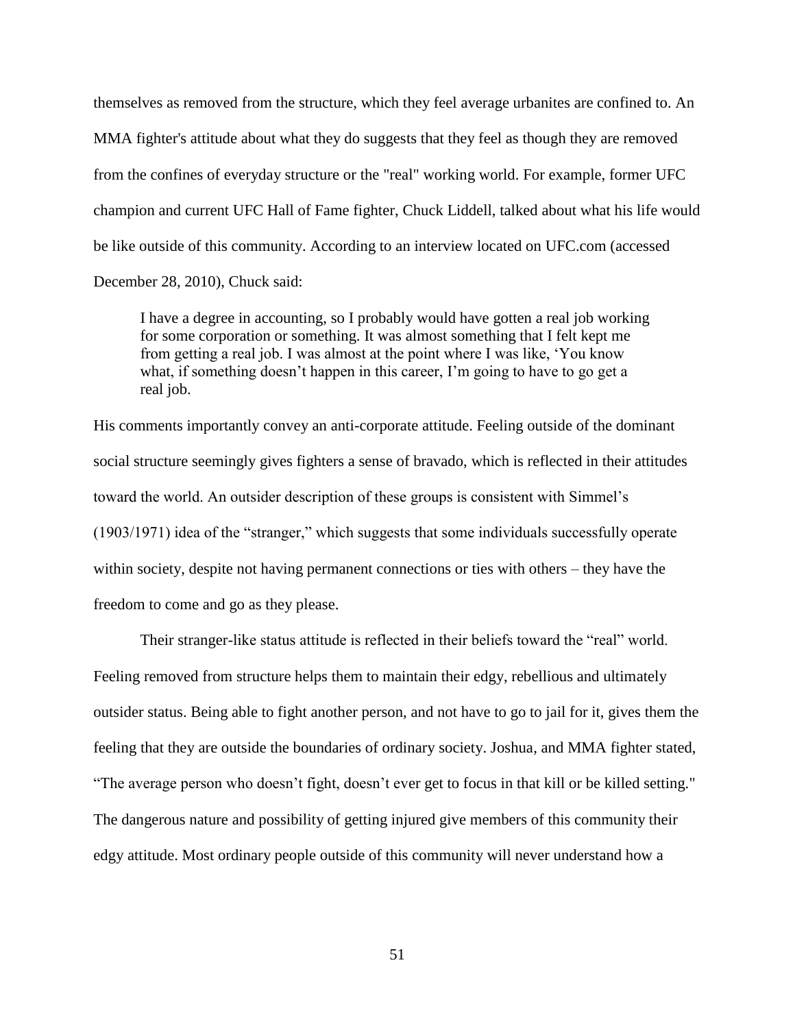themselves as removed from the structure, which they feel average urbanites are confined to. An MMA fighter's attitude about what they do suggests that they feel as though they are removed from the confines of everyday structure or the "real" working world. For example, former UFC champion and current UFC Hall of Fame fighter, Chuck Liddell, talked about what his life would be like outside of this community. According to an interview located on UFC.com (accessed December 28, 2010), Chuck said:

> I have a degree in accounting, so I probably would have gotten a real job working for some corporation or something. It was almost something that I felt kept me from getting a real job. I was almost at the point where I was like, 'You know what, if something doesn't happen in this career, I'm going to have to go get a real job.

His comments importantly convey an anti-corporate attitude. Feeling outside of the dominant social structure seemingly gives fighters a sense of bravado, which is reflected in their attitudes toward the world. An outsider description of these groups is consistent with Simmel's (1903/1971) idea of the "stranger," which suggests that some individuals successfully operate within society, despite not having permanent connections or ties with others – they have the freedom to come and go as they please.

Their stranger-like status attitude is reflected in their beliefs toward the "real" world. Feeling removed from structure helps them to maintain their edgy, rebellious and ultimately outsider status. Being able to fight another person, and not have to go to jail for it, gives them the feeling that they are outside the boundaries of ordinary society. Joshua, and MMA fighter stated, "The average person who doesn't fight, doesn't ever get to focus in that kill or be killed setting." The dangerous nature and possibility of getting injured give members of this community their edgy attitude. Most ordinary people outside of this community will never understand how a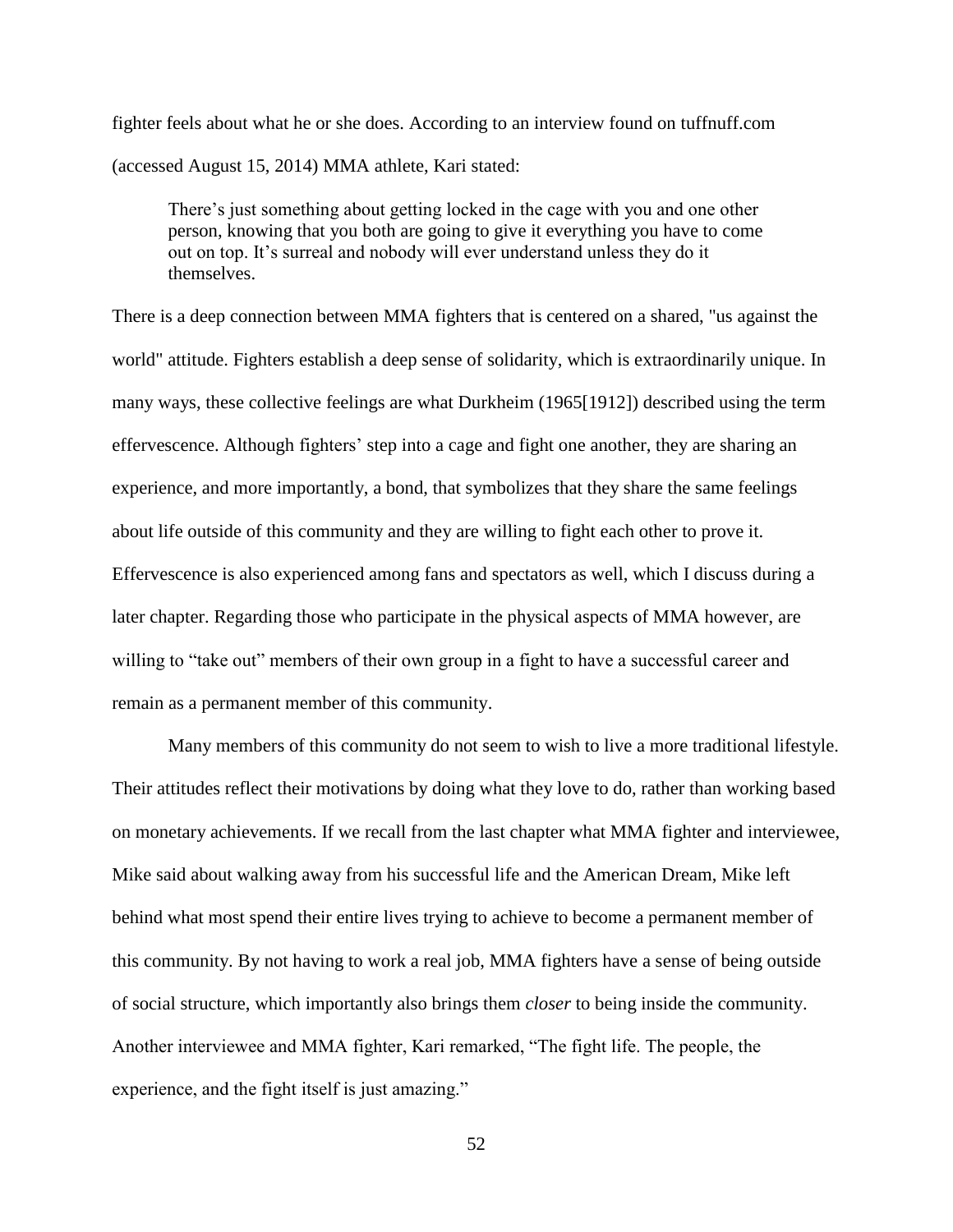fighter feels about what he or she does. According to an interview found on tuffnuff.com (accessed August 15, 2014) MMA athlete, Kari stated:

> There's just something about getting locked in the cage with you and one other person, knowing that you both are going to give it everything you have to come out on top. It's surreal and nobody will ever understand unless they do it themselves.

There is a deep connection between MMA fighters that is centered on a shared, "us against the world" attitude. Fighters establish a deep sense of solidarity, which is extraordinarily unique. In many ways, these collective feelings are what Durkheim (1965[1912]) described using the term effervescence. Although fighters' step into a cage and fight one another, they are sharing an experience, and more importantly, a bond, that symbolizes that they share the same feelings about life outside of this community and they are willing to fight each other to prove it. Effervescence is also experienced among fans and spectators as well, which I discuss during a later chapter. Regarding those who participate in the physical aspects of MMA however, are willing to "take out" members of their own group in a fight to have a successful career and remain as a permanent member of this community.

Many members of this community do not seem to wish to live a more traditional lifestyle. Their attitudes reflect their motivations by doing what they love to do, rather than working based on monetary achievements. If we recall from the last chapter what MMA fighter and interviewee, Mike said about walking away from his successful life and the American Dream, Mike left behind what most spend their entire lives trying to achieve to become a permanent member of this community. By not having to work a real job, MMA fighters have a sense of being outside of social structure, which importantly also brings them *closer* to being inside the community. Another interviewee and MMA fighter, Kari remarked, "The fight life. The people, the experience, and the fight itself is just amazing."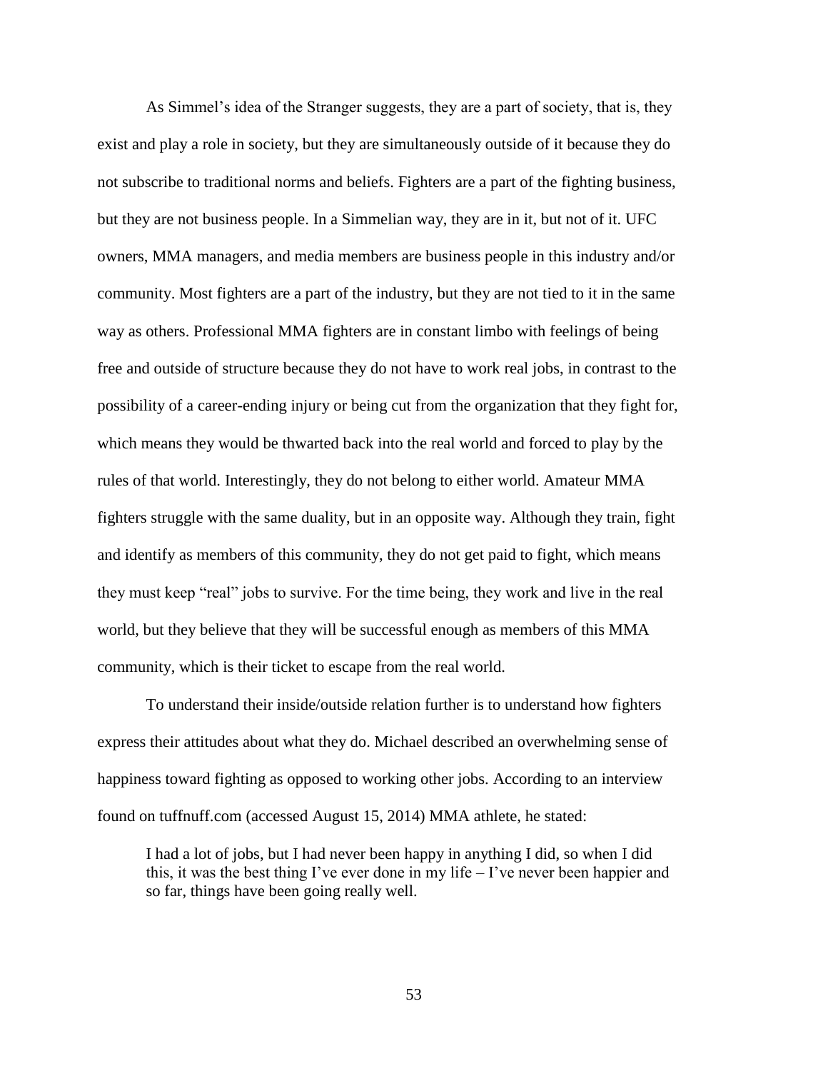As Simmel's idea of the Stranger suggests, they are a part of society, that is, they exist and play a role in society, but they are simultaneously outside of it because they do not subscribe to traditional norms and beliefs. Fighters are a part of the fighting business, but they are not business people. In a Simmelian way, they are in it, but not of it. UFC owners, MMA managers, and media members are business people in this industry and/or community. Most fighters are a part of the industry, but they are not tied to it in the same way as others. Professional MMA fighters are in constant limbo with feelings of being free and outside of structure because they do not have to work real jobs, in contrast to the possibility of a career-ending injury or being cut from the organization that they fight for, which means they would be thwarted back into the real world and forced to play by the rules of that world. Interestingly, they do not belong to either world. Amateur MMA fighters struggle with the same duality, but in an opposite way. Although they train, fight and identify as members of this community, they do not get paid to fight, which means they must keep "real" jobs to survive. For the time being, they work and live in the real world, but they believe that they will be successful enough as members of this MMA community, which is their ticket to escape from the real world.

To understand their inside/outside relation further is to understand how fighters express their attitudes about what they do. Michael described an overwhelming sense of happiness toward fighting as opposed to working other jobs. According to an interview found on tuffnuff.com (accessed August 15, 2014) MMA athlete, he stated:

> I had a lot of jobs, but I had never been happy in anything I did, so when I did this, it was the best thing I've ever done in my life – I've never been happier and so far, things have been going really well.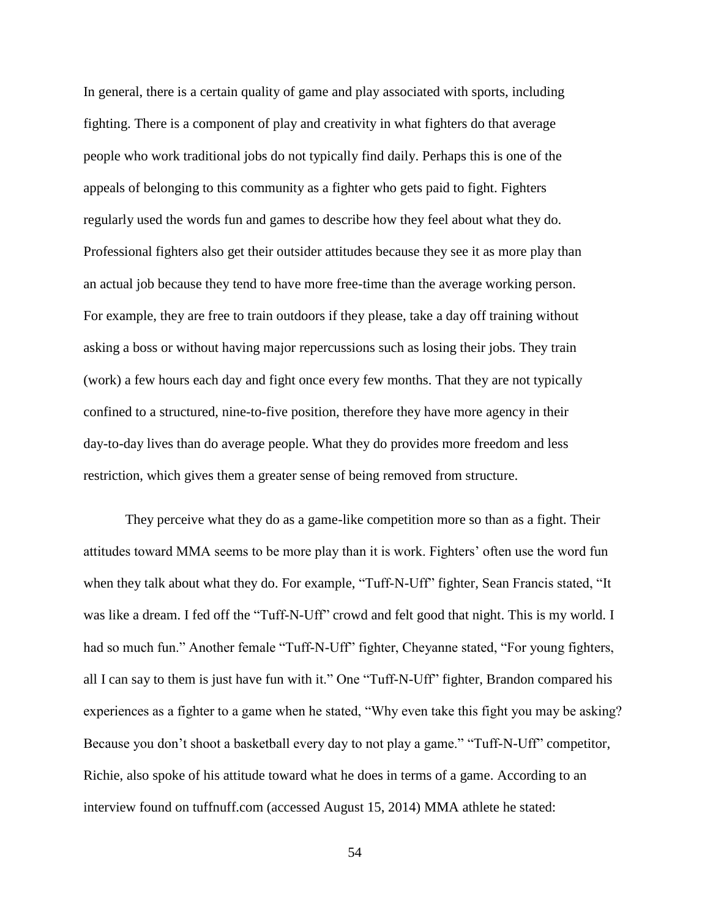In general, there is a certain quality of game and play associated with sports, including fighting. There is a component of play and creativity in what fighters do that average people who work traditional jobs do not typically find daily. Perhaps this is one of the appeals of belonging to this community as a fighter who gets paid to fight. Fighters regularly used the words fun and games to describe how they feel about what they do. Professional fighters also get their outsider attitudes because they see it as more play than an actual job because they tend to have more free-time than the average working person. For example, they are free to train outdoors if they please, take a day off training without asking a boss or without having major repercussions such as losing their jobs. They train (work) a few hours each day and fight once every few months. That they are not typically confined to a structured, nine-to-five position, therefore they have more agency in their day-to-day lives than do average people. What they do provides more freedom and less restriction, which gives them a greater sense of being removed from structure.

They perceive what they do as a game-like competition more so than as a fight. Their attitudes toward MMA seems to be more play than it is work. Fighters' often use the word fun when they talk about what they do. For example, "Tuff-N-Uff" fighter, Sean Francis stated, "It was like a dream. I fed off the "Tuff-N-Uff" crowd and felt good that night. This is my world. I had so much fun." Another female "Tuff-N-Uff" fighter, Cheyanne stated, "For young fighters, all I can say to them is just have fun with it." One "Tuff-N-Uff" fighter, Brandon compared his experiences as a fighter to a game when he stated, "Why even take this fight you may be asking? Because you don't shoot a basketball every day to not play a game." "Tuff-N-Uff" competitor, Richie, also spoke of his attitude toward what he does in terms of a game. According to an interview found on tuffnuff.com (accessed August 15, 2014) MMA athlete he stated: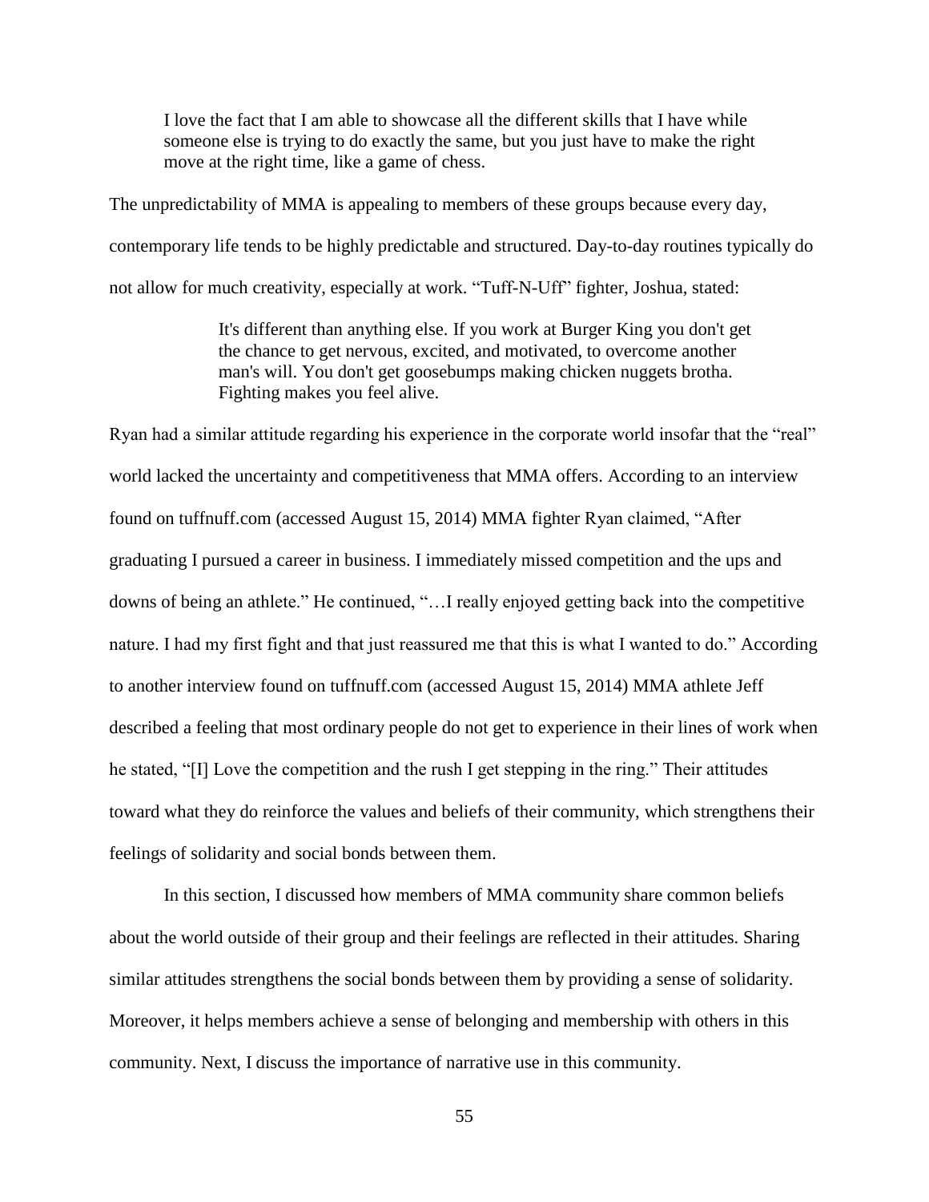> I love the fact that I am able to showcase all the different skills that I have while someone else is trying to do exactly the same, but you just have to make the right move at the right time, like a game of chess.

The unpredictability of MMA is appealing to members of these groups because every day, contemporary life tends to be highly predictable and structured. Day-to-day routines typically do not allow for much creativity, especially at work. “Tuff-N-Uff” fighter, Joshua, stated:

> It's different than anything else. If you work at Burger King you don't get the chance to get nervous, excited, and motivated, to overcome another man's will. You don't get goosebumps making chicken nuggets brotha. Fighting makes you feel alive.

Ryan had a similar attitude regarding his experience in the corporate world insofar that the “real” world lacked the uncertainty and competitiveness that MMA offers. According to an interview found on tuffnuff.com (accessed August 15, 2014) MMA fighter Ryan claimed, “After graduating I pursued a career in business. I immediately missed competition and the ups and downs of being an athlete.” He continued, “…I really enjoyed getting back into the competitive nature. I had my first fight and that just reassured me that this is what I wanted to do.” According to another interview found on tuffnuff.com (accessed August 15, 2014) MMA athlete Jeff described a feeling that most ordinary people do not get to experience in their lines of work when he stated, “[I] Love the competition and the rush I get stepping in the ring.” Their attitudes toward what they do reinforce the values and beliefs of their community, which strengthens their feelings of solidarity and social bonds between them.

In this section, I discussed how members of MMA community share common beliefs about the world outside of their group and their feelings are reflected in their attitudes. Sharing similar attitudes strengthens the social bonds between them by providing a sense of solidarity. Moreover, it helps members achieve a sense of belonging and membership with others in this community. Next, I discuss the importance of narrative use in this community.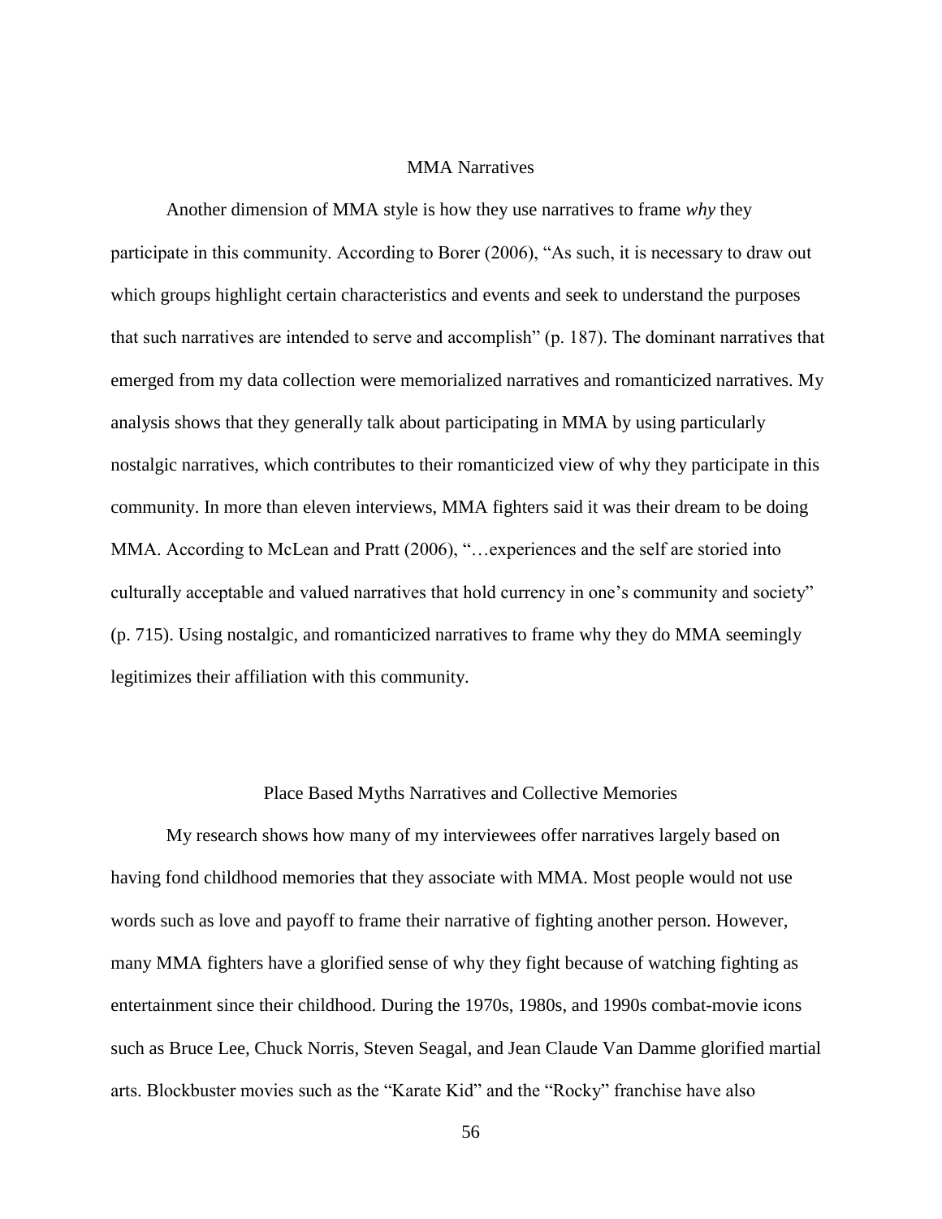## MMA Narratives

Another dimension of MMA style is how they use narratives to frame *why* they participate in this community. According to Borer (2006), "As such, it is necessary to draw out which groups highlight certain characteristics and events and seek to understand the purposes that such narratives are intended to serve and accomplish" (p. 187). The dominant narratives that emerged from my data collection were memorialized narratives and romanticized narratives. My analysis shows that they generally talk about participating in MMA by using particularly nostalgic narratives, which contributes to their romanticized view of why they participate in this community. In more than eleven interviews, MMA fighters said it was their dream to be doing MMA. According to McLean and Pratt (2006), "…experiences and the self are storied into culturally acceptable and valued narratives that hold currency in one's community and society" (p. 715). Using nostalgic, and romanticized narratives to frame why they do MMA seemingly legitimizes their affiliation with this community.

### Place Based Myths Narratives and Collective Memories

My research shows how many of my interviewees offer narratives largely based on having fond childhood memories that they associate with MMA. Most people would not use words such as love and payoff to frame their narrative of fighting another person. However, many MMA fighters have a glorified sense of why they fight because of watching fighting as entertainment since their childhood. During the 1970s, 1980s, and 1990s combat-movie icons such as Bruce Lee, Chuck Norris, Steven Seagal, and Jean Claude Van Damme glorified martial arts. Blockbuster movies such as the "Karate Kid" and the "Rocky" franchise have also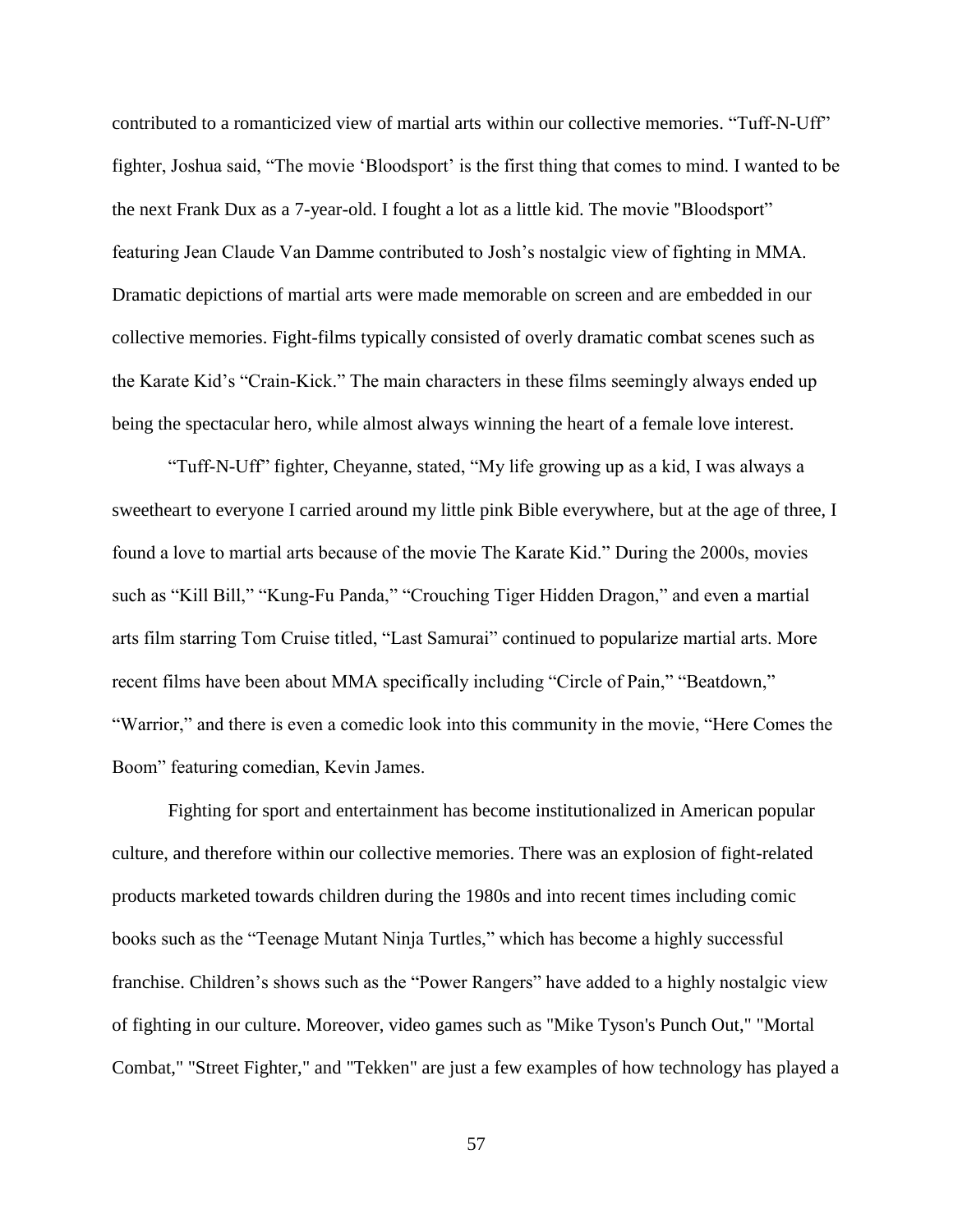contributed to a romanticized view of martial arts within our collective memories. "Tuff-N-Uff" fighter, Joshua said, "The movie 'Bloodsport' is the first thing that comes to mind. I wanted to be the next Frank Dux as a 7-year-old. I fought a lot as a little kid. The movie "Bloodsport" featuring Jean Claude Van Damme contributed to Josh's nostalgic view of fighting in MMA. Dramatic depictions of martial arts were made memorable on screen and are embedded in our collective memories. Fight-films typically consisted of overly dramatic combat scenes such as the Karate Kid's "Crain-Kick." The main characters in these films seemingly always ended up being the spectacular hero, while almost always winning the heart of a female love interest.

"Tuff-N-Uff" fighter, Cheyanne, stated, "My life growing up as a kid, I was always a sweetheart to everyone I carried around my little pink Bible everywhere, but at the age of three, I found a love to martial arts because of the movie The Karate Kid." During the 2000s, movies such as "Kill Bill," "Kung-Fu Panda," "Crouching Tiger Hidden Dragon," and even a martial arts film starring Tom Cruise titled, "Last Samurai" continued to popularize martial arts. More recent films have been about MMA specifically including "Circle of Pain," "Beatdown," "Warrior," and there is even a comedic look into this community in the movie, "Here Comes the Boom" featuring comedian, Kevin James.

Fighting for sport and entertainment has become institutionalized in American popular culture, and therefore within our collective memories. There was an explosion of fight-related products marketed towards children during the 1980s and into recent times including comic books such as the "Teenage Mutant Ninja Turtles," which has become a highly successful franchise. Children's shows such as the "Power Rangers" have added to a highly nostalgic view of fighting in our culture. Moreover, video games such as "Mike Tyson's Punch Out," "Mortal Combat," "Street Fighter," and "Tekken" are just a few examples of how technology has played a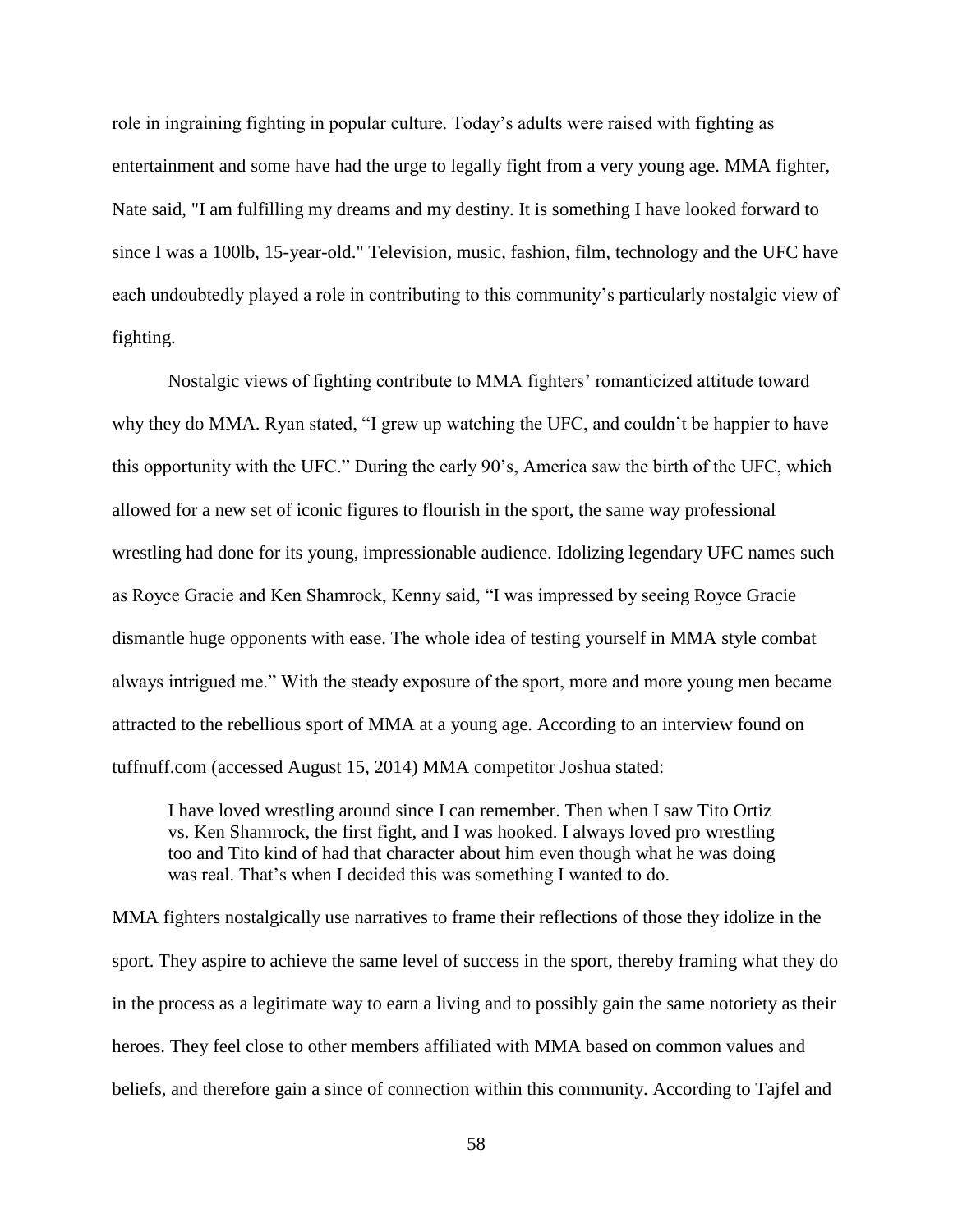role in ingraining fighting in popular culture. Today's adults were raised with fighting as entertainment and some have had the urge to legally fight from a very young age. MMA fighter, Nate said, "I am fulfilling my dreams and my destiny. It is something I have looked forward to since I was a 100lb, 15-year-old." Television, music, fashion, film, technology and the UFC have each undoubtedly played a role in contributing to this community's particularly nostalgic view of fighting.

Nostalgic views of fighting contribute to MMA fighters' romanticized attitude toward why they do MMA. Ryan stated, "I grew up watching the UFC, and couldn't be happier to have this opportunity with the UFC." During the early 90's, America saw the birth of the UFC, which allowed for a new set of iconic figures to flourish in the sport, the same way professional wrestling had done for its young, impressionable audience. Idolizing legendary UFC names such as Royce Gracie and Ken Shamrock, Kenny said, "I was impressed by seeing Royce Gracie dismantle huge opponents with ease. The whole idea of testing yourself in MMA style combat always intrigued me." With the steady exposure of the sport, more and more young men became attracted to the rebellious sport of MMA at a young age. According to an interview found on tuffnuff.com (accessed August 15, 2014) MMA competitor Joshua stated:

> I have loved wrestling around since I can remember. Then when I saw Tito Ortiz vs. Ken Shamrock, the first fight, and I was hooked. I always loved pro wrestling too and Tito kind of had that character about him even though what he was doing was real. That's when I decided this was something I wanted to do.

MMA fighters nostalgically use narratives to frame their reflections of those they idolize in the sport. They aspire to achieve the same level of success in the sport, thereby framing what they do in the process as a legitimate way to earn a living and to possibly gain the same notoriety as their heroes. They feel close to other members affiliated with MMA based on common values and beliefs, and therefore gain a since of connection within this community. According to Tajfel and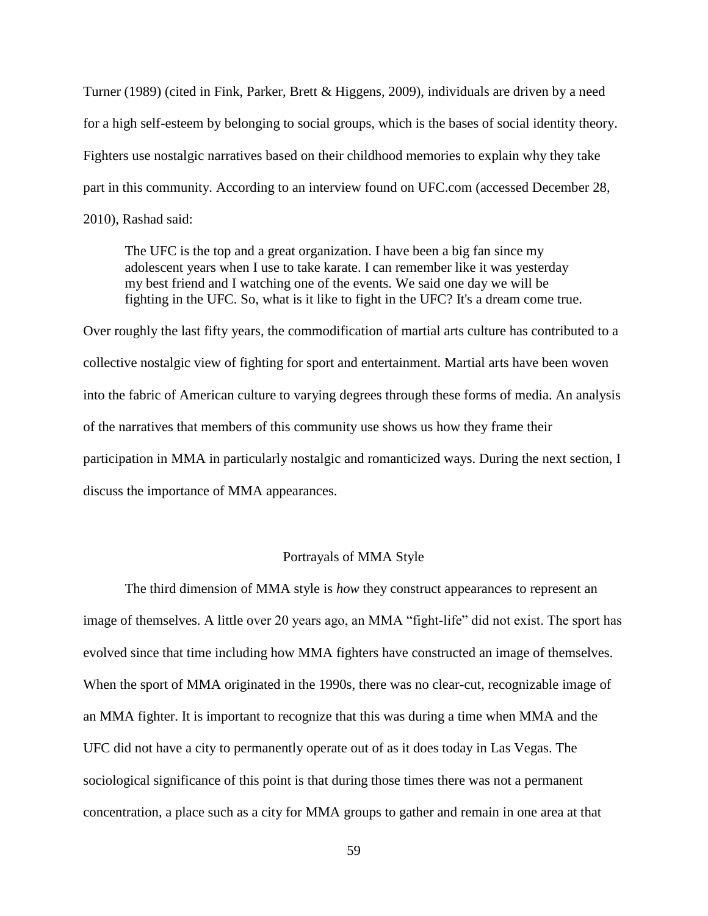Turner (1989) (cited in Fink, Parker, Brett & Higgens, 2009), individuals are driven by a need for a high self-esteem by belonging to social groups, which is the bases of social identity theory. Fighters use nostalgic narratives based on their childhood memories to explain why they take part in this community. According to an interview found on UFC.com (accessed December 28, 2010), Rashad said:

> The UFC is the top and a great organization. I have been a big fan since my adolescent years when I use to take karate. I can remember like it was yesterday my best friend and I watching one of the events. We said one day we will be fighting in the UFC. So, what is it like to fight in the UFC? It's a dream come true.

Over roughly the last fifty years, the commodification of martial arts culture has contributed to a collective nostalgic view of fighting for sport and entertainment. Martial arts have been woven into the fabric of American culture to varying degrees through these forms of media. An analysis of the narratives that members of this community use shows us how they frame their participation in MMA in particularly nostalgic and romanticized ways. During the next section, I discuss the importance of MMA appearances.

## Portrayals of MMA Style

The third dimension of MMA style is *how* they construct appearances to represent an image of themselves. A little over 20 years ago, an MMA "fight-life" did not exist. The sport has evolved since that time including how MMA fighters have constructed an image of themselves. When the sport of MMA originated in the 1990s, there was no clear-cut, recognizable image of an MMA fighter. It is important to recognize that this was during a time when MMA and the UFC did not have a city to permanently operate out of as it does today in Las Vegas. The sociological significance of this point is that during those times there was not a permanent concentration, a place such as a city for MMA groups to gather and remain in one area at that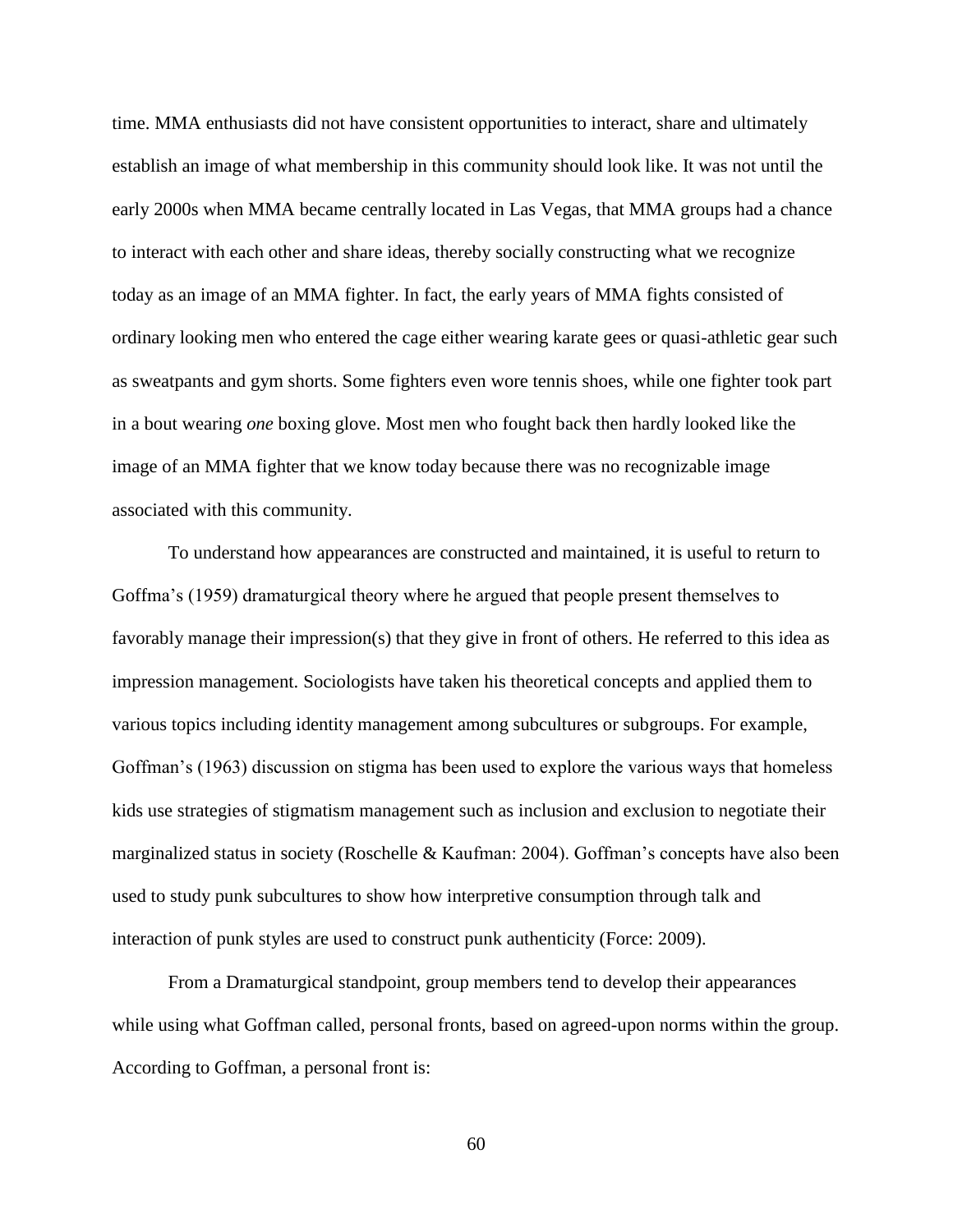time. MMA enthusiasts did not have consistent opportunities to interact, share and ultimately establish an image of what membership in this community should look like. It was not until the early 2000s when MMA became centrally located in Las Vegas, that MMA groups had a chance to interact with each other and share ideas, thereby socially constructing what we recognize today as an image of an MMA fighter. In fact, the early years of MMA fights consisted of ordinary looking men who entered the cage either wearing karate gees or quasi-athletic gear such as sweatpants and gym shorts. Some fighters even wore tennis shoes, while one fighter took part in a bout wearing *one* boxing glove. Most men who fought back then hardly looked like the image of an MMA fighter that we know today because there was no recognizable image associated with this community.

To understand how appearances are constructed and maintained, it is useful to return to Goffma's (1959) dramaturgical theory where he argued that people present themselves to favorably manage their impression(s) that they give in front of others. He referred to this idea as impression management. Sociologists have taken his theoretical concepts and applied them to various topics including identity management among subcultures or subgroups. For example, Goffman's (1963) discussion on stigma has been used to explore the various ways that homeless kids use strategies of stigmatism management such as inclusion and exclusion to negotiate their marginalized status in society (Roschelle & Kaufman: 2004). Goffman's concepts have also been used to study punk subcultures to show how interpretive consumption through talk and interaction of punk styles are used to construct punk authenticity (Force: 2009).

From a Dramaturgical standpoint, group members tend to develop their appearances while using what Goffman called, personal fronts, based on agreed-upon norms within the group. According to Goffman, a personal front is: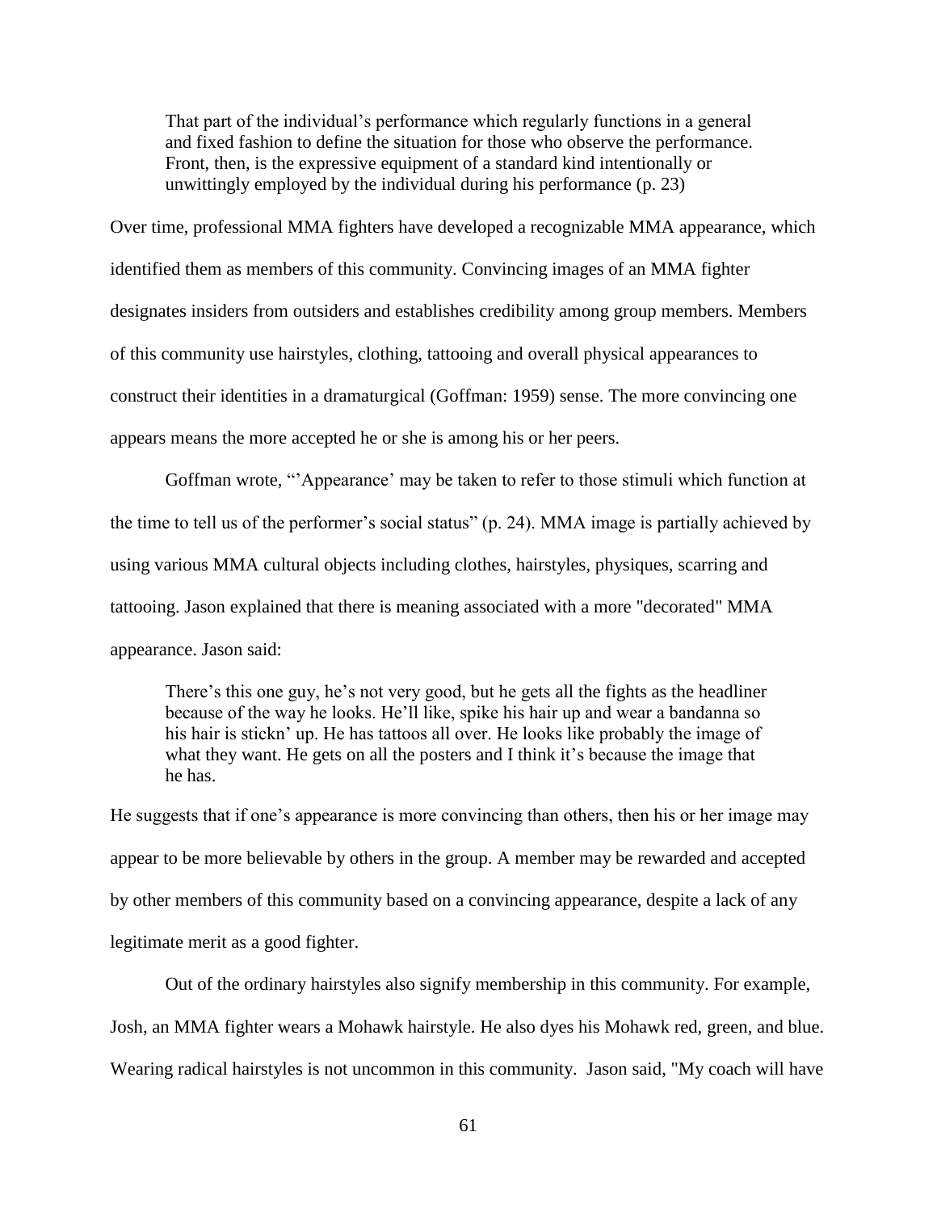> That part of the individual's performance which regularly functions in a general and fixed fashion to define the situation for those who observe the performance. Front, then, is the expressive equipment of a standard kind intentionally or unwittingly employed by the individual during his performance (p. 23)

Over time, professional MMA fighters have developed a recognizable MMA appearance, which identified them as members of this community. Convincing images of an MMA fighter designates insiders from outsiders and establishes credibility among group members. Members of this community use hairstyles, clothing, tattooing and overall physical appearances to construct their identities in a dramaturgical (Goffman: 1959) sense. The more convincing one appears means the more accepted he or she is among his or her peers.

Goffman wrote, "'Appearance' may be taken to refer to those stimuli which function at the time to tell us of the performer's social status" (p. 24). MMA image is partially achieved by using various MMA cultural objects including clothes, hairstyles, physiques, scarring and tattooing. Jason explained that there is meaning associated with a more "decorated" MMA appearance. Jason said:

> There's this one guy, he's not very good, but he gets all the fights as the headliner because of the way he looks. He'll like, spike his hair up and wear a bandanna so his hair is stickn' up. He has tattoos all over. He looks like probably the image of what they want. He gets on all the posters and I think it's because the image that he has.

He suggests that if one's appearance is more convincing than others, then his or her image may appear to be more believable by others in the group. A member may be rewarded and accepted by other members of this community based on a convincing appearance, despite a lack of any legitimate merit as a good fighter.

Out of the ordinary hairstyles also signify membership in this community. For example, Josh, an MMA fighter wears a Mohawk hairstyle. He also dyes his Mohawk red, green, and blue. Wearing radical hairstyles is not uncommon in this community. Jason said, "My coach will have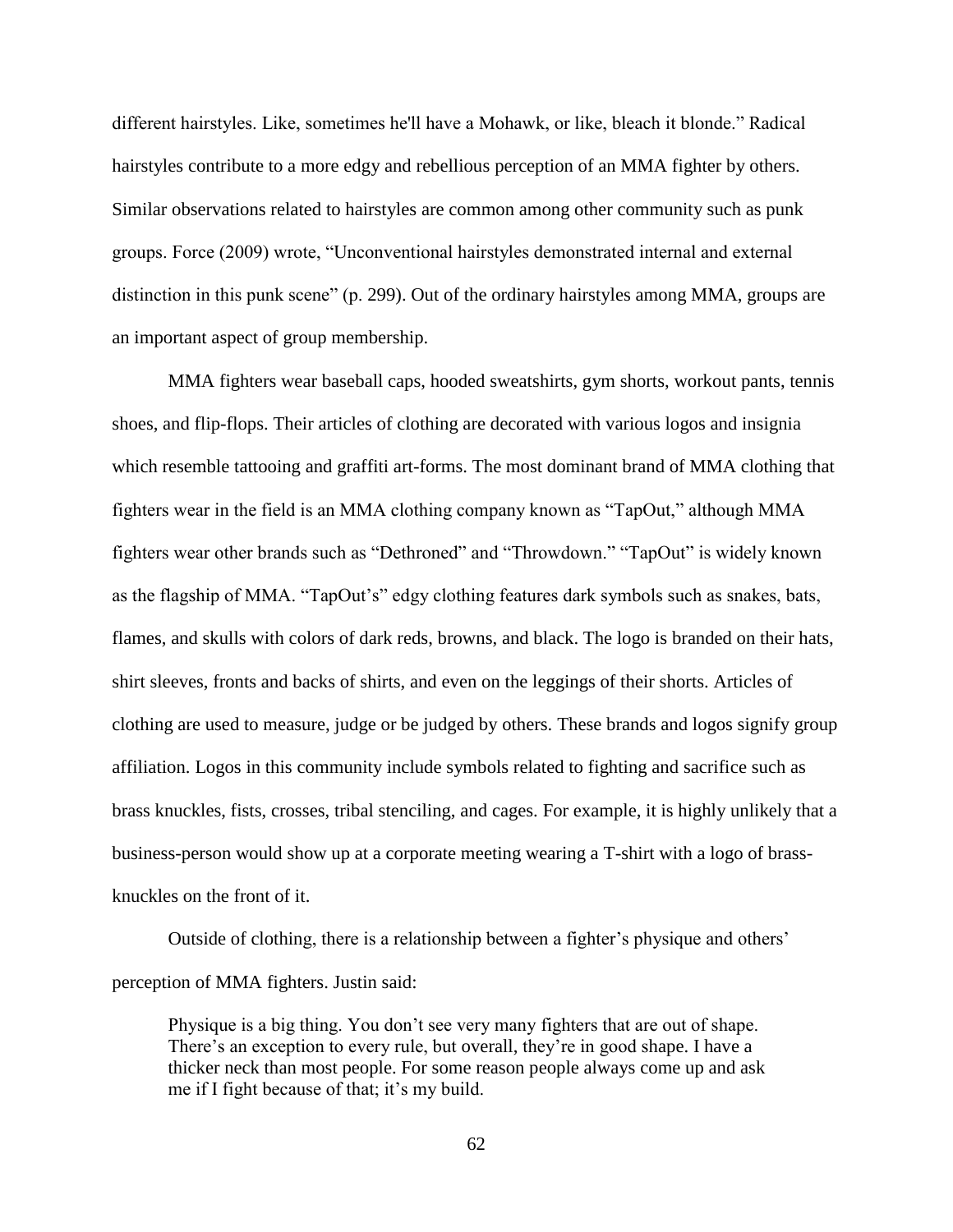different hairstyles. Like, sometimes he'll have a Mohawk, or like, bleach it blonde." Radical hairstyles contribute to a more edgy and rebellious perception of an MMA fighter by others. Similar observations related to hairstyles are common among other community such as punk groups. Force (2009) wrote, "Unconventional hairstyles demonstrated internal and external distinction in this punk scene" (p. 299). Out of the ordinary hairstyles among MMA, groups are an important aspect of group membership.

MMA fighters wear baseball caps, hooded sweatshirts, gym shorts, workout pants, tennis shoes, and flip-flops. Their articles of clothing are decorated with various logos and insignia which resemble tattooing and graffiti art-forms. The most dominant brand of MMA clothing that fighters wear in the field is an MMA clothing company known as "TapOut," although MMA fighters wear other brands such as "Dethroned" and "Throwdown." "TapOut" is widely known as the flagship of MMA. "TapOut's" edgy clothing features dark symbols such as snakes, bats, flames, and skulls with colors of dark reds, browns, and black. The logo is branded on their hats, shirt sleeves, fronts and backs of shirts, and even on the leggings of their shorts. Articles of clothing are used to measure, judge or be judged by others. These brands and logos signify group affiliation. Logos in this community include symbols related to fighting and sacrifice such as brass knuckles, fists, crosses, tribal stenciling, and cages. For example, it is highly unlikely that a business-person would show up at a corporate meeting wearing a T-shirt with a logo of brass-knuckles on the front of it.

Outside of clothing, there is a relationship between a fighter's physique and others' perception of MMA fighters. Justin said:

> Physique is a big thing. You don't see very many fighters that are out of shape. There's an exception to every rule, but overall, they're in good shape. I have a thicker neck than most people. For some reason people always come up and ask me if I fight because of that; it's my build.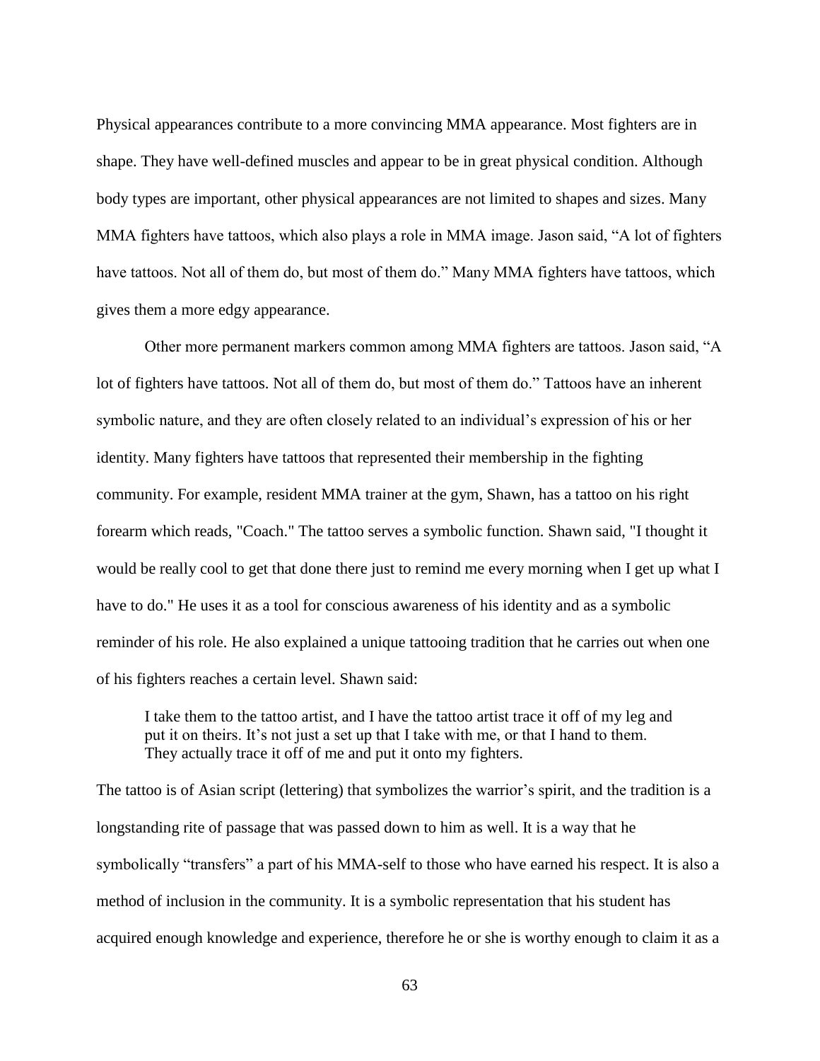Physical appearances contribute to a more convincing MMA appearance. Most fighters are in shape. They have well-defined muscles and appear to be in great physical condition. Although body types are important, other physical appearances are not limited to shapes and sizes. Many MMA fighters have tattoos, which also plays a role in MMA image. Jason said, "A lot of fighters have tattoos. Not all of them do, but most of them do." Many MMA fighters have tattoos, which gives them a more edgy appearance.

Other more permanent markers common among MMA fighters are tattoos. Jason said, "A lot of fighters have tattoos. Not all of them do, but most of them do." Tattoos have an inherent symbolic nature, and they are often closely related to an individual's expression of his or her identity. Many fighters have tattoos that represented their membership in the fighting community. For example, resident MMA trainer at the gym, Shawn, has a tattoo on his right forearm which reads, "Coach." The tattoo serves a symbolic function. Shawn said, "I thought it would be really cool to get that done there just to remind me every morning when I get up what I have to do." He uses it as a tool for conscious awareness of his identity and as a symbolic reminder of his role. He also explained a unique tattooing tradition that he carries out when one of his fighters reaches a certain level. Shawn said:

> I take them to the tattoo artist, and I have the tattoo artist trace it off of my leg and put it on theirs. It's not just a set up that I take with me, or that I hand to them. They actually trace it off of me and put it onto my fighters.

The tattoo is of Asian script (lettering) that symbolizes the warrior's spirit, and the tradition is a longstanding rite of passage that was passed down to him as well. It is a way that he symbolically "transfers" a part of his MMA-self to those who have earned his respect. It is also a method of inclusion in the community. It is a symbolic representation that his student has acquired enough knowledge and experience, therefore he or she is worthy enough to claim it as a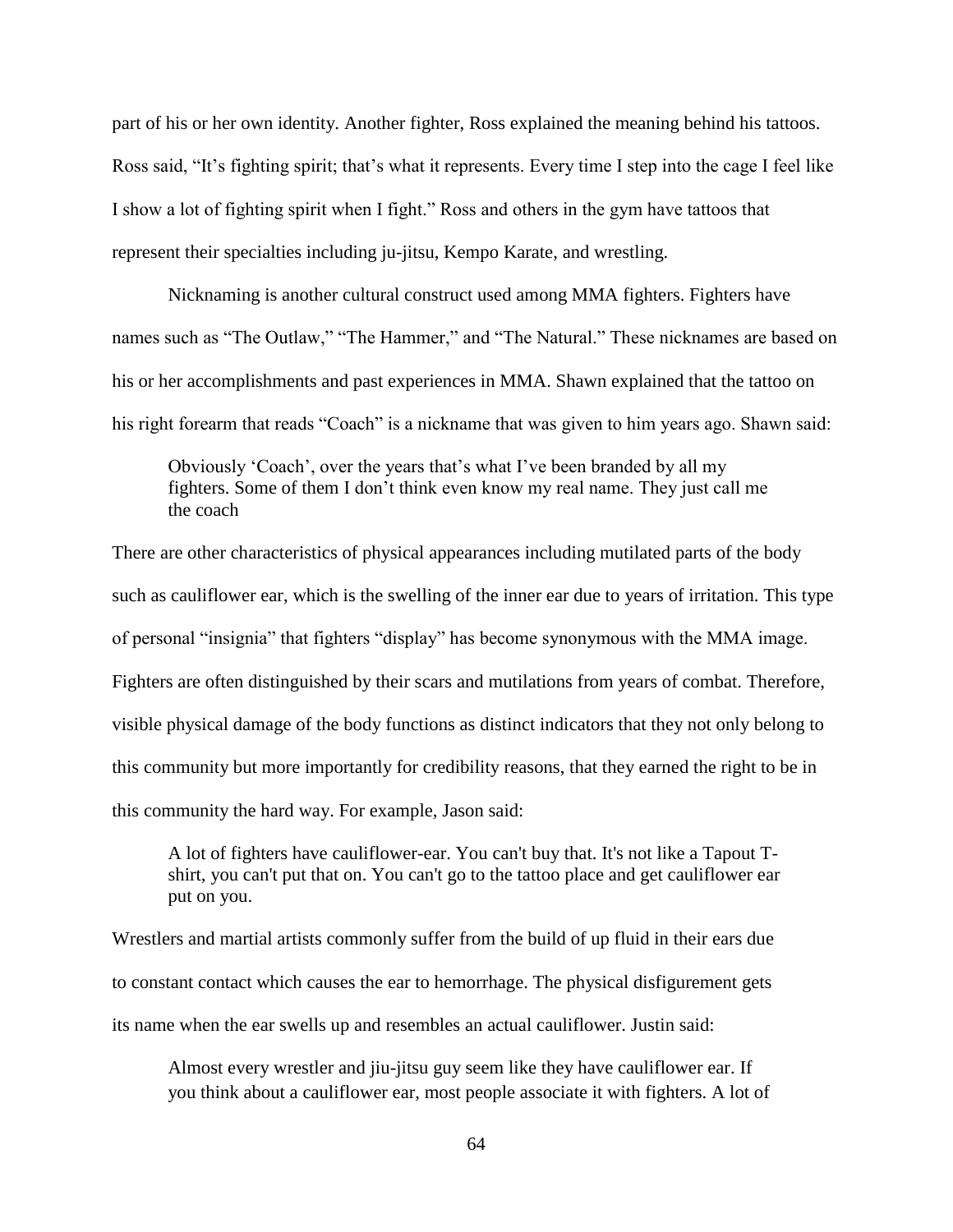part of his or her own identity. Another fighter, Ross explained the meaning behind his tattoos. Ross said, "It's fighting spirit; that's what it represents. Every time I step into the cage I feel like I show a lot of fighting spirit when I fight." Ross and others in the gym have tattoos that represent their specialties including ju-jitsu, Kempo Karate, and wrestling.

Nicknaming is another cultural construct used among MMA fighters. Fighters have names such as "The Outlaw," "The Hammer," and "The Natural." These nicknames are based on his or her accomplishments and past experiences in MMA. Shawn explained that the tattoo on his right forearm that reads "Coach" is a nickname that was given to him years ago. Shawn said:

> Obviously 'Coach', over the years that's what I've been branded by all my fighters. Some of them I don't think even know my real name. They just call me the coach

There are other characteristics of physical appearances including mutilated parts of the body such as cauliflower ear, which is the swelling of the inner ear due to years of irritation. This type of personal "insignia" that fighters "display" has become synonymous with the MMA image. Fighters are often distinguished by their scars and mutilations from years of combat. Therefore, visible physical damage of the body functions as distinct indicators that they not only belong to this community but more importantly for credibility reasons, that they earned the right to be in this community the hard way. For example, Jason said:

> A lot of fighters have cauliflower-ear. You can't buy that. It's not like a Tapout T-shirt, you can't put that on. You can't go to the tattoo place and get cauliflower ear put on you.

Wrestlers and martial artists commonly suffer from the build of up fluid in their ears due to constant contact which causes the ear to hemorrhage. The physical disfigurement gets its name when the ear swells up and resembles an actual cauliflower. Justin said:

> Almost every wrestler and jiu-jitsu guy seem like they have cauliflower ear. If you think about a cauliflower ear, most people associate it with fighters. A lot of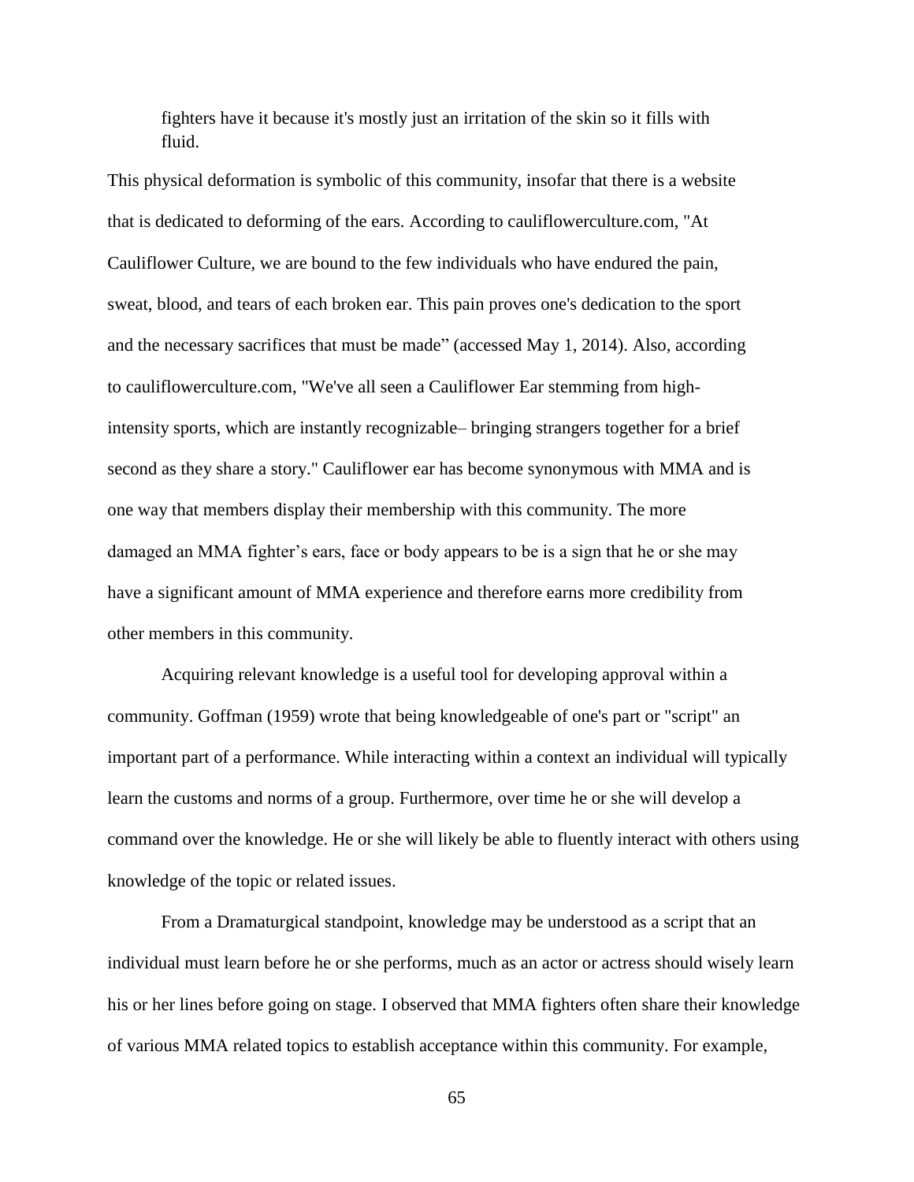> fighters have it because it's mostly just an irritation of the skin so it fills with fluid.

This physical deformation is symbolic of this community, insofar that there is a website that is dedicated to deforming of the ears. According to cauliflowerculture.com, "At Cauliflower Culture, we are bound to the few individuals who have endured the pain, sweat, blood, and tears of each broken ear. This pain proves one's dedication to the sport and the necessary sacrifices that must be made" (accessed May 1, 2014). Also, according to cauliflowerculture.com, "We've all seen a Cauliflower Ear stemming from high-intensity sports, which are instantly recognizable– bringing strangers together for a brief second as they share a story." Cauliflower ear has become synonymous with MMA and is one way that members display their membership with this community. The more damaged an MMA fighter's ears, face or body appears to be is a sign that he or she may have a significant amount of MMA experience and therefore earns more credibility from other members in this community.

Acquiring relevant knowledge is a useful tool for developing approval within a community. Goffman (1959) wrote that being knowledgeable of one's part or "script" an important part of a performance. While interacting within a context an individual will typically learn the customs and norms of a group. Furthermore, over time he or she will develop a command over the knowledge. He or she will likely be able to fluently interact with others using knowledge of the topic or related issues.

From a Dramaturgical standpoint, knowledge may be understood as a script that an individual must learn before he or she performs, much as an actor or actress should wisely learn his or her lines before going on stage. I observed that MMA fighters often share their knowledge of various MMA related topics to establish acceptance within this community. For example,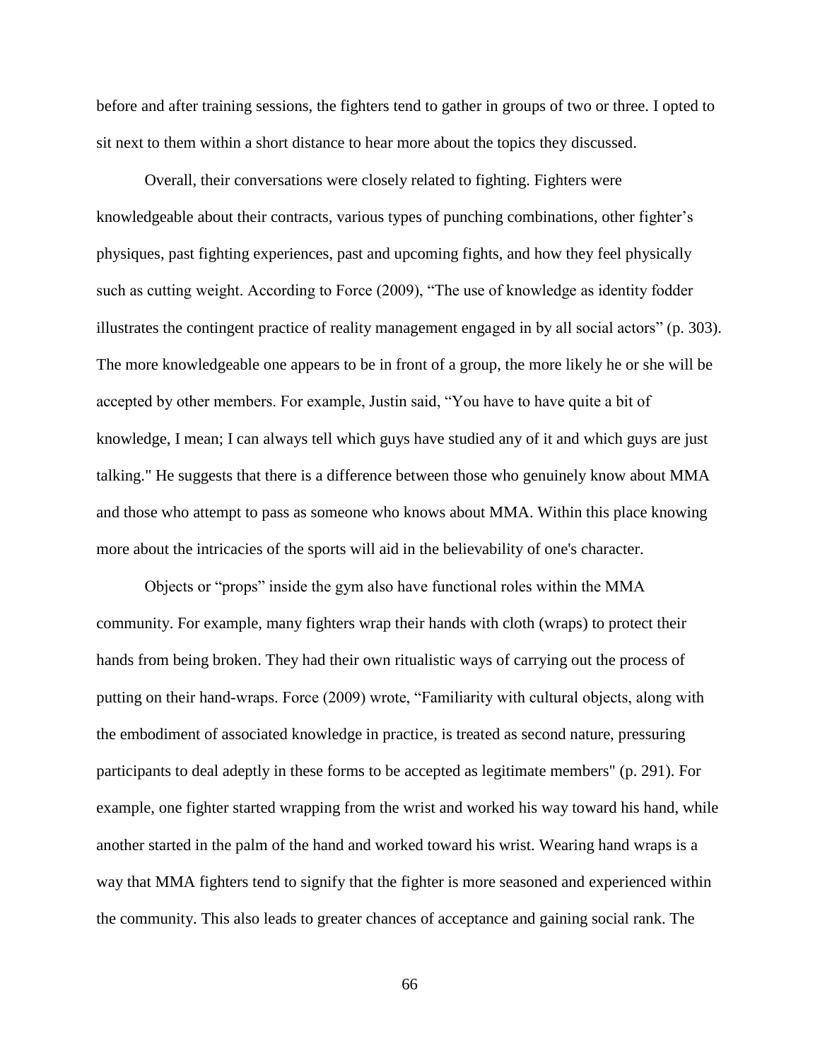before and after training sessions, the fighters tend to gather in groups of two or three. I opted to sit next to them within a short distance to hear more about the topics they discussed.

Overall, their conversations were closely related to fighting. Fighters were knowledgeable about their contracts, various types of punching combinations, other fighter's physiques, past fighting experiences, past and upcoming fights, and how they feel physically such as cutting weight. According to Force (2009), "The use of knowledge as identity fodder illustrates the contingent practice of reality management engaged in by all social actors" (p. 303). The more knowledgeable one appears to be in front of a group, the more likely he or she will be accepted by other members. For example, Justin said, "You have to have quite a bit of knowledge, I mean; I can always tell which guys have studied any of it and which guys are just talking." He suggests that there is a difference between those who genuinely know about MMA and those who attempt to pass as someone who knows about MMA. Within this place knowing more about the intricacies of the sports will aid in the believability of one's character.

Objects or "props" inside the gym also have functional roles within the MMA community. For example, many fighters wrap their hands with cloth (wraps) to protect their hands from being broken. They had their own ritualistic ways of carrying out the process of putting on their hand-wraps. Force (2009) wrote, "Familiarity with cultural objects, along with the embodiment of associated knowledge in practice, is treated as second nature, pressuring participants to deal adeptly in these forms to be accepted as legitimate members" (p. 291). For example, one fighter started wrapping from the wrist and worked his way toward his hand, while another started in the palm of the hand and worked toward his wrist. Wearing hand wraps is a way that MMA fighters tend to signify that the fighter is more seasoned and experienced within the community. This also leads to greater chances of acceptance and gaining social rank. The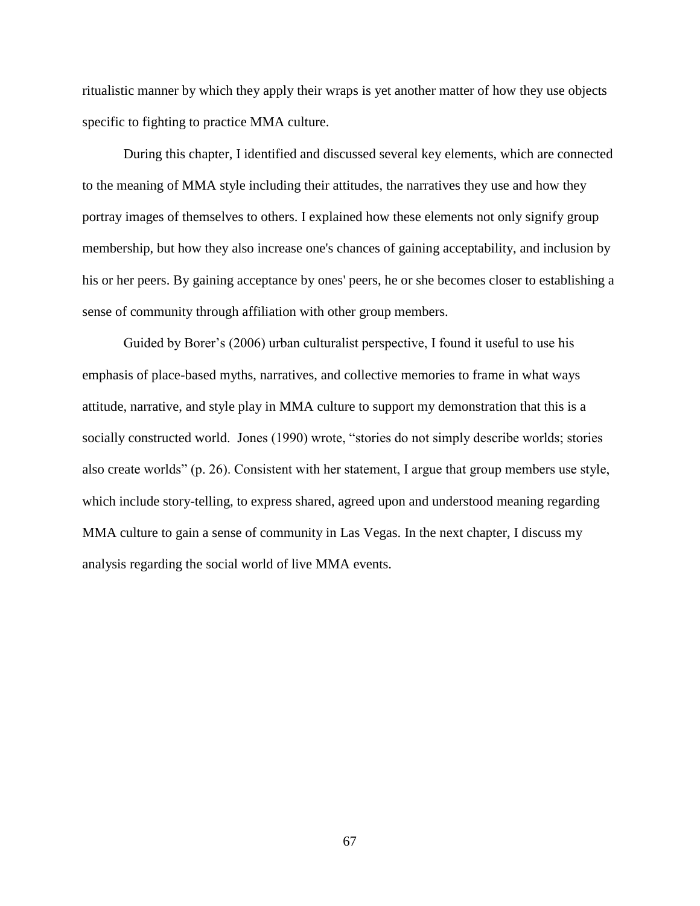ritualistic manner by which they apply their wraps is yet another matter of how they use objects specific to fighting to practice MMA culture.

During this chapter, I identified and discussed several key elements, which are connected to the meaning of MMA style including their attitudes, the narratives they use and how they portray images of themselves to others. I explained how these elements not only signify group membership, but how they also increase one's chances of gaining acceptability, and inclusion by his or her peers. By gaining acceptance by ones' peers, he or she becomes closer to establishing a sense of community through affiliation with other group members.

Guided by Borer's (2006) urban culturalist perspective, I found it useful to use his emphasis of place-based myths, narratives, and collective memories to frame in what ways attitude, narrative, and style play in MMA culture to support my demonstration that this is a socially constructed world. Jones (1990) wrote, "stories do not simply describe worlds; stories also create worlds" (p. 26). Consistent with her statement, I argue that group members use style, which include story-telling, to express shared, agreed upon and understood meaning regarding MMA culture to gain a sense of community in Las Vegas. In the next chapter, I discuss my analysis regarding the social world of live MMA events.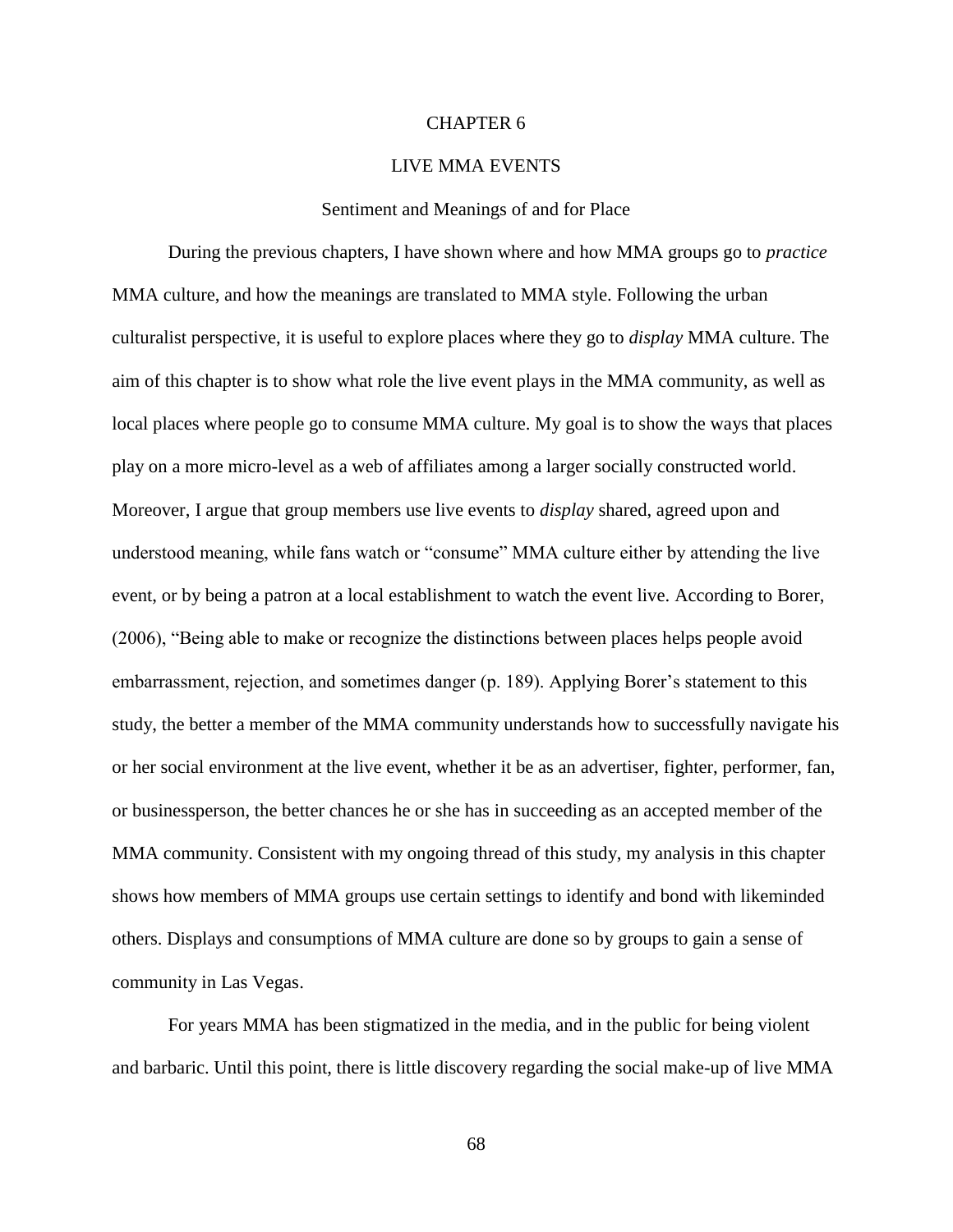# CHAPTER 6

# LIVE MMA EVENTS

## Sentiment and Meanings of and for Place

During the previous chapters, I have shown where and how MMA groups go to *practice* MMA culture, and how the meanings are translated to MMA style. Following the urban culturalist perspective, it is useful to explore places where they go to *display* MMA culture. The aim of this chapter is to show what role the live event plays in the MMA community, as well as local places where people go to consume MMA culture. My goal is to show the ways that places play on a more micro-level as a web of affiliates among a larger socially constructed world. Moreover, I argue that group members use live events to *display* shared, agreed upon and understood meaning, while fans watch or "consume" MMA culture either by attending the live event, or by being a patron at a local establishment to watch the event live. According to Borer, (2006), "Being able to make or recognize the distinctions between places helps people avoid embarrassment, rejection, and sometimes danger (p. 189). Applying Borer's statement to this study, the better a member of the MMA community understands how to successfully navigate his or her social environment at the live event, whether it be as an advertiser, fighter, performer, fan, or businessperson, the better chances he or she has in succeeding as an accepted member of the MMA community. Consistent with my ongoing thread of this study, my analysis in this chapter shows how members of MMA groups use certain settings to identify and bond with likeminded others. Displays and consumptions of MMA culture are done so by groups to gain a sense of community in Las Vegas.

For years MMA has been stigmatized in the media, and in the public for being violent and barbaric. Until this point, there is little discovery regarding the social make-up of live MMA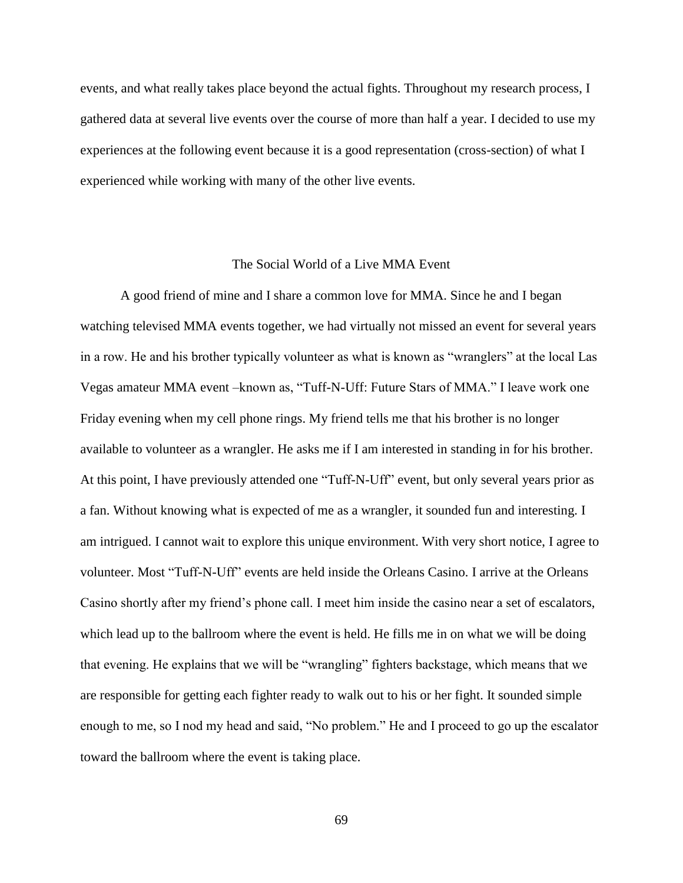events, and what really takes place beyond the actual fights. Throughout my research process, I gathered data at several live events over the course of more than half a year. I decided to use my experiences at the following event because it is a good representation (cross-section) of what I experienced while working with many of the other live events.

## The Social World of a Live MMA Event

A good friend of mine and I share a common love for MMA. Since he and I began watching televised MMA events together, we had virtually not missed an event for several years in a row. He and his brother typically volunteer as what is known as "wranglers" at the local Las Vegas amateur MMA event –known as, "Tuff-N-Uff: Future Stars of MMA." I leave work one Friday evening when my cell phone rings. My friend tells me that his brother is no longer available to volunteer as a wrangler. He asks me if I am interested in standing in for his brother. At this point, I have previously attended one "Tuff-N-Uff" event, but only several years prior as a fan. Without knowing what is expected of me as a wrangler, it sounded fun and interesting. I am intrigued. I cannot wait to explore this unique environment. With very short notice, I agree to volunteer. Most "Tuff-N-Uff" events are held inside the Orleans Casino. I arrive at the Orleans Casino shortly after my friend's phone call. I meet him inside the casino near a set of escalators, which lead up to the ballroom where the event is held. He fills me in on what we will be doing that evening. He explains that we will be "wrangling" fighters backstage, which means that we are responsible for getting each fighter ready to walk out to his or her fight. It sounded simple enough to me, so I nod my head and said, "No problem." He and I proceed to go up the escalator toward the ballroom where the event is taking place.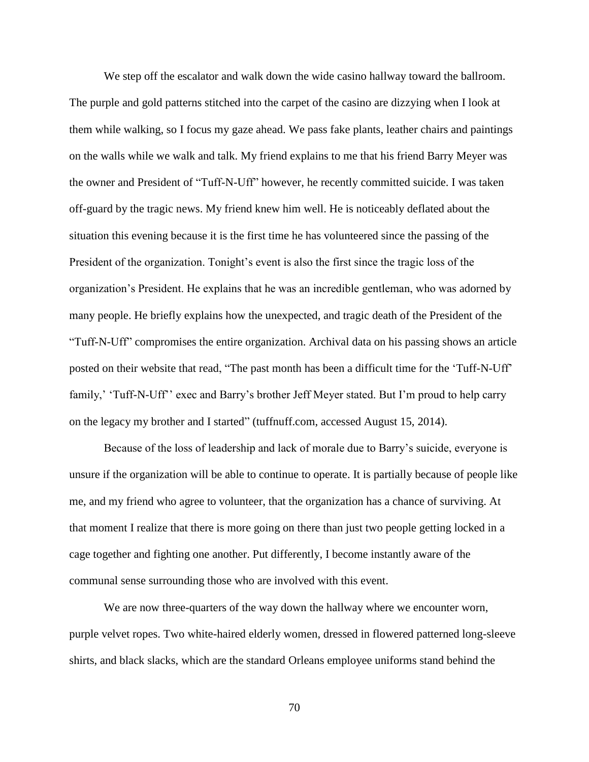We step off the escalator and walk down the wide casino hallway toward the ballroom. The purple and gold patterns stitched into the carpet of the casino are dizzying when I look at them while walking, so I focus my gaze ahead. We pass fake plants, leather chairs and paintings on the walls while we walk and talk. My friend explains to me that his friend Barry Meyer was the owner and President of "Tuff-N-Uff" however, he recently committed suicide. I was taken off-guard by the tragic news. My friend knew him well. He is noticeably deflated about the situation this evening because it is the first time he has volunteered since the passing of the President of the organization. Tonight's event is also the first since the tragic loss of the organization's President. He explains that he was an incredible gentleman, who was adorned by many people. He briefly explains how the unexpected, and tragic death of the President of the "Tuff-N-Uff" compromises the entire organization. Archival data on his passing shows an article posted on their website that read, "The past month has been a difficult time for the 'Tuff-N-Uff' family,' 'Tuff-N-Uff'' exec and Barry's brother Jeff Meyer stated. But I'm proud to help carry on the legacy my brother and I started" (tuffnuff.com, accessed August 15, 2014).

Because of the loss of leadership and lack of morale due to Barry's suicide, everyone is unsure if the organization will be able to continue to operate. It is partially because of people like me, and my friend who agree to volunteer, that the organization has a chance of surviving. At that moment I realize that there is more going on there than just two people getting locked in a cage together and fighting one another. Put differently, I become instantly aware of the communal sense surrounding those who are involved with this event.

We are now three-quarters of the way down the hallway where we encounter worn, purple velvet ropes. Two white-haired elderly women, dressed in flowered patterned long-sleeve shirts, and black slacks, which are the standard Orleans employee uniforms stand behind the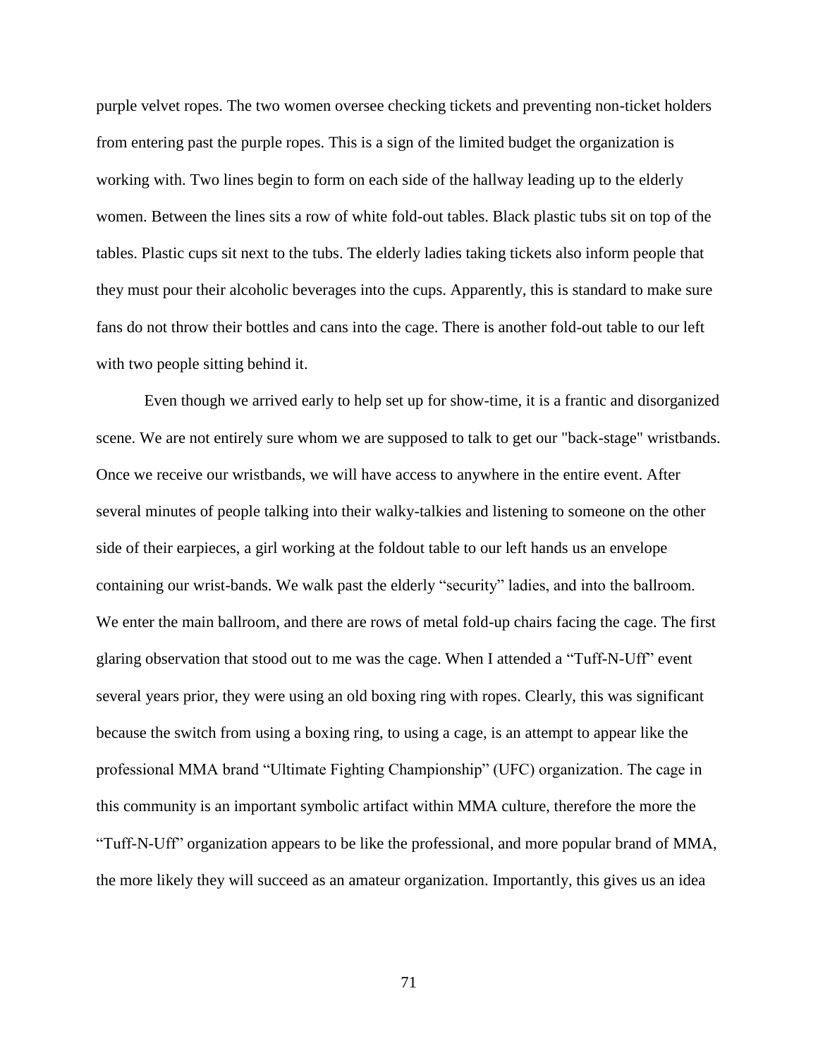purple velvet ropes. The two women oversee checking tickets and preventing non-ticket holders from entering past the purple ropes. This is a sign of the limited budget the organization is working with. Two lines begin to form on each side of the hallway leading up to the elderly women. Between the lines sits a row of white fold-out tables. Black plastic tubs sit on top of the tables. Plastic cups sit next to the tubs. The elderly ladies taking tickets also inform people that they must pour their alcoholic beverages into the cups. Apparently, this is standard to make sure fans do not throw their bottles and cans into the cage. There is another fold-out table to our left with two people sitting behind it.

Even though we arrived early to help set up for show-time, it is a frantic and disorganized scene. We are not entirely sure whom we are supposed to talk to get our "back-stage" wristbands. Once we receive our wristbands, we will have access to anywhere in the entire event. After several minutes of people talking into their walky-talkies and listening to someone on the other side of their earpieces, a girl working at the foldout table to our left hands us an envelope containing our wrist-bands. We walk past the elderly "security" ladies, and into the ballroom. We enter the main ballroom, and there are rows of metal fold-up chairs facing the cage. The first glaring observation that stood out to me was the cage. When I attended a "Tuff-N-Uff" event several years prior, they were using an old boxing ring with ropes. Clearly, this was significant because the switch from using a boxing ring, to using a cage, is an attempt to appear like the professional MMA brand "Ultimate Fighting Championship" (UFC) organization. The cage in this community is an important symbolic artifact within MMA culture, therefore the more the "Tuff-N-Uff" organization appears to be like the professional, and more popular brand of MMA, the more likely they will succeed as an amateur organization. Importantly, this gives us an idea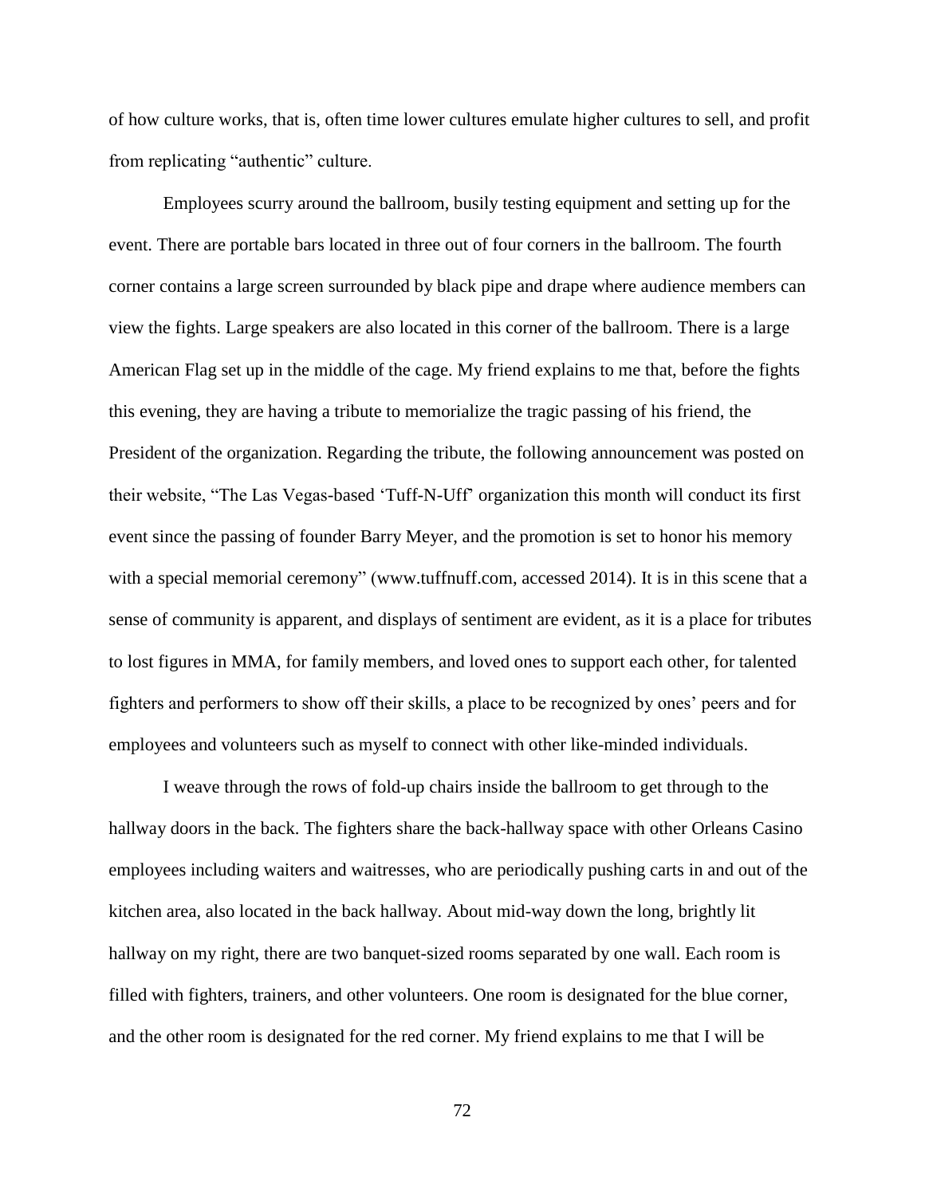of how culture works, that is, often time lower cultures emulate higher cultures to sell, and profit from replicating "authentic" culture.

Employees scurry around the ballroom, busily testing equipment and setting up for the event. There are portable bars located in three out of four corners in the ballroom. The fourth corner contains a large screen surrounded by black pipe and drape where audience members can view the fights. Large speakers are also located in this corner of the ballroom. There is a large American Flag set up in the middle of the cage. My friend explains to me that, before the fights this evening, they are having a tribute to memorialize the tragic passing of his friend, the President of the organization. Regarding the tribute, the following announcement was posted on their website, "The Las Vegas-based 'Tuff-N-Uff' organization this month will conduct its first event since the passing of founder Barry Meyer, and the promotion is set to honor his memory with a special memorial ceremony" (www.tuffnuff.com, accessed 2014). It is in this scene that a sense of community is apparent, and displays of sentiment are evident, as it is a place for tributes to lost figures in MMA, for family members, and loved ones to support each other, for talented fighters and performers to show off their skills, a place to be recognized by ones' peers and for employees and volunteers such as myself to connect with other like-minded individuals.

I weave through the rows of fold-up chairs inside the ballroom to get through to the hallway doors in the back. The fighters share the back-hallway space with other Orleans Casino employees including waiters and waitresses, who are periodically pushing carts in and out of the kitchen area, also located in the back hallway. About mid-way down the long, brightly lit hallway on my right, there are two banquet-sized rooms separated by one wall. Each room is filled with fighters, trainers, and other volunteers. One room is designated for the blue corner, and the other room is designated for the red corner. My friend explains to me that I will be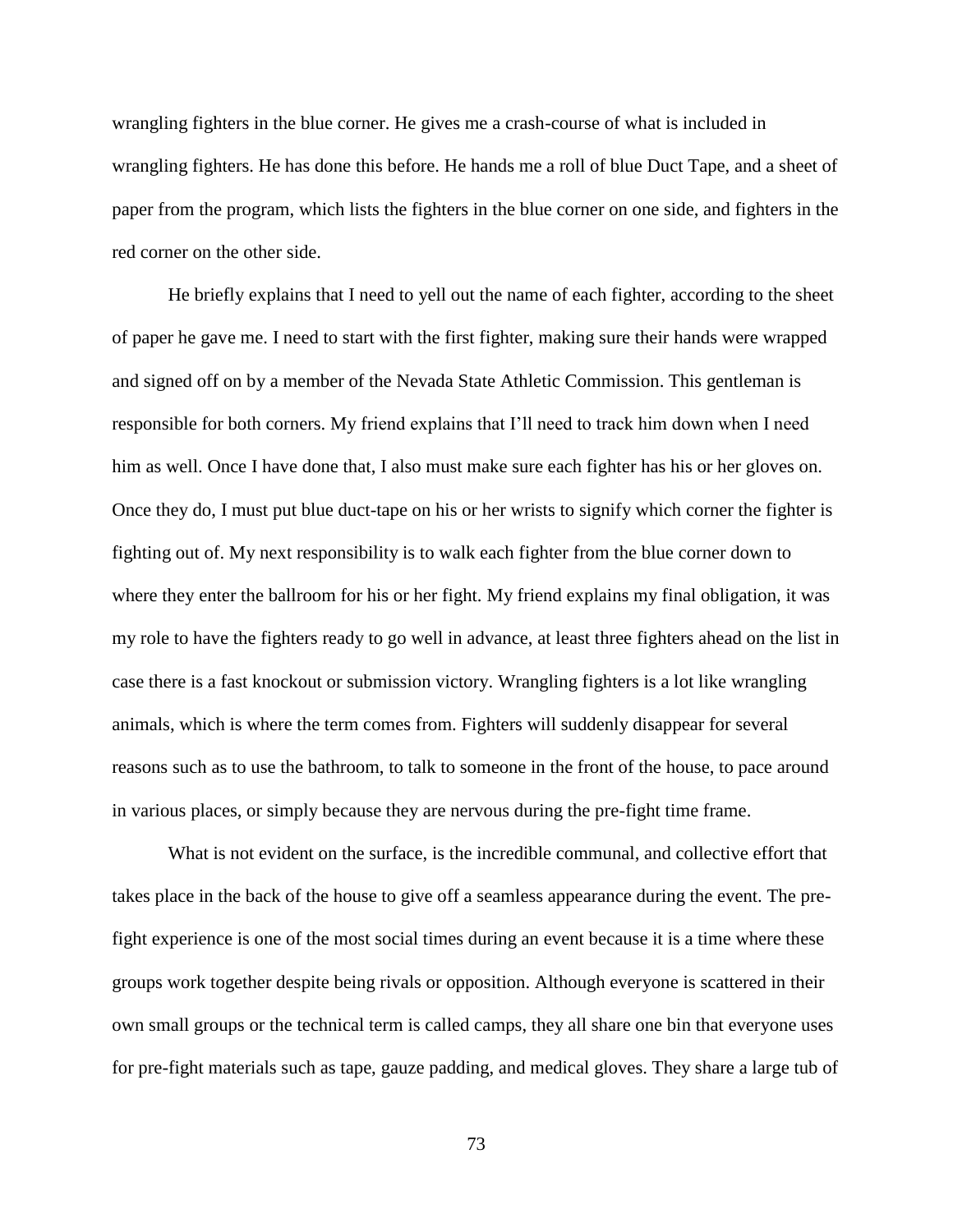wrangling fighters in the blue corner. He gives me a crash-course of what is included in wrangling fighters. He has done this before. He hands me a roll of blue Duct Tape, and a sheet of paper from the program, which lists the fighters in the blue corner on one side, and fighters in the red corner on the other side.

He briefly explains that I need to yell out the name of each fighter, according to the sheet of paper he gave me. I need to start with the first fighter, making sure their hands were wrapped and signed off on by a member of the Nevada State Athletic Commission. This gentleman is responsible for both corners. My friend explains that I'll need to track him down when I need him as well. Once I have done that, I also must make sure each fighter has his or her gloves on. Once they do, I must put blue duct-tape on his or her wrists to signify which corner the fighter is fighting out of. My next responsibility is to walk each fighter from the blue corner down to where they enter the ballroom for his or her fight. My friend explains my final obligation, it was my role to have the fighters ready to go well in advance, at least three fighters ahead on the list in case there is a fast knockout or submission victory. Wrangling fighters is a lot like wrangling animals, which is where the term comes from. Fighters will suddenly disappear for several reasons such as to use the bathroom, to talk to someone in the front of the house, to pace around in various places, or simply because they are nervous during the pre-fight time frame.

What is not evident on the surface, is the incredible communal, and collective effort that takes place in the back of the house to give off a seamless appearance during the event. The pre-fight experience is one of the most social times during an event because it is a time where these groups work together despite being rivals or opposition. Although everyone is scattered in their own small groups or the technical term is called camps, they all share one bin that everyone uses for pre-fight materials such as tape, gauze padding, and medical gloves. They share a large tub of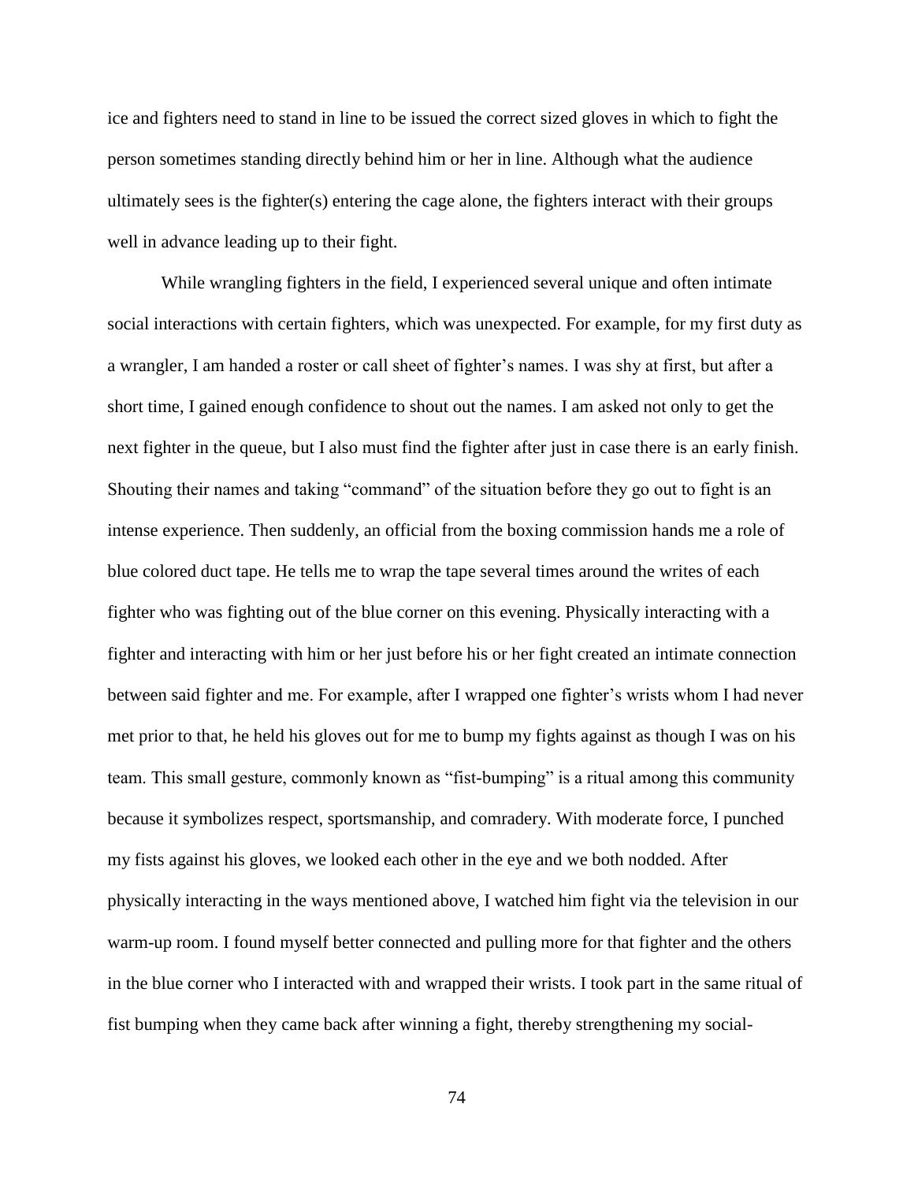ice and fighters need to stand in line to be issued the correct sized gloves in which to fight the person sometimes standing directly behind him or her in line. Although what the audience ultimately sees is the fighter(s) entering the cage alone, the fighters interact with their groups well in advance leading up to their fight.

While wrangling fighters in the field, I experienced several unique and often intimate social interactions with certain fighters, which was unexpected. For example, for my first duty as a wrangler, I am handed a roster or call sheet of fighter's names. I was shy at first, but after a short time, I gained enough confidence to shout out the names. I am asked not only to get the next fighter in the queue, but I also must find the fighter after just in case there is an early finish. Shouting their names and taking "command" of the situation before they go out to fight is an intense experience. Then suddenly, an official from the boxing commission hands me a role of blue colored duct tape. He tells me to wrap the tape several times around the writes of each fighter who was fighting out of the blue corner on this evening. Physically interacting with a fighter and interacting with him or her just before his or her fight created an intimate connection between said fighter and me. For example, after I wrapped one fighter's wrists whom I had never met prior to that, he held his gloves out for me to bump my fights against as though I was on his team. This small gesture, commonly known as "fist-bumping" is a ritual among this community because it symbolizes respect, sportsmanship, and comradery. With moderate force, I punched my fists against his gloves, we looked each other in the eye and we both nodded. After physically interacting in the ways mentioned above, I watched him fight via the television in our warm-up room. I found myself better connected and pulling more for that fighter and the others in the blue corner who I interacted with and wrapped their wrists. I took part in the same ritual of fist bumping when they came back after winning a fight, thereby strengthening my social-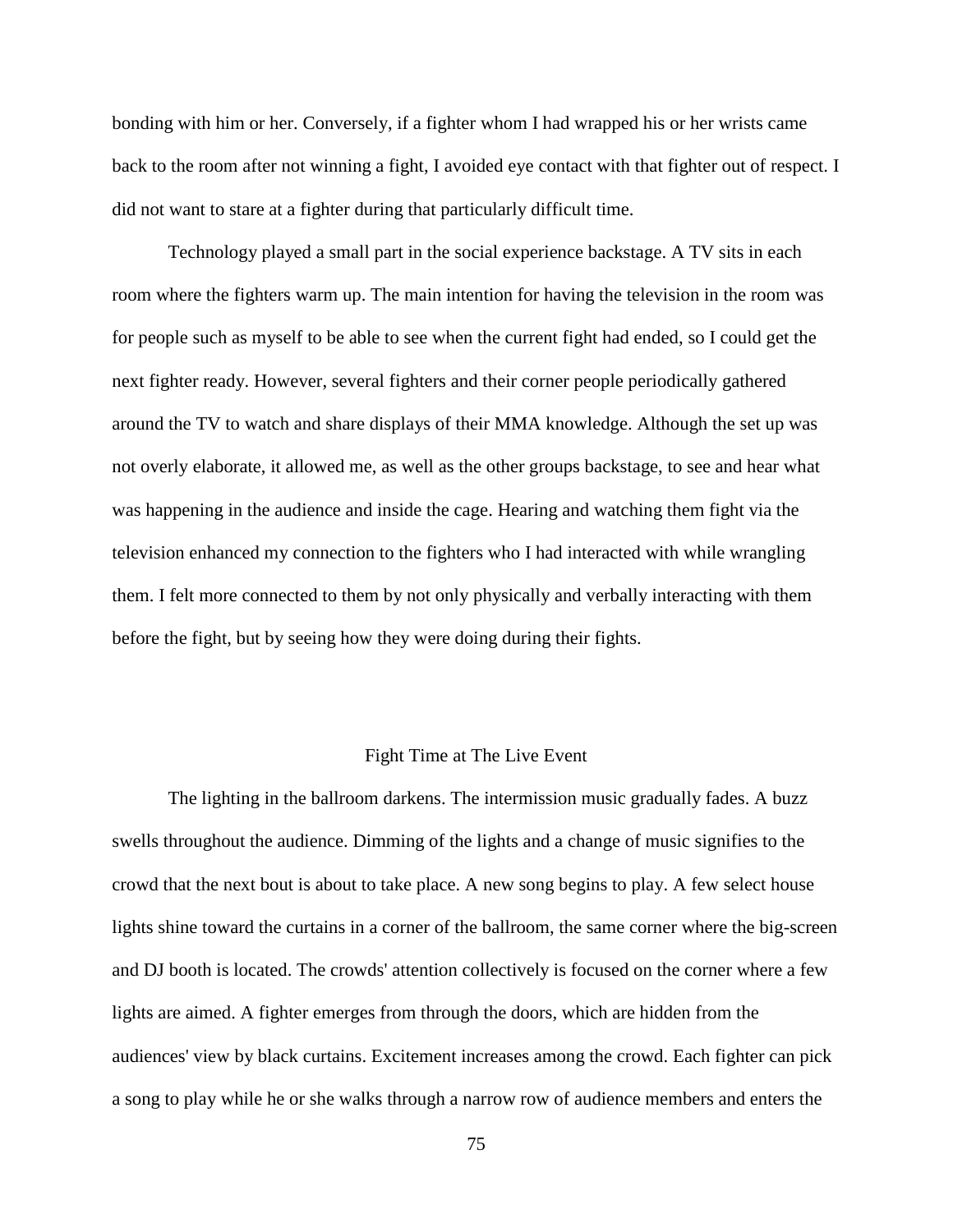bonding with him or her. Conversely, if a fighter whom I had wrapped his or her wrists came back to the room after not winning a fight, I avoided eye contact with that fighter out of respect. I did not want to stare at a fighter during that particularly difficult time.

Technology played a small part in the social experience backstage. A TV sits in each room where the fighters warm up. The main intention for having the television in the room was for people such as myself to be able to see when the current fight had ended, so I could get the next fighter ready. However, several fighters and their corner people periodically gathered around the TV to watch and share displays of their MMA knowledge. Although the set up was not overly elaborate, it allowed me, as well as the other groups backstage, to see and hear what was happening in the audience and inside the cage. Hearing and watching them fight via the television enhanced my connection to the fighters who I had interacted with while wrangling them. I felt more connected to them by not only physically and verbally interacting with them before the fight, but by seeing how they were doing during their fights.

## Fight Time at The Live Event

The lighting in the ballroom darkens. The intermission music gradually fades. A buzz swells throughout the audience. Dimming of the lights and a change of music signifies to the crowd that the next bout is about to take place. A new song begins to play. A few select house lights shine toward the curtains in a corner of the ballroom, the same corner where the big-screen and DJ booth is located. The crowds' attention collectively is focused on the corner where a few lights are aimed. A fighter emerges from through the doors, which are hidden from the audiences' view by black curtains. Excitement increases among the crowd. Each fighter can pick a song to play while he or she walks through a narrow row of audience members and enters the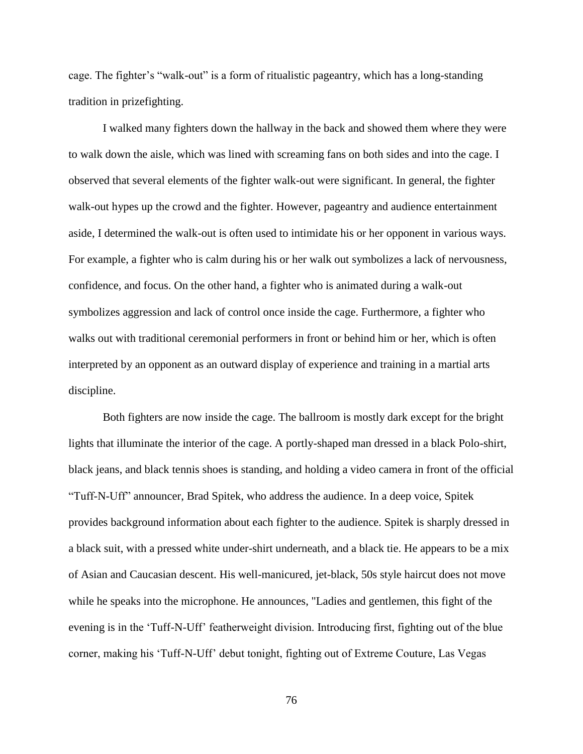cage. The fighter's "walk-out" is a form of ritualistic pageantry, which has a long-standing tradition in prizefighting.

I walked many fighters down the hallway in the back and showed them where they were to walk down the aisle, which was lined with screaming fans on both sides and into the cage. I observed that several elements of the fighter walk-out were significant. In general, the fighter walk-out hypes up the crowd and the fighter. However, pageantry and audience entertainment aside, I determined the walk-out is often used to intimidate his or her opponent in various ways. For example, a fighter who is calm during his or her walk out symbolizes a lack of nervousness, confidence, and focus. On the other hand, a fighter who is animated during a walk-out symbolizes aggression and lack of control once inside the cage. Furthermore, a fighter who walks out with traditional ceremonial performers in front or behind him or her, which is often interpreted by an opponent as an outward display of experience and training in a martial arts discipline.

Both fighters are now inside the cage. The ballroom is mostly dark except for the bright lights that illuminate the interior of the cage. A portly-shaped man dressed in a black Polo-shirt, black jeans, and black tennis shoes is standing, and holding a video camera in front of the official "Tuff-N-Uff" announcer, Brad Spitek, who address the audience. In a deep voice, Spitek provides background information about each fighter to the audience. Spitek is sharply dressed in a black suit, with a pressed white under-shirt underneath, and a black tie. He appears to be a mix of Asian and Caucasian descent. His well-manicured, jet-black, 50s style haircut does not move while he speaks into the microphone. He announces, "Ladies and gentlemen, this fight of the evening is in the 'Tuff-N-Uff' featherweight division. Introducing first, fighting out of the blue corner, making his 'Tuff-N-Uff' debut tonight, fighting out of Extreme Couture, Las Vegas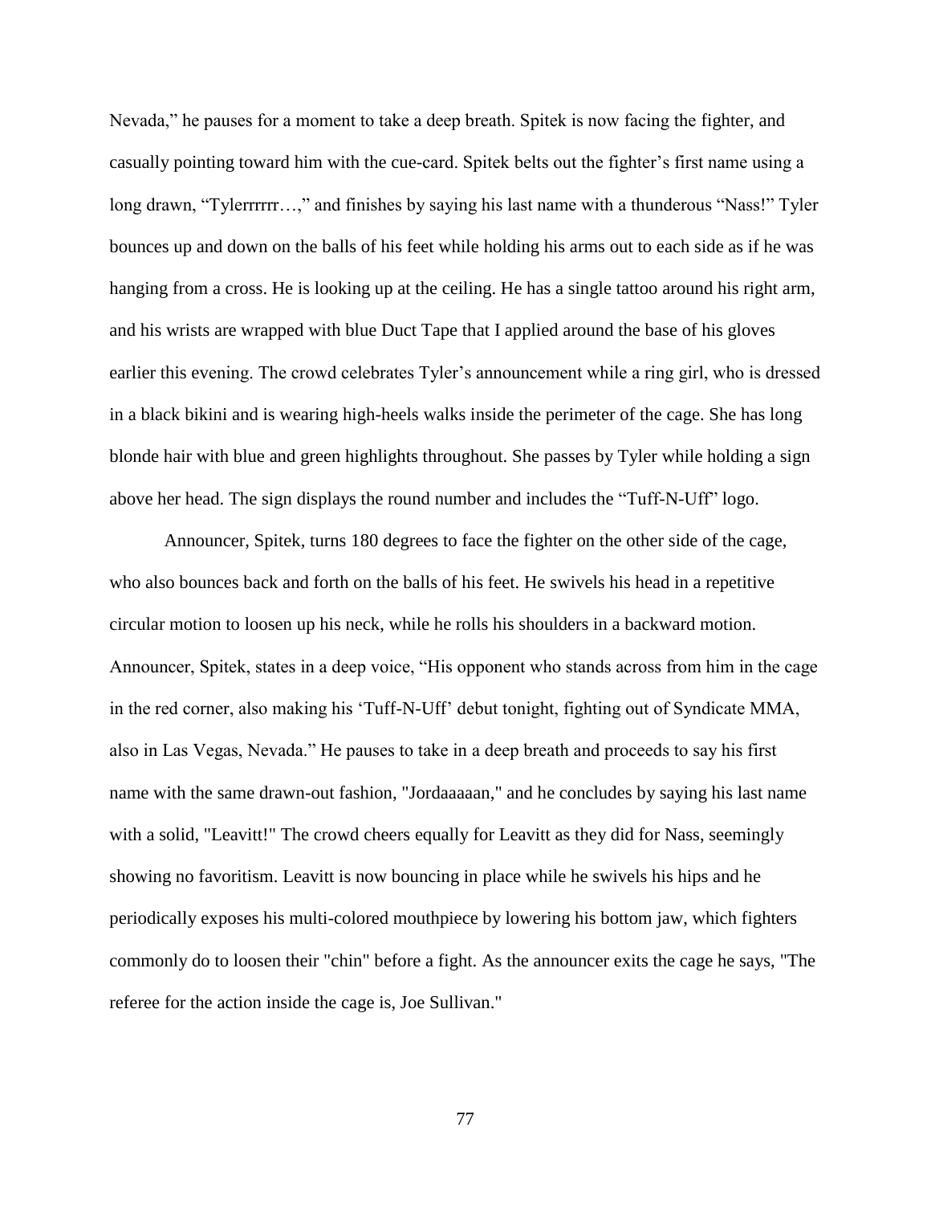Nevada," he pauses for a moment to take a deep breath. Spitek is now facing the fighter, and casually pointing toward him with the cue-card. Spitek belts out the fighter's first name using a long drawn, "Tylerrrrrr…," and finishes by saying his last name with a thunderous "Nass!" Tyler bounces up and down on the balls of his feet while holding his arms out to each side as if he was hanging from a cross. He is looking up at the ceiling. He has a single tattoo around his right arm, and his wrists are wrapped with blue Duct Tape that I applied around the base of his gloves earlier this evening. The crowd celebrates Tyler's announcement while a ring girl, who is dressed in a black bikini and is wearing high-heels walks inside the perimeter of the cage. She has long blonde hair with blue and green highlights throughout. She passes by Tyler while holding a sign above her head. The sign displays the round number and includes the "Tuff-N-Uff" logo.

Announcer, Spitek, turns 180 degrees to face the fighter on the other side of the cage, who also bounces back and forth on the balls of his feet. He swivels his head in a repetitive circular motion to loosen up his neck, while he rolls his shoulders in a backward motion. Announcer, Spitek, states in a deep voice, "His opponent who stands across from him in the cage in the red corner, also making his 'Tuff-N-Uff' debut tonight, fighting out of Syndicate MMA, also in Las Vegas, Nevada." He pauses to take in a deep breath and proceeds to say his first name with the same drawn-out fashion, "Jordaaaaan," and he concludes by saying his last name with a solid, "Leavitt!" The crowd cheers equally for Leavitt as they did for Nass, seemingly showing no favoritism. Leavitt is now bouncing in place while he swivels his hips and he periodically exposes his multi-colored mouthpiece by lowering his bottom jaw, which fighters commonly do to loosen their "chin" before a fight. As the announcer exits the cage he says, "The referee for the action inside the cage is, Joe Sullivan."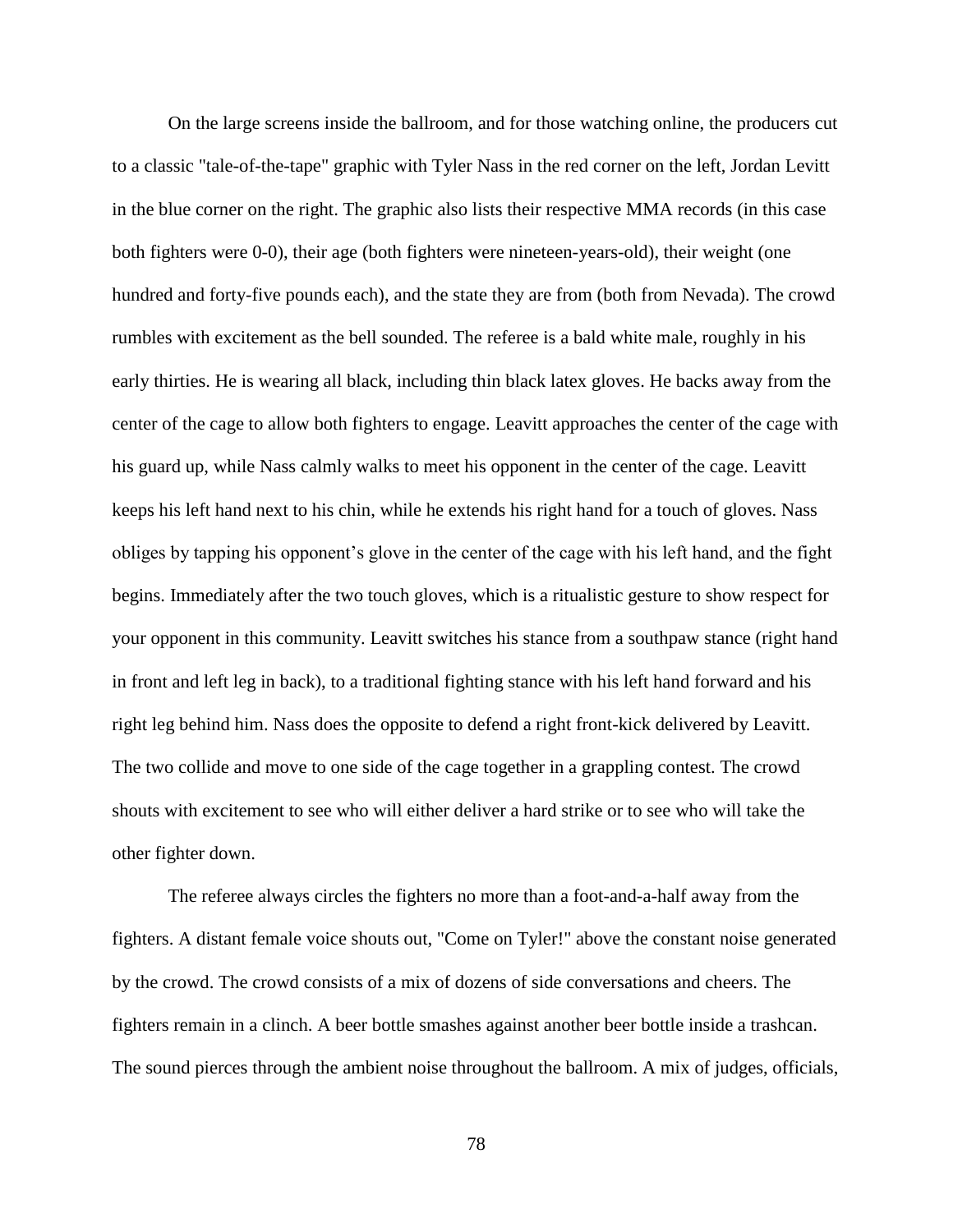On the large screens inside the ballroom, and for those watching online, the producers cut to a classic "tale-of-the-tape" graphic with Tyler Nass in the red corner on the left, Jordan Levitt in the blue corner on the right. The graphic also lists their respective MMA records (in this case both fighters were 0-0), their age (both fighters were nineteen-years-old), their weight (one hundred and forty-five pounds each), and the state they are from (both from Nevada). The crowd rumbles with excitement as the bell sounded. The referee is a bald white male, roughly in his early thirties. He is wearing all black, including thin black latex gloves. He backs away from the center of the cage to allow both fighters to engage. Leavitt approaches the center of the cage with his guard up, while Nass calmly walks to meet his opponent in the center of the cage. Leavitt keeps his left hand next to his chin, while he extends his right hand for a touch of gloves. Nass obliges by tapping his opponent's glove in the center of the cage with his left hand, and the fight begins. Immediately after the two touch gloves, which is a ritualistic gesture to show respect for your opponent in this community. Leavitt switches his stance from a southpaw stance (right hand in front and left leg in back), to a traditional fighting stance with his left hand forward and his right leg behind him. Nass does the opposite to defend a right front-kick delivered by Leavitt. The two collide and move to one side of the cage together in a grappling contest. The crowd shouts with excitement to see who will either deliver a hard strike or to see who will take the other fighter down.

The referee always circles the fighters no more than a foot-and-a-half away from the fighters. A distant female voice shouts out, "Come on Tyler!" above the constant noise generated by the crowd. The crowd consists of a mix of dozens of side conversations and cheers. The fighters remain in a clinch. A beer bottle smashes against another beer bottle inside a trashcan. The sound pierces through the ambient noise throughout the ballroom. A mix of judges, officials,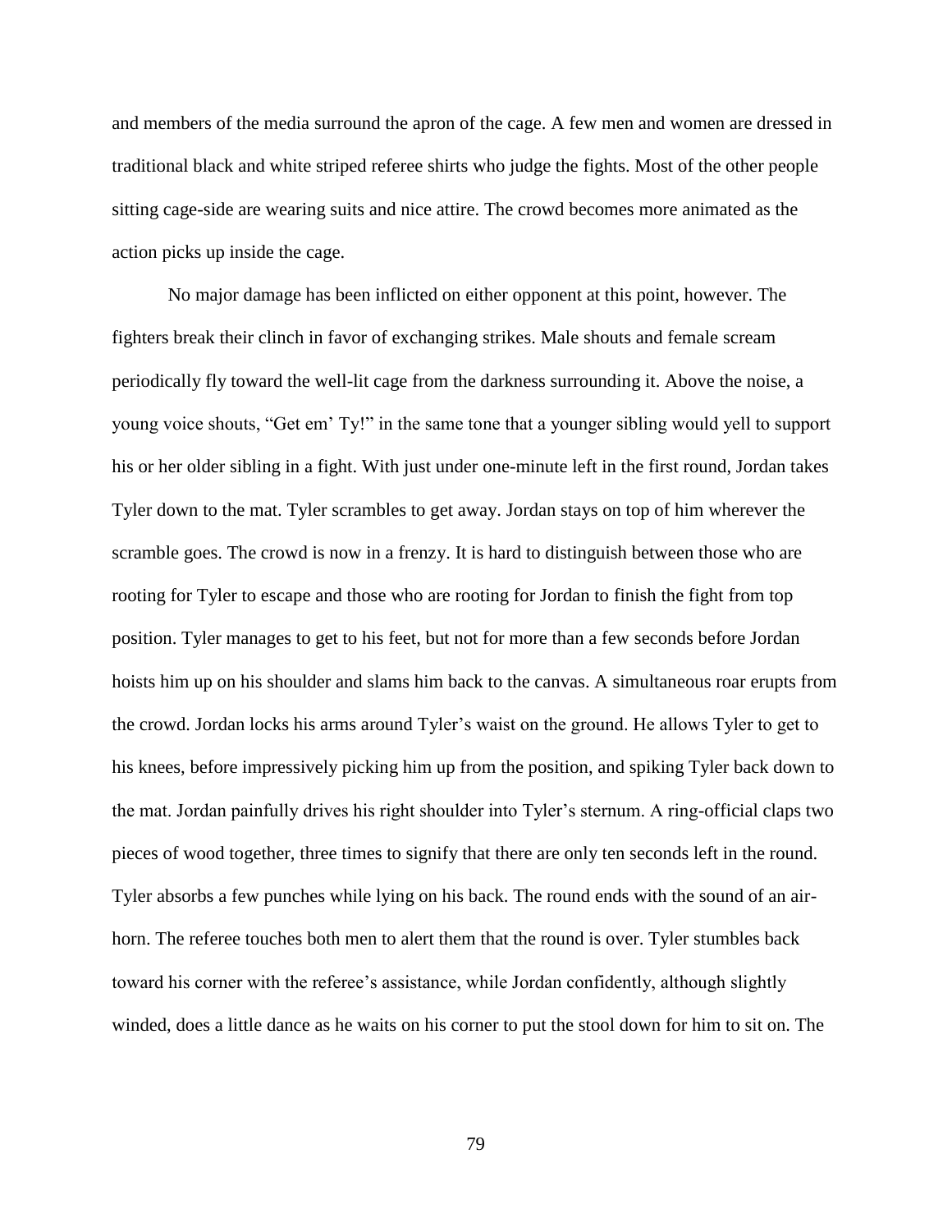and members of the media surround the apron of the cage. A few men and women are dressed in traditional black and white striped referee shirts who judge the fights. Most of the other people sitting cage-side are wearing suits and nice attire. The crowd becomes more animated as the action picks up inside the cage.

No major damage has been inflicted on either opponent at this point, however. The fighters break their clinch in favor of exchanging strikes. Male shouts and female scream periodically fly toward the well-lit cage from the darkness surrounding it. Above the noise, a young voice shouts, "Get em' Ty!" in the same tone that a younger sibling would yell to support his or her older sibling in a fight. With just under one-minute left in the first round, Jordan takes Tyler down to the mat. Tyler scrambles to get away. Jordan stays on top of him wherever the scramble goes. The crowd is now in a frenzy. It is hard to distinguish between those who are rooting for Tyler to escape and those who are rooting for Jordan to finish the fight from top position. Tyler manages to get to his feet, but not for more than a few seconds before Jordan hoists him up on his shoulder and slams him back to the canvas. A simultaneous roar erupts from the crowd. Jordan locks his arms around Tyler's waist on the ground. He allows Tyler to get to his knees, before impressively picking him up from the position, and spiking Tyler back down to the mat. Jordan painfully drives his right shoulder into Tyler's sternum. A ring-official claps two pieces of wood together, three times to signify that there are only ten seconds left in the round. Tyler absorbs a few punches while lying on his back. The round ends with the sound of an air-horn. The referee touches both men to alert them that the round is over. Tyler stumbles back toward his corner with the referee's assistance, while Jordan confidently, although slightly winded, does a little dance as he waits on his corner to put the stool down for him to sit on. The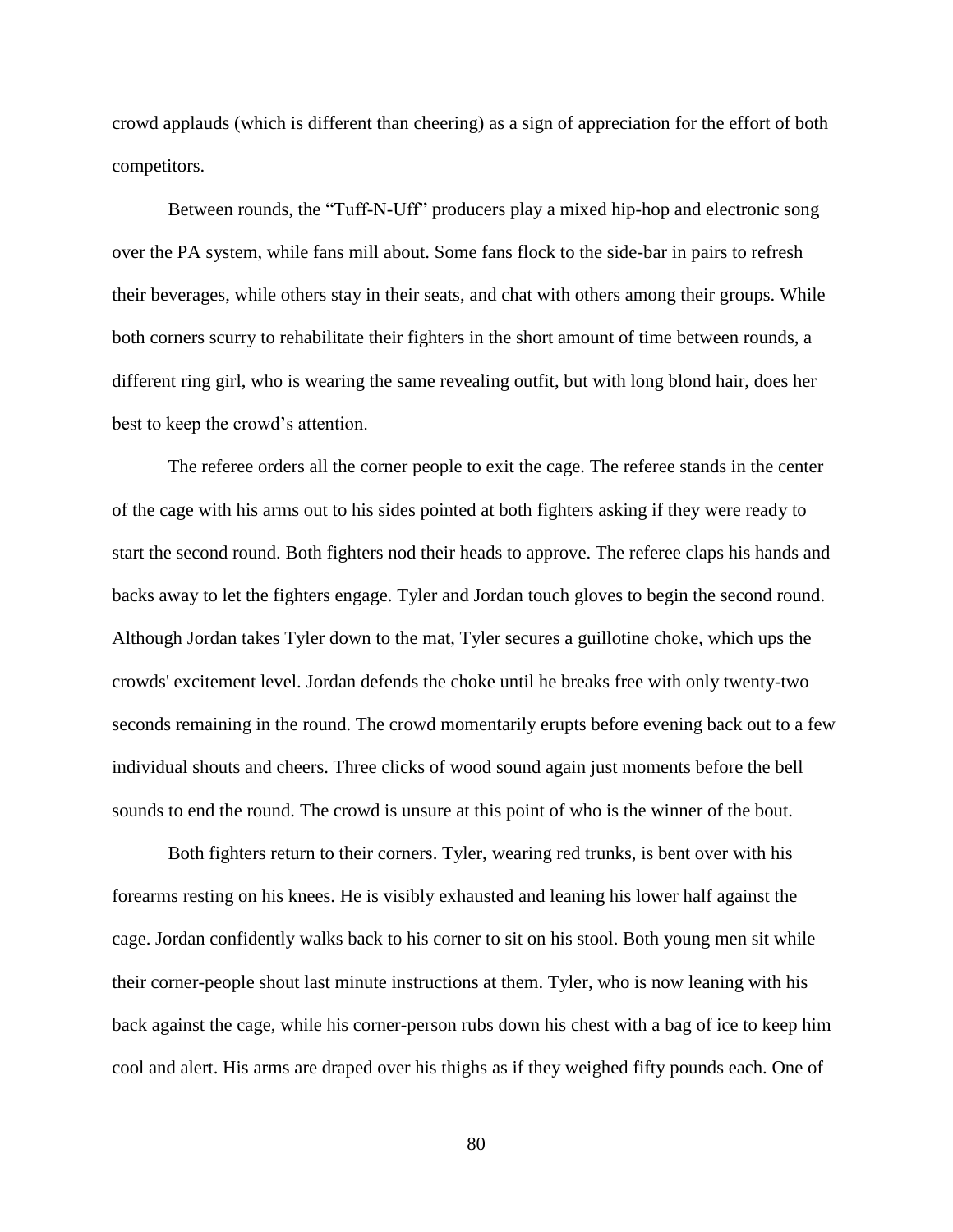crowd applauds (which is different than cheering) as a sign of appreciation for the effort of both competitors.

Between rounds, the "Tuff-N-Uff" producers play a mixed hip-hop and electronic song over the PA system, while fans mill about. Some fans flock to the side-bar in pairs to refresh their beverages, while others stay in their seats, and chat with others among their groups. While both corners scurry to rehabilitate their fighters in the short amount of time between rounds, a different ring girl, who is wearing the same revealing outfit, but with long blond hair, does her best to keep the crowd's attention.

The referee orders all the corner people to exit the cage. The referee stands in the center of the cage with his arms out to his sides pointed at both fighters asking if they were ready to start the second round. Both fighters nod their heads to approve. The referee claps his hands and backs away to let the fighters engage. Tyler and Jordan touch gloves to begin the second round. Although Jordan takes Tyler down to the mat, Tyler secures a guillotine choke, which ups the crowds' excitement level. Jordan defends the choke until he breaks free with only twenty-two seconds remaining in the round. The crowd momentarily erupts before evening back out to a few individual shouts and cheers. Three clicks of wood sound again just moments before the bell sounds to end the round. The crowd is unsure at this point of who is the winner of the bout.

Both fighters return to their corners. Tyler, wearing red trunks, is bent over with his forearms resting on his knees. He is visibly exhausted and leaning his lower half against the cage. Jordan confidently walks back to his corner to sit on his stool. Both young men sit while their corner-people shout last minute instructions at them. Tyler, who is now leaning with his back against the cage, while his corner-person rubs down his chest with a bag of ice to keep him cool and alert. His arms are draped over his thighs as if they weighed fifty pounds each. One of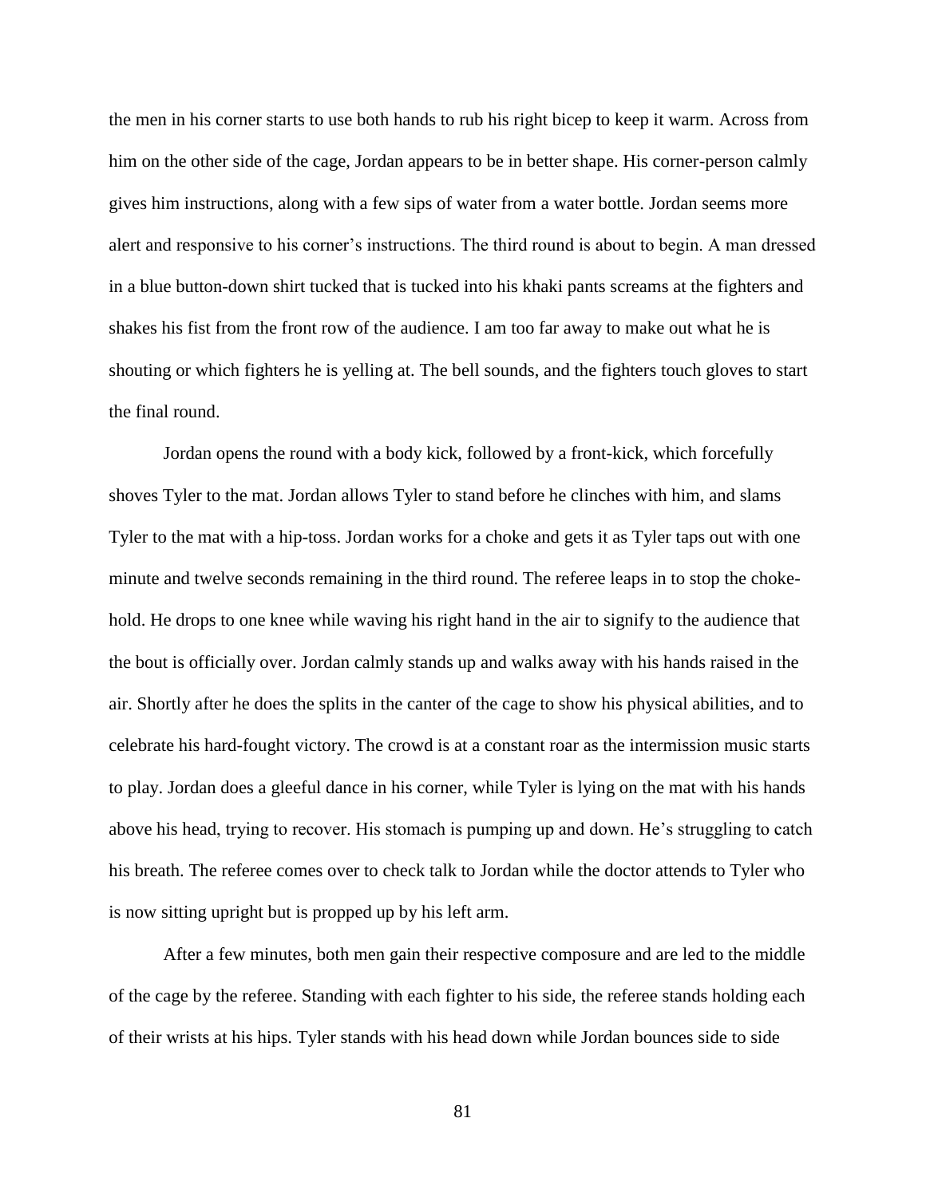the men in his corner starts to use both hands to rub his right bicep to keep it warm. Across from him on the other side of the cage, Jordan appears to be in better shape. His corner-person calmly gives him instructions, along with a few sips of water from a water bottle. Jordan seems more alert and responsive to his corner's instructions. The third round is about to begin. A man dressed in a blue button-down shirt tucked that is tucked into his khaki pants screams at the fighters and shakes his fist from the front row of the audience. I am too far away to make out what he is shouting or which fighters he is yelling at. The bell sounds, and the fighters touch gloves to start the final round.

Jordan opens the round with a body kick, followed by a front-kick, which forcefully shoves Tyler to the mat. Jordan allows Tyler to stand before he clinches with him, and slams Tyler to the mat with a hip-toss. Jordan works for a choke and gets it as Tyler taps out with one minute and twelve seconds remaining in the third round. The referee leaps in to stop the choke-hold. He drops to one knee while waving his right hand in the air to signify to the audience that the bout is officially over. Jordan calmly stands up and walks away with his hands raised in the air. Shortly after he does the splits in the canter of the cage to show his physical abilities, and to celebrate his hard-fought victory. The crowd is at a constant roar as the intermission music starts to play. Jordan does a gleeful dance in his corner, while Tyler is lying on the mat with his hands above his head, trying to recover. His stomach is pumping up and down. He's struggling to catch his breath. The referee comes over to check talk to Jordan while the doctor attends to Tyler who is now sitting upright but is propped up by his left arm.

After a few minutes, both men gain their respective composure and are led to the middle of the cage by the referee. Standing with each fighter to his side, the referee stands holding each of their wrists at his hips. Tyler stands with his head down while Jordan bounces side to side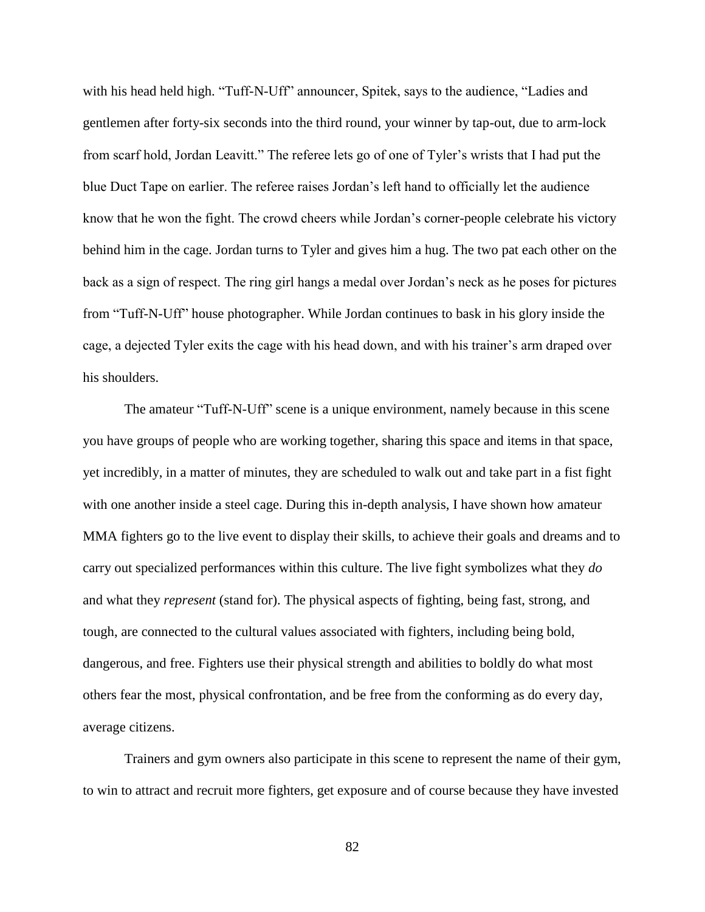with his head held high. "Tuff-N-Uff" announcer, Spitek, says to the audience, "Ladies and gentlemen after forty-six seconds into the third round, your winner by tap-out, due to arm-lock from scarf hold, Jordan Leavitt." The referee lets go of one of Tyler's wrists that I had put the blue Duct Tape on earlier. The referee raises Jordan's left hand to officially let the audience know that he won the fight. The crowd cheers while Jordan's corner-people celebrate his victory behind him in the cage. Jordan turns to Tyler and gives him a hug. The two pat each other on the back as a sign of respect. The ring girl hangs a medal over Jordan's neck as he poses for pictures from "Tuff-N-Uff" house photographer. While Jordan continues to bask in his glory inside the cage, a dejected Tyler exits the cage with his head down, and with his trainer's arm draped over his shoulders.

The amateur "Tuff-N-Uff" scene is a unique environment, namely because in this scene you have groups of people who are working together, sharing this space and items in that space, yet incredibly, in a matter of minutes, they are scheduled to walk out and take part in a fist fight with one another inside a steel cage. During this in-depth analysis, I have shown how amateur MMA fighters go to the live event to display their skills, to achieve their goals and dreams and to carry out specialized performances within this culture. The live fight symbolizes what they *do* and what they *represent* (stand for). The physical aspects of fighting, being fast, strong, and tough, are connected to the cultural values associated with fighters, including being bold, dangerous, and free. Fighters use their physical strength and abilities to boldly do what most others fear the most, physical confrontation, and be free from the conforming as do every day, average citizens.

Trainers and gym owners also participate in this scene to represent the name of their gym, to win to attract and recruit more fighters, get exposure and of course because they have invested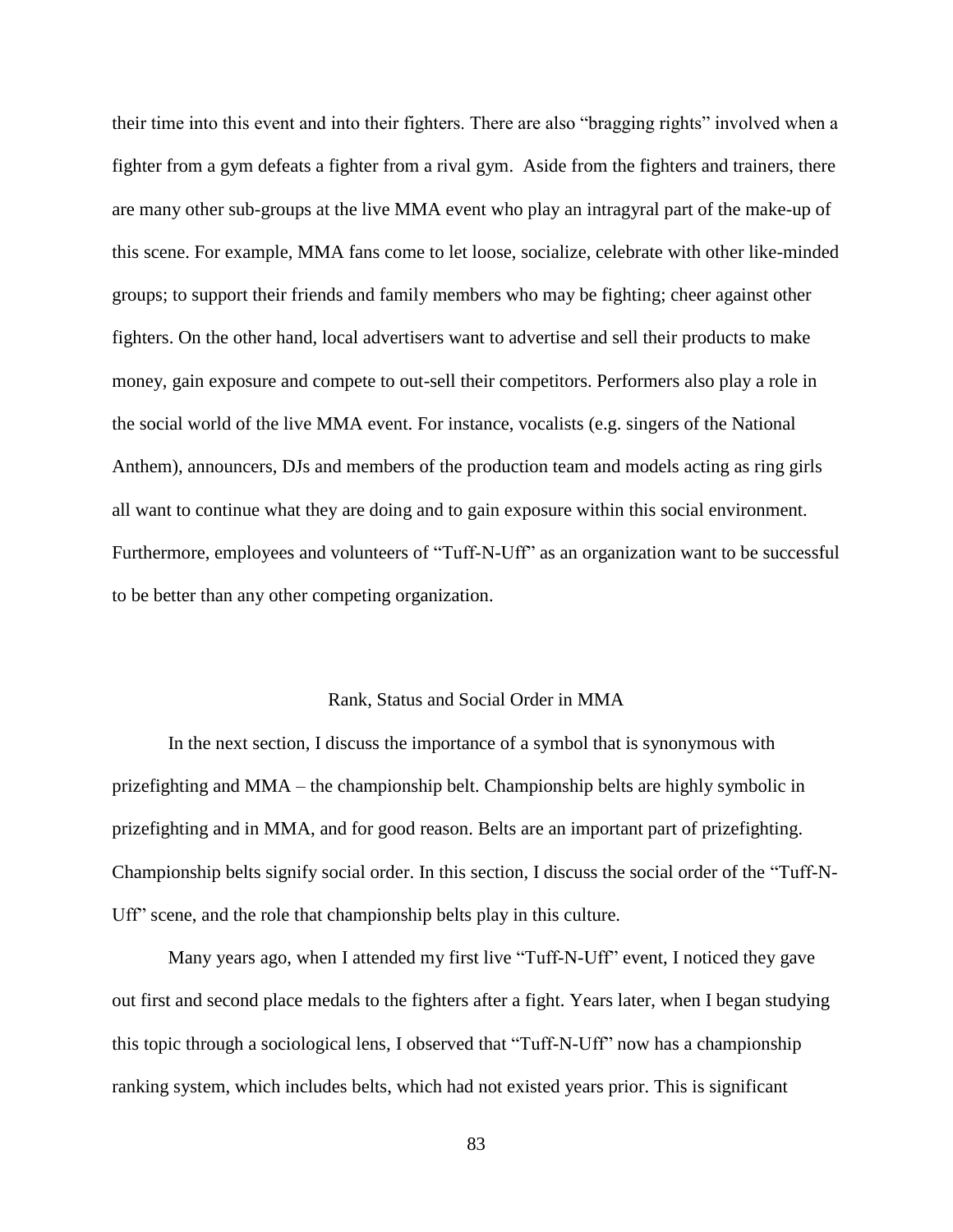their time into this event and into their fighters. There are also “bragging rights” involved when a fighter from a gym defeats a fighter from a rival gym. Aside from the fighters and trainers, there are many other sub-groups at the live MMA event who play an intragyral part of the make-up of this scene. For example, MMA fans come to let loose, socialize, celebrate with other like-minded groups; to support their friends and family members who may be fighting; cheer against other fighters. On the other hand, local advertisers want to advertise and sell their products to make money, gain exposure and compete to out-sell their competitors. Performers also play a role in the social world of the live MMA event. For instance, vocalists (e.g. singers of the National Anthem), announcers, DJs and members of the production team and models acting as ring girls all want to continue what they are doing and to gain exposure within this social environment. Furthermore, employees and volunteers of “Tuff-N-Uff” as an organization want to be successful to be better than any other competing organization.

## Rank, Status and Social Order in MMA

In the next section, I discuss the importance of a symbol that is synonymous with prizefighting and MMA – the championship belt. Championship belts are highly symbolic in prizefighting and in MMA, and for good reason. Belts are an important part of prizefighting. Championship belts signify social order. In this section, I discuss the social order of the “Tuff-N-Uff” scene, and the role that championship belts play in this culture.

Many years ago, when I attended my first live “Tuff-N-Uff” event, I noticed they gave out first and second place medals to the fighters after a fight. Years later, when I began studying this topic through a sociological lens, I observed that “Tuff-N-Uff” now has a championship ranking system, which includes belts, which had not existed years prior. This is significant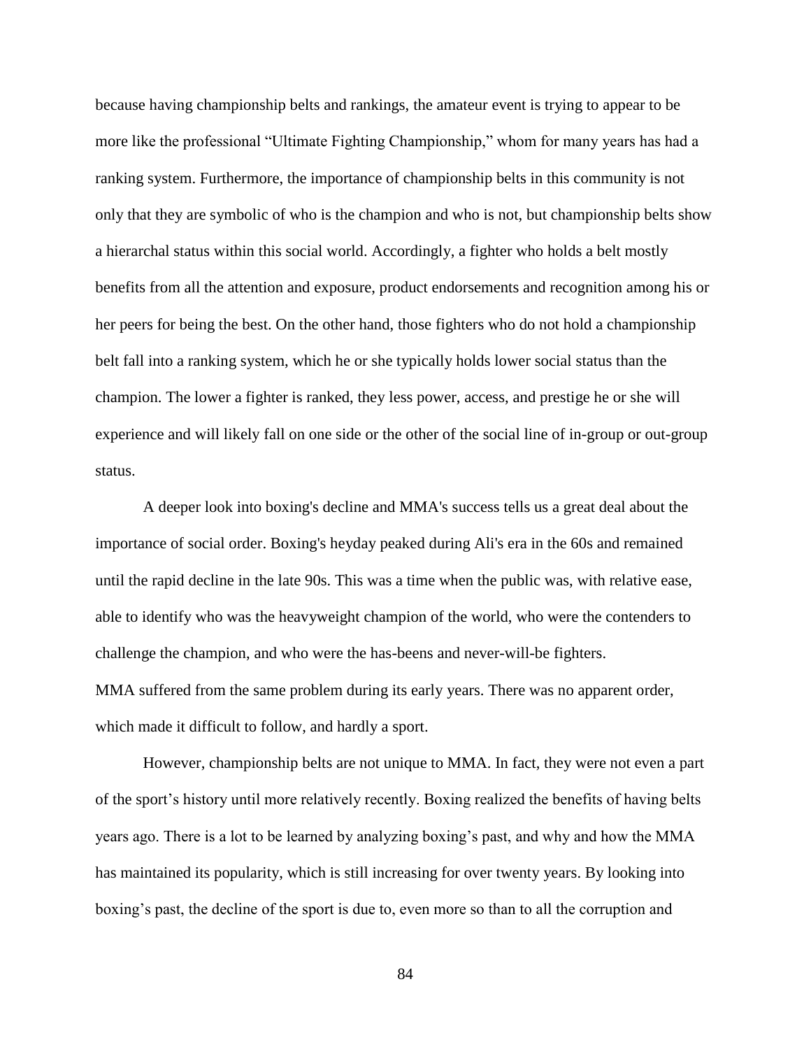because having championship belts and rankings, the amateur event is trying to appear to be more like the professional "Ultimate Fighting Championship," whom for many years has had a ranking system. Furthermore, the importance of championship belts in this community is not only that they are symbolic of who is the champion and who is not, but championship belts show a hierarchal status within this social world. Accordingly, a fighter who holds a belt mostly benefits from all the attention and exposure, product endorsements and recognition among his or her peers for being the best. On the other hand, those fighters who do not hold a championship belt fall into a ranking system, which he or she typically holds lower social status than the champion. The lower a fighter is ranked, they less power, access, and prestige he or she will experience and will likely fall on one side or the other of the social line of in-group or out-group status.

A deeper look into boxing's decline and MMA's success tells us a great deal about the importance of social order. Boxing's heyday peaked during Ali's era in the 60s and remained until the rapid decline in the late 90s. This was a time when the public was, with relative ease, able to identify who was the heavyweight champion of the world, who were the contenders to challenge the champion, and who were the has-beens and never-will-be fighters.
MMA suffered from the same problem during its early years. There was no apparent order, which made it difficult to follow, and hardly a sport.

However, championship belts are not unique to MMA. In fact, they were not even a part of the sport's history until more relatively recently. Boxing realized the benefits of having belts years ago. There is a lot to be learned by analyzing boxing's past, and why and how the MMA has maintained its popularity, which is still increasing for over twenty years. By looking into boxing's past, the decline of the sport is due to, even more so than to all the corruption and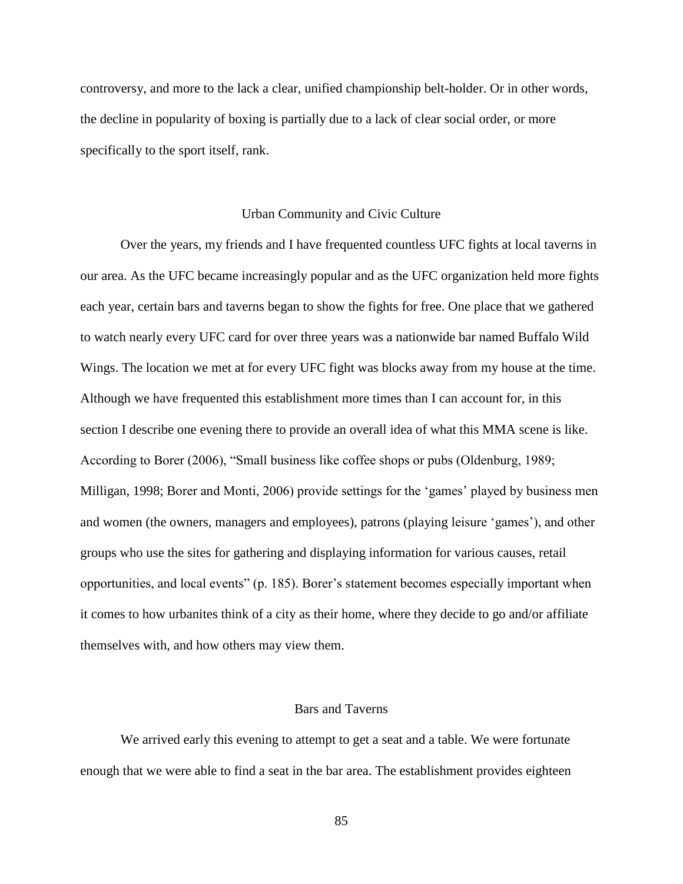controversy, and more to the lack a clear, unified championship belt-holder. Or in other words, the decline in popularity of boxing is partially due to a lack of clear social order, or more specifically to the sport itself, rank.

## Urban Community and Civic Culture

Over the years, my friends and I have frequented countless UFC fights at local taverns in our area. As the UFC became increasingly popular and as the UFC organization held more fights each year, certain bars and taverns began to show the fights for free. One place that we gathered to watch nearly every UFC card for over three years was a nationwide bar named Buffalo Wild Wings. The location we met at for every UFC fight was blocks away from my house at the time. Although we have frequented this establishment more times than I can account for, in this section I describe one evening there to provide an overall idea of what this MMA scene is like. According to Borer (2006), "Small business like coffee shops or pubs (Oldenburg, 1989; Milligan, 1998; Borer and Monti, 2006) provide settings for the 'games' played by business men and women (the owners, managers and employees), patrons (playing leisure 'games'), and other groups who use the sites for gathering and displaying information for various causes, retail opportunities, and local events" (p. 185). Borer's statement becomes especially important when it comes to how urbanites think of a city as their home, where they decide to go and/or affiliate themselves with, and how others may view them.

### Bars and Taverns

We arrived early this evening to attempt to get a seat and a table. We were fortunate enough that we were able to find a seat in the bar area. The establishment provides eighteen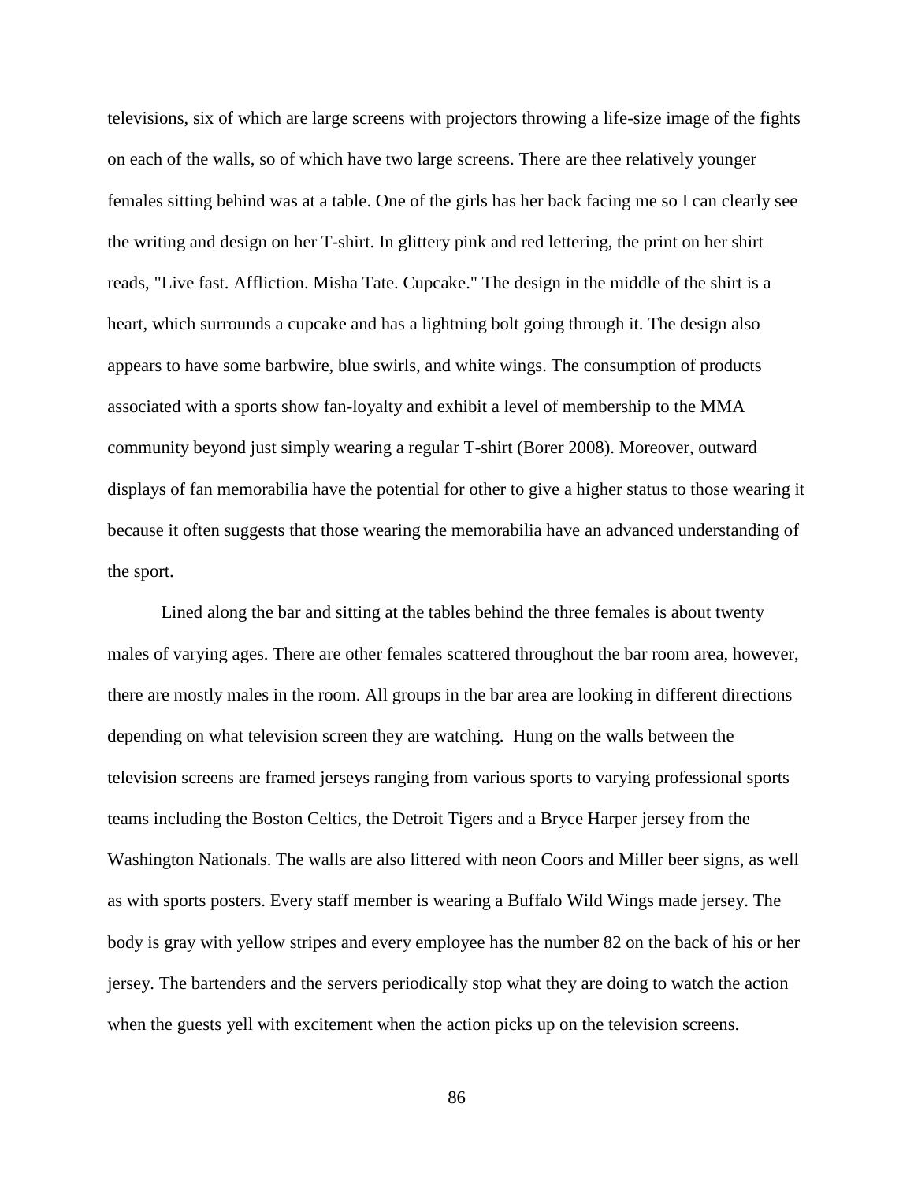televisions, six of which are large screens with projectors throwing a life-size image of the fights on each of the walls, so of which have two large screens. There are thee relatively younger females sitting behind was at a table. One of the girls has her back facing me so I can clearly see the writing and design on her T-shirt. In glittery pink and red lettering, the print on her shirt reads, "Live fast. Affliction. Misha Tate. Cupcake." The design in the middle of the shirt is a heart, which surrounds a cupcake and has a lightning bolt going through it. The design also appears to have some barbwire, blue swirls, and white wings. The consumption of products associated with a sports show fan-loyalty and exhibit a level of membership to the MMA community beyond just simply wearing a regular T-shirt (Borer 2008). Moreover, outward displays of fan memorabilia have the potential for other to give a higher status to those wearing it because it often suggests that those wearing the memorabilia have an advanced understanding of the sport.

Lined along the bar and sitting at the tables behind the three females is about twenty males of varying ages. There are other females scattered throughout the bar room area, however, there are mostly males in the room. All groups in the bar area are looking in different directions depending on what television screen they are watching. Hung on the walls between the television screens are framed jerseys ranging from various sports to varying professional sports teams including the Boston Celtics, the Detroit Tigers and a Bryce Harper jersey from the Washington Nationals. The walls are also littered with neon Coors and Miller beer signs, as well as with sports posters. Every staff member is wearing a Buffalo Wild Wings made jersey. The body is gray with yellow stripes and every employee has the number 82 on the back of his or her jersey. The bartenders and the servers periodically stop what they are doing to watch the action when the guests yell with excitement when the action picks up on the television screens.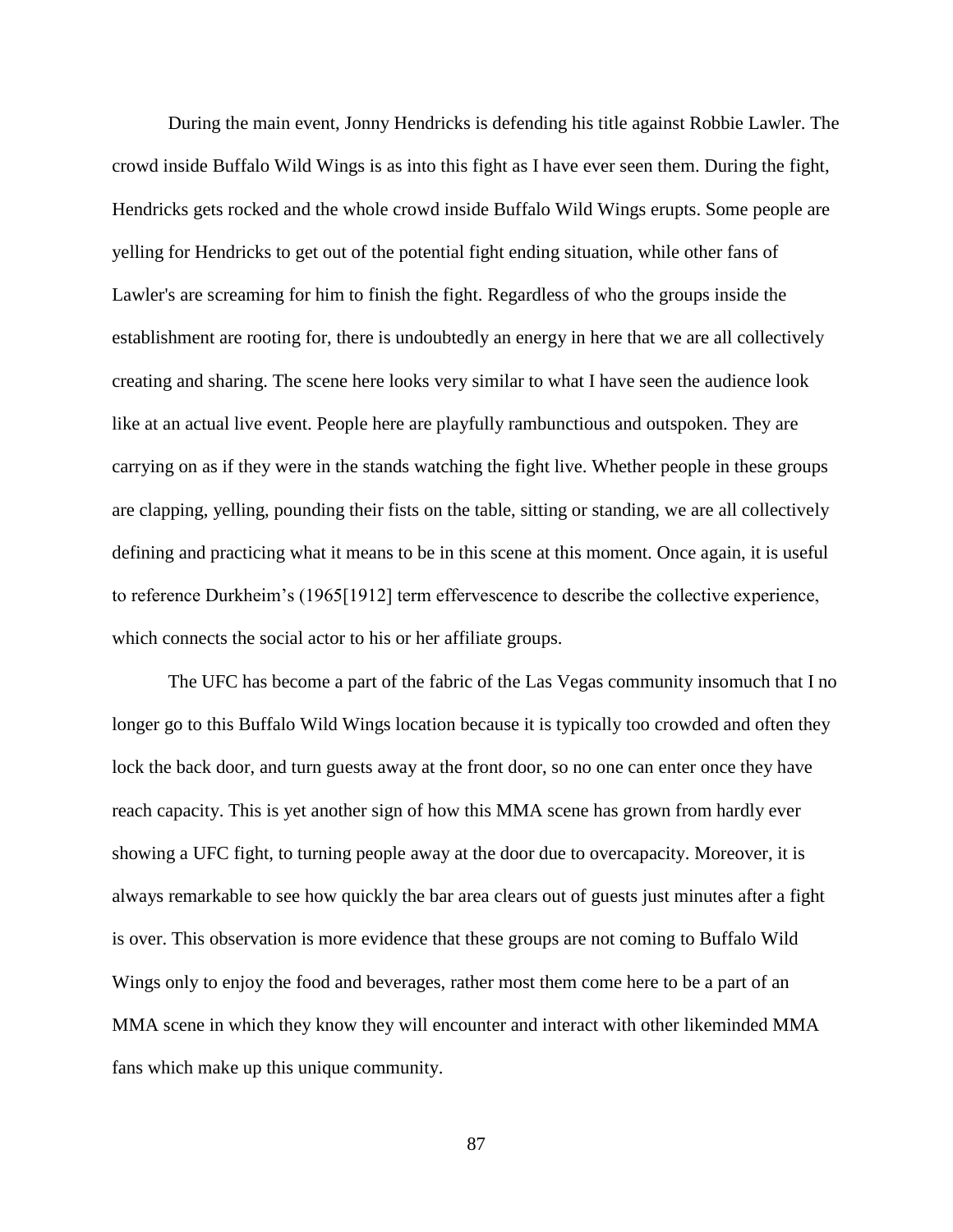During the main event, Jonny Hendricks is defending his title against Robbie Lawler. The crowd inside Buffalo Wild Wings is as into this fight as I have ever seen them. During the fight, Hendricks gets rocked and the whole crowd inside Buffalo Wild Wings erupts. Some people are yelling for Hendricks to get out of the potential fight ending situation, while other fans of Lawler's are screaming for him to finish the fight. Regardless of who the groups inside the establishment are rooting for, there is undoubtedly an energy in here that we are all collectively creating and sharing. The scene here looks very similar to what I have seen the audience look like at an actual live event. People here are playfully rambunctious and outspoken. They are carrying on as if they were in the stands watching the fight live. Whether people in these groups are clapping, yelling, pounding their fists on the table, sitting or standing, we are all collectively defining and practicing what it means to be in this scene at this moment. Once again, it is useful to reference Durkheim's (1965[1912] term effervescence to describe the collective experience, which connects the social actor to his or her affiliate groups.

The UFC has become a part of the fabric of the Las Vegas community insomuch that I no longer go to this Buffalo Wild Wings location because it is typically too crowded and often they lock the back door, and turn guests away at the front door, so no one can enter once they have reach capacity. This is yet another sign of how this MMA scene has grown from hardly ever showing a UFC fight, to turning people away at the door due to overcapacity. Moreover, it is always remarkable to see how quickly the bar area clears out of guests just minutes after a fight is over. This observation is more evidence that these groups are not coming to Buffalo Wild Wings only to enjoy the food and beverages, rather most them come here to be a part of an MMA scene in which they know they will encounter and interact with other likeminded MMA fans which make up this unique community.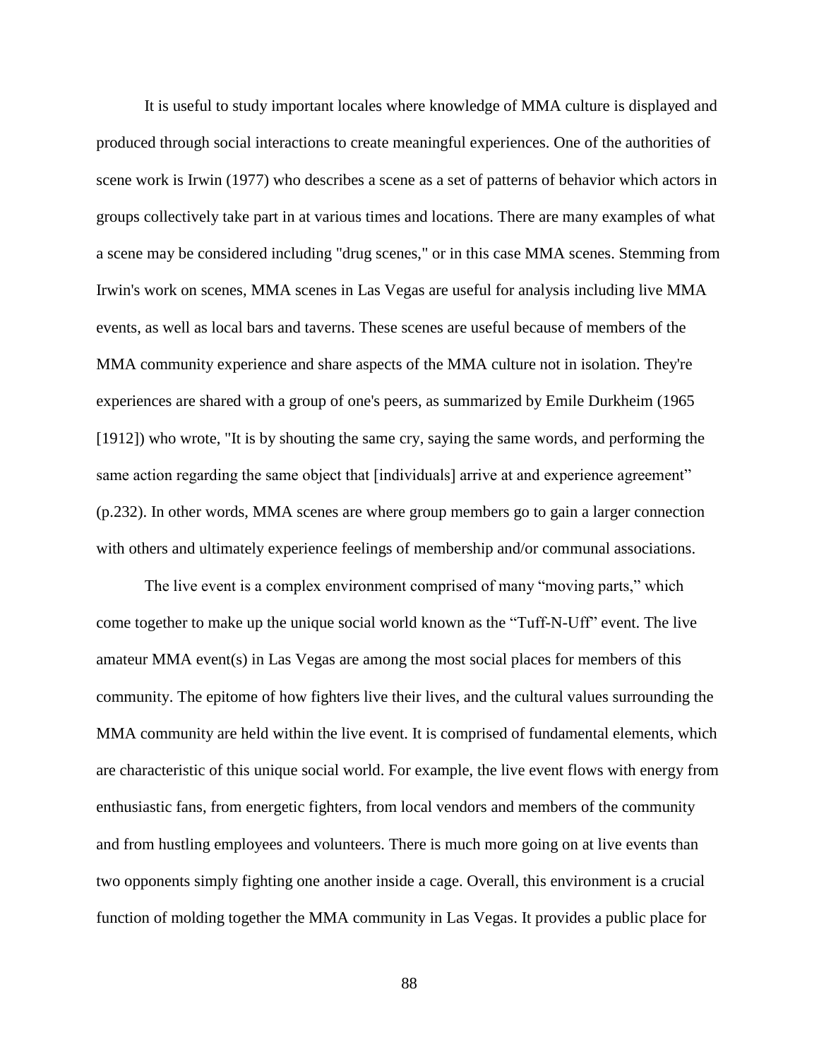It is useful to study important locales where knowledge of MMA culture is displayed and produced through social interactions to create meaningful experiences. One of the authorities of scene work is Irwin (1977) who describes a scene as a set of patterns of behavior which actors in groups collectively take part in at various times and locations. There are many examples of what a scene may be considered including "drug scenes," or in this case MMA scenes. Stemming from Irwin's work on scenes, MMA scenes in Las Vegas are useful for analysis including live MMA events, as well as local bars and taverns. These scenes are useful because of members of the MMA community experience and share aspects of the MMA culture not in isolation. They're experiences are shared with a group of one's peers, as summarized by Emile Durkheim (1965 [1912]) who wrote, "It is by shouting the same cry, saying the same words, and performing the same action regarding the same object that [individuals] arrive at and experience agreement" (p.232). In other words, MMA scenes are where group members go to gain a larger connection with others and ultimately experience feelings of membership and/or communal associations.

The live event is a complex environment comprised of many "moving parts," which come together to make up the unique social world known as the "Tuff-N-Uff" event. The live amateur MMA event(s) in Las Vegas are among the most social places for members of this community. The epitome of how fighters live their lives, and the cultural values surrounding the MMA community are held within the live event. It is comprised of fundamental elements, which are characteristic of this unique social world. For example, the live event flows with energy from enthusiastic fans, from energetic fighters, from local vendors and members of the community and from hustling employees and volunteers. There is much more going on at live events than two opponents simply fighting one another inside a cage. Overall, this environment is a crucial function of molding together the MMA community in Las Vegas. It provides a public place for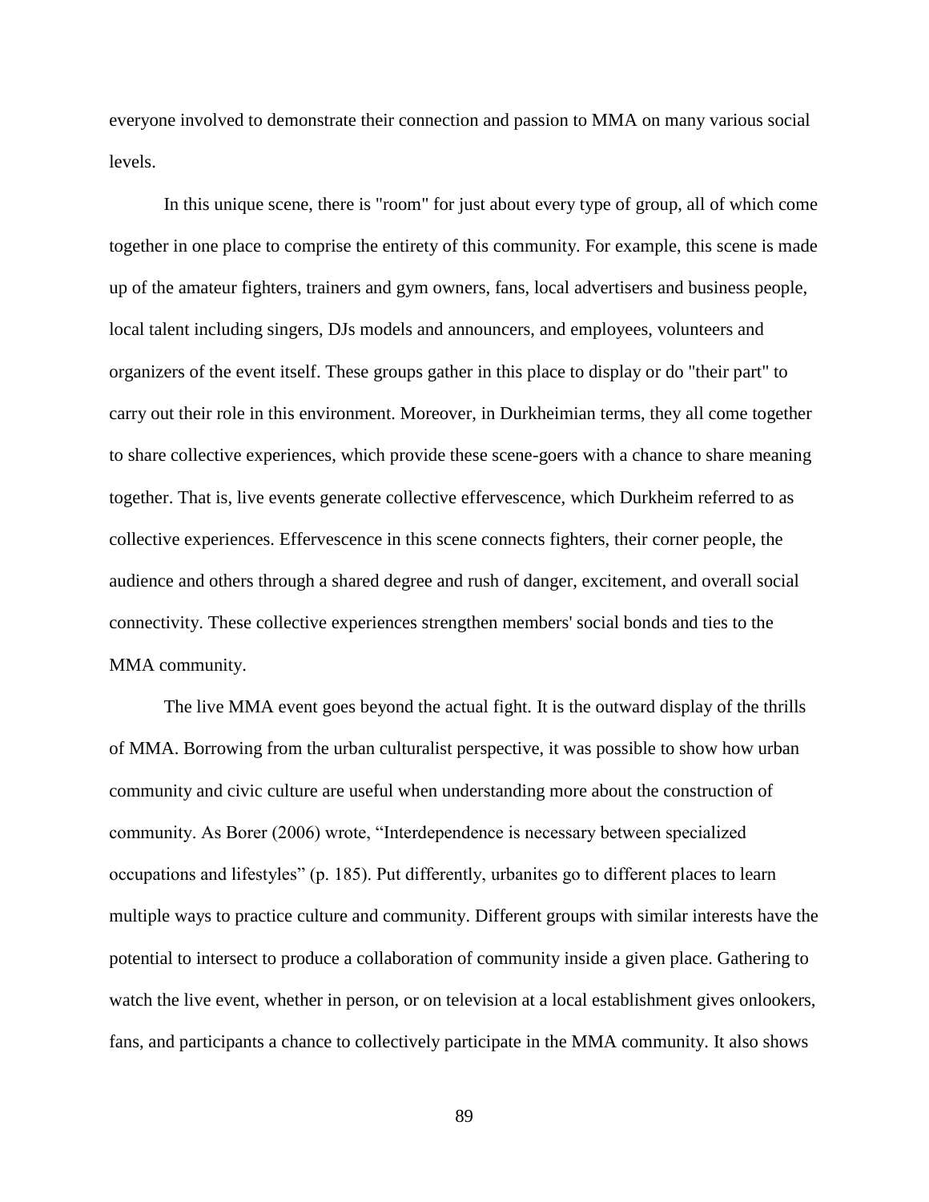everyone involved to demonstrate their connection and passion to MMA on many various social levels.

In this unique scene, there is "room" for just about every type of group, all of which come together in one place to comprise the entirety of this community. For example, this scene is made up of the amateur fighters, trainers and gym owners, fans, local advertisers and business people, local talent including singers, DJs models and announcers, and employees, volunteers and organizers of the event itself. These groups gather in this place to display or do "their part" to carry out their role in this environment. Moreover, in Durkheimian terms, they all come together to share collective experiences, which provide these scene-goers with a chance to share meaning together. That is, live events generate collective effervescence, which Durkheim referred to as collective experiences. Effervescence in this scene connects fighters, their corner people, the audience and others through a shared degree and rush of danger, excitement, and overall social connectivity. These collective experiences strengthen members' social bonds and ties to the MMA community.

The live MMA event goes beyond the actual fight. It is the outward display of the thrills of MMA. Borrowing from the urban culturalist perspective, it was possible to show how urban community and civic culture are useful when understanding more about the construction of community. As Borer (2006) wrote, “Interdependence is necessary between specialized occupations and lifestyles” (p. 185). Put differently, urbanites go to different places to learn multiple ways to practice culture and community. Different groups with similar interests have the potential to intersect to produce a collaboration of community inside a given place. Gathering to watch the live event, whether in person, or on television at a local establishment gives onlookers, fans, and participants a chance to collectively participate in the MMA community. It also shows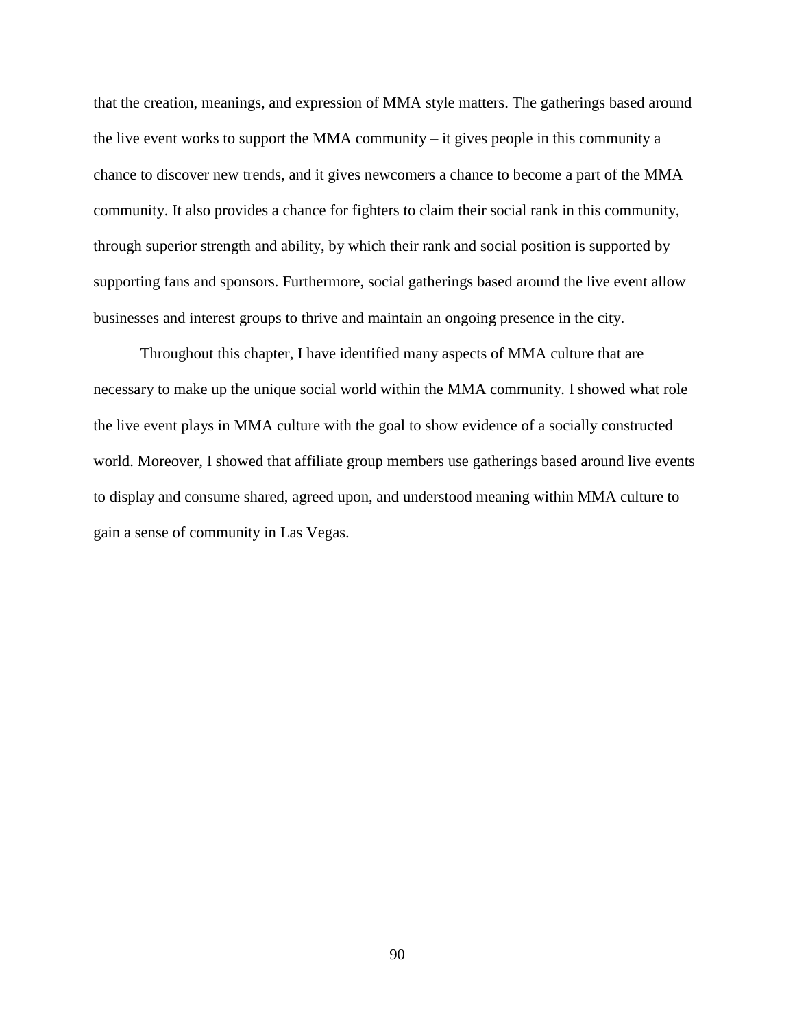that the creation, meanings, and expression of MMA style matters. The gatherings based around the live event works to support the MMA community – it gives people in this community a chance to discover new trends, and it gives newcomers a chance to become a part of the MMA community. It also provides a chance for fighters to claim their social rank in this community, through superior strength and ability, by which their rank and social position is supported by supporting fans and sponsors. Furthermore, social gatherings based around the live event allow businesses and interest groups to thrive and maintain an ongoing presence in the city.

Throughout this chapter, I have identified many aspects of MMA culture that are necessary to make up the unique social world within the MMA community. I showed what role the live event plays in MMA culture with the goal to show evidence of a socially constructed world. Moreover, I showed that affiliate group members use gatherings based around live events to display and consume shared, agreed upon, and understood meaning within MMA culture to gain a sense of community in Las Vegas.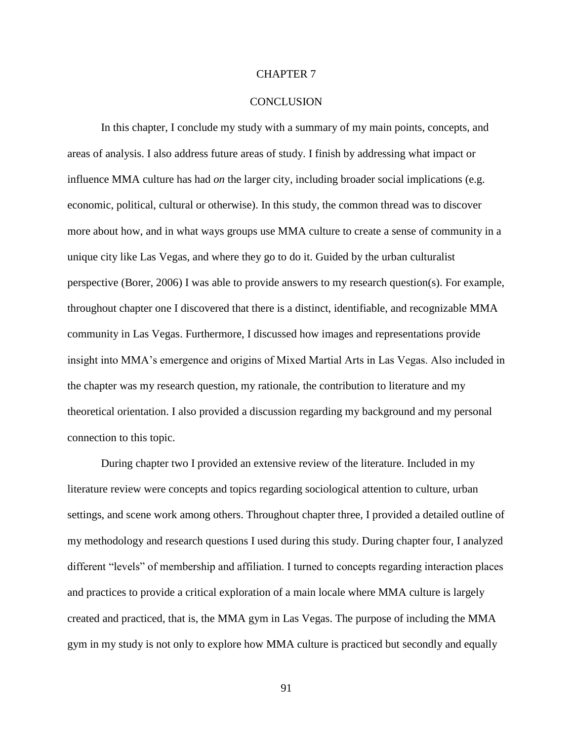# CHAPTER 7

# CONCLUSION

In this chapter, I conclude my study with a summary of my main points, concepts, and areas of analysis. I also address future areas of study. I finish by addressing what impact or influence MMA culture has had *on* the larger city, including broader social implications (e.g. economic, political, cultural or otherwise). In this study, the common thread was to discover more about how, and in what ways groups use MMA culture to create a sense of community in a unique city like Las Vegas, and where they go to do it. Guided by the urban culturalist perspective (Borer, 2006) I was able to provide answers to my research question(s). For example, throughout chapter one I discovered that there is a distinct, identifiable, and recognizable MMA community in Las Vegas. Furthermore, I discussed how images and representations provide insight into MMA's emergence and origins of Mixed Martial Arts in Las Vegas. Also included in the chapter was my research question, my rationale, the contribution to literature and my theoretical orientation. I also provided a discussion regarding my background and my personal connection to this topic.

During chapter two I provided an extensive review of the literature. Included in my literature review were concepts and topics regarding sociological attention to culture, urban settings, and scene work among others. Throughout chapter three, I provided a detailed outline of my methodology and research questions I used during this study. During chapter four, I analyzed different "levels" of membership and affiliation. I turned to concepts regarding interaction places and practices to provide a critical exploration of a main locale where MMA culture is largely created and practiced, that is, the MMA gym in Las Vegas. The purpose of including the MMA gym in my study is not only to explore how MMA culture is practiced but secondly and equally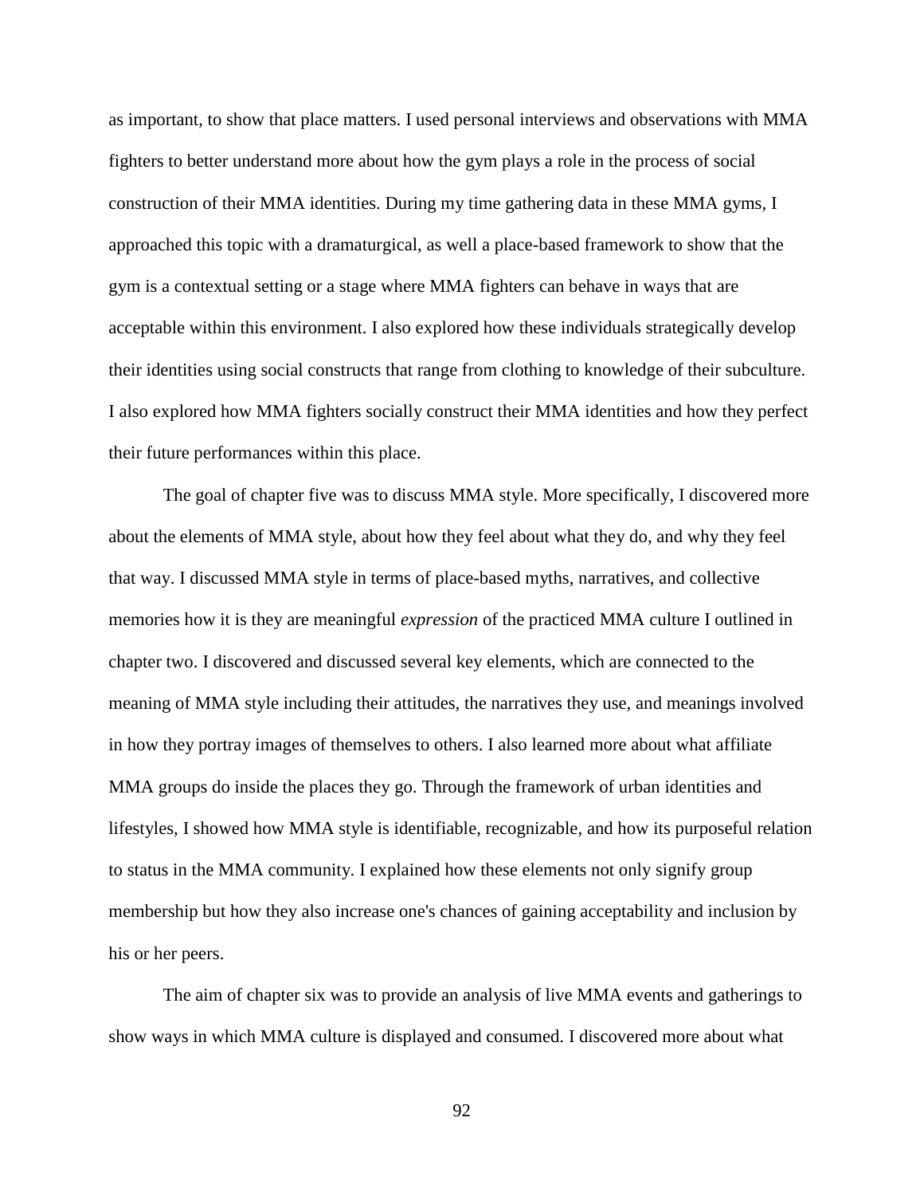as important, to show that place matters. I used personal interviews and observations with MMA fighters to better understand more about how the gym plays a role in the process of social construction of their MMA identities. During my time gathering data in these MMA gyms, I approached this topic with a dramaturgical, as well a place-based framework to show that the gym is a contextual setting or a stage where MMA fighters can behave in ways that are acceptable within this environment. I also explored how these individuals strategically develop their identities using social constructs that range from clothing to knowledge of their subculture. I also explored how MMA fighters socially construct their MMA identities and how they perfect their future performances within this place.

The goal of chapter five was to discuss MMA style. More specifically, I discovered more about the elements of MMA style, about how they feel about what they do, and why they feel that way. I discussed MMA style in terms of place-based myths, narratives, and collective memories how it is they are meaningful *expression* of the practiced MMA culture I outlined in chapter two. I discovered and discussed several key elements, which are connected to the meaning of MMA style including their attitudes, the narratives they use, and meanings involved in how they portray images of themselves to others. I also learned more about what affiliate MMA groups do inside the places they go. Through the framework of urban identities and lifestyles, I showed how MMA style is identifiable, recognizable, and how its purposeful relation to status in the MMA community. I explained how these elements not only signify group membership but how they also increase one's chances of gaining acceptability and inclusion by his or her peers.

The aim of chapter six was to provide an analysis of live MMA events and gatherings to show ways in which MMA culture is displayed and consumed. I discovered more about what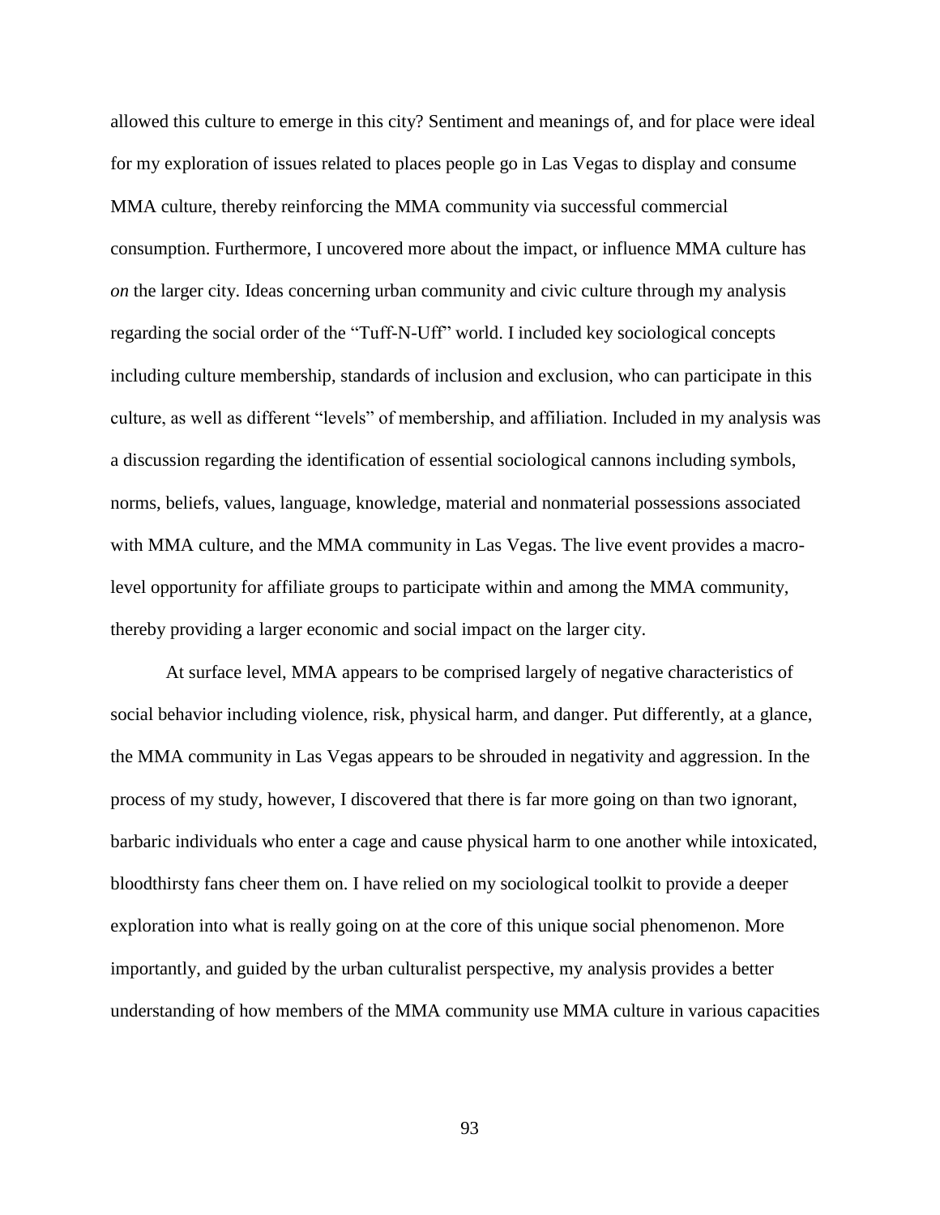allowed this culture to emerge in this city? Sentiment and meanings of, and for place were ideal for my exploration of issues related to places people go in Las Vegas to display and consume MMA culture, thereby reinforcing the MMA community via successful commercial consumption. Furthermore, I uncovered more about the impact, or influence MMA culture has *on* the larger city. Ideas concerning urban community and civic culture through my analysis regarding the social order of the "Tuff-N-Uff" world. I included key sociological concepts including culture membership, standards of inclusion and exclusion, who can participate in this culture, as well as different "levels" of membership, and affiliation. Included in my analysis was a discussion regarding the identification of essential sociological cannons including symbols, norms, beliefs, values, language, knowledge, material and nonmaterial possessions associated with MMA culture, and the MMA community in Las Vegas. The live event provides a macro-level opportunity for affiliate groups to participate within and among the MMA community, thereby providing a larger economic and social impact on the larger city.

At surface level, MMA appears to be comprised largely of negative characteristics of social behavior including violence, risk, physical harm, and danger. Put differently, at a glance, the MMA community in Las Vegas appears to be shrouded in negativity and aggression. In the process of my study, however, I discovered that there is far more going on than two ignorant, barbaric individuals who enter a cage and cause physical harm to one another while intoxicated, bloodthirsty fans cheer them on. I have relied on my sociological toolkit to provide a deeper exploration into what is really going on at the core of this unique social phenomenon. More importantly, and guided by the urban culturalist perspective, my analysis provides a better understanding of how members of the MMA community use MMA culture in various capacities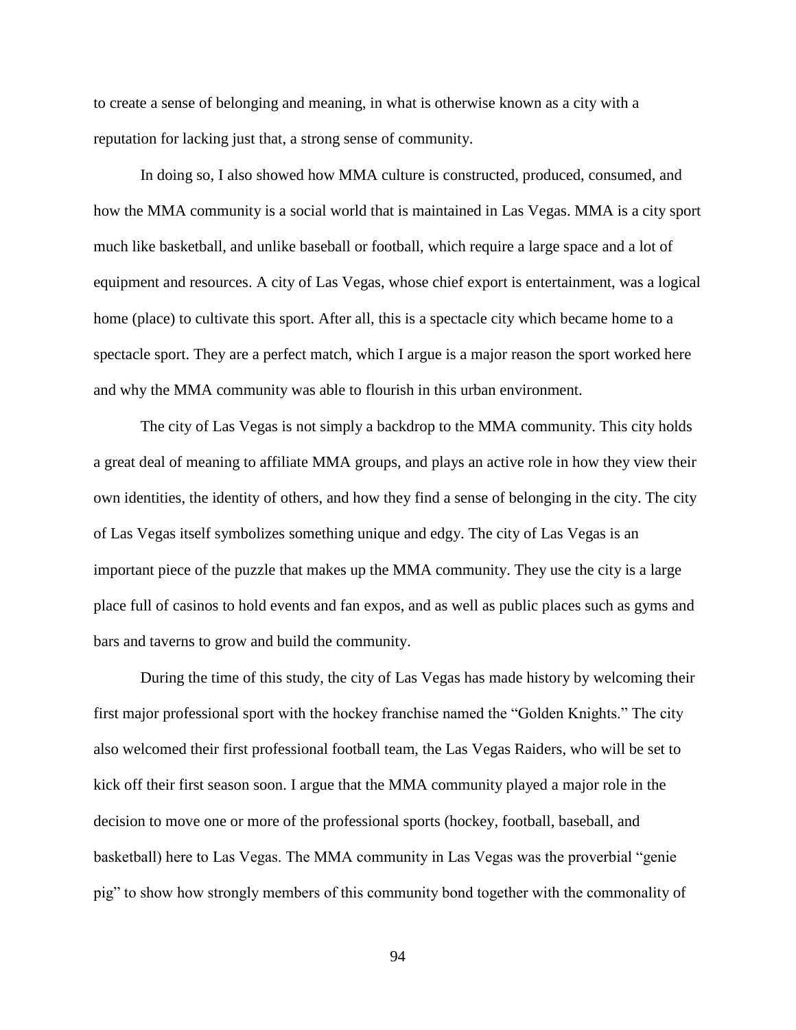to create a sense of belonging and meaning, in what is otherwise known as a city with a reputation for lacking just that, a strong sense of community.

In doing so, I also showed how MMA culture is constructed, produced, consumed, and how the MMA community is a social world that is maintained in Las Vegas. MMA is a city sport much like basketball, and unlike baseball or football, which require a large space and a lot of equipment and resources. A city of Las Vegas, whose chief export is entertainment, was a logical home (place) to cultivate this sport. After all, this is a spectacle city which became home to a spectacle sport. They are a perfect match, which I argue is a major reason the sport worked here and why the MMA community was able to flourish in this urban environment.

The city of Las Vegas is not simply a backdrop to the MMA community. This city holds a great deal of meaning to affiliate MMA groups, and plays an active role in how they view their own identities, the identity of others, and how they find a sense of belonging in the city. The city of Las Vegas itself symbolizes something unique and edgy. The city of Las Vegas is an important piece of the puzzle that makes up the MMA community. They use the city is a large place full of casinos to hold events and fan expos, and as well as public places such as gyms and bars and taverns to grow and build the community.

During the time of this study, the city of Las Vegas has made history by welcoming their first major professional sport with the hockey franchise named the "Golden Knights." The city also welcomed their first professional football team, the Las Vegas Raiders, who will be set to kick off their first season soon. I argue that the MMA community played a major role in the decision to move one or more of the professional sports (hockey, football, baseball, and basketball) here to Las Vegas. The MMA community in Las Vegas was the proverbial "genie pig" to show how strongly members of this community bond together with the commonality of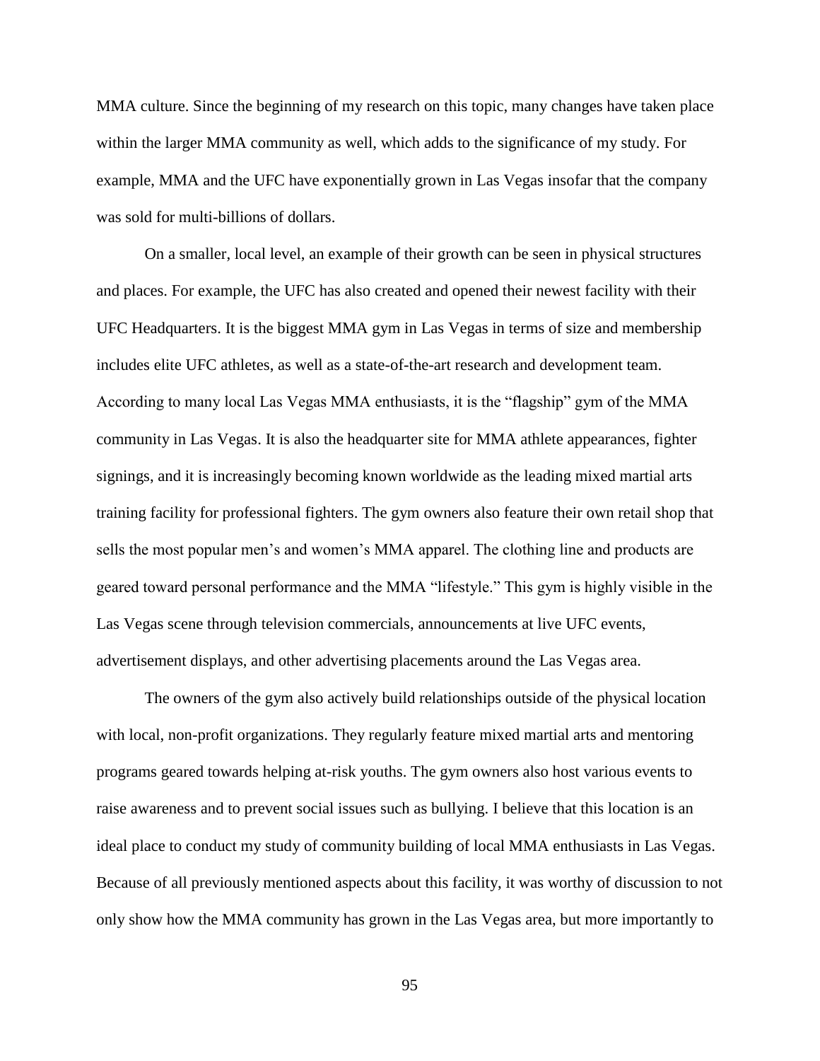MMA culture. Since the beginning of my research on this topic, many changes have taken place within the larger MMA community as well, which adds to the significance of my study. For example, MMA and the UFC have exponentially grown in Las Vegas insofar that the company was sold for multi-billions of dollars.

On a smaller, local level, an example of their growth can be seen in physical structures and places. For example, the UFC has also created and opened their newest facility with their UFC Headquarters. It is the biggest MMA gym in Las Vegas in terms of size and membership includes elite UFC athletes, as well as a state-of-the-art research and development team. According to many local Las Vegas MMA enthusiasts, it is the "flagship" gym of the MMA community in Las Vegas. It is also the headquarter site for MMA athlete appearances, fighter signings, and it is increasingly becoming known worldwide as the leading mixed martial arts training facility for professional fighters. The gym owners also feature their own retail shop that sells the most popular men's and women's MMA apparel. The clothing line and products are geared toward personal performance and the MMA "lifestyle." This gym is highly visible in the Las Vegas scene through television commercials, announcements at live UFC events, advertisement displays, and other advertising placements around the Las Vegas area.

The owners of the gym also actively build relationships outside of the physical location with local, non-profit organizations. They regularly feature mixed martial arts and mentoring programs geared towards helping at-risk youths. The gym owners also host various events to raise awareness and to prevent social issues such as bullying. I believe that this location is an ideal place to conduct my study of community building of local MMA enthusiasts in Las Vegas. Because of all previously mentioned aspects about this facility, it was worthy of discussion to not only show how the MMA community has grown in the Las Vegas area, but more importantly to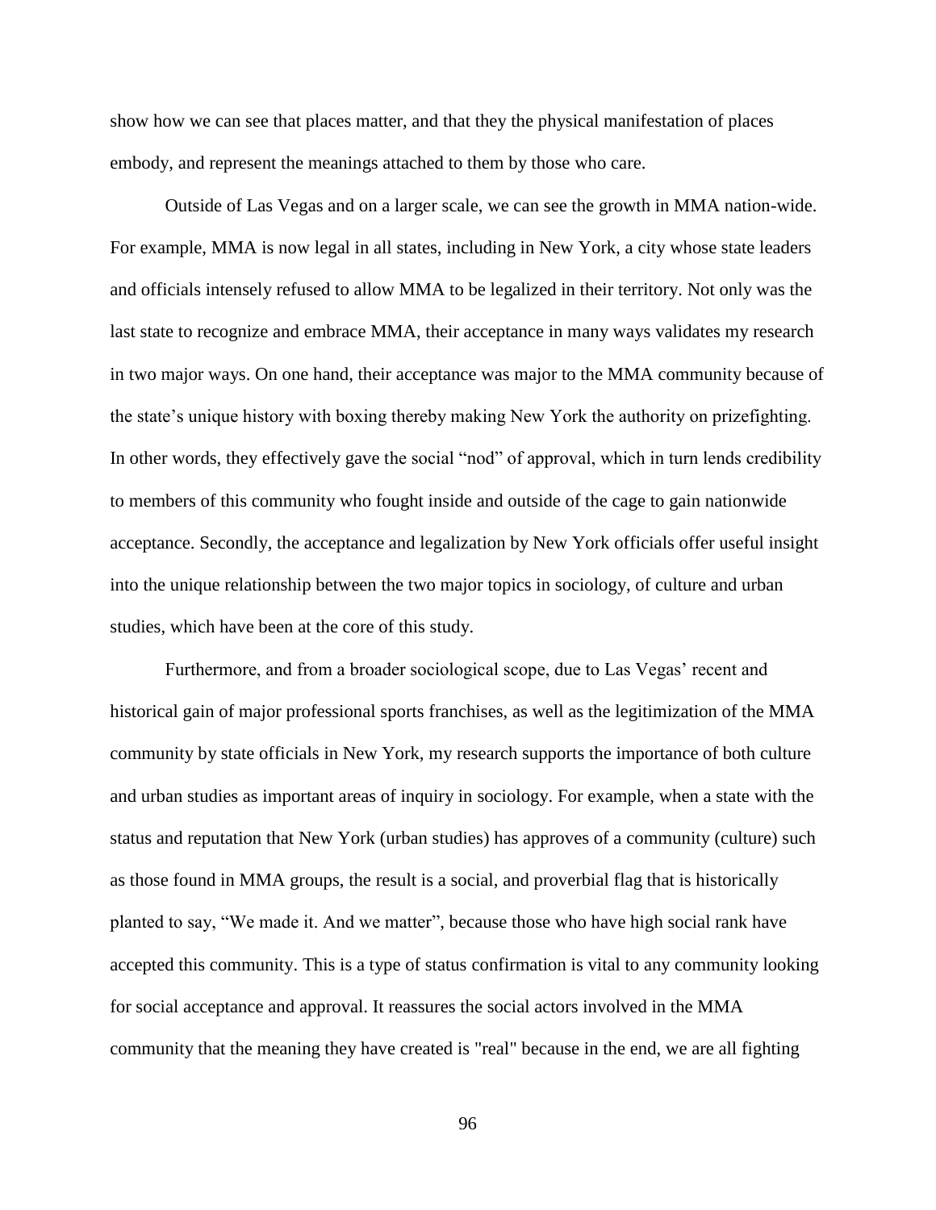show how we can see that places matter, and that they the physical manifestation of places embody, and represent the meanings attached to them by those who care.

Outside of Las Vegas and on a larger scale, we can see the growth in MMA nation-wide. For example, MMA is now legal in all states, including in New York, a city whose state leaders and officials intensely refused to allow MMA to be legalized in their territory. Not only was the last state to recognize and embrace MMA, their acceptance in many ways validates my research in two major ways. On one hand, their acceptance was major to the MMA community because of the state's unique history with boxing thereby making New York the authority on prizefighting. In other words, they effectively gave the social "nod" of approval, which in turn lends credibility to members of this community who fought inside and outside of the cage to gain nationwide acceptance. Secondly, the acceptance and legalization by New York officials offer useful insight into the unique relationship between the two major topics in sociology, of culture and urban studies, which have been at the core of this study.

Furthermore, and from a broader sociological scope, due to Las Vegas' recent and historical gain of major professional sports franchises, as well as the legitimization of the MMA community by state officials in New York, my research supports the importance of both culture and urban studies as important areas of inquiry in sociology. For example, when a state with the status and reputation that New York (urban studies) has approves of a community (culture) such as those found in MMA groups, the result is a social, and proverbial flag that is historically planted to say, "We made it. And we matter", because those who have high social rank have accepted this community. This is a type of status confirmation is vital to any community looking for social acceptance and approval. It reassures the social actors involved in the MMA community that the meaning they have created is "real" because in the end, we are all fighting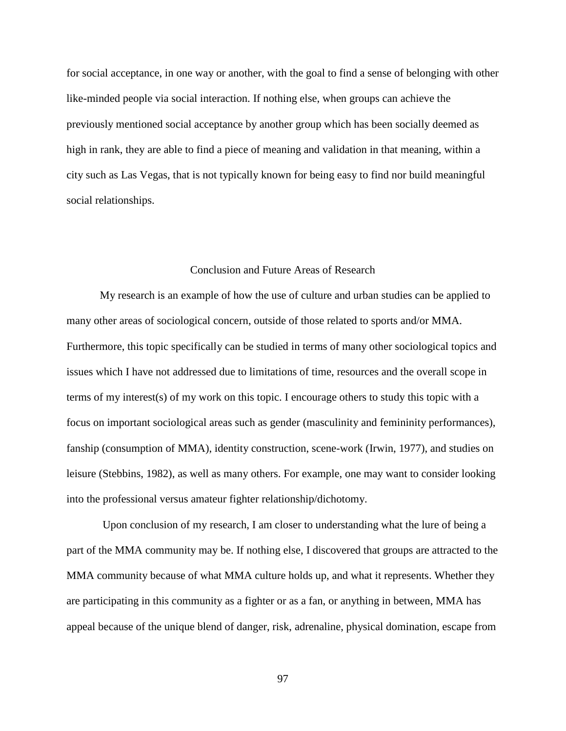for social acceptance, in one way or another, with the goal to find a sense of belonging with other like-minded people via social interaction. If nothing else, when groups can achieve the previously mentioned social acceptance by another group which has been socially deemed as high in rank, they are able to find a piece of meaning and validation in that meaning, within a city such as Las Vegas, that is not typically known for being easy to find nor build meaningful social relationships.

## Conclusion and Future Areas of Research

My research is an example of how the use of culture and urban studies can be applied to many other areas of sociological concern, outside of those related to sports and/or MMA. Furthermore, this topic specifically can be studied in terms of many other sociological topics and issues which I have not addressed due to limitations of time, resources and the overall scope in terms of my interest(s) of my work on this topic. I encourage others to study this topic with a focus on important sociological areas such as gender (masculinity and femininity performances), fanship (consumption of MMA), identity construction, scene-work (Irwin, 1977), and studies on leisure (Stebbins, 1982), as well as many others. For example, one may want to consider looking into the professional versus amateur fighter relationship/dichotomy.

Upon conclusion of my research, I am closer to understanding what the lure of being a part of the MMA community may be. If nothing else, I discovered that groups are attracted to the MMA community because of what MMA culture holds up, and what it represents. Whether they are participating in this community as a fighter or as a fan, or anything in between, MMA has appeal because of the unique blend of danger, risk, adrenaline, physical domination, escape from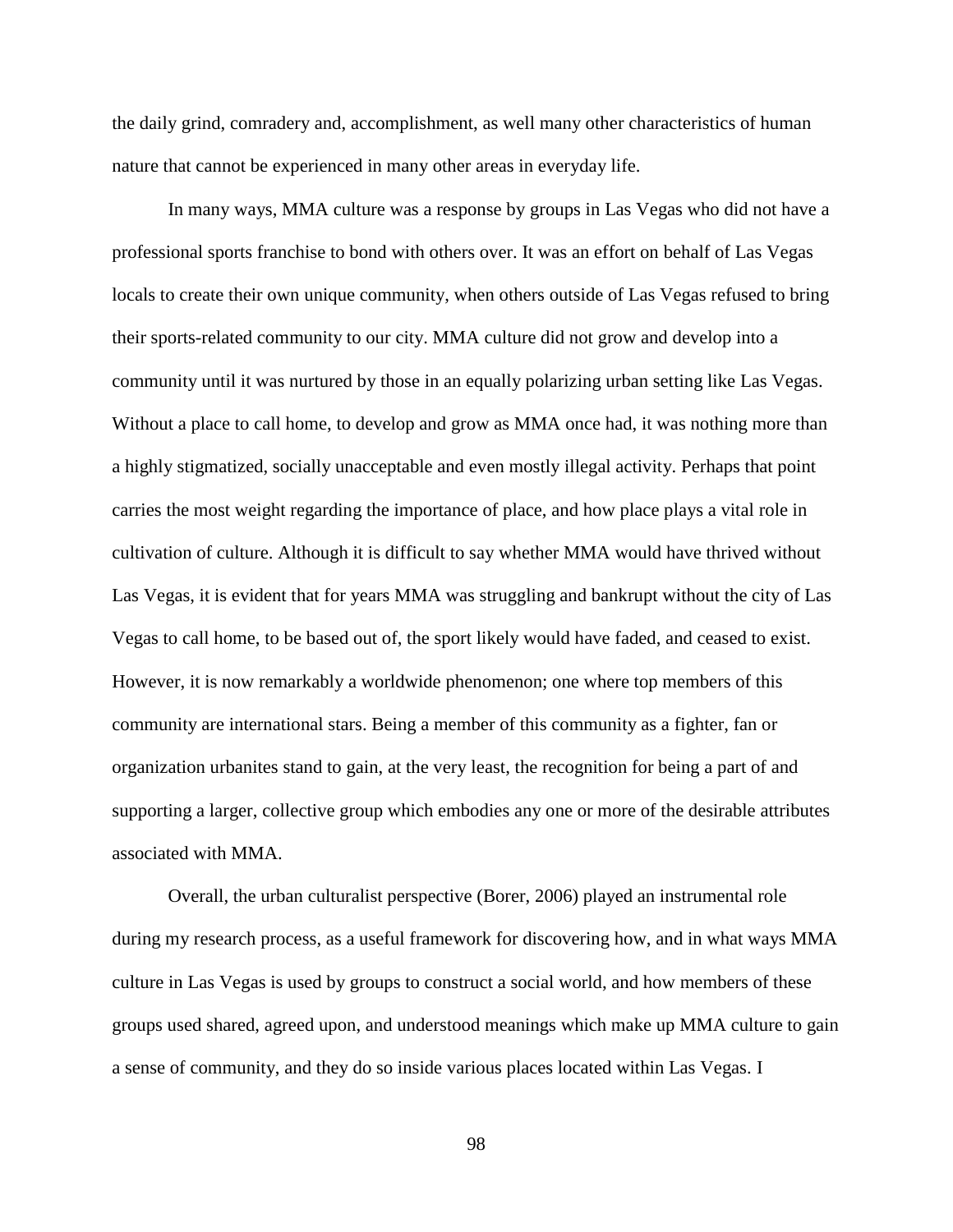the daily grind, comradery and, accomplishment, as well many other characteristics of human nature that cannot be experienced in many other areas in everyday life.

In many ways, MMA culture was a response by groups in Las Vegas who did not have a professional sports franchise to bond with others over. It was an effort on behalf of Las Vegas locals to create their own unique community, when others outside of Las Vegas refused to bring their sports-related community to our city. MMA culture did not grow and develop into a community until it was nurtured by those in an equally polarizing urban setting like Las Vegas. Without a place to call home, to develop and grow as MMA once had, it was nothing more than a highly stigmatized, socially unacceptable and even mostly illegal activity. Perhaps that point carries the most weight regarding the importance of place, and how place plays a vital role in cultivation of culture. Although it is difficult to say whether MMA would have thrived without Las Vegas, it is evident that for years MMA was struggling and bankrupt without the city of Las Vegas to call home, to be based out of, the sport likely would have faded, and ceased to exist. However, it is now remarkably a worldwide phenomenon; one where top members of this community are international stars. Being a member of this community as a fighter, fan or organization urbanites stand to gain, at the very least, the recognition for being a part of and supporting a larger, collective group which embodies any one or more of the desirable attributes associated with MMA.

Overall, the urban culturalist perspective (Borer, 2006) played an instrumental role during my research process, as a useful framework for discovering how, and in what ways MMA culture in Las Vegas is used by groups to construct a social world, and how members of these groups used shared, agreed upon, and understood meanings which make up MMA culture to gain a sense of community, and they do so inside various places located within Las Vegas. I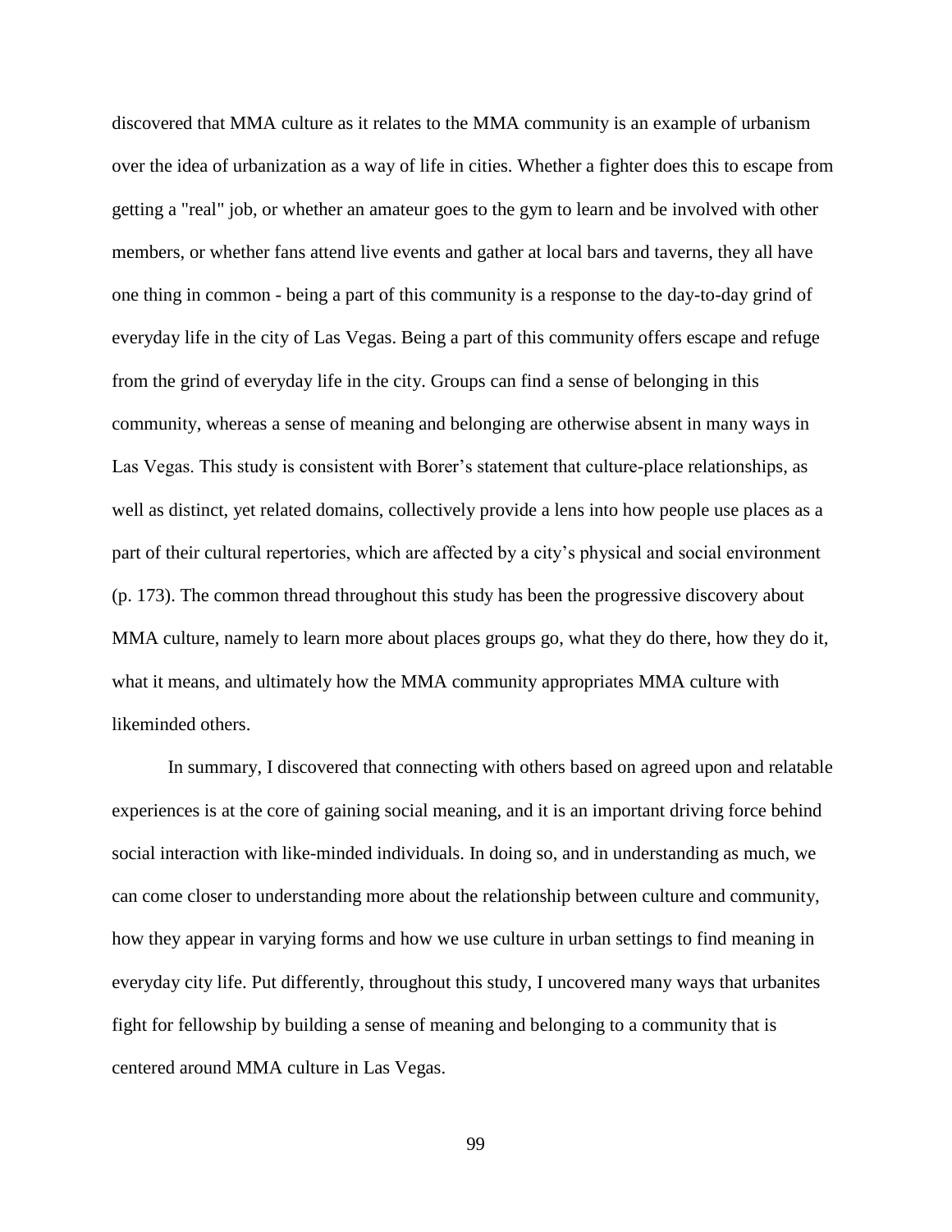discovered that MMA culture as it relates to the MMA community is an example of urbanism over the idea of urbanization as a way of life in cities. Whether a fighter does this to escape from getting a "real" job, or whether an amateur goes to the gym to learn and be involved with other members, or whether fans attend live events and gather at local bars and taverns, they all have one thing in common - being a part of this community is a response to the day-to-day grind of everyday life in the city of Las Vegas. Being a part of this community offers escape and refuge from the grind of everyday life in the city. Groups can find a sense of belonging in this community, whereas a sense of meaning and belonging are otherwise absent in many ways in Las Vegas. This study is consistent with Borer's statement that culture-place relationships, as well as distinct, yet related domains, collectively provide a lens into how people use places as a part of their cultural repertories, which are affected by a city's physical and social environment (p. 173). The common thread throughout this study has been the progressive discovery about MMA culture, namely to learn more about places groups go, what they do there, how they do it, what it means, and ultimately how the MMA community appropriates MMA culture with likeminded others.

In summary, I discovered that connecting with others based on agreed upon and relatable experiences is at the core of gaining social meaning, and it is an important driving force behind social interaction with like-minded individuals. In doing so, and in understanding as much, we can come closer to understanding more about the relationship between culture and community, how they appear in varying forms and how we use culture in urban settings to find meaning in everyday city life. Put differently, throughout this study, I uncovered many ways that urbanites fight for fellowship by building a sense of meaning and belonging to a community that is centered around MMA culture in Las Vegas.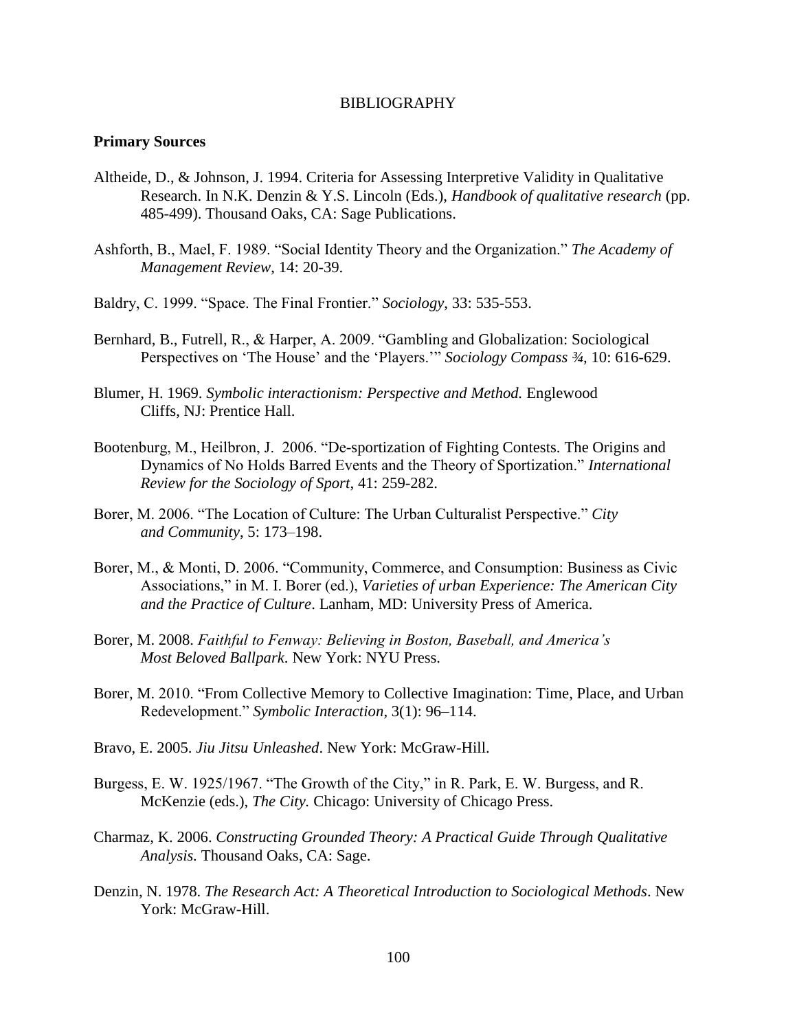# BIBLIOGRAPHY

**Primary Sources**

Altheide, D., & Johnson, J. 1994. Criteria for Assessing Interpretive Validity in Qualitative Research. In N.K. Denzin & Y.S. Lincoln (Eds.), *Handbook of qualitative research* (pp. 485-499). Thousand Oaks, CA: Sage Publications.

Ashforth, B., Mael, F. 1989. "Social Identity Theory and the Organization." *The Academy of Management Review*, 14: 20-39.

Baldry, C. 1999. "Space. The Final Frontier." *Sociology*, 33: 535-553.

Bernhard, B., Futrell, R., & Harper, A. 2009. "Gambling and Globalization: Sociological Perspectives on 'The House' and the 'Players.'" *Sociology Compass ¾*, 10: 616-629.

Blumer, H. 1969. *Symbolic interactionism: Perspective and Method.* Englewood Cliffs, NJ: Prentice Hall.

Bootenburg, M., Heilbron, J. 2006. "De-sportization of Fighting Contests. The Origins and Dynamics of No Holds Barred Events and the Theory of Sportization." *International Review for the Sociology of Sport*, 41: 259-282.

Borer, M. 2006. "The Location of Culture: The Urban Culturalist Perspective." *City and Community*, 5: 173–198.

Borer, M., & Monti, D. 2006. "Community, Commerce, and Consumption: Business as Civic Associations," in M. I. Borer (ed.), *Varieties of urban Experience: The American City and the Practice of Culture*. Lanham, MD: University Press of America.

Borer, M. 2008. *Faithful to Fenway: Believing in Boston, Baseball, and America's Most Beloved Ballpark*. New York: NYU Press.

Borer, M. 2010. "From Collective Memory to Collective Imagination: Time, Place, and Urban Redevelopment." *Symbolic Interaction*, 3(1): 96–114.

Bravo, E. 2005. *Jiu Jitsu Unleashed*. New York: McGraw-Hill.

Burgess, E. W. 1925/1967. "The Growth of the City," in R. Park, E. W. Burgess, and R. McKenzie (eds.), *The City.* Chicago: University of Chicago Press.

Charmaz, K. 2006. *Constructing Grounded Theory: A Practical Guide Through Qualitative Analysis.* Thousand Oaks, CA: Sage.

Denzin, N. 1978. *The Research Act: A Theoretical Introduction to Sociological Methods*. New York: McGraw-Hill.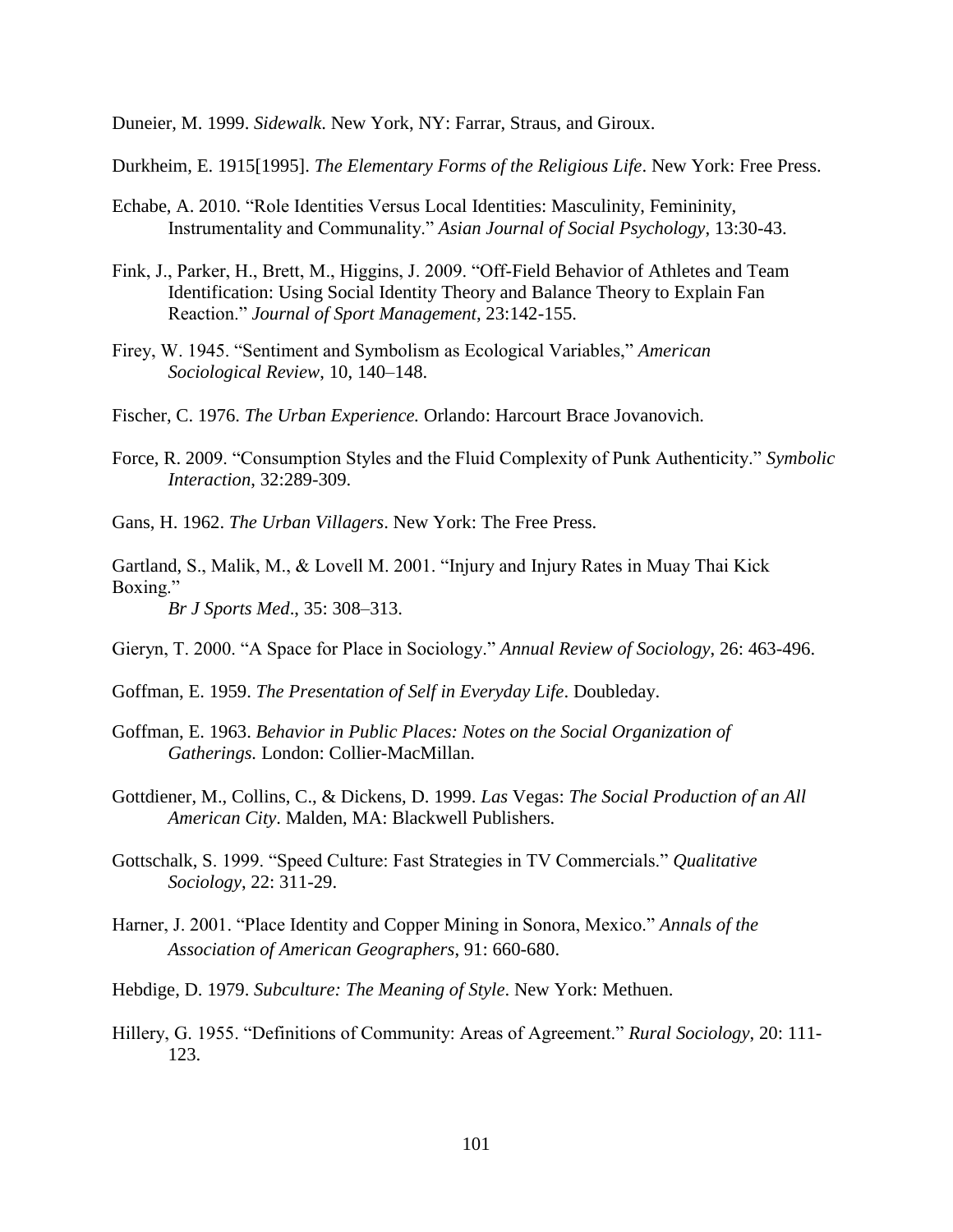Duneier, M. 1999. *Sidewalk*. New York, NY: Farrar, Straus, and Giroux.

Durkheim, E. 1915[1995]. *The Elementary Forms of the Religious Life*. New York: Free Press.

Echabe, A. 2010. "Role Identities Versus Local Identities: Masculinity, Femininity, Instrumentality and Communality." *Asian Journal of Social Psychology*, 13:30-43.

Fink, J., Parker, H., Brett, M., Higgins, J. 2009. "Off-Field Behavior of Athletes and Team Identification: Using Social Identity Theory and Balance Theory to Explain Fan Reaction." *Journal of Sport Management*, 23:142-155.

Firey, W. 1945. "Sentiment and Symbolism as Ecological Variables," *American Sociological Review*, 10, 140–148.

Fischer, C. 1976. *The Urban Experience.* Orlando: Harcourt Brace Jovanovich.

Force, R. 2009. "Consumption Styles and the Fluid Complexity of Punk Authenticity." *Symbolic Interaction*, 32:289-309.

Gans, H. 1962. *The Urban Villagers*. New York: The Free Press.

Gartland, S., Malik, M., & Lovell M. 2001. "Injury and Injury Rates in Muay Thai Kick Boxing."
*Br J Sports Med*., 35: 308–313.

Gieryn, T. 2000. "A Space for Place in Sociology." *Annual Review of Sociology*, 26: 463-496.

Goffman, E. 1959. *The Presentation of Self in Everyday Life*. Doubleday.

Goffman, E. 1963. *Behavior in Public Places: Notes on the Social Organization of Gatherings.* London: Collier-MacMillan.

Gottdiener, M., Collins, C., & Dickens, D. 1999. *Las* Vegas: *The Social Production of an All American City*. Malden, MA: Blackwell Publishers.

Gottschalk, S. 1999. "Speed Culture: Fast Strategies in TV Commercials." *Qualitative Sociology*, 22: 311-29.

Harner, J. 2001. "Place Identity and Copper Mining in Sonora, Mexico." *Annals of the Association of American Geographers*, 91: 660-680.

Hebdige, D. 1979. *Subculture: The Meaning of Style*. New York: Methuen.

Hillery, G. 1955. "Definitions of Community: Areas of Agreement." *Rural Sociology*, 20: 111-123.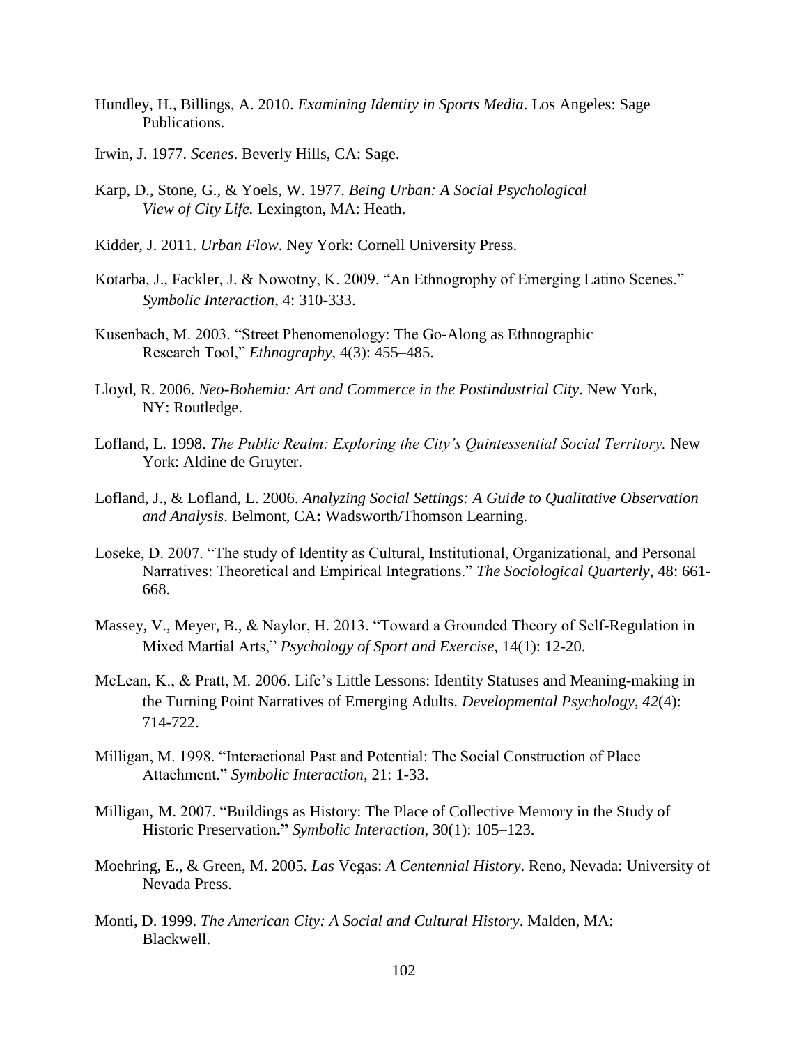Hundley, H., Billings, A. 2010. *Examining Identity in Sports Media*. Los Angeles: Sage Publications.

Irwin, J. 1977. *Scenes*. Beverly Hills, CA: Sage.

Karp, D., Stone, G., & Yoels, W. 1977. *Being Urban: A Social Psychological View of City Life.* Lexington, MA: Heath.

Kidder, J. 2011. *Urban Flow*. Ney York: Cornell University Press.

Kotarba, J., Fackler, J. & Nowotny, K. 2009. "An Ethnogrophy of Emerging Latino Scenes." *Symbolic Interaction*, 4: 310-333.

Kusenbach, M. 2003. "Street Phenomenology: The Go-Along as Ethnographic Research Tool," *Ethnography*, 4(3): 455–485.

Lloyd, R. 2006. *Neo-Bohemia: Art and Commerce in the Postindustrial City*. New York, NY: Routledge.

Lofland, L. 1998. *The Public Realm: Exploring the City's Quintessential Social Territory.* New York: Aldine de Gruyter.

Lofland, J., & Lofland, L. 2006. *Analyzing Social Settings: A Guide to Qualitative Observation and Analysis*. Belmont, CA**:** Wadsworth/Thomson Learning.

Loseke, D. 2007. "The study of Identity as Cultural, Institutional, Organizational, and Personal Narratives: Theoretical and Empirical Integrations." *The Sociological Quarterly*, 48: 661-668.

Massey, V., Meyer, B., & Naylor, H. 2013. "Toward a Grounded Theory of Self-Regulation in Mixed Martial Arts," *Psychology of Sport and Exercise*, 14(1): 12-20.

McLean, K., & Pratt, M. 2006. Life's Little Lessons: Identity Statuses and Meaning-making in the Turning Point Narratives of Emerging Adults. *Developmental Psychology*, *42*(4): 714-722.

Milligan, M. 1998. "Interactional Past and Potential: The Social Construction of Place Attachment." *Symbolic Interaction,* 21: 1-33.

Milligan, M. 2007. "Buildings as History: The Place of Collective Memory in the Study of Historic Preservation**."** *Symbolic Interaction*, 30(1): 105–123.

Moehring, E., & Green, M. 2005. *Las* Vegas: *A Centennial History*. Reno, Nevada: University of Nevada Press.

Monti, D. 1999. *The American City: A Social and Cultural History*. Malden, MA: Blackwell.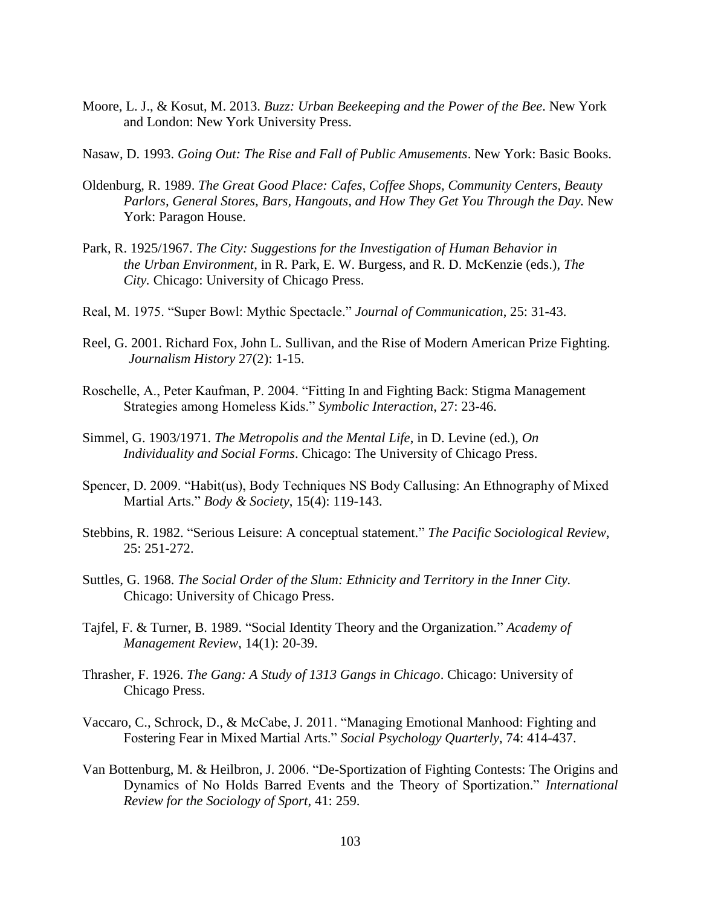Moore, L. J., & Kosut, M. 2013. *Buzz: Urban Beekeeping and the Power of the Bee*. New York and London: New York University Press.

Nasaw, D. 1993. *Going Out: The Rise and Fall of Public Amusements*. New York: Basic Books.

Oldenburg, R. 1989. *The Great Good Place: Cafes, Coffee Shops, Community Centers, Beauty Parlors, General Stores, Bars, Hangouts, and How They Get You Through the Day.* New York: Paragon House.

Park, R. 1925/1967. *The City: Suggestions for the Investigation of Human Behavior in the Urban Environment*, in R. Park, E. W. Burgess, and R. D. McKenzie (eds.), *The City.* Chicago: University of Chicago Press.

Real, M. 1975. "Super Bowl: Mythic Spectacle." *Journal of Communication*, 25: 31-43.

Reel, G. 2001. Richard Fox, John L. Sullivan, and the Rise of Modern American Prize Fighting. *Journalism History* 27(2): 1-15.

Roschelle, A., Peter Kaufman, P. 2004. "Fitting In and Fighting Back: Stigma Management Strategies among Homeless Kids." *Symbolic Interaction*, 27: 23-46.

Simmel, G. 1903/1971. *The Metropolis and the Mental Life*, in D. Levine (ed.), *On Individuality and Social Forms*. Chicago: The University of Chicago Press.

Spencer, D. 2009. "Habit(us), Body Techniques NS Body Callusing: An Ethnography of Mixed Martial Arts." *Body & Society*, 15(4): 119-143.

Stebbins, R. 1982. "Serious Leisure: A conceptual statement." *The Pacific Sociological Review*, 25: 251-272.

Suttles, G. 1968. *The Social Order of the Slum: Ethnicity and Territory in the Inner City.* Chicago: University of Chicago Press.

Tajfel, F. & Turner, B. 1989. "Social Identity Theory and the Organization." *Academy of Management Review*, 14(1): 20-39.

Thrasher, F. 1926. *The Gang: A Study of 1313 Gangs in Chicago*. Chicago: University of Chicago Press.

Vaccaro, C., Schrock, D., & McCabe, J. 2011. "Managing Emotional Manhood: Fighting and Fostering Fear in Mixed Martial Arts." *Social Psychology Quarterly*, 74: 414-437.

Van Bottenburg, M. & Heilbron, J. 2006. "De-Sportization of Fighting Contests: The Origins and Dynamics of No Holds Barred Events and the Theory of Sportization." *International Review for the Sociology of Sport*, 41: 259.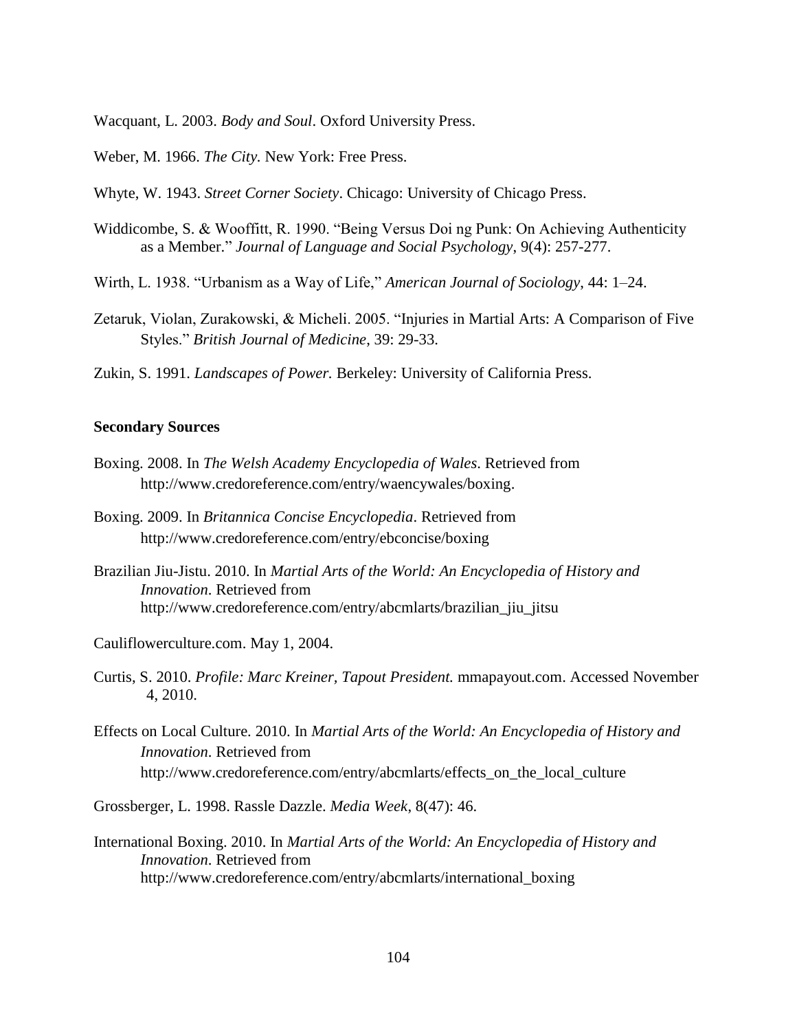Wacquant, L. 2003. *Body and Soul*. Oxford University Press.

Weber, M. 1966. *The City*. New York: Free Press.

Whyte, W. 1943. *Street Corner Society*. Chicago: University of Chicago Press.

Widdicombe, S. & Wooffitt, R. 1990. "Being Versus Doi ng Punk: On Achieving Authenticity as a Member." *Journal of Language and Social Psychology*, 9(4): 257-277.

Wirth, L. 1938. "Urbanism as a Way of Life," *American Journal of Sociology*, 44: 1–24.

Zetaruk, Violan, Zurakowski, & Micheli. 2005. "Injuries in Martial Arts: A Comparison of Five Styles." *British Journal of Medicine*, 39: 29-33.

Zukin, S. 1991. *Landscapes of Power.* Berkeley: University of California Press.

**Secondary Sources**

Boxing. 2008. In *The Welsh Academy Encyclopedia of Wales*. Retrieved from http://www.credoreference.com/entry/waencywales/boxing.

Boxing. 2009. In *Britannica Concise Encyclopedia*. Retrieved from http://www.credoreference.com/entry/ebconcise/boxing

Brazilian Jiu-Jistu. 2010. In *Martial Arts of the World: An Encyclopedia of History and Innovation*. Retrieved from http://www.credoreference.com/entry/abcmlarts/brazilian_jiu_jitsu

Cauliflowerculture.com. May 1, 2004.

Curtis, S. 2010. *Profile: Marc Kreiner, Tapout President.* mmapayout.com. Accessed November 4, 2010.

Effects on Local Culture. 2010. In *Martial Arts of the World: An Encyclopedia of History and Innovation*. Retrieved from http://www.credoreference.com/entry/abcmlarts/effects_on_the_local_culture

Grossberger, L. 1998. Rassle Dazzle. *Media Week*, 8(47): 46.

International Boxing. 2010. In *Martial Arts of the World: An Encyclopedia of History and Innovation*. Retrieved from http://www.credoreference.com/entry/abcmlarts/international_boxing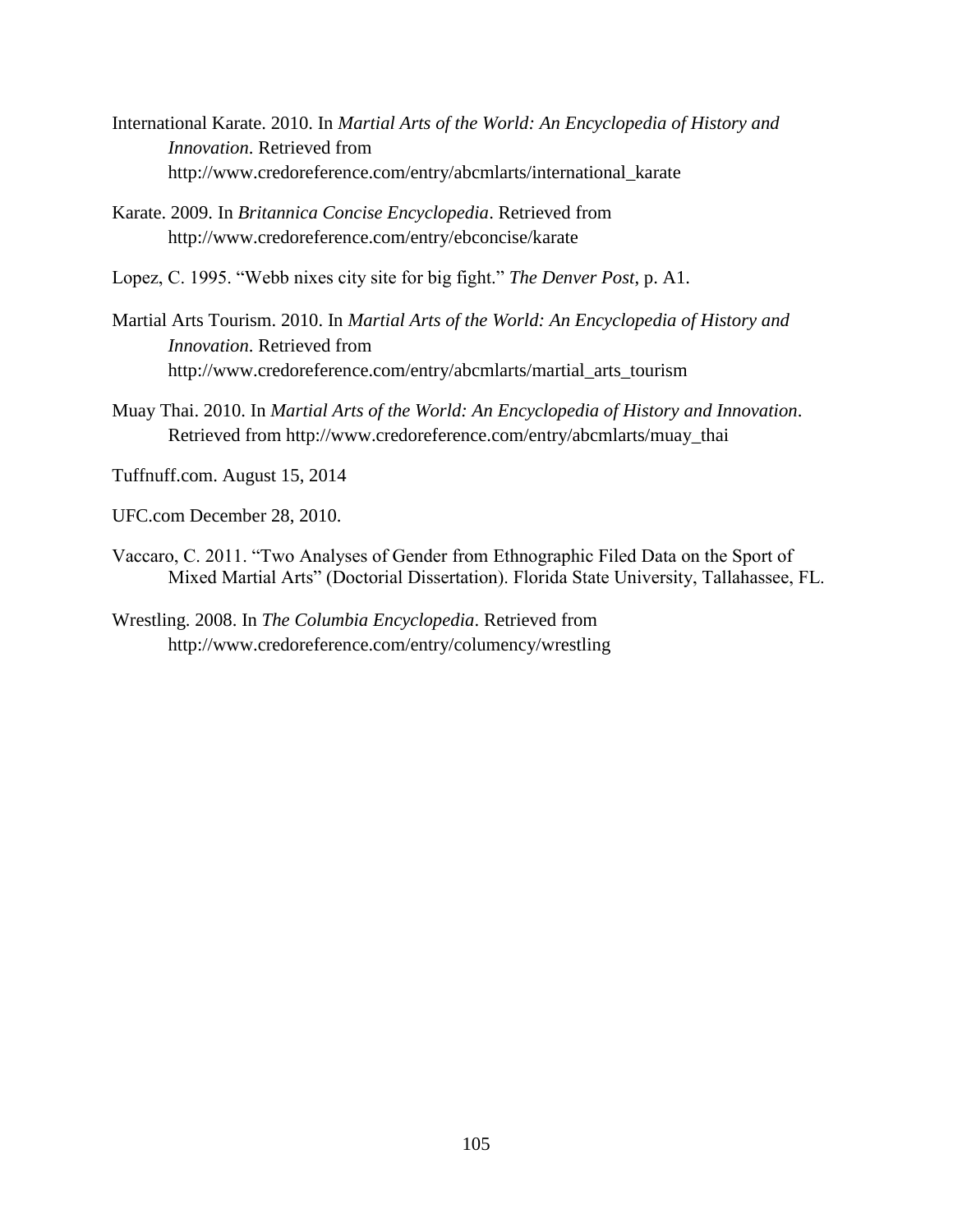International Karate. 2010. In *Martial Arts of the World: An Encyclopedia of History and Innovation*. Retrieved from http://www.credoreference.com/entry/abcmlarts/international_karate

Karate. 2009. In *Britannica Concise Encyclopedia*. Retrieved from http://www.credoreference.com/entry/ebconcise/karate

Lopez, C. 1995. "Webb nixes city site for big fight." *The Denver Post*, p. A1.

Martial Arts Tourism. 2010. In *Martial Arts of the World: An Encyclopedia of History and Innovation*. Retrieved from http://www.credoreference.com/entry/abcmlarts/martial_arts_tourism

Muay Thai. 2010. In *Martial Arts of the World: An Encyclopedia of History and Innovation*. Retrieved from http://www.credoreference.com/entry/abcmlarts/muay_thai

Tuffnuff.com. August 15, 2014

UFC.com December 28, 2010.

Vaccaro, C. 2011. "Two Analyses of Gender from Ethnographic Filed Data on the Sport of Mixed Martial Arts" (Doctorial Dissertation). Florida State University, Tallahassee, FL.

Wrestling. 2008. In *The Columbia Encyclopedia*. Retrieved from http://www.credoreference.com/entry/columency/wrestling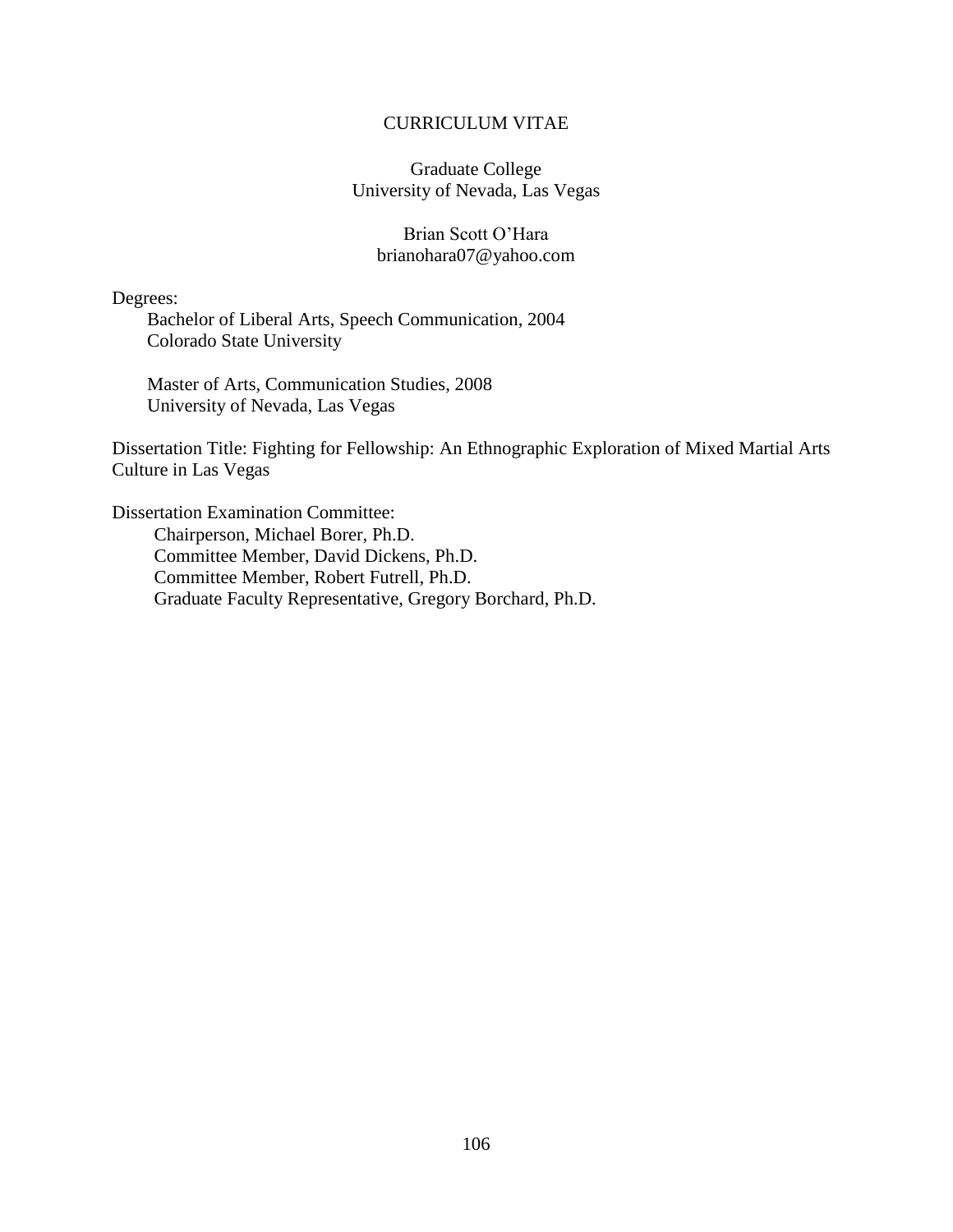# CURRICULUM VITAE

Graduate College
University of Nevada, Las Vegas

Brian Scott O'Hara
brianohara07@yahoo.com

Degrees:

Bachelor of Liberal Arts, Speech Communication, 2004
Colorado State University

Master of Arts, Communication Studies, 2008
University of Nevada, Las Vegas

Dissertation Title: Fighting for Fellowship: An Ethnographic Exploration of Mixed Martial Arts Culture in Las Vegas

Dissertation Examination Committee:

Chairperson, Michael Borer, Ph.D.
Committee Member, David Dickens, Ph.D.
Committee Member, Robert Futrell, Ph.D.
Graduate Faculty Representative, Gregory Borchard, Ph.D.